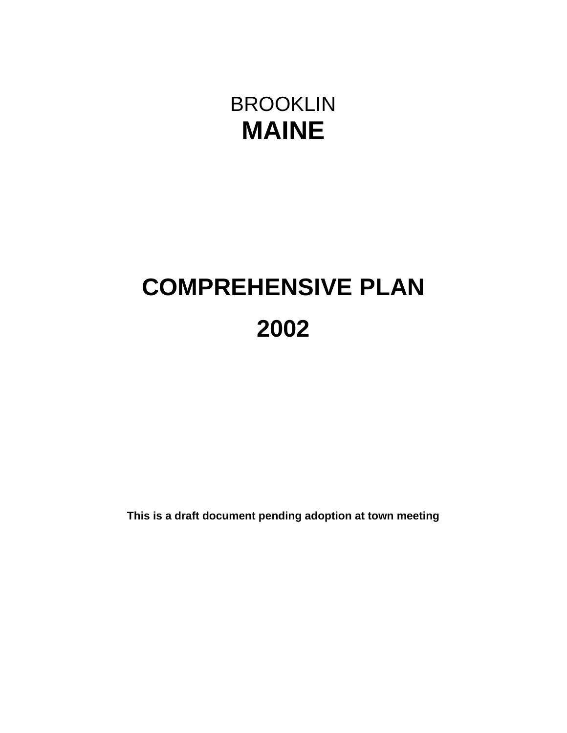BROOKLIN

# MAINE

# COMPREHENSIVE PLAN

# 2002

**This is a draft document pending adoption at town meeting**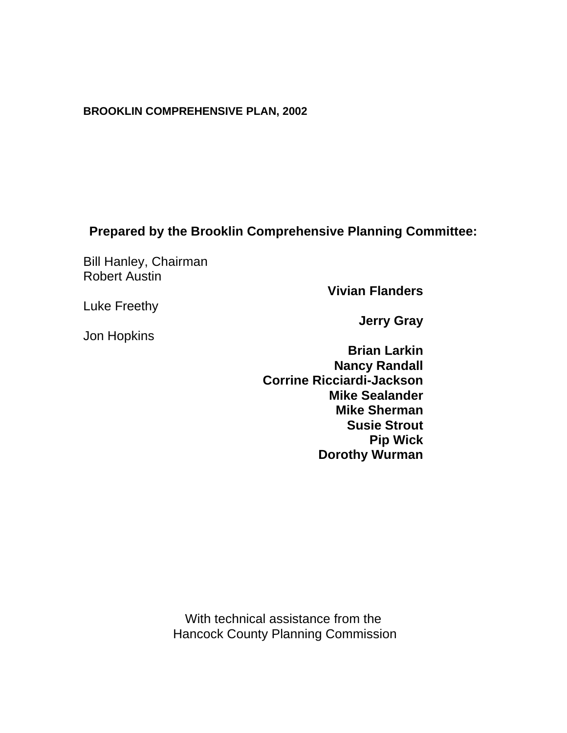**BROOKLIN COMPREHENSIVE PLAN, 2002**

**Prepared by the Brooklin Comprehensive Planning Committee:**

Bill Hanley, Chairman
Robert Austin
**Vivian Flanders**
Luke Freethy
**Jerry Gray**
Jon Hopkins
**Brian Larkin**
**Nancy Randall**
**Corrine Ricciardi-Jackson**
**Mike Sealander**
**Mike Sherman**
**Susie Strout**
**Pip Wick**
**Dorothy Wurman**

With technical assistance from the
Hancock County Planning Commission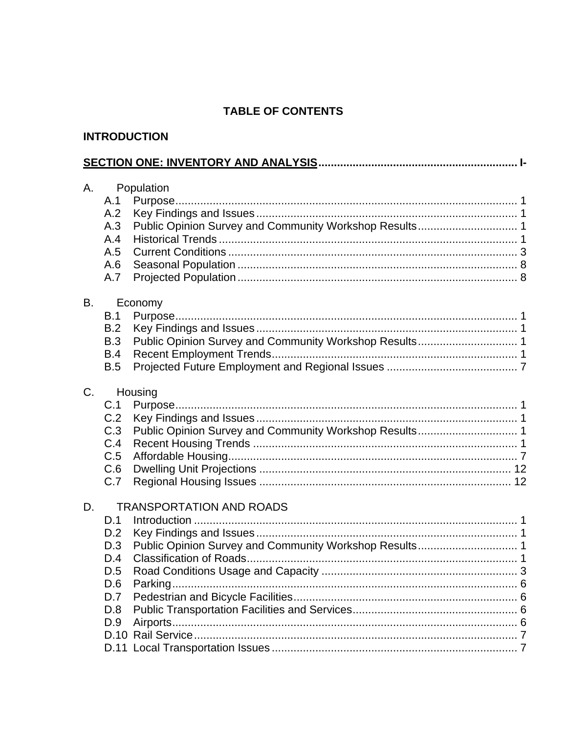# TABLE OF CONTENTS

## INTRODUCTION

## SECTION ONE: INVENTORY AND ANALYSIS ............ I-

**A. Population**

- A.1 Purpose ............ 1
- A.2 Key Findings and Issues ............ 1
- A.3 Public Opinion Survey and Community Workshop Results ............ 1
- A.4 Historical Trends ............ 1
- A.5 Current Conditions ............ 3
- A.6 Seasonal Population ............ 8
- A.7 Projected Population ............ 8

**B. Economy**

- B.1 Purpose ............ 1
- B.2 Key Findings and Issues ............ 1
- B.3 Public Opinion Survey and Community Workshop Results ............ 1
- B.4 Recent Employment Trends ............ 1
- B.5 Projected Future Employment and Regional Issues ............ 7

**C. Housing**

- C.1 Purpose ............ 1
- C.2 Key Findings and Issues ............ 1
- C.3 Public Opinion Survey and Community Workshop Results ............ 1
- C.4 Recent Housing Trends ............ 1
- C.5 Affordable Housing ............ 7
- C.6 Dwelling Unit Projections ............ 12
- C.7 Regional Housing Issues ............ 12

**D. TRANSPORTATION AND ROADS**

- D.1 Introduction ............ 1
- D.2 Key Findings and Issues ............ 1
- D.3 Public Opinion Survey and Community Workshop Results ............ 1
- D.4 Classification of Roads ............ 1
- D.5 Road Conditions Usage and Capacity ............ 3
- D.6 Parking ............ 6
- D.7 Pedestrian and Bicycle Facilities ............ 6
- D.8 Public Transportation Facilities and Services ............ 6
- D.9 Airports ............ 6
- D.10 Rail Service ............ 7
- D.11 Local Transportation Issues ............ 7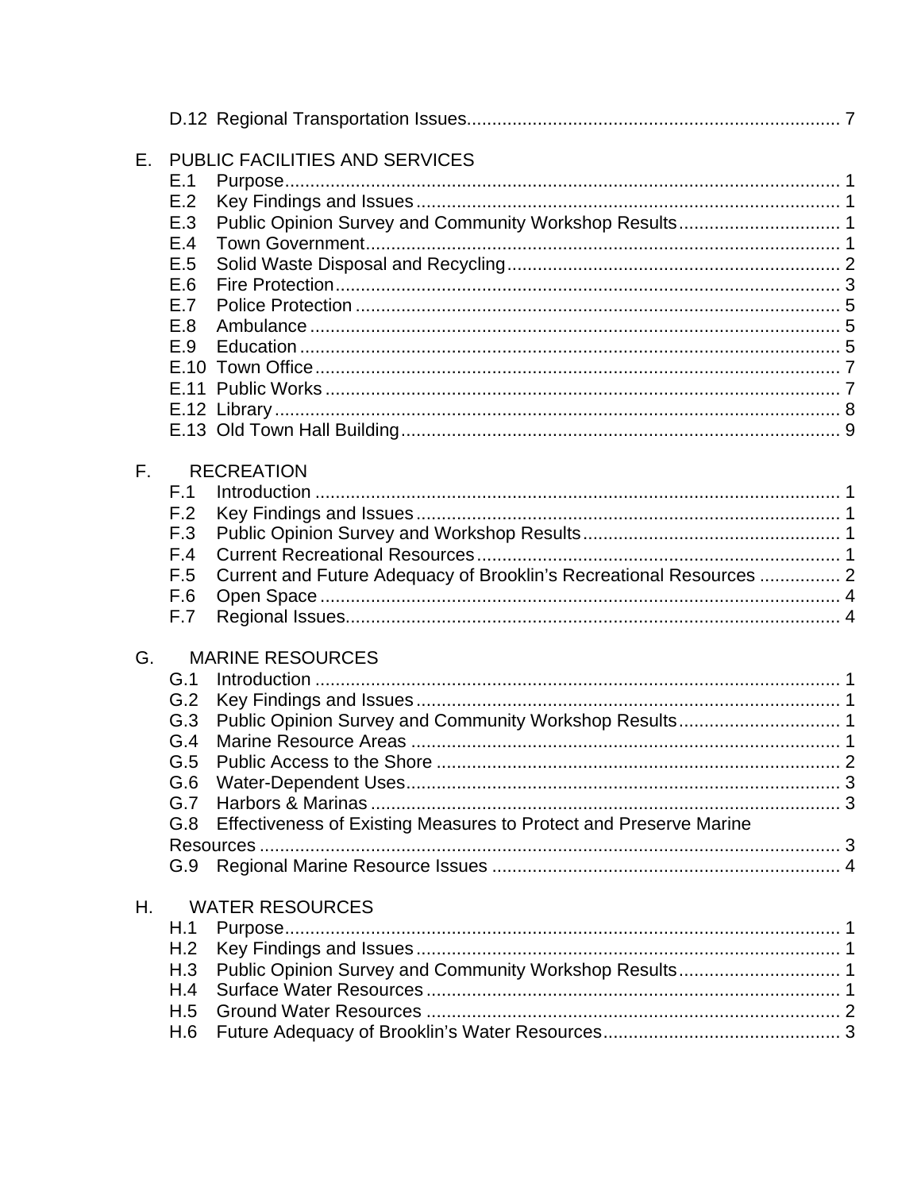D.12 Regional Transportation Issues......................................................................... 7

E. PUBLIC FACILITIES AND SERVICES

E.1 Purpose............................................................................................................. 1
E.2 Key Findings and Issues................................................................................... 1
E.3 Public Opinion Survey and Community Workshop Results................................ 1
E.4 Town Government............................................................................................. 1
E.5 Solid Waste Disposal and Recycling................................................................. 2
E.6 Fire Protection................................................................................................... 3
E.7 Police Protection............................................................................................... 5
E.8 Ambulance........................................................................................................ 5
E.9 Education.......................................................................................................... 5
E.10 Town Office...................................................................................................... 7
E.11 Public Works..................................................................................................... 7
E.12 Library.............................................................................................................. 8
E.13 Old Town Hall Building...................................................................................... 9

F. RECREATION

F.1 Introduction....................................................................................................... 1
F.2 Key Findings and Issues................................................................................... 1
F.3 Public Opinion Survey and Workshop Results.................................................. 1
F.4 Current Recreational Resources....................................................................... 1
F.5 Current and Future Adequacy of Brooklin's Recreational Resources................ 2
F.6 Open Space...................................................................................................... 4
F.7 Regional Issues................................................................................................. 4

G. MARINE RESOURCES

G.1 Introduction....................................................................................................... 1
G.2 Key Findings and Issues................................................................................... 1
G.3 Public Opinion Survey and Community Workshop Results................................ 1
G.4 Marine Resource Areas..................................................................................... 1
G.5 Public Access to the Shore............................................................................... 2
G.6 Water-Dependent Uses..................................................................................... 3
G.7 Harbors & Marinas............................................................................................ 3
G.8 Effectiveness of Existing Measures to Protect and Preserve Marine Resources.......................................................................................................... 3
G.9 Regional Marine Resource Issues.................................................................... 4

H. WATER RESOURCES

H.1 Purpose............................................................................................................. 1
H.2 Key Findings and Issues................................................................................... 1
H.3 Public Opinion Survey and Community Workshop Results................................ 1
H.4 Surface Water Resources................................................................................. 1
H.5 Ground Water Resources.................................................................................. 2
H.6 Future Adequacy of Brooklin's Water Resources.............................................. 3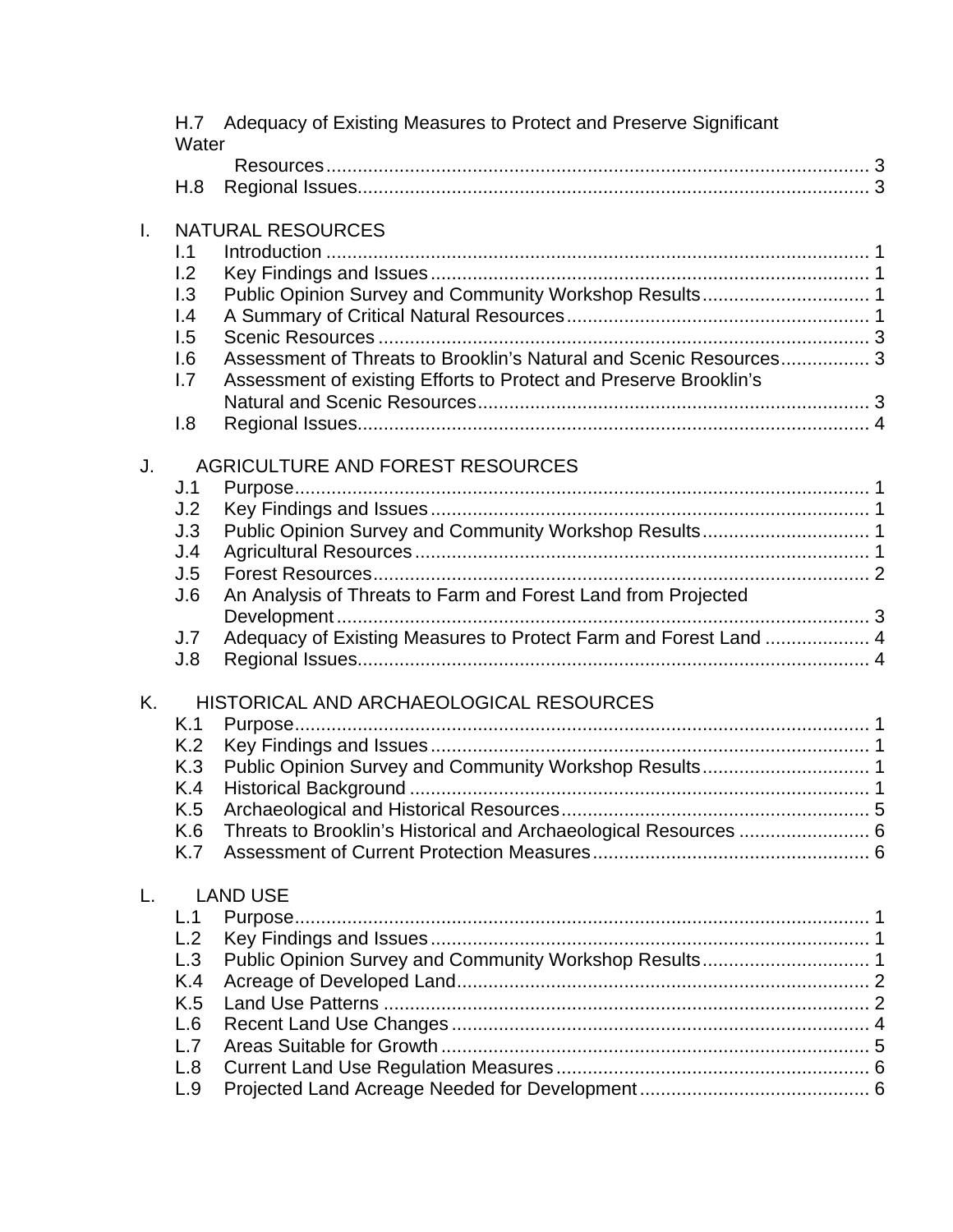H.7 Adequacy of Existing Measures to Protect and Preserve Significant Water Resources ........................................................................................................ 3
H.8 Regional Issues................................................................................................. 3

I. NATURAL RESOURCES
I.1 Introduction ....................................................................................................... 1
I.2 Key Findings and Issues ................................................................................... 1
I.3 Public Opinion Survey and Community Workshop Results ................................ 1
I.4 A Summary of Critical Natural Resources .......................................................... 1
I.5 Scenic Resources ............................................................................................. 3
I.6 Assessment of Threats to Brooklin's Natural and Scenic Resources ................. 3
I.7 Assessment of existing Efforts to Protect and Preserve Brooklin's Natural and Scenic Resources .......................................................................... 3
I.8 Regional Issues................................................................................................. 4

J. AGRICULTURE AND FOREST RESOURCES
J.1 Purpose............................................................................................................. 1
J.2 Key Findings and Issues ................................................................................... 1
J.3 Public Opinion Survey and Community Workshop Results ................................ 1
J.4 Agricultural Resources ...................................................................................... 1
J.5 Forest Resources.............................................................................................. 2
J.6 An Analysis of Threats to Farm and Forest Land from Projected Development ..................................................................................................... 3
J.7 Adequacy of Existing Measures to Protect Farm and Forest Land .................... 4
J.8 Regional Issues................................................................................................. 4

K. HISTORICAL AND ARCHAEOLOGICAL RESOURCES
K.1 Purpose............................................................................................................. 1
K.2 Key Findings and Issues ................................................................................... 1
K.3 Public Opinion Survey and Community Workshop Results ................................ 1
K.4 Historical Background ....................................................................................... 1
K.5 Archaeological and Historical Resources ........................................................... 5
K.6 Threats to Brooklin's Historical and Archaeological Resources ......................... 6
K.7 Assessment of Current Protection Measures ..................................................... 6

L. LAND USE
L.1 Purpose............................................................................................................. 1
L.2 Key Findings and Issues ................................................................................... 1
L.3 Public Opinion Survey and Community Workshop Results ................................ 1
K.4 Acreage of Developed Land.............................................................................. 2
K.5 Land Use Patterns ............................................................................................ 2
L.6 Recent Land Use Changes ............................................................................... 4
L.7 Areas Suitable for Growth ................................................................................. 5
L.8 Current Land Use Regulation Measures ........................................................... 6
L.9 Projected Land Acreage Needed for Development ............................................ 6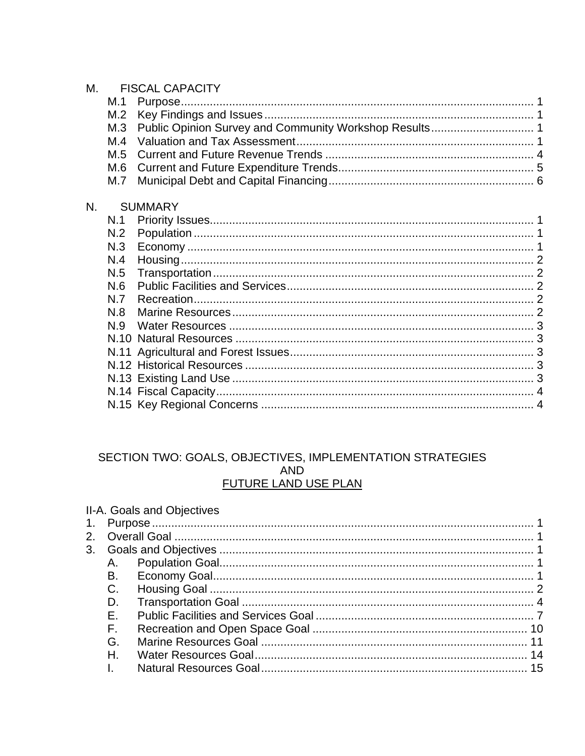M. FISCAL CAPACITY

- M.1 Purpose .......... 1
- M.2 Key Findings and Issues .......... 1
- M.3 Public Opinion Survey and Community Workshop Results .......... 1
- M.4 Valuation and Tax Assessment .......... 1
- M.5 Current and Future Revenue Trends .......... 4
- M.6 Current and Future Expenditure Trends .......... 5
- M.7 Municipal Debt and Capital Financing .......... 6

N. SUMMARY

- N.1 Priority Issues .......... 1
- N.2 Population .......... 1
- N.3 Economy .......... 1
- N.4 Housing .......... 2
- N.5 Transportation .......... 2
- N.6 Public Facilities and Services .......... 2
- N.7 Recreation .......... 2
- N.8 Marine Resources .......... 2
- N.9 Water Resources .......... 3
- N.10 Natural Resources .......... 3
- N.11 Agricultural and Forest Issues .......... 3
- N.12 Historical Resources .......... 3
- N.13 Existing Land Use .......... 3
- N.14 Fiscal Capacity .......... 4
- N.15 Key Regional Concerns .......... 4

## SECTION TWO: GOALS, OBJECTIVES, IMPLEMENTATION STRATEGIES AND FUTURE LAND USE PLAN

II-A. Goals and Objectives

1. Purpose .......... 1
2. Overall Goal .......... 1
3. Goals and Objectives .......... 1
   - A. Population Goal .......... 1
   - B. Economy Goal .......... 1
   - C. Housing Goal .......... 2
   - D. Transportation Goal .......... 4
   - E. Public Facilities and Services Goal .......... 7
   - F. Recreation and Open Space Goal .......... 10
   - G. Marine Resources Goal .......... 11
   - H. Water Resources Goal .......... 14
   - I. Natural Resources Goal .......... 15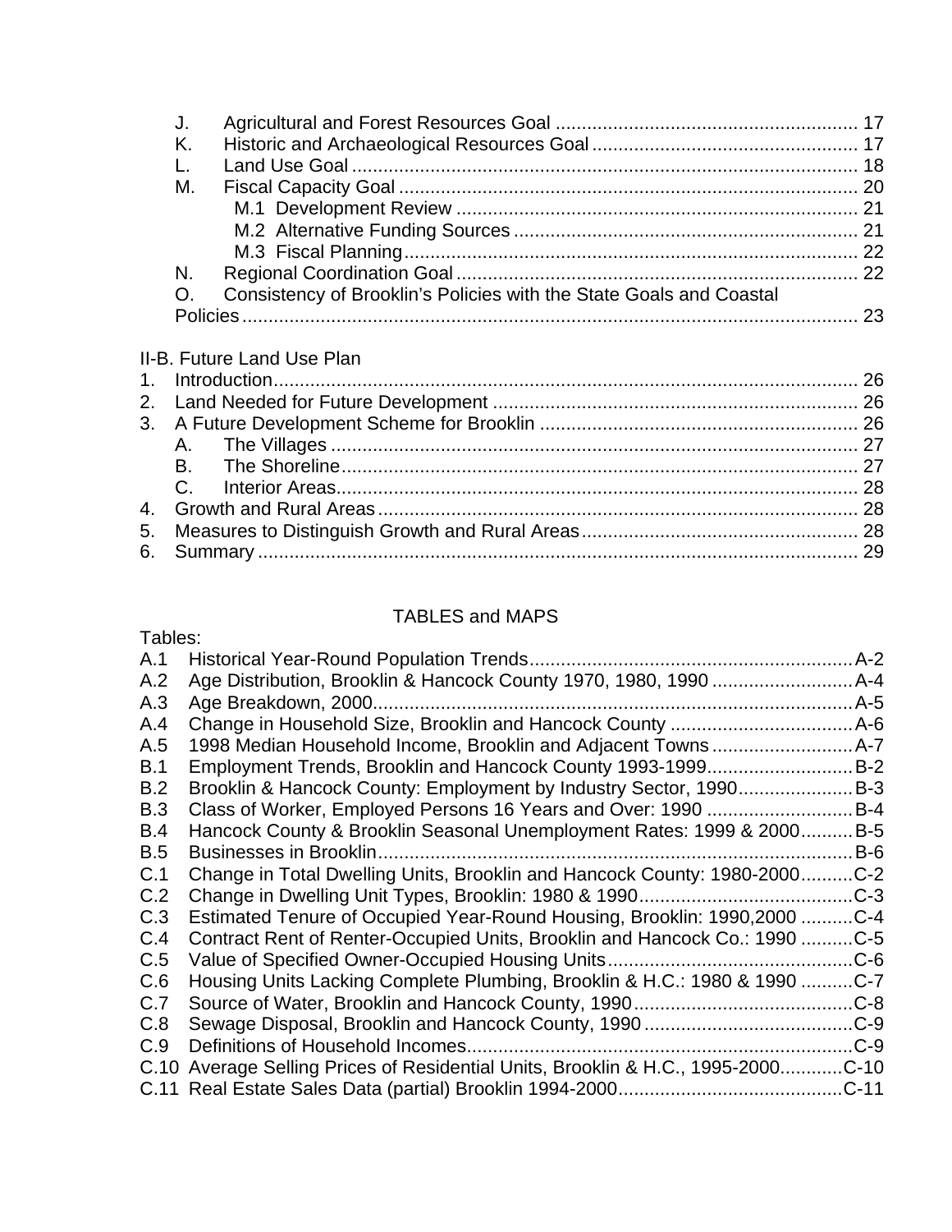J. Agricultural and Forest Resources Goal ........................................................ 17
K. Historic and Archaeological Resources Goal .................................................. 17
L. Land Use Goal ................................................................................................ 18
M. Fiscal Capacity Goal ....................................................................................... 20
  M.1 Development Review ............................................................................ 21
  M.2 Alternative Funding Sources ................................................................. 21
  M.3 Fiscal Planning ...................................................................................... 22
N. Regional Coordination Goal ............................................................................ 22
O. Consistency of Brooklin's Policies with the State Goals and Coastal Policies ...................................................................................................... 23

II-B. Future Land Use Plan

1. Introduction ............................................................................................................ 26
2. Land Needed for Future Development ..................................................................... 26
3. A Future Development Scheme for Brooklin ............................................................ 26
   A. The Villages ..................................................................................................... 27
   B. The Shoreline ................................................................................................... 27
   C. Interior Areas .................................................................................................... 28
4. Growth and Rural Areas ........................................................................................... 28
5. Measures to Distinguish Growth and Rural Areas ..................................................... 28
6. Summary .................................................................................................................. 29

TABLES and MAPS

Tables:

A.1 Historical Year-Round Population Trends ............................................................. A-2
A.2 Age Distribution, Brooklin & Hancock County 1970, 1980, 1990 ........................... A-4
A.3 Age Breakdown, 2000 ........................................................................................... A-5
A.4 Change in Household Size, Brooklin and Hancock County ................................... A-6
A.5 1998 Median Household Income, Brooklin and Adjacent Towns ........................... A-7
B.1 Employment Trends, Brooklin and Hancock County 1993-1999 ............................ B-2
B.2 Brooklin & Hancock County: Employment by Industry Sector, 1990 ...................... B-3
B.3 Class of Worker, Employed Persons 16 Years and Over: 1990 ............................ B-4
B.4 Hancock County & Brooklin Seasonal Unemployment Rates: 1999 & 2000 .......... B-5
B.5 Businesses in Brooklin .......................................................................................... B-6
C.1 Change in Total Dwelling Units, Brooklin and Hancock County: 1980-2000 .......... C-2
C.2 Change in Dwelling Unit Types, Brooklin: 1980 & 1990 ......................................... C-3
C.3 Estimated Tenure of Occupied Year-Round Housing, Brooklin: 1990,2000 .......... C-4
C.4 Contract Rent of Renter-Occupied Units, Brooklin and Hancock Co.: 1990 .......... C-5
C.5 Value of Specified Owner-Occupied Housing Units ............................................... C-6
C.6 Housing Units Lacking Complete Plumbing, Brooklin & H.C.: 1980 & 1990 .......... C-7
C.7 Source of Water, Brooklin and Hancock County, 1990 .......................................... C-8
C.8 Sewage Disposal, Brooklin and Hancock County, 1990 ........................................ C-9
C.9 Definitions of Household Incomes ......................................................................... C-9
C.10 Average Selling Prices of Residential Units, Brooklin & H.C., 1995-2000 ............ C-10
C.11 Real Estate Sales Data (partial) Brooklin 1994-2000 ........................................... C-11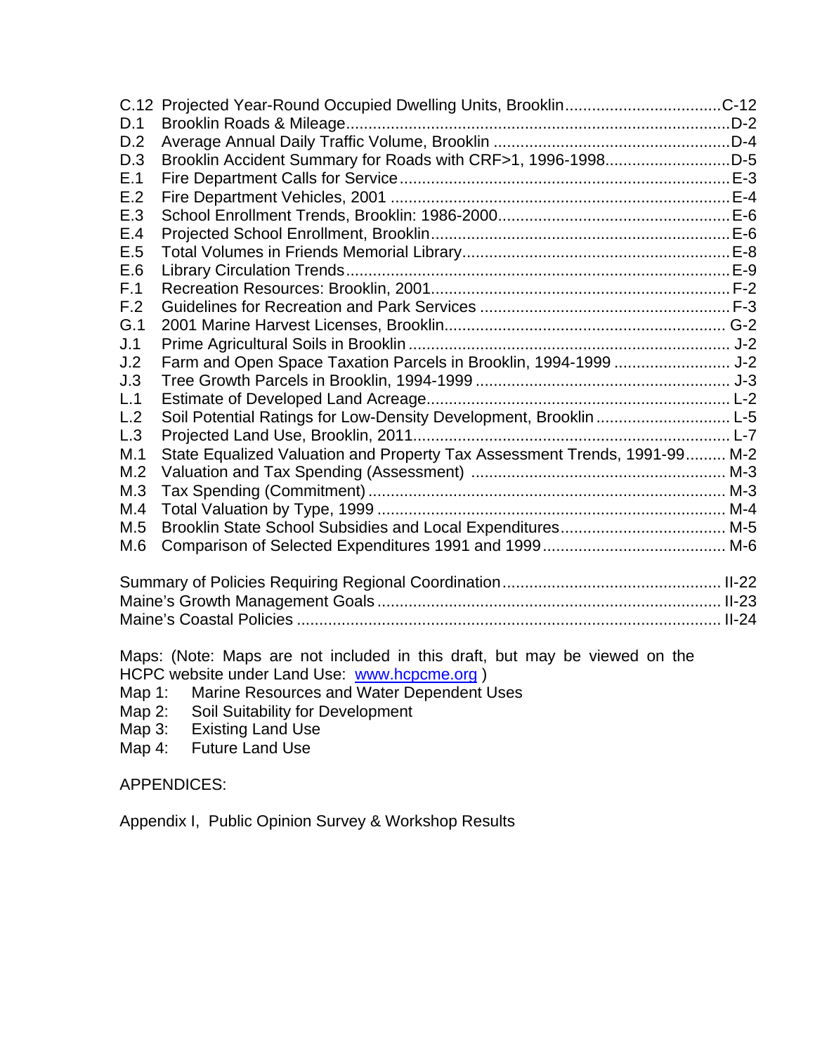| | | |
|---|---|---|
| C.12 | Projected Year-Round Occupied Dwelling Units, Brooklin | C-12 |
| D.1 | Brooklin Roads & Mileage | D-2 |
| D.2 | Average Annual Daily Traffic Volume, Brooklin | D-4 |
| D.3 | Brooklin Accident Summary for Roads with CRF>1, 1996-1998 | D-5 |
| E.1 | Fire Department Calls for Service | E-3 |
| E.2 | Fire Department Vehicles, 2001 | E-4 |
| E.3 | School Enrollment Trends, Brooklin: 1986-2000 | E-6 |
| E.4 | Projected School Enrollment, Brooklin | E-6 |
| E.5 | Total Volumes in Friends Memorial Library | E-8 |
| E.6 | Library Circulation Trends | E-9 |
| F.1 | Recreation Resources: Brooklin, 2001 | F-2 |
| F.2 | Guidelines for Recreation and Park Services | F-3 |
| G.1 | 2001 Marine Harvest Licenses, Brooklin | G-2 |
| J.1 | Prime Agricultural Soils in Brooklin | J-2 |
| J.2 | Farm and Open Space Taxation Parcels in Brooklin, 1994-1999 | J-2 |
| J.3 | Tree Growth Parcels in Brooklin, 1994-1999 | J-3 |
| L.1 | Estimate of Developed Land Acreage | L-2 |
| L.2 | Soil Potential Ratings for Low-Density Development, Brooklin | L-5 |
| L.3 | Projected Land Use, Brooklin, 2011 | L-7 |
| M.1 | State Equalized Valuation and Property Tax Assessment Trends, 1991-99 | M-2 |
| M.2 | Valuation and Tax Spending (Assessment) | M-3 |
| M.3 | Tax Spending (Commitment) | M-3 |
| M.4 | Total Valuation by Type, 1999 | M-4 |
| M.5 | Brooklin State School Subsidies and Local Expenditures | M-5 |
| M.6 | Comparison of Selected Expenditures 1991 and 1999 | M-6 |

| | |
|---|---|
| Summary of Policies Requiring Regional Coordination | II-22 |
| Maine's Growth Management Goals | II-23 |
| Maine's Coastal Policies | II-24 |

Maps: (Note: Maps are not included in this draft, but may be viewed on the HCPC website under Land Use: www.hcpcme.org )

Map 1: Marine Resources and Water Dependent Uses
Map 2: Soil Suitability for Development
Map 3: Existing Land Use
Map 4: Future Land Use

APPENDICES:

Appendix I, Public Opinion Survey & Workshop Results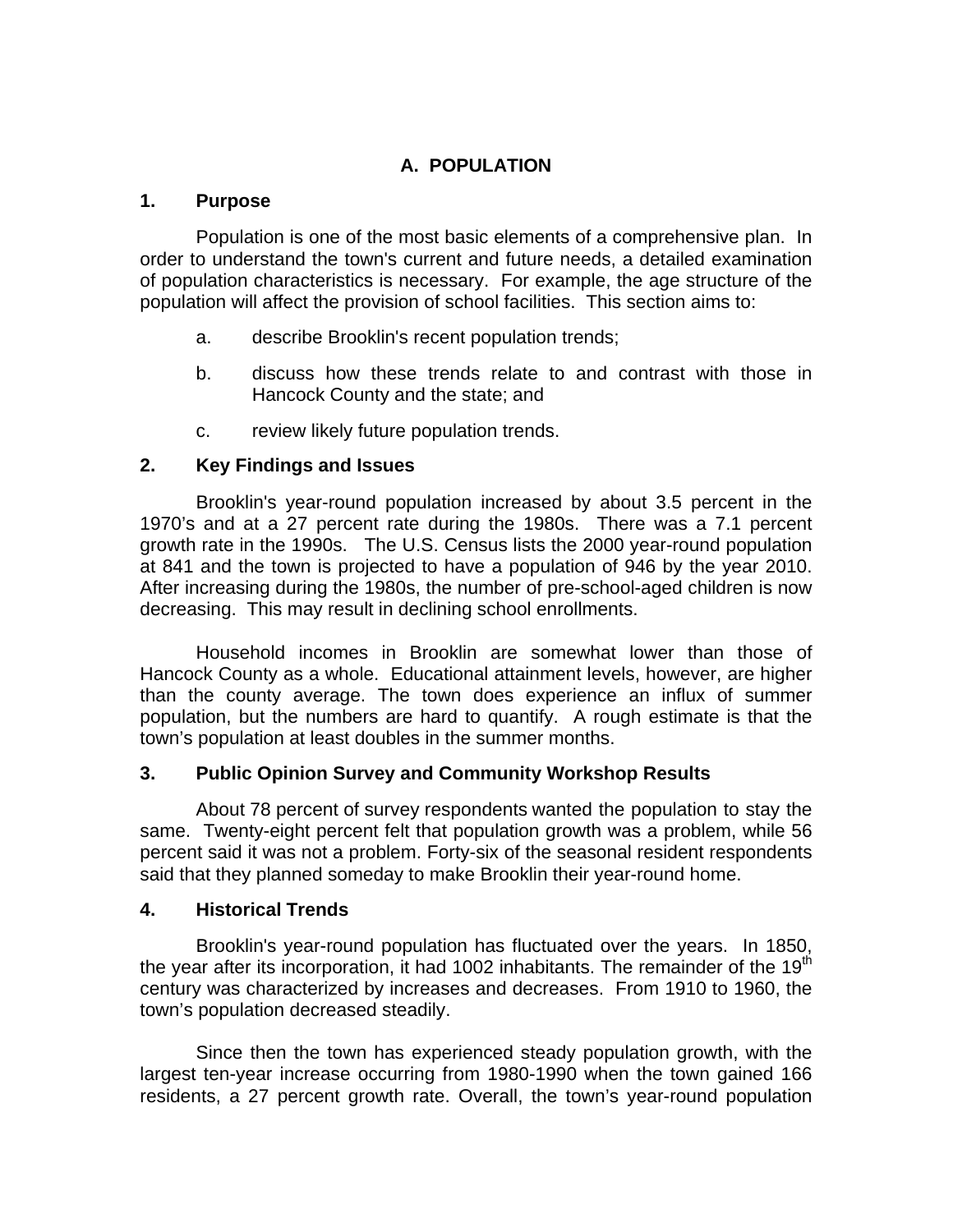# A. POPULATION

## 1. Purpose

Population is one of the most basic elements of a comprehensive plan. In order to understand the town's current and future needs, a detailed examination of population characteristics is necessary. For example, the age structure of the population will affect the provision of school facilities. This section aims to:

a. describe Brooklin's recent population trends;

b. discuss how these trends relate to and contrast with those in Hancock County and the state; and

c. review likely future population trends.

## 2. Key Findings and Issues

Brooklin's year-round population increased by about 3.5 percent in the 1970's and at a 27 percent rate during the 1980s. There was a 7.1 percent growth rate in the 1990s. The U.S. Census lists the 2000 year-round population at 841 and the town is projected to have a population of 946 by the year 2010. After increasing during the 1980s, the number of pre-school-aged children is now decreasing. This may result in declining school enrollments.

Household incomes in Brooklin are somewhat lower than those of Hancock County as a whole. Educational attainment levels, however, are higher than the county average. The town does experience an influx of summer population, but the numbers are hard to quantify. A rough estimate is that the town's population at least doubles in the summer months.

## 3. Public Opinion Survey and Community Workshop Results

About 78 percent of survey respondents wanted the population to stay the same. Twenty-eight percent felt that population growth was a problem, while 56 percent said it was not a problem. Forty-six of the seasonal resident respondents said that they planned someday to make Brooklin their year-round home.

## 4. Historical Trends

Brooklin's year-round population has fluctuated over the years. In 1850, the year after its incorporation, it had 1002 inhabitants. The remainder of the 19th century was characterized by increases and decreases. From 1910 to 1960, the town's population decreased steadily.

Since then the town has experienced steady population growth, with the largest ten-year increase occurring from 1980-1990 when the town gained 166 residents, a 27 percent growth rate. Overall, the town's year-round population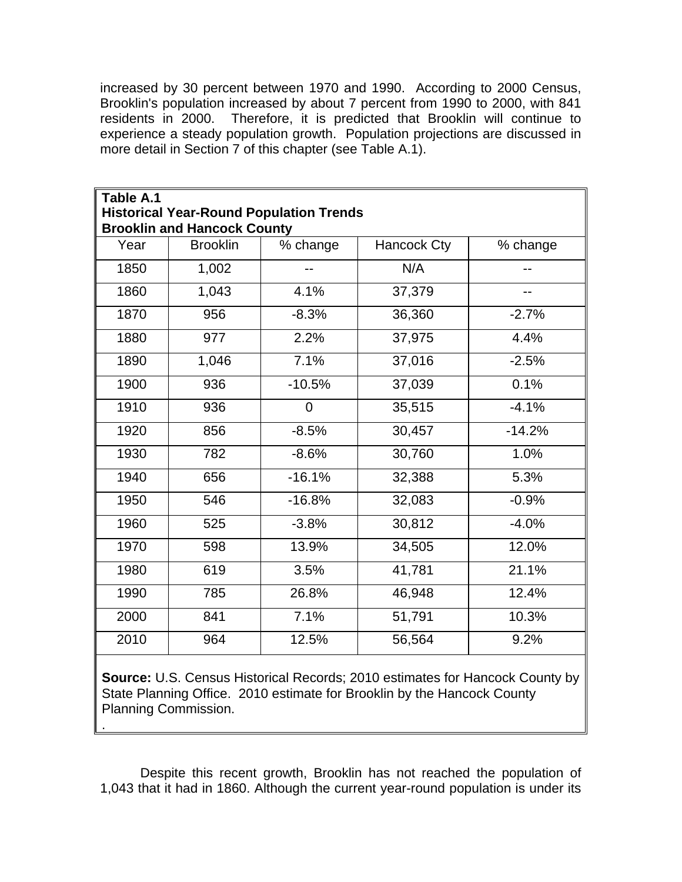increased by 30 percent between 1970 and 1990. According to 2000 Census, Brooklin's population increased by about 7 percent from 1990 to 2000, with 841 residents in 2000. Therefore, it is predicted that Brooklin will continue to experience a steady population growth. Population projections are discussed in more detail in Section 7 of this chapter (see Table A.1).

**Table A.1**
**Historical Year-Round Population Trends**
**Brooklin and Hancock County**

| Year | Brooklin | % change | Hancock Cty | % change |
|---|---|---|---|---|
| 1850 | 1,002 | -- | N/A | -- |
| 1860 | 1,043 | 4.1% | 37,379 | -- |
| 1870 | 956 | -8.3% | 36,360 | -2.7% |
| 1880 | 977 | 2.2% | 37,975 | 4.4% |
| 1890 | 1,046 | 7.1% | 37,016 | -2.5% |
| 1900 | 936 | -10.5% | 37,039 | 0.1% |
| 1910 | 936 | 0 | 35,515 | -4.1% |
| 1920 | 856 | -8.5% | 30,457 | -14.2% |
| 1930 | 782 | -8.6% | 30,760 | 1.0% |
| 1940 | 656 | -16.1% | 32,388 | 5.3% |
| 1950 | 546 | -16.8% | 32,083 | -0.9% |
| 1960 | 525 | -3.8% | 30,812 | -4.0% |
| 1970 | 598 | 13.9% | 34,505 | 12.0% |
| 1980 | 619 | 3.5% | 41,781 | 21.1% |
| 1990 | 785 | 26.8% | 46,948 | 12.4% |
| 2000 | 841 | 7.1% | 51,791 | 10.3% |
| 2010 | 964 | 12.5% | 56,564 | 9.2% |

**Source:** U.S. Census Historical Records; 2010 estimates for Hancock County by State Planning Office. 2010 estimate for Brooklin by the Hancock County Planning Commission.

Despite this recent growth, Brooklin has not reached the population of 1,043 that it had in 1860. Although the current year-round population is under its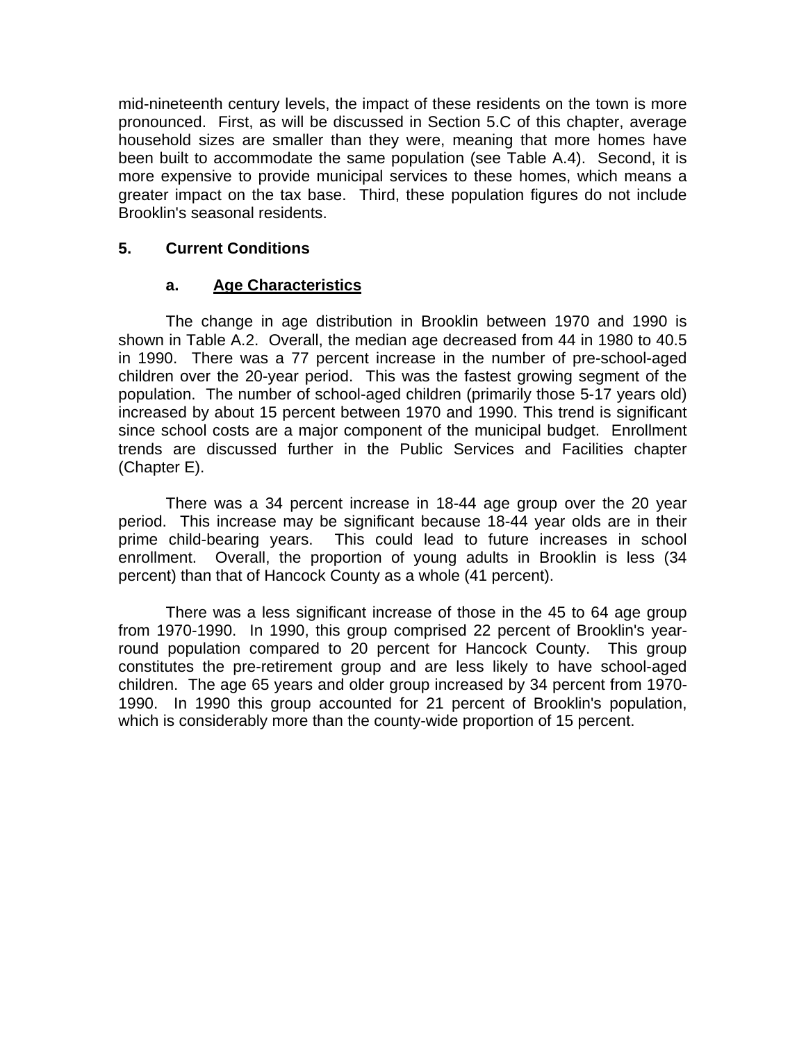mid-nineteenth century levels, the impact of these residents on the town is more pronounced. First, as will be discussed in Section 5.C of this chapter, average household sizes are smaller than they were, meaning that more homes have been built to accommodate the same population (see Table A.4). Second, it is more expensive to provide municipal services to these homes, which means a greater impact on the tax base. Third, these population figures do not include Brooklin's seasonal residents.

## 5. Current Conditions

### a. Age Characteristics

The change in age distribution in Brooklin between 1970 and 1990 is shown in Table A.2. Overall, the median age decreased from 44 in 1980 to 40.5 in 1990. There was a 77 percent increase in the number of pre-school-aged children over the 20-year period. This was the fastest growing segment of the population. The number of school-aged children (primarily those 5-17 years old) increased by about 15 percent between 1970 and 1990. This trend is significant since school costs are a major component of the municipal budget. Enrollment trends are discussed further in the Public Services and Facilities chapter (Chapter E).

There was a 34 percent increase in 18-44 age group over the 20 year period. This increase may be significant because 18-44 year olds are in their prime child-bearing years. This could lead to future increases in school enrollment. Overall, the proportion of young adults in Brooklin is less (34 percent) than that of Hancock County as a whole (41 percent).

There was a less significant increase of those in the 45 to 64 age group from 1970-1990. In 1990, this group comprised 22 percent of Brooklin's year-round population compared to 20 percent for Hancock County. This group constitutes the pre-retirement group and are less likely to have school-aged children. The age 65 years and older group increased by 34 percent from 1970-1990. In 1990 this group accounted for 21 percent of Brooklin's population, which is considerably more than the county-wide proportion of 15 percent.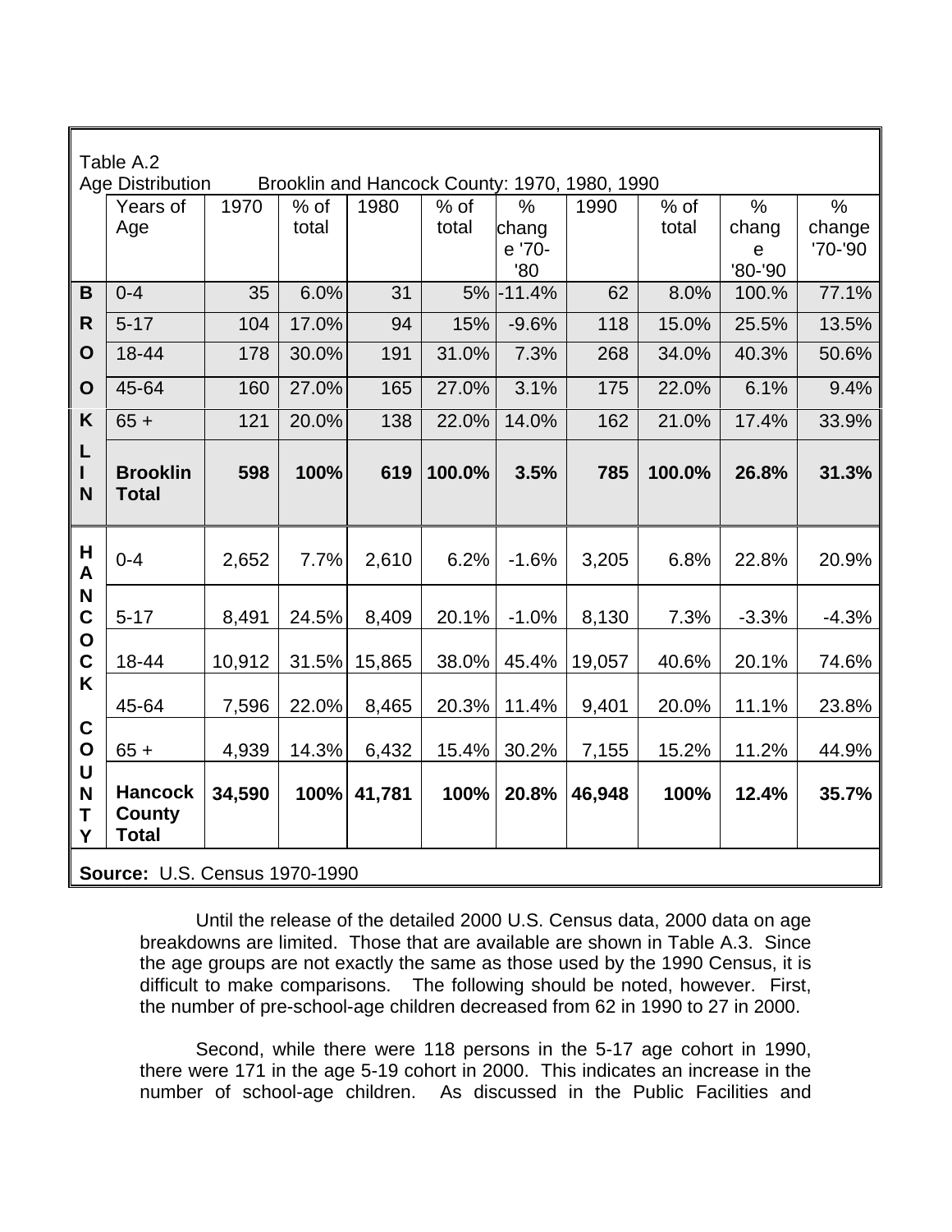Table A.2
Age Distribution Brooklin and Hancock County: 1970, 1980, 1990

| | Years of Age | 1970 | % of total | 1980 | % of total | % change '70-'80 | 1990 | % of total | % change '80-'90 | % change '70-'90 |
|---|---|---|---|---|---|---|---|---|---|---|
| **BROOKLIN** | 0-4 | 35 | 6.0% | 31 | 5% | -11.4% | 62 | 8.0% | 100.% | 77.1% |
| | 5-17 | 104 | 17.0% | 94 | 15% | -9.6% | 118 | 15.0% | 25.5% | 13.5% |
| | 18-44 | 178 | 30.0% | 191 | 31.0% | 7.3% | 268 | 34.0% | 40.3% | 50.6% |
| | 45-64 | 160 | 27.0% | 165 | 27.0% | 3.1% | 175 | 22.0% | 6.1% | 9.4% |
| | 65 + | 121 | 20.0% | 138 | 22.0% | 14.0% | 162 | 21.0% | 17.4% | 33.9% |
| | **Brooklin Total** | **598** | **100%** | **619** | **100.0%** | **3.5%** | **785** | **100.0%** | **26.8%** | **31.3%** |
| **HANCOCK COUNTY** | 0-4 | 2,652 | 7.7% | 2,610 | 6.2% | -1.6% | 3,205 | 6.8% | 22.8% | 20.9% |
| | 5-17 | 8,491 | 24.5% | 8,409 | 20.1% | -1.0% | 8,130 | 7.3% | -3.3% | -4.3% |
| | 18-44 | 10,912 | 31.5% | 15,865 | 38.0% | 45.4% | 19,057 | 40.6% | 20.1% | 74.6% |
| | 45-64 | 7,596 | 22.0% | 8,465 | 20.3% | 11.4% | 9,401 | 20.0% | 11.1% | 23.8% |
| | 65 + | 4,939 | 14.3% | 6,432 | 15.4% | 30.2% | 7,155 | 15.2% | 11.2% | 44.9% |
| | **Hancock County Total** | **34,590** | **100%** | **41,781** | **100%** | **20.8%** | **46,948** | **100%** | **12.4%** | **35.7%** |

**Source:** U.S. Census 1970-1990

Until the release of the detailed 2000 U.S. Census data, 2000 data on age breakdowns are limited. Those that are available are shown in Table A.3. Since the age groups are not exactly the same as those used by the 1990 Census, it is difficult to make comparisons. The following should be noted, however. First, the number of pre-school-age children decreased from 62 in 1990 to 27 in 2000.

Second, while there were 118 persons in the 5-17 age cohort in 1990, there were 171 in the age 5-19 cohort in 2000. This indicates an increase in the number of school-age children. As discussed in the Public Facilities and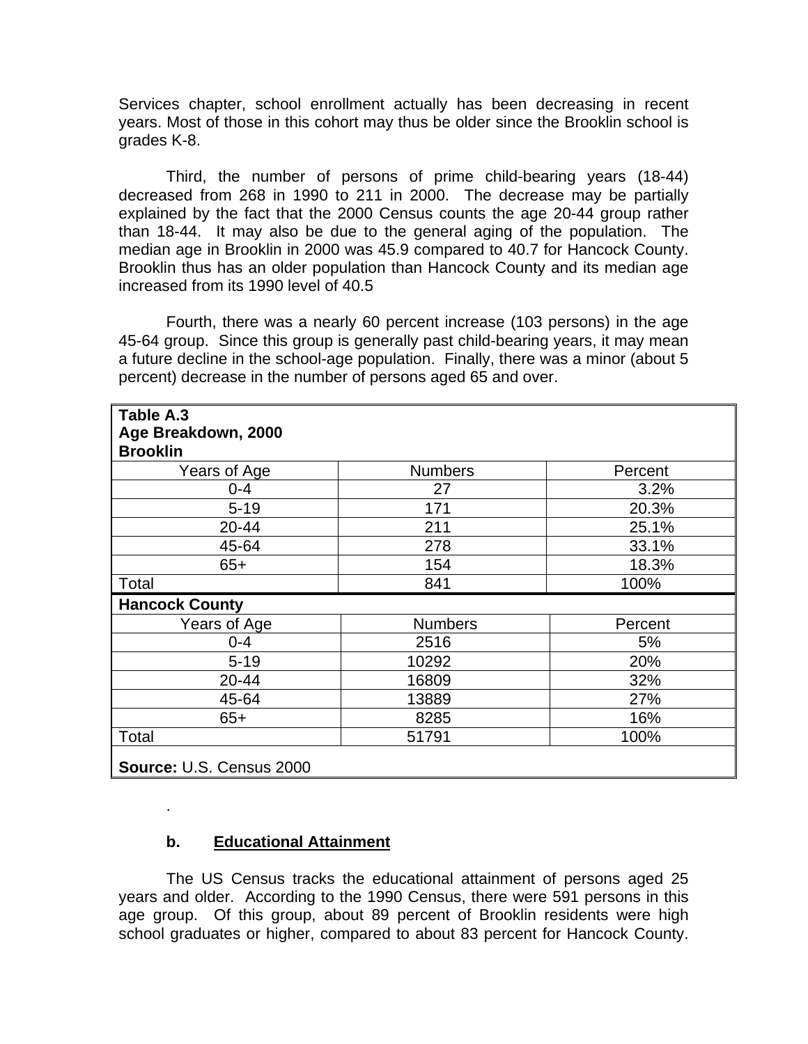Services chapter, school enrollment actually has been decreasing in recent years. Most of those in this cohort may thus be older since the Brooklin school is grades K-8.

Third, the number of persons of prime child-bearing years (18-44) decreased from 268 in 1990 to 211 in 2000. The decrease may be partially explained by the fact that the 2000 Census counts the age 20-44 group rather than 18-44. It may also be due to the general aging of the population. The median age in Brooklin in 2000 was 45.9 compared to 40.7 for Hancock County. Brooklin thus has an older population than Hancock County and its median age increased from its 1990 level of 40.5

Fourth, there was a nearly 60 percent increase (103 persons) in the age 45-64 group. Since this group is generally past child-bearing years, it may mean a future decline in the school-age population. Finally, there was a minor (about 5 percent) decrease in the number of persons aged 65 and over.

**Table A.3**
**Age Breakdown, 2000**

| **Brooklin** | | |
|---|---|---|
| Years of Age | Numbers | Percent |
| 0-4 | 27 | 3.2% |
| 5-19 | 171 | 20.3% |
| 20-44 | 211 | 25.1% |
| 45-64 | 278 | 33.1% |
| 65+ | 154 | 18.3% |
| Total | 841 | 100% |
| **Hancock County** | | |
| Years of Age | Numbers | Percent |
| 0-4 | 2516 | 5% |
| 5-19 | 10292 | 20% |
| 20-44 | 16809 | 32% |
| 45-64 | 13889 | 27% |
| 65+ | 8285 | 16% |
| Total | 51791 | 100% |

**Source:** U.S. Census 2000

.

### b. Educational Attainment

The US Census tracks the educational attainment of persons aged 25 years and older. According to the 1990 Census, there were 591 persons in this age group. Of this group, about 89 percent of Brooklin residents were high school graduates or higher, compared to about 83 percent for Hancock County.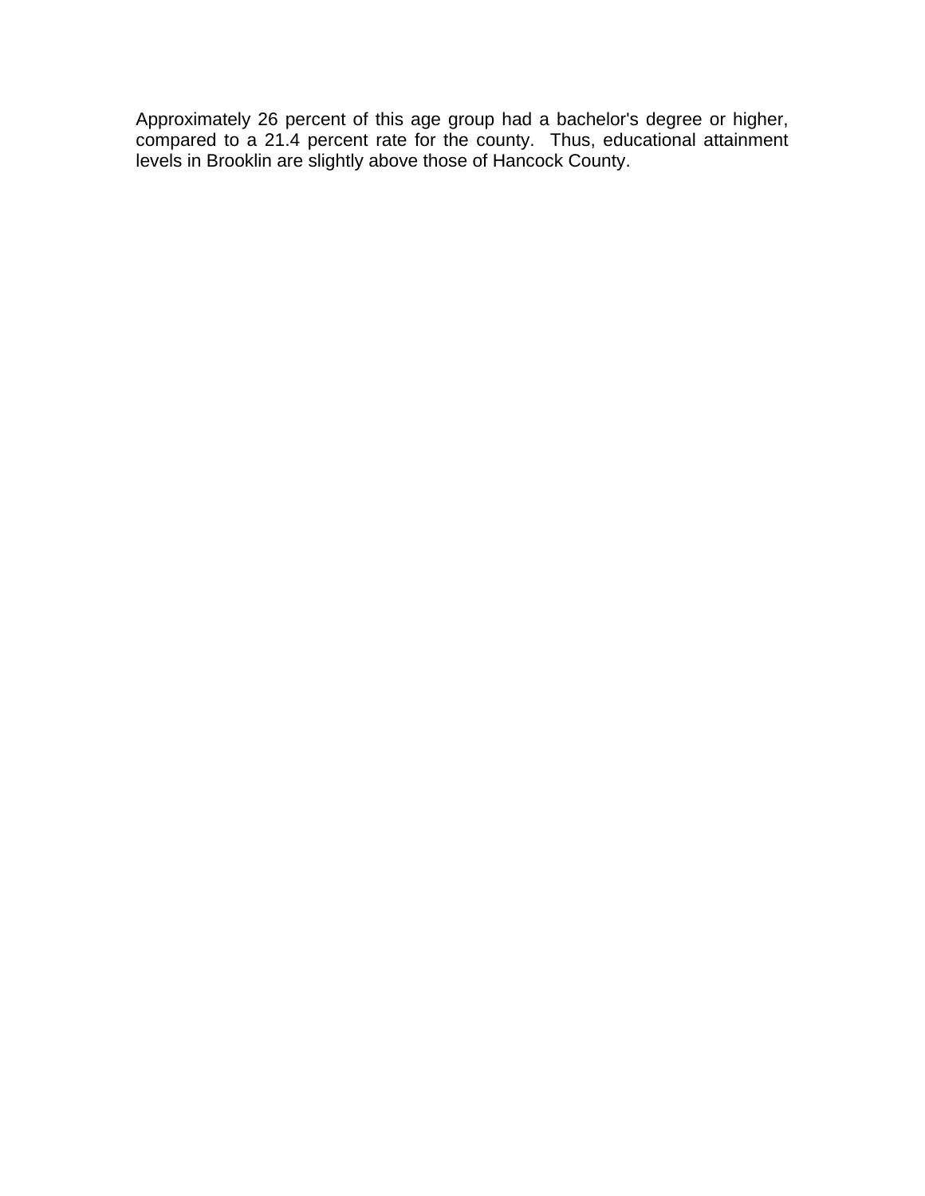Approximately 26 percent of this age group had a bachelor's degree or higher, compared to a 21.4 percent rate for the county. Thus, educational attainment levels in Brooklin are slightly above those of Hancock County.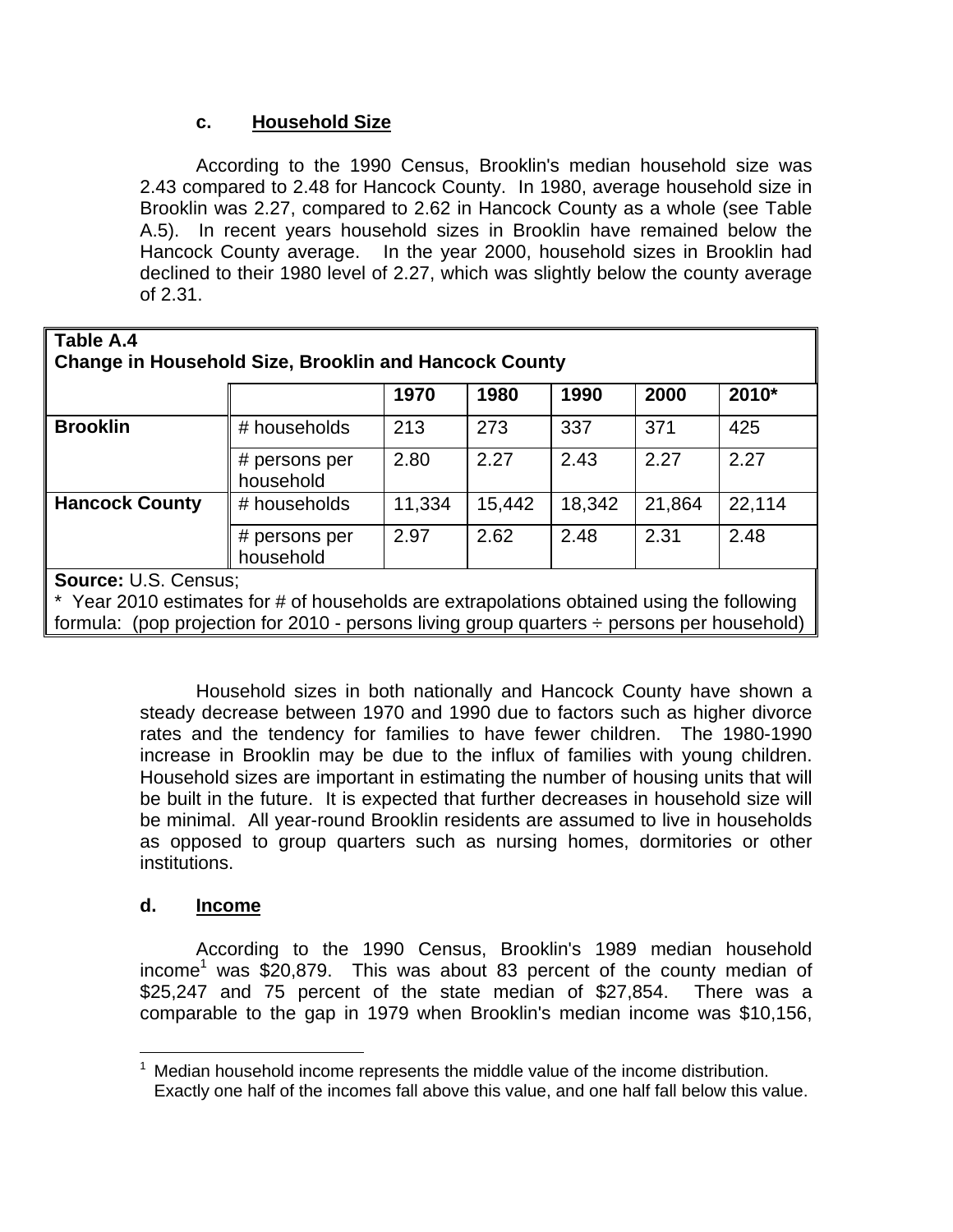### c. Household Size

According to the 1990 Census, Brooklin's median household size was 2.43 compared to 2.48 for Hancock County. In 1980, average household size in Brooklin was 2.27, compared to 2.62 in Hancock County as a whole (see Table A.5). In recent years household sizes in Brooklin have remained below the Hancock County average. In the year 2000, household sizes in Brooklin had declined to their 1980 level of 2.27, which was slightly below the county average of 2.31.

**Table A.4**
**Change in Household Size, Brooklin and Hancock County**

| | | 1970 | 1980 | 1990 | 2000 | 2010* |
|---|---|---|---|---|---|---|
| **Brooklin** | # households | 213 | 273 | 337 | 371 | 425 |
| | # persons per household | 2.80 | 2.27 | 2.43 | 2.27 | 2.27 |
| **Hancock County** | # households | 11,334 | 15,442 | 18,342 | 21,864 | 22,114 |
| | # persons per household | 2.97 | 2.62 | 2.48 | 2.31 | 2.48 |

**Source:** U.S. Census;
* Year 2010 estimates for # of households are extrapolations obtained using the following formula: (pop projection for 2010 - persons living group quarters ÷ persons per household)

Household sizes in both nationally and Hancock County have shown a steady decrease between 1970 and 1990 due to factors such as higher divorce rates and the tendency for families to have fewer children. The 1980-1990 increase in Brooklin may be due to the influx of families with young children. Household sizes are important in estimating the number of housing units that will be built in the future. It is expected that further decreases in household size will be minimal. All year-round Brooklin residents are assumed to live in households as opposed to group quarters such as nursing homes, dormitories or other institutions.

### d. Income

According to the 1990 Census, Brooklin's 1989 median household income[1] was $20,879. This was about 83 percent of the county median of $25,247 and 75 percent of the state median of $27,854. There was a comparable to the gap in 1979 when Brooklin's median income was $10,156,

[1] Median household income represents the middle value of the income distribution. Exactly one half of the incomes fall above this value, and one half fall below this value.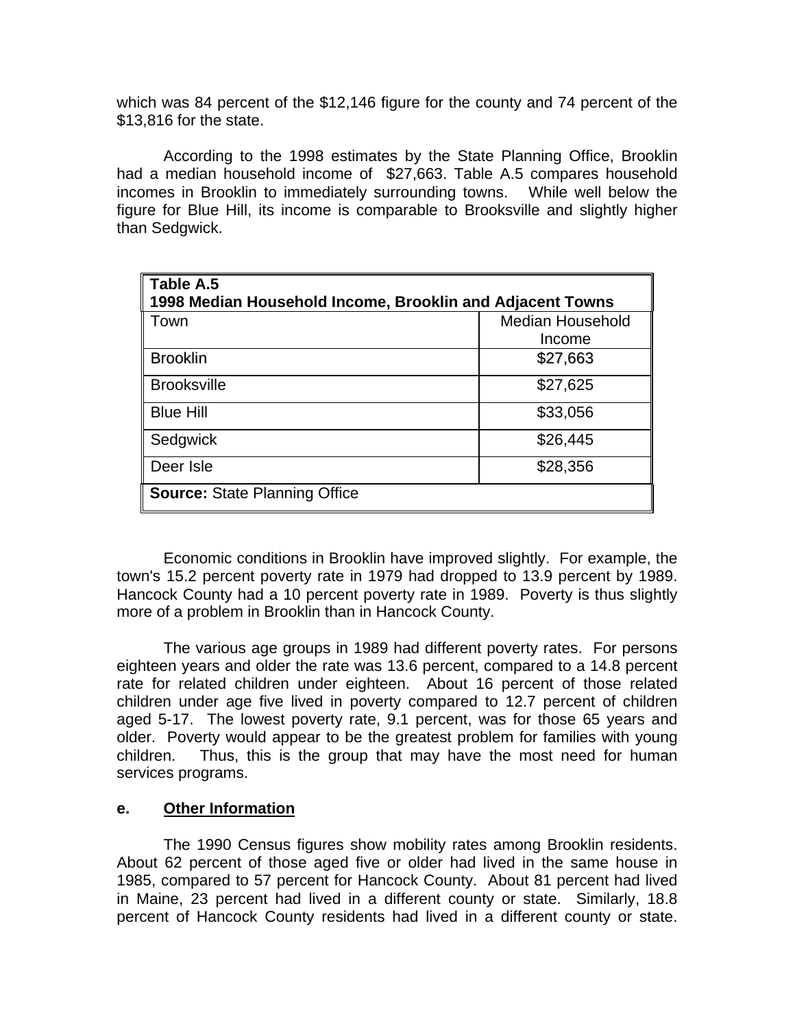which was 84 percent of the $12,146 figure for the county and 74 percent of the $13,816 for the state.

According to the 1998 estimates by the State Planning Office, Brooklin had a median household income of $27,663. Table A.5 compares household incomes in Brooklin to immediately surrounding towns. While well below the figure for Blue Hill, its income is comparable to Brooksville and slightly higher than Sedgwick.

**Table A.5**
**1998 Median Household Income, Brooklin and Adjacent Towns**

| Town | Median Household Income |
|---|---|
| Brooklin | $27,663 |
| Brooksville | $27,625 |
| Blue Hill | $33,056 |
| Sedgwick | $26,445 |
| Deer Isle | $28,356 |

**Source:** State Planning Office

Economic conditions in Brooklin have improved slightly. For example, the town's 15.2 percent poverty rate in 1979 had dropped to 13.9 percent by 1989. Hancock County had a 10 percent poverty rate in 1989. Poverty is thus slightly more of a problem in Brooklin than in Hancock County.

The various age groups in 1989 had different poverty rates. For persons eighteen years and older the rate was 13.6 percent, compared to a 14.8 percent rate for related children under eighteen. About 16 percent of those related children under age five lived in poverty compared to 12.7 percent of children aged 5-17. The lowest poverty rate, 9.1 percent, was for those 65 years and older. Poverty would appear to be the greatest problem for families with young children. Thus, this is the group that may have the most need for human services programs.

**e. <u>Other Information</u>**

The 1990 Census figures show mobility rates among Brooklin residents. About 62 percent of those aged five or older had lived in the same house in 1985, compared to 57 percent for Hancock County. About 81 percent had lived in Maine, 23 percent had lived in a different county or state. Similarly, 18.8 percent of Hancock County residents had lived in a different county or state.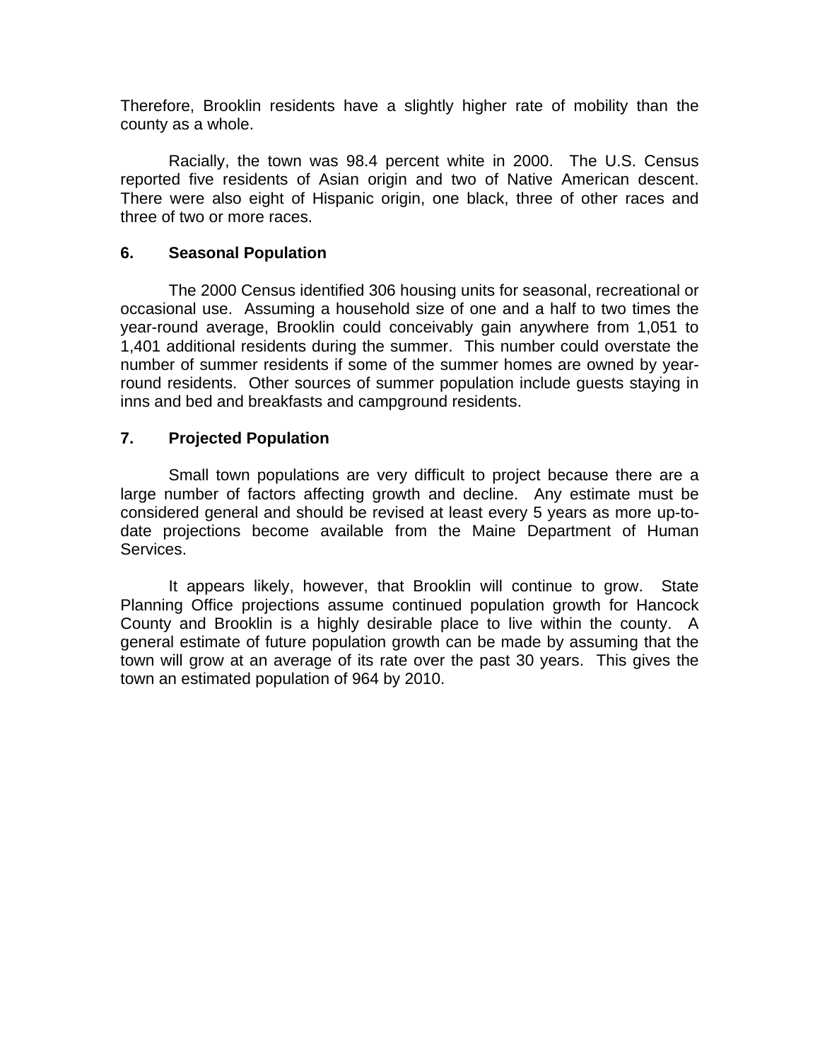Therefore, Brooklin residents have a slightly higher rate of mobility than the county as a whole.

Racially, the town was 98.4 percent white in 2000. The U.S. Census reported five residents of Asian origin and two of Native American descent. There were also eight of Hispanic origin, one black, three of other races and three of two or more races.

### 6. Seasonal Population

The 2000 Census identified 306 housing units for seasonal, recreational or occasional use. Assuming a household size of one and a half to two times the year-round average, Brooklin could conceivably gain anywhere from 1,051 to 1,401 additional residents during the summer. This number could overstate the number of summer residents if some of the summer homes are owned by year-round residents. Other sources of summer population include guests staying in inns and bed and breakfasts and campground residents.

### 7. Projected Population

Small town populations are very difficult to project because there are a large number of factors affecting growth and decline. Any estimate must be considered general and should be revised at least every 5 years as more up-to-date projections become available from the Maine Department of Human Services.

It appears likely, however, that Brooklin will continue to grow. State Planning Office projections assume continued population growth for Hancock County and Brooklin is a highly desirable place to live within the county. A general estimate of future population growth can be made by assuming that the town will grow at an average of its rate over the past 30 years. This gives the town an estimated population of 964 by 2010.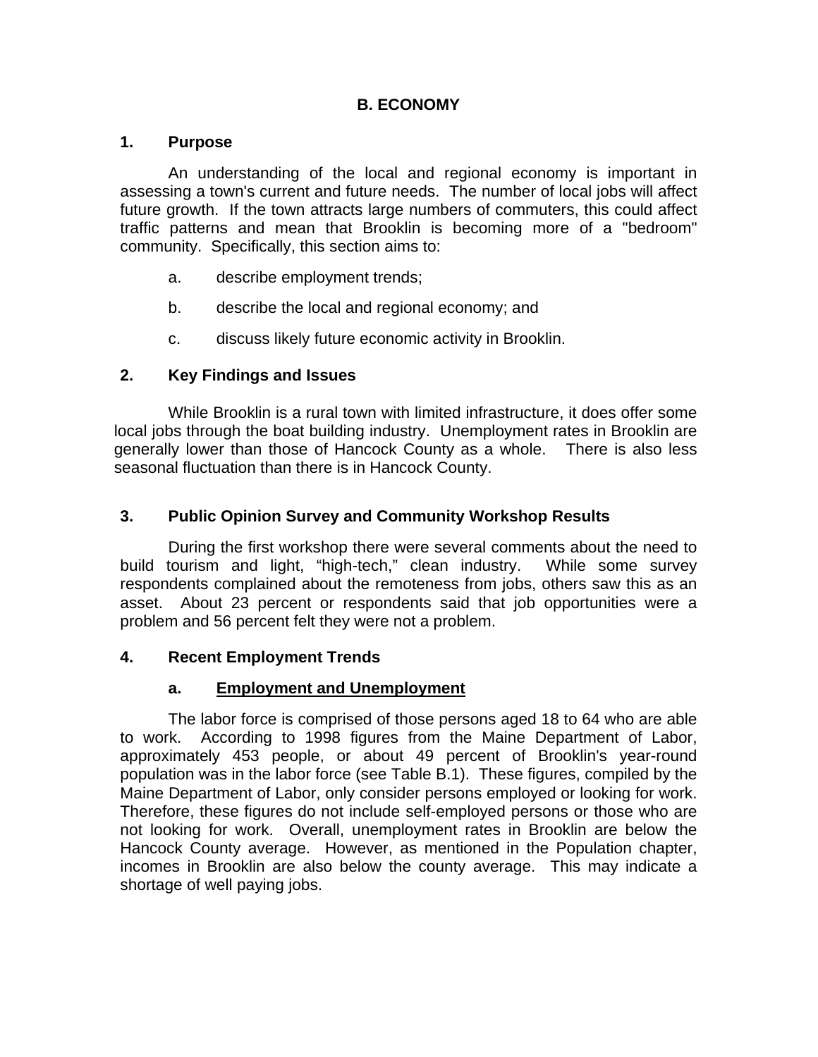## B. ECONOMY

### 1. Purpose

An understanding of the local and regional economy is important in assessing a town's current and future needs. The number of local jobs will affect future growth. If the town attracts large numbers of commuters, this could affect traffic patterns and mean that Brooklin is becoming more of a "bedroom" community. Specifically, this section aims to:

a. describe employment trends;

b. describe the local and regional economy; and

c. discuss likely future economic activity in Brooklin.

### 2. Key Findings and Issues

While Brooklin is a rural town with limited infrastructure, it does offer some local jobs through the boat building industry. Unemployment rates in Brooklin are generally lower than those of Hancock County as a whole. There is also less seasonal fluctuation than there is in Hancock County.

### 3. Public Opinion Survey and Community Workshop Results

During the first workshop there were several comments about the need to build tourism and light, "high-tech," clean industry. While some survey respondents complained about the remoteness from jobs, others saw this as an asset. About 23 percent or respondents said that job opportunities were a problem and 56 percent felt they were not a problem.

### 4. Recent Employment Trends

#### a. Employment and Unemployment

The labor force is comprised of those persons aged 18 to 64 who are able to work. According to 1998 figures from the Maine Department of Labor, approximately 453 people, or about 49 percent of Brooklin's year-round population was in the labor force (see Table B.1). These figures, compiled by the Maine Department of Labor, only consider persons employed or looking for work. Therefore, these figures do not include self-employed persons or those who are not looking for work. Overall, unemployment rates in Brooklin are below the Hancock County average. However, as mentioned in the Population chapter, incomes in Brooklin are also below the county average. This may indicate a shortage of well paying jobs.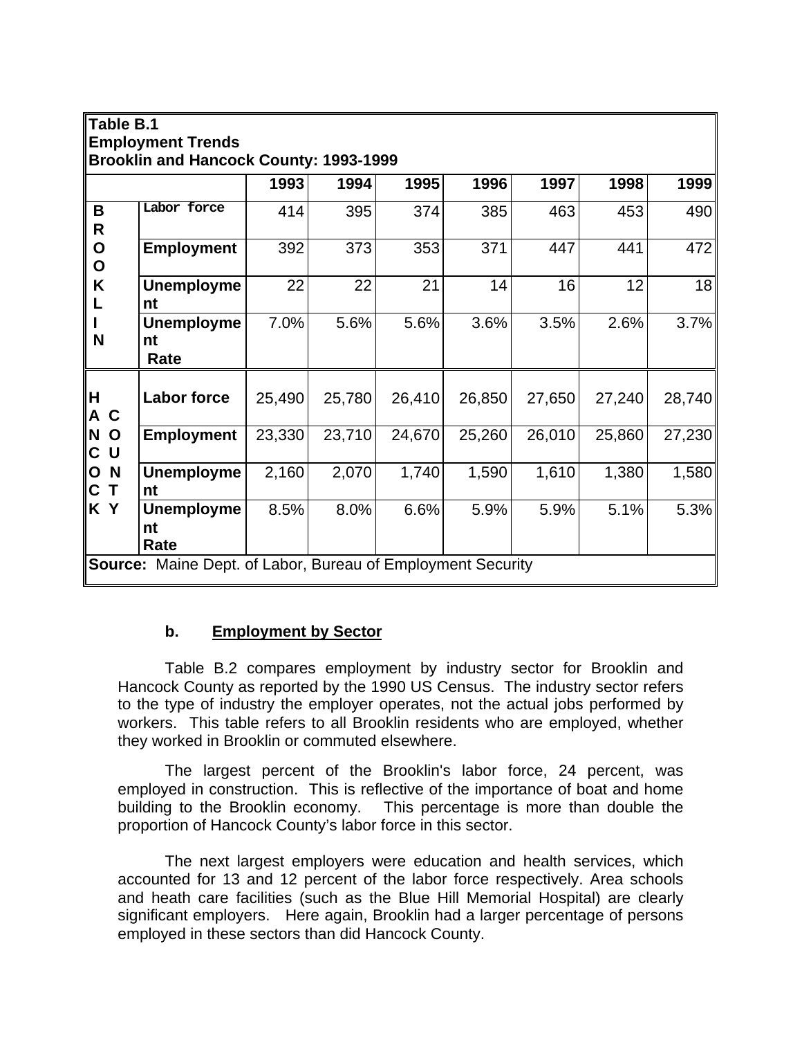**Table B.1**
**Employment Trends**
**Brooklin and Hancock County: 1993-1999**

| | | 1993 | 1994 | 1995 | 1996 | 1997 | 1998 | 1999 |
|---|---|---|---|---|---|---|---|---|
| BROOKLIN | Labor force | 414 | 395 | 374 | 385 | 463 | 453 | 490 |
| | Employment | 392 | 373 | 353 | 371 | 447 | 441 | 472 |
| | Unemployment | 22 | 22 | 21 | 14 | 16 | 12 | 18 |
| | Unemployment Rate | 7.0% | 5.6% | 5.6% | 3.6% | 3.5% | 2.6% | 3.7% |
| HANCOCK COUNTY | Labor force | 25,490 | 25,780 | 26,410 | 26,850 | 27,650 | 27,240 | 28,740 |
| | Employment | 23,330 | 23,710 | 24,670 | 25,260 | 26,010 | 25,860 | 27,230 |
| | Unemployment | 2,160 | 2,070 | 1,740 | 1,590 | 1,610 | 1,380 | 1,580 |
| | Unemployment Rate | 8.5% | 8.0% | 6.6% | 5.9% | 5.9% | 5.1% | 5.3% |

**Source:** Maine Dept. of Labor, Bureau of Employment Security

### b. Employment by Sector

Table B.2 compares employment by industry sector for Brooklin and Hancock County as reported by the 1990 US Census. The industry sector refers to the type of industry the employer operates, not the actual jobs performed by workers. This table refers to all Brooklin residents who are employed, whether they worked in Brooklin or commuted elsewhere.

The largest percent of the Brooklin's labor force, 24 percent, was employed in construction. This is reflective of the importance of boat and home building to the Brooklin economy. This percentage is more than double the proportion of Hancock County's labor force in this sector.

The next largest employers were education and health services, which accounted for 13 and 12 percent of the labor force respectively. Area schools and heath care facilities (such as the Blue Hill Memorial Hospital) are clearly significant employers. Here again, Brooklin had a larger percentage of persons employed in these sectors than did Hancock County.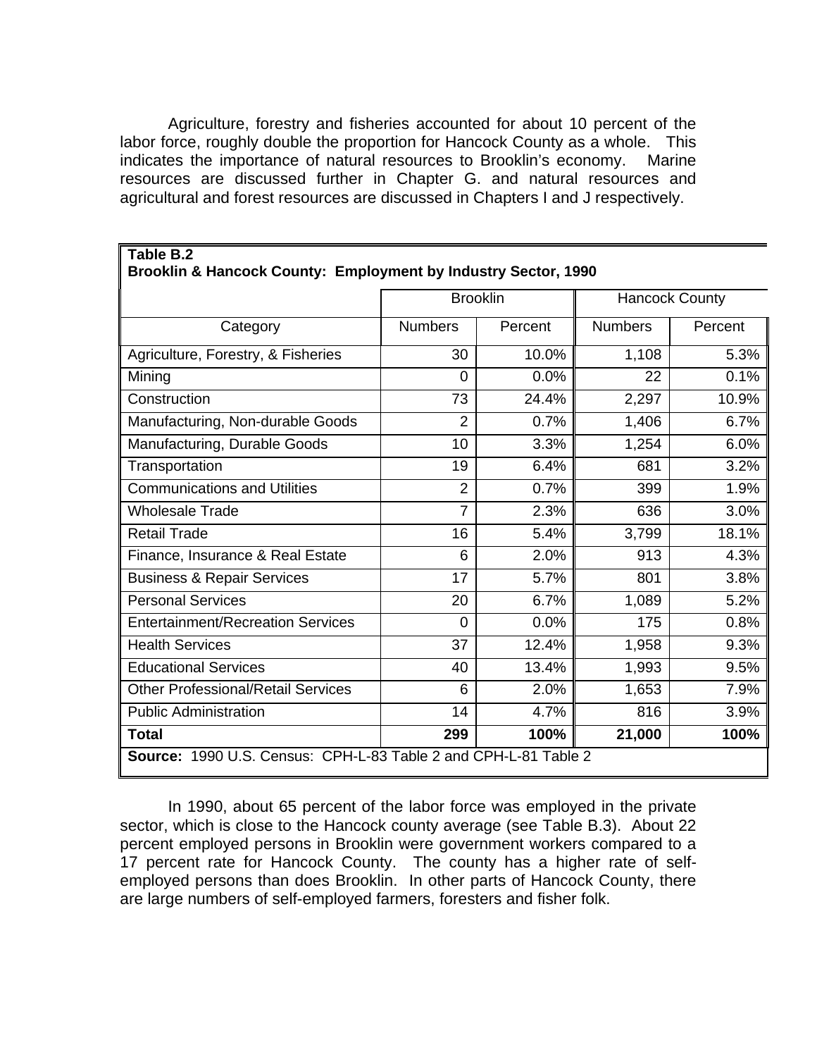Agriculture, forestry and fisheries accounted for about 10 percent of the labor force, roughly double the proportion for Hancock County as a whole. This indicates the importance of natural resources to Brooklin's economy. Marine resources are discussed further in Chapter G. and natural resources and agricultural and forest resources are discussed in Chapters I and J respectively.

**Table B.2**
**Brooklin & Hancock County: Employment by Industry Sector, 1990**

| | Brooklin | | Hancock County | |
|---|---|---|---|---|
| Category | Numbers | Percent | Numbers | Percent |
| Agriculture, Forestry, & Fisheries | 30 | 10.0% | 1,108 | 5.3% |
| Mining | 0 | 0.0% | 22 | 0.1% |
| Construction | 73 | 24.4% | 2,297 | 10.9% |
| Manufacturing, Non-durable Goods | 2 | 0.7% | 1,406 | 6.7% |
| Manufacturing, Durable Goods | 10 | 3.3% | 1,254 | 6.0% |
| Transportation | 19 | 6.4% | 681 | 3.2% |
| Communications and Utilities | 2 | 0.7% | 399 | 1.9% |
| Wholesale Trade | 7 | 2.3% | 636 | 3.0% |
| Retail Trade | 16 | 5.4% | 3,799 | 18.1% |
| Finance, Insurance & Real Estate | 6 | 2.0% | 913 | 4.3% |
| Business & Repair Services | 17 | 5.7% | 801 | 3.8% |
| Personal Services | 20 | 6.7% | 1,089 | 5.2% |
| Entertainment/Recreation Services | 0 | 0.0% | 175 | 0.8% |
| Health Services | 37 | 12.4% | 1,958 | 9.3% |
| Educational Services | 40 | 13.4% | 1,993 | 9.5% |
| Other Professional/Retail Services | 6 | 2.0% | 1,653 | 7.9% |
| Public Administration | 14 | 4.7% | 816 | 3.9% |
| **Total** | **299** | **100%** | **21,000** | **100%** |

**Source:** 1990 U.S. Census: CPH-L-83 Table 2 and CPH-L-81 Table 2

In 1990, about 65 percent of the labor force was employed in the private sector, which is close to the Hancock county average (see Table B.3). About 22 percent employed persons in Brooklin were government workers compared to a 17 percent rate for Hancock County. The county has a higher rate of self-employed persons than does Brooklin. In other parts of Hancock County, there are large numbers of self-employed farmers, foresters and fisher folk.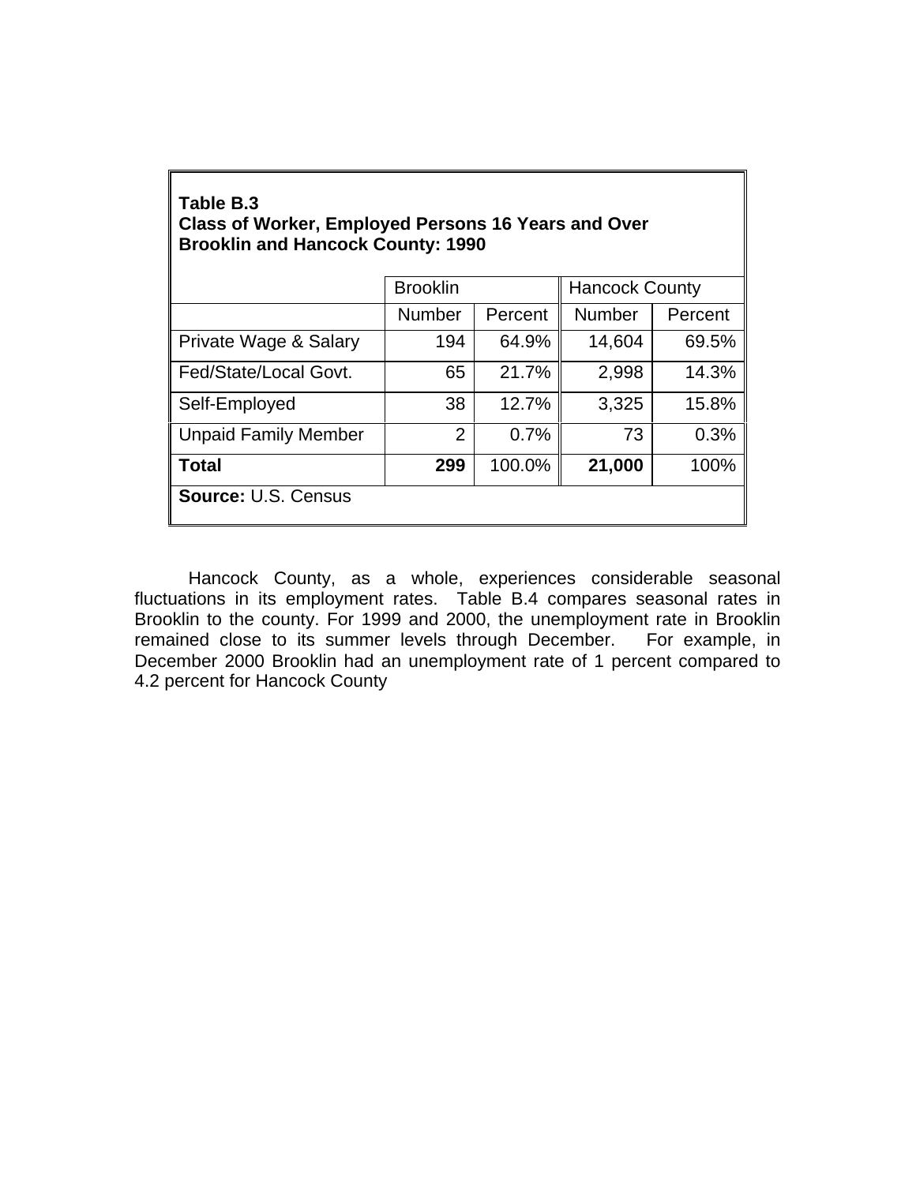**Table B.3**
**Class of Worker, Employed Persons 16 Years and Over**
**Brooklin and Hancock County: 1990**

| | Brooklin | | Hancock County | |
|---|---|---|---|---|
| | Number | Percent | Number | Percent |
| Private Wage & Salary | 194 | 64.9% | 14,604 | 69.5% |
| Fed/State/Local Govt. | 65 | 21.7% | 2,998 | 14.3% |
| Self-Employed | 38 | 12.7% | 3,325 | 15.8% |
| Unpaid Family Member | 2 | 0.7% | 73 | 0.3% |
| **Total** | **299** | 100.0% | **21,000** | 100% |

**Source:** U.S. Census

Hancock County, as a whole, experiences considerable seasonal fluctuations in its employment rates. Table B.4 compares seasonal rates in Brooklin to the county. For 1999 and 2000, the unemployment rate in Brooklin remained close to its summer levels through December. For example, in December 2000 Brooklin had an unemployment rate of 1 percent compared to 4.2 percent for Hancock County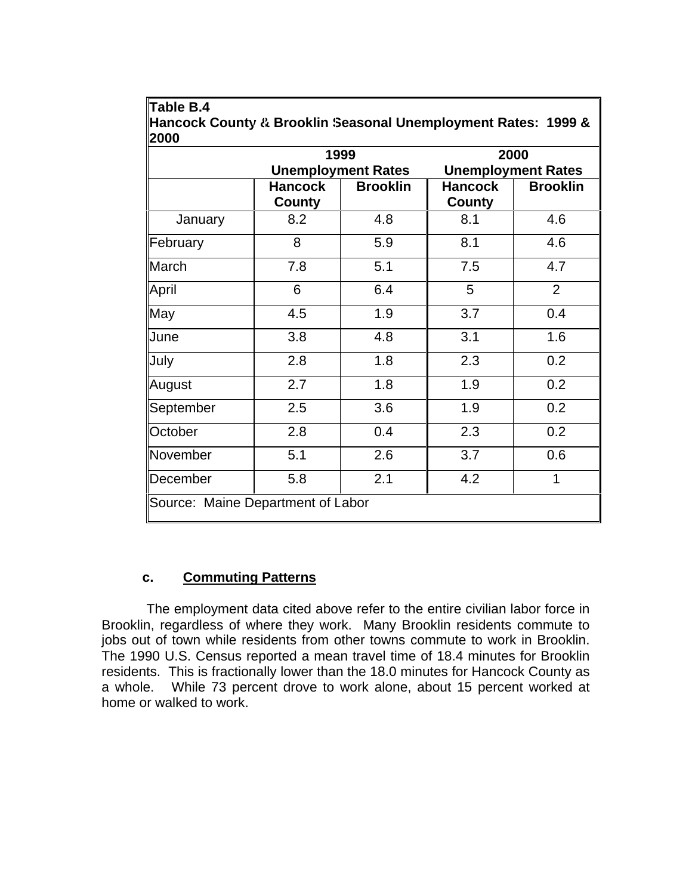**Table B.4**
**Hancock County & Brooklin Seasonal Unemployment Rates: 1999 & 2000**

| | 1999 Unemployment Rates | | 2000 Unemployment Rates | |
|---|---|---|---|---|
| | **Hancock County** | **Brooklin** | **Hancock County** | **Brooklin** |
| January | 8.2 | 4.8 | 8.1 | 4.6 |
| February | 8 | 5.9 | 8.1 | 4.6 |
| March | 7.8 | 5.1 | 7.5 | 4.7 |
| April | 6 | 6.4 | 5 | 2 |
| May | 4.5 | 1.9 | 3.7 | 0.4 |
| June | 3.8 | 4.8 | 3.1 | 1.6 |
| July | 2.8 | 1.8 | 2.3 | 0.2 |
| August | 2.7 | 1.8 | 1.9 | 0.2 |
| September | 2.5 | 3.6 | 1.9 | 0.2 |
| October | 2.8 | 0.4 | 2.3 | 0.2 |
| November | 5.1 | 2.6 | 3.7 | 0.6 |
| December | 5.8 | 2.1 | 4.2 | 1 |

Source: Maine Department of Labor

### c. Commuting Patterns

The employment data cited above refer to the entire civilian labor force in Brooklin, regardless of where they work. Many Brooklin residents commute to jobs out of town while residents from other towns commute to work in Brooklin. The 1990 U.S. Census reported a mean travel time of 18.4 minutes for Brooklin residents. This is fractionally lower than the 18.0 minutes for Hancock County as a whole. While 73 percent drove to work alone, about 15 percent worked at home or walked to work.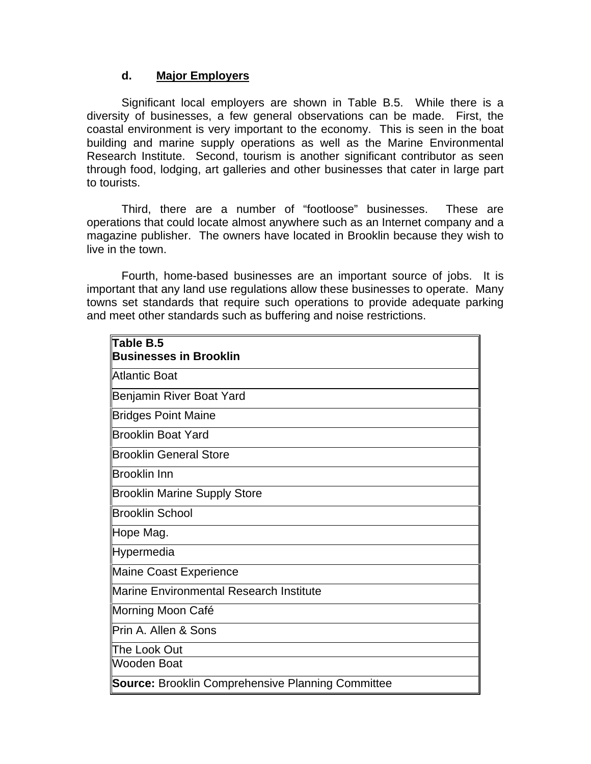### d. Major Employers

Significant local employers are shown in Table B.5. While there is a diversity of businesses, a few general observations can be made. First, the coastal environment is very important to the economy. This is seen in the boat building and marine supply operations as well as the Marine Environmental Research Institute. Second, tourism is another significant contributor as seen through food, lodging, art galleries and other businesses that cater in large part to tourists.

Third, there are a number of "footloose" businesses. These are operations that could locate almost anywhere such as an Internet company and a magazine publisher. The owners have located in Brooklin because they wish to live in the town.

Fourth, home-based businesses are an important source of jobs. It is important that any land use regulations allow these businesses to operate. Many towns set standards that require such operations to provide adequate parking and meet other standards such as buffering and noise restrictions.

| **Table B.5**<br>**Businesses in Brooklin** |
| --- |
| Atlantic Boat |
| Benjamin River Boat Yard |
| Bridges Point Maine |
| Brooklin Boat Yard |
| Brooklin General Store |
| Brooklin Inn |
| Brooklin Marine Supply Store |
| Brooklin School |
| Hope Mag. |
| Hypermedia |
| Maine Coast Experience |
| Marine Environmental Research Institute |
| Morning Moon Café |
| Prin A. Allen & Sons |
| The Look Out |
| Wooden Boat |
| **Source:** Brooklin Comprehensive Planning Committee |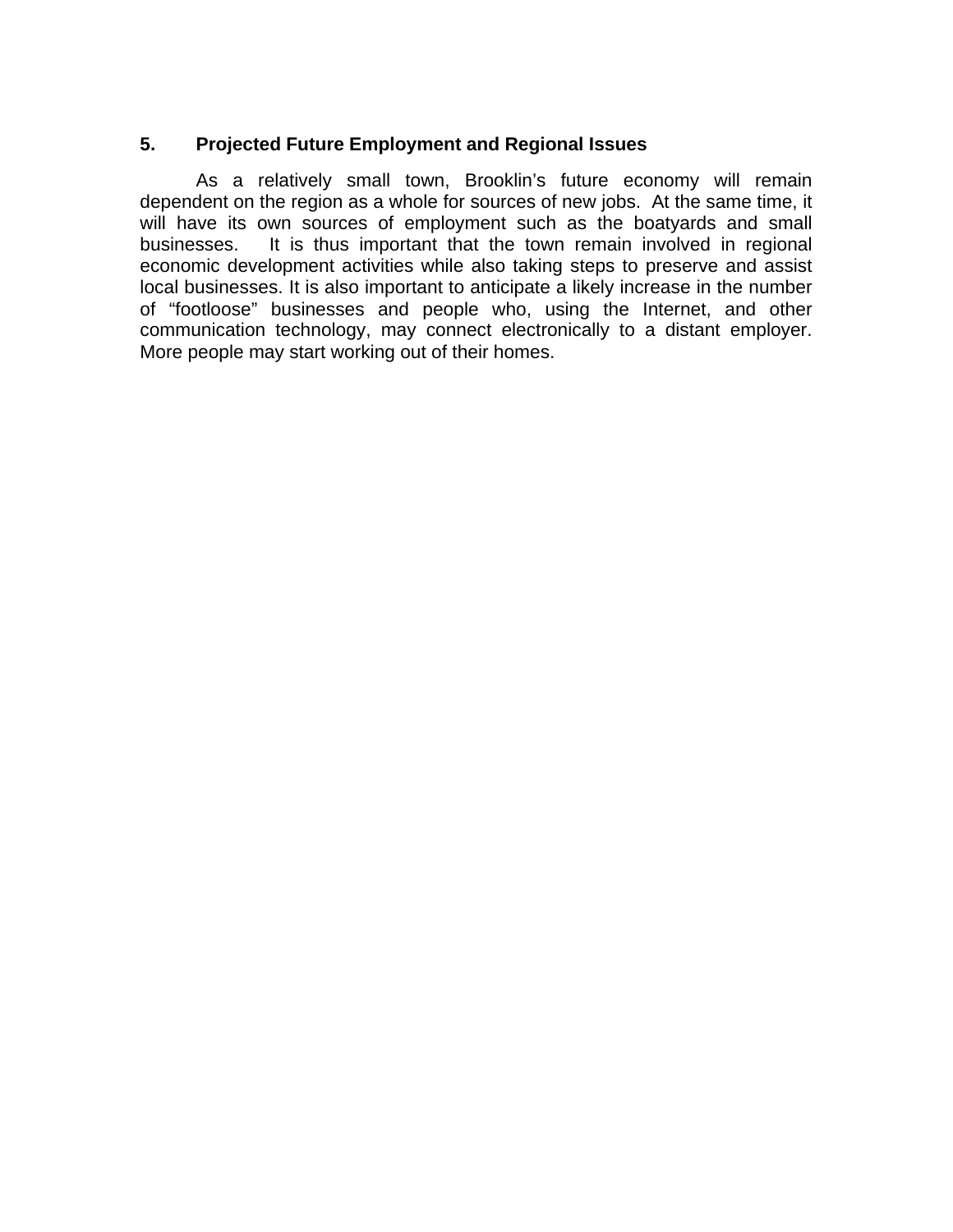## 5. Projected Future Employment and Regional Issues

As a relatively small town, Brooklin's future economy will remain dependent on the region as a whole for sources of new jobs. At the same time, it will have its own sources of employment such as the boatyards and small businesses. It is thus important that the town remain involved in regional economic development activities while also taking steps to preserve and assist local businesses. It is also important to anticipate a likely increase in the number of "footloose" businesses and people who, using the Internet, and other communication technology, may connect electronically to a distant employer. More people may start working out of their homes.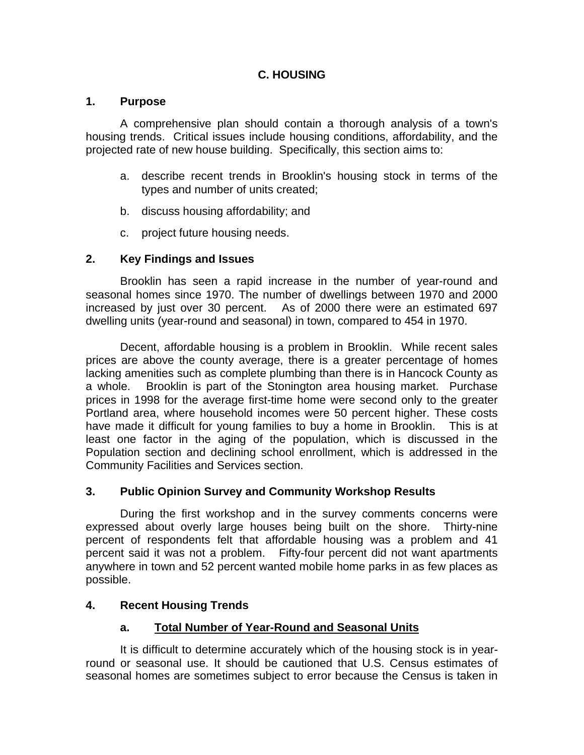## C. HOUSING

### 1. Purpose

A comprehensive plan should contain a thorough analysis of a town's housing trends. Critical issues include housing conditions, affordability, and the projected rate of new house building. Specifically, this section aims to:

a. describe recent trends in Brooklin's housing stock in terms of the types and number of units created;

b. discuss housing affordability; and

c. project future housing needs.

### 2. Key Findings and Issues

Brooklin has seen a rapid increase in the number of year-round and seasonal homes since 1970. The number of dwellings between 1970 and 2000 increased by just over 30 percent. As of 2000 there were an estimated 697 dwelling units (year-round and seasonal) in town, compared to 454 in 1970.

Decent, affordable housing is a problem in Brooklin. While recent sales prices are above the county average, there is a greater percentage of homes lacking amenities such as complete plumbing than there is in Hancock County as a whole. Brooklin is part of the Stonington area housing market. Purchase prices in 1998 for the average first-time home were second only to the greater Portland area, where household incomes were 50 percent higher. These costs have made it difficult for young families to buy a home in Brooklin. This is at least one factor in the aging of the population, which is discussed in the Population section and declining school enrollment, which is addressed in the Community Facilities and Services section.

### 3. Public Opinion Survey and Community Workshop Results

During the first workshop and in the survey comments concerns were expressed about overly large houses being built on the shore. Thirty-nine percent of respondents felt that affordable housing was a problem and 41 percent said it was not a problem. Fifty-four percent did not want apartments anywhere in town and 52 percent wanted mobile home parks in as few places as possible.

### 4. Recent Housing Trends

#### a. <u>Total Number of Year-Round and Seasonal Units</u>

It is difficult to determine accurately which of the housing stock is in year-round or seasonal use. It should be cautioned that U.S. Census estimates of seasonal homes are sometimes subject to error because the Census is taken in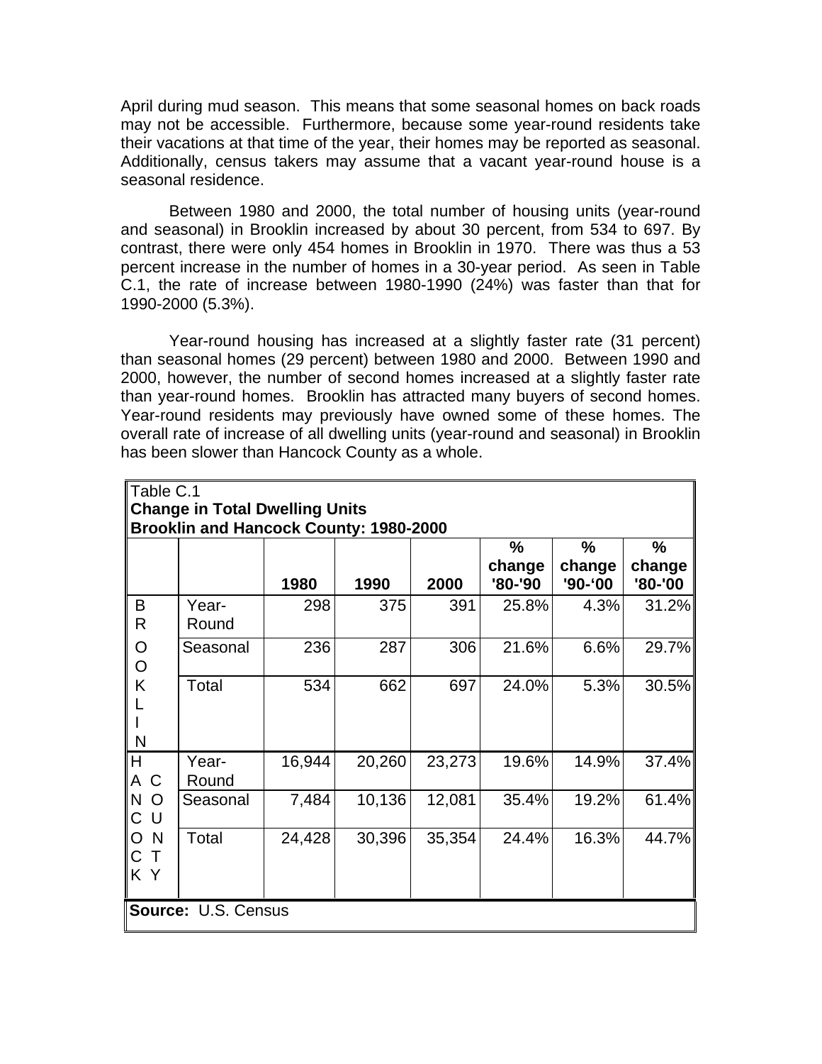April during mud season. This means that some seasonal homes on back roads may not be accessible. Furthermore, because some year-round residents take their vacations at that time of the year, their homes may be reported as seasonal. Additionally, census takers may assume that a vacant year-round house is a seasonal residence.

Between 1980 and 2000, the total number of housing units (year-round and seasonal) in Brooklin increased by about 30 percent, from 534 to 697. By contrast, there were only 454 homes in Brooklin in 1970. There was thus a 53 percent increase in the number of homes in a 30-year period. As seen in Table C.1, the rate of increase between 1980-1990 (24%) was faster than that for 1990-2000 (5.3%).

Year-round housing has increased at a slightly faster rate (31 percent) than seasonal homes (29 percent) between 1980 and 2000. Between 1990 and 2000, however, the number of second homes increased at a slightly faster rate than year-round homes. Brooklin has attracted many buyers of second homes. Year-round residents may previously have owned some of these homes. The overall rate of increase of all dwelling units (year-round and seasonal) in Brooklin has been slower than Hancock County as a whole.

Table C.1
**Change in Total Dwelling Units**
**Brooklin and Hancock County: 1980-2000**

| | | 1980 | 1990 | 2000 | % change '80-'90 | % change '90-'00 | % change '80-'00 |
|---|---|---|---|---|---|---|---|
| BROOKLIN | Year-Round | 298 | 375 | 391 | 25.8% | 4.3% | 31.2% |
| | Seasonal | 236 | 287 | 306 | 21.6% | 6.6% | 29.7% |
| | Total | 534 | 662 | 697 | 24.0% | 5.3% | 30.5% |
| HANCOCK COUNTY | Year-Round | 16,944 | 20,260 | 23,273 | 19.6% | 14.9% | 37.4% |
| | Seasonal | 7,484 | 10,136 | 12,081 | 35.4% | 19.2% | 61.4% |
| | Total | 24,428 | 30,396 | 35,354 | 24.4% | 16.3% | 44.7% |

**Source:** U.S. Census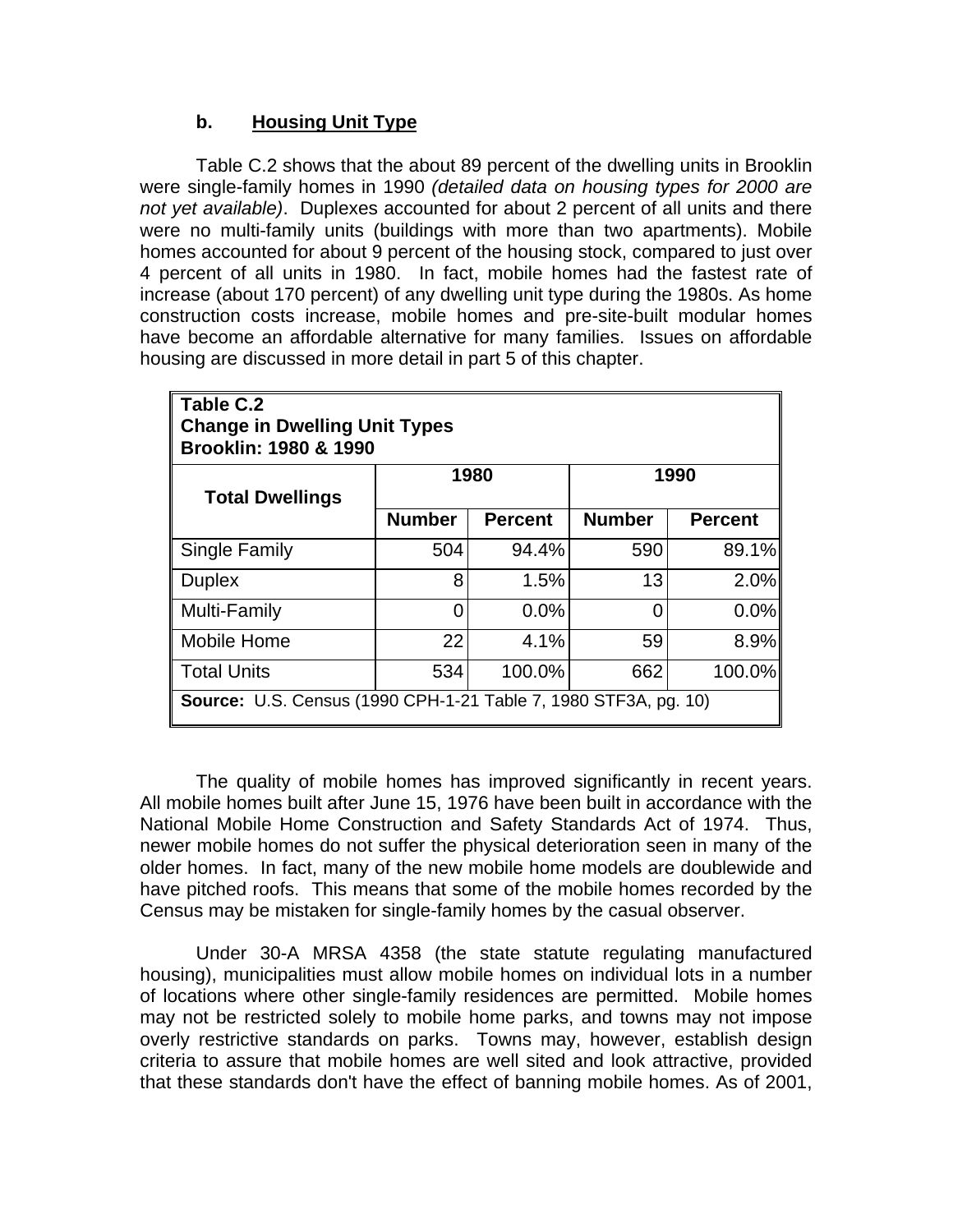### b. Housing Unit Type

Table C.2 shows that the about 89 percent of the dwelling units in Brooklin were single-family homes in 1990 *(detailed data on housing types for 2000 are not yet available)*. Duplexes accounted for about 2 percent of all units and there were no multi-family units (buildings with more than two apartments). Mobile homes accounted for about 9 percent of the housing stock, compared to just over 4 percent of all units in 1980. In fact, mobile homes had the fastest rate of increase (about 170 percent) of any dwelling unit type during the 1980s. As home construction costs increase, mobile homes and pre-site-built modular homes have become an affordable alternative for many families. Issues on affordable housing are discussed in more detail in part 5 of this chapter.

**Table C.2**
**Change in Dwelling Unit Types**
**Brooklin: 1980 & 1990**

| Total Dwellings | 1980 | | 1990 | |
|---|---|---|---|---|
| | Number | Percent | Number | Percent |
| Single Family | 504 | 94.4% | 590 | 89.1% |
| Duplex | 8 | 1.5% | 13 | 2.0% |
| Multi-Family | 0 | 0.0% | 0 | 0.0% |
| Mobile Home | 22 | 4.1% | 59 | 8.9% |
| Total Units | 534 | 100.0% | 662 | 100.0% |

**Source:** U.S. Census (1990 CPH-1-21 Table 7, 1980 STF3A, pg. 10)

The quality of mobile homes has improved significantly in recent years. All mobile homes built after June 15, 1976 have been built in accordance with the National Mobile Home Construction and Safety Standards Act of 1974. Thus, newer mobile homes do not suffer the physical deterioration seen in many of the older homes. In fact, many of the new mobile home models are doublewide and have pitched roofs. This means that some of the mobile homes recorded by the Census may be mistaken for single-family homes by the casual observer.

Under 30-A MRSA 4358 (the state statute regulating manufactured housing), municipalities must allow mobile homes on individual lots in a number of locations where other single-family residences are permitted. Mobile homes may not be restricted solely to mobile home parks, and towns may not impose overly restrictive standards on parks. Towns may, however, establish design criteria to assure that mobile homes are well sited and look attractive, provided that these standards don't have the effect of banning mobile homes. As of 2001,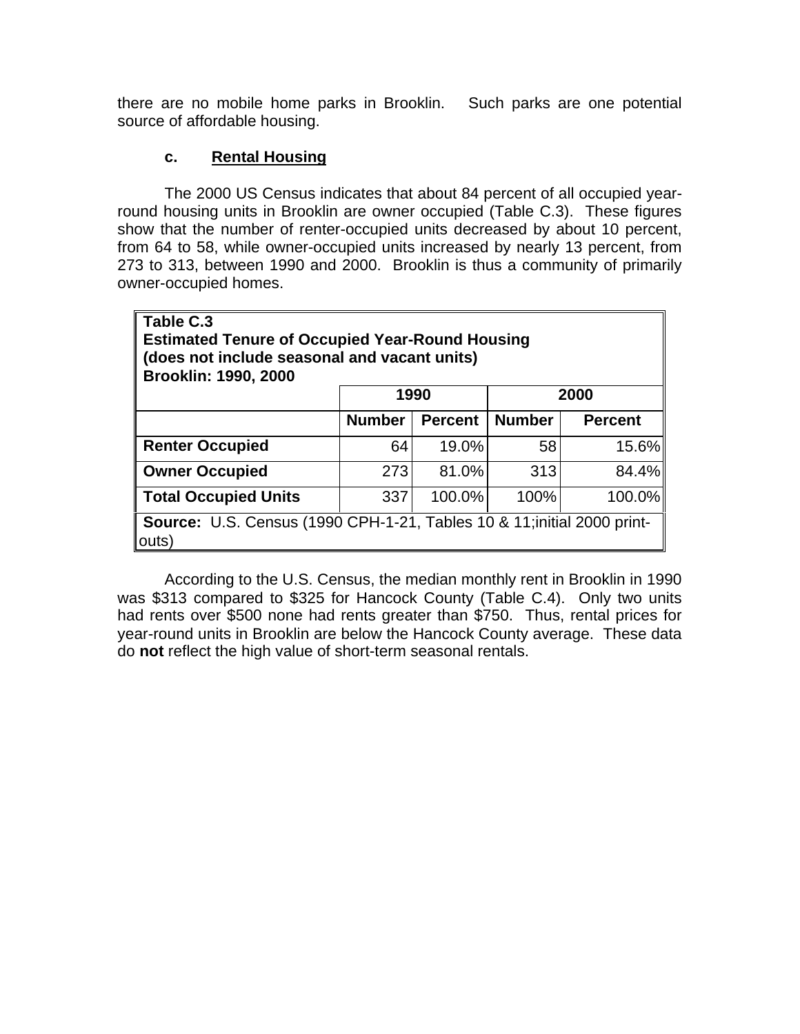there are no mobile home parks in Brooklin. Such parks are one potential source of affordable housing.

### c. Rental Housing

The 2000 US Census indicates that about 84 percent of all occupied year-round housing units in Brooklin are owner occupied (Table C.3). These figures show that the number of renter-occupied units decreased by about 10 percent, from 64 to 58, while owner-occupied units increased by nearly 13 percent, from 273 to 313, between 1990 and 2000. Brooklin is thus a community of primarily owner-occupied homes.

**Table C.3**
**Estimated Tenure of Occupied Year-Round Housing**
**(does not include seasonal and vacant units)**
**Brooklin: 1990, 2000**

| | 1990 | | 2000 | |
|---|---|---|---|---|
| | **Number** | **Percent** | **Number** | **Percent** |
| **Renter Occupied** | 64 | 19.0% | 58 | 15.6% |
| **Owner Occupied** | 273 | 81.0% | 313 | 84.4% |
| **Total Occupied Units** | 337 | 100.0% | 100% | 100.0% |

**Source:** U.S. Census (1990 CPH-1-21, Tables 10 & 11;initial 2000 print-outs)

According to the U.S. Census, the median monthly rent in Brooklin in 1990 was $313 compared to $325 for Hancock County (Table C.4). Only two units had rents over $500 none had rents greater than $750. Thus, rental prices for year-round units in Brooklin are below the Hancock County average. These data do **not** reflect the high value of short-term seasonal rentals.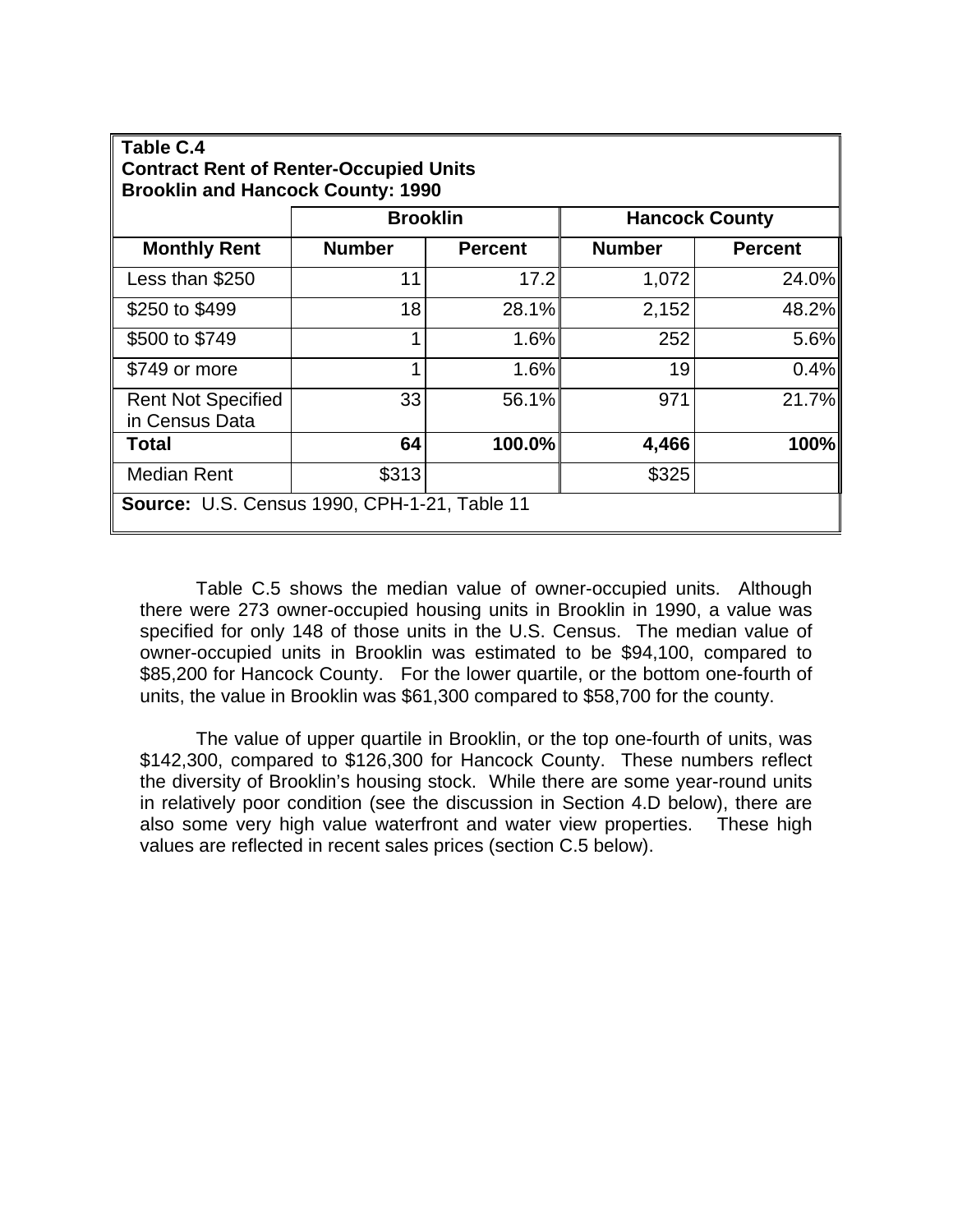**Table C.4**
**Contract Rent of Renter-Occupied Units**
**Brooklin and Hancock County: 1990**

| | **Brooklin** | | **Hancock County** | |
|---|---|---|---|---|
| **Monthly Rent** | **Number** | **Percent** | **Number** | **Percent** |
| Less than $250 | 11 | 17.2 | 1,072 | 24.0% |
| $250 to $499 | 18 | 28.1% | 2,152 | 48.2% |
| $500 to $749 | 1 | 1.6% | 252 | 5.6% |
| $749 or more | 1 | 1.6% | 19 | 0.4% |
| Rent Not Specified in Census Data | 33 | 56.1% | 971 | 21.7% |
| **Total** | **64** | **100.0%** | **4,466** | **100%** |
| Median Rent | $313 | | $325 | |

**Source:** U.S. Census 1990, CPH-1-21, Table 11

Table C.5 shows the median value of owner-occupied units. Although there were 273 owner-occupied housing units in Brooklin in 1990, a value was specified for only 148 of those units in the U.S. Census. The median value of owner-occupied units in Brooklin was estimated to be $94,100, compared to $85,200 for Hancock County. For the lower quartile, or the bottom one-fourth of units, the value in Brooklin was $61,300 compared to $58,700 for the county.

The value of upper quartile in Brooklin, or the top one-fourth of units, was $142,300, compared to $126,300 for Hancock County. These numbers reflect the diversity of Brooklin's housing stock. While there are some year-round units in relatively poor condition (see the discussion in Section 4.D below), there are also some very high value waterfront and water view properties. These high values are reflected in recent sales prices (section C.5 below).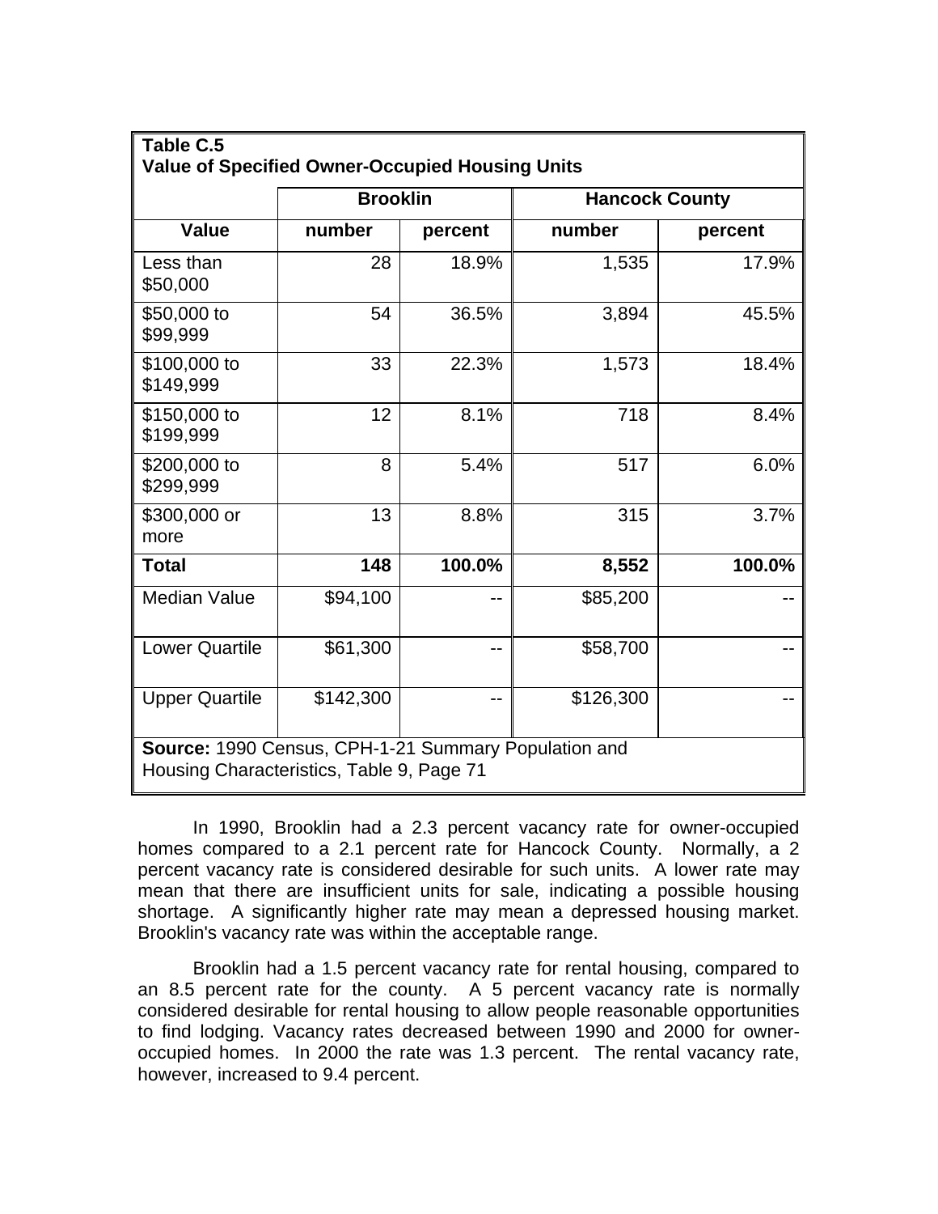**Table C.5**
**Value of Specified Owner-Occupied Housing Units**

| | Brooklin | | Hancock County | |
|---|---|---|---|---|
| **Value** | **number** | **percent** | **number** | **percent** |
| Less than $50,000 | 28 | 18.9% | 1,535 | 17.9% |
| $50,000 to $99,999 | 54 | 36.5% | 3,894 | 45.5% |
| $100,000 to $149,999 | 33 | 22.3% | 1,573 | 18.4% |
| $150,000 to $199,999 | 12 | 8.1% | 718 | 8.4% |
| $200,000 to $299,999 | 8 | 5.4% | 517 | 6.0% |
| $300,000 or more | 13 | 8.8% | 315 | 3.7% |
| **Total** | **148** | **100.0%** | **8,552** | **100.0%** |
| Median Value | $94,100 | -- | $85,200 | -- |
| Lower Quartile | $61,300 | -- | $58,700 | -- |
| Upper Quartile | $142,300 | -- | $126,300 | -- |

**Source:** 1990 Census, CPH-1-21 Summary Population and Housing Characteristics, Table 9, Page 71

In 1990, Brooklin had a 2.3 percent vacancy rate for owner-occupied homes compared to a 2.1 percent rate for Hancock County. Normally, a 2 percent vacancy rate is considered desirable for such units. A lower rate may mean that there are insufficient units for sale, indicating a possible housing shortage. A significantly higher rate may mean a depressed housing market. Brooklin's vacancy rate was within the acceptable range.

Brooklin had a 1.5 percent vacancy rate for rental housing, compared to an 8.5 percent rate for the county. A 5 percent vacancy rate is normally considered desirable for rental housing to allow people reasonable opportunities to find lodging. Vacancy rates decreased between 1990 and 2000 for owner-occupied homes. In 2000 the rate was 1.3 percent. The rental vacancy rate, however, increased to 9.4 percent.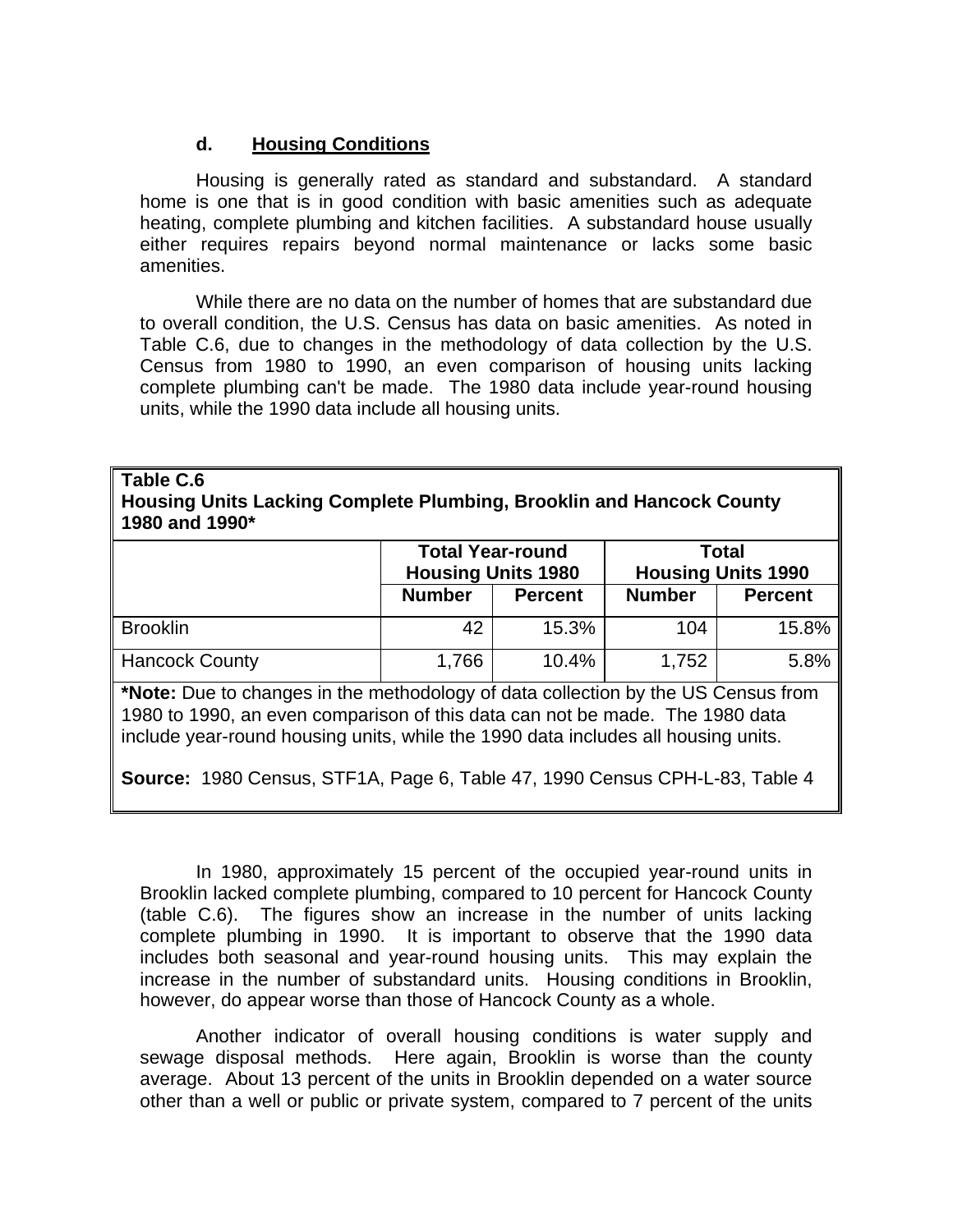### d. Housing Conditions

Housing is generally rated as standard and substandard. A standard home is one that is in good condition with basic amenities such as adequate heating, complete plumbing and kitchen facilities. A substandard house usually either requires repairs beyond normal maintenance or lacks some basic amenities.

While there are no data on the number of homes that are substandard due to overall condition, the U.S. Census has data on basic amenities. As noted in Table C.6, due to changes in the methodology of data collection by the U.S. Census from 1980 to 1990, an even comparison of housing units lacking complete plumbing can't be made. The 1980 data include year-round housing units, while the 1990 data include all housing units.

**Table C.6**
**Housing Units Lacking Complete Plumbing, Brooklin and Hancock County 1980 and 1990***

| | Total Year-round Housing Units 1980 | | Total Housing Units 1990 | |
|---|---|---|---|---|
| | Number | Percent | Number | Percent |
| Brooklin | 42 | 15.3% | 104 | 15.8% |
| Hancock County | 1,766 | 10.4% | 1,752 | 5.8% |

***Note:** Due to changes in the methodology of data collection by the US Census from 1980 to 1990, an even comparison of this data can not be made. The 1980 data include year-round housing units, while the 1990 data includes all housing units.

**Source:** 1980 Census, STF1A, Page 6, Table 47, 1990 Census CPH-L-83, Table 4

In 1980, approximately 15 percent of the occupied year-round units in Brooklin lacked complete plumbing, compared to 10 percent for Hancock County (table C.6). The figures show an increase in the number of units lacking complete plumbing in 1990. It is important to observe that the 1990 data includes both seasonal and year-round housing units. This may explain the increase in the number of substandard units. Housing conditions in Brooklin, however, do appear worse than those of Hancock County as a whole.

Another indicator of overall housing conditions is water supply and sewage disposal methods. Here again, Brooklin is worse than the county average. About 13 percent of the units in Brooklin depended on a water source other than a well or public or private system, compared to 7 percent of the units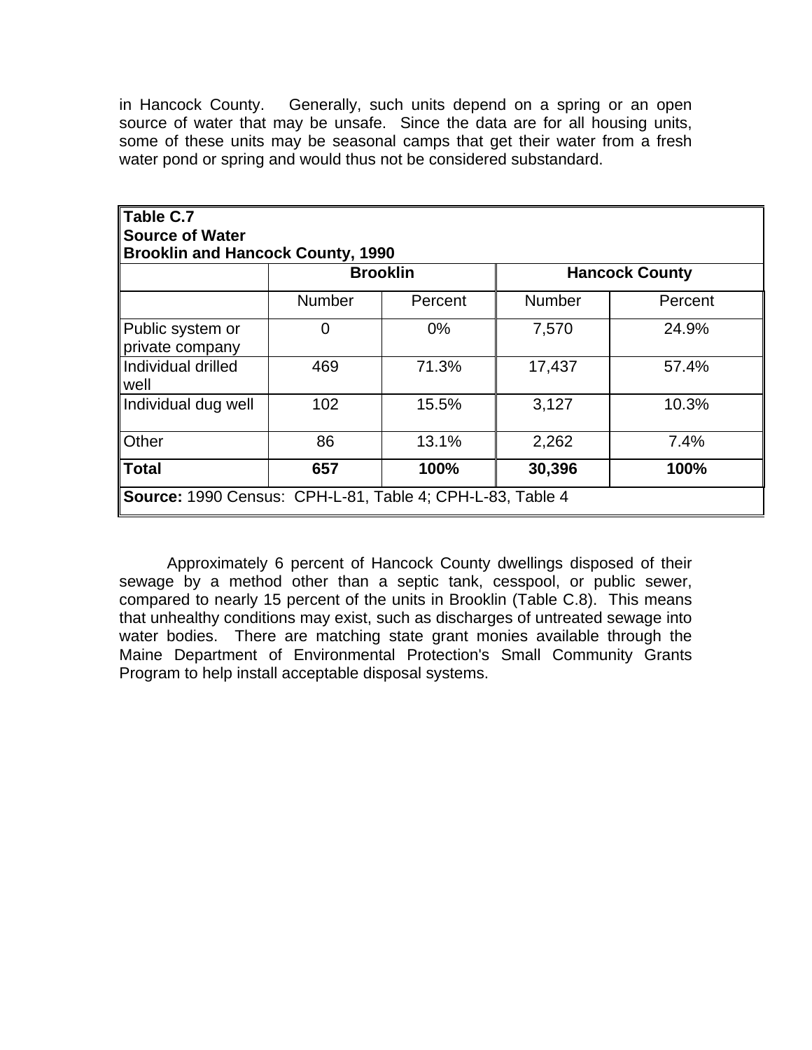in Hancock County. Generally, such units depend on a spring or an open source of water that may be unsafe. Since the data are for all housing units, some of these units may be seasonal camps that get their water from a fresh water pond or spring and would thus not be considered substandard.

**Table C.7**
**Source of Water**
**Brooklin and Hancock County, 1990**

| | **Brooklin** | | **Hancock County** | |
|---|---|---|---|---|
| | Number | Percent | Number | Percent |
| Public system or private company | 0 | 0% | 7,570 | 24.9% |
| Individual drilled well | 469 | 71.3% | 17,437 | 57.4% |
| Individual dug well | 102 | 15.5% | 3,127 | 10.3% |
| Other | 86 | 13.1% | 2,262 | 7.4% |
| **Total** | **657** | **100%** | **30,396** | **100%** |

**Source:** 1990 Census: CPH-L-81, Table 4; CPH-L-83, Table 4

Approximately 6 percent of Hancock County dwellings disposed of their sewage by a method other than a septic tank, cesspool, or public sewer, compared to nearly 15 percent of the units in Brooklin (Table C.8). This means that unhealthy conditions may exist, such as discharges of untreated sewage into water bodies. There are matching state grant monies available through the Maine Department of Environmental Protection's Small Community Grants Program to help install acceptable disposal systems.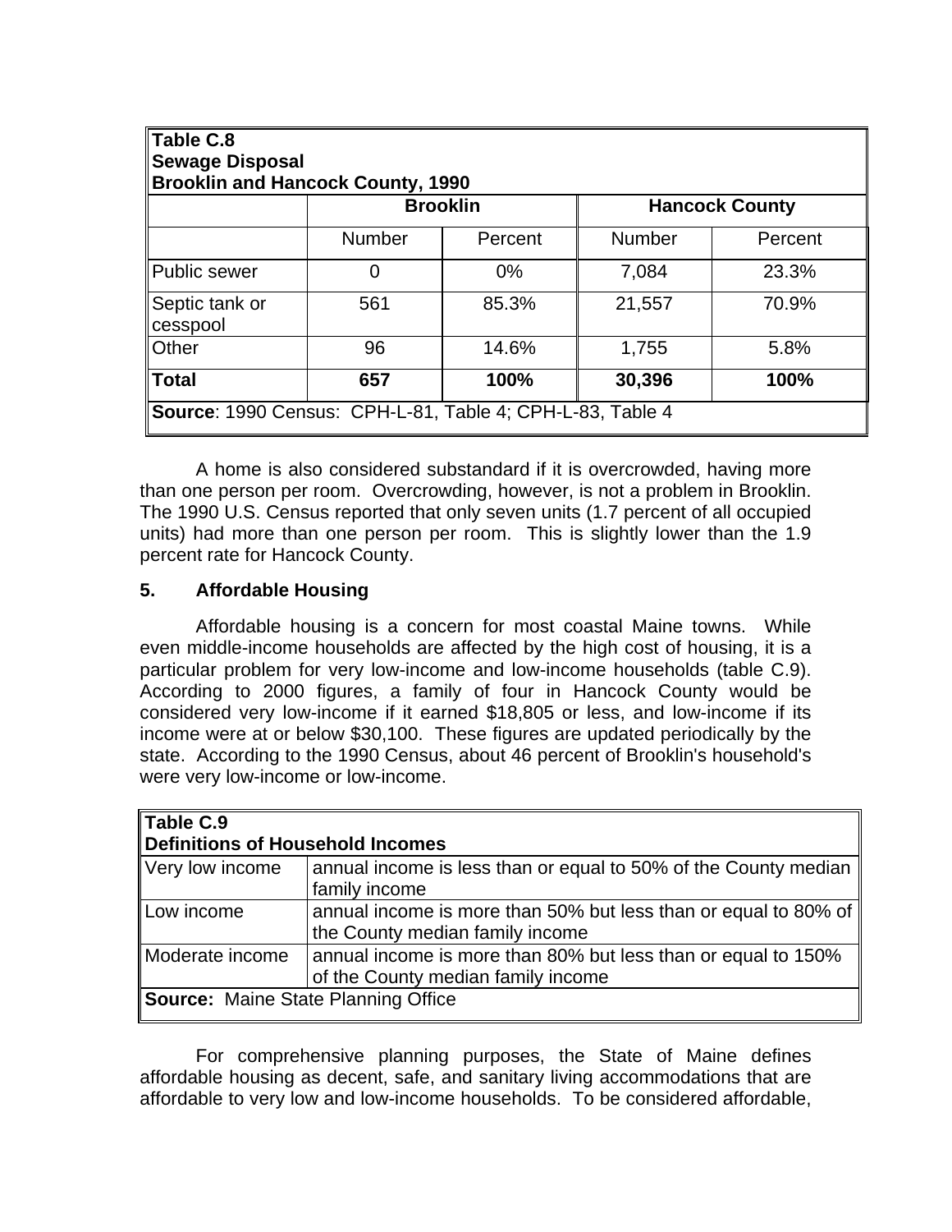**Table C.8**
**Sewage Disposal**
**Brooklin and Hancock County, 1990**

| | Brooklin | | Hancock County | |
|---|---|---|---|---|
| | Number | Percent | Number | Percent |
| Public sewer | 0 | 0% | 7,084 | 23.3% |
| Septic tank or cesspool | 561 | 85.3% | 21,557 | 70.9% |
| Other | 96 | 14.6% | 1,755 | 5.8% |
| **Total** | **657** | **100%** | **30,396** | **100%** |

**Source**: 1990 Census: CPH-L-81, Table 4; CPH-L-83, Table 4

A home is also considered substandard if it is overcrowded, having more than one person per room. Overcrowding, however, is not a problem in Brooklin. The 1990 U.S. Census reported that only seven units (1.7 percent of all occupied units) had more than one person per room. This is slightly lower than the 1.9 percent rate for Hancock County.

### 5. Affordable Housing

Affordable housing is a concern for most coastal Maine towns. While even middle-income households are affected by the high cost of housing, it is a particular problem for very low-income and low-income households (table C.9). According to 2000 figures, a family of four in Hancock County would be considered very low-income if it earned $18,805 or less, and low-income if its income were at or below $30,100. These figures are updated periodically by the state. According to the 1990 Census, about 46 percent of Brooklin's household's were very low-income or low-income.

**Table C.9**
**Definitions of Household Incomes**

| | |
|---|---|
| Very low income | annual income is less than or equal to 50% of the County median family income |
| Low income | annual income is more than 50% but less than or equal to 80% of the County median family income |
| Moderate income | annual income is more than 80% but less than or equal to 150% of the County median family income |

**Source:** Maine State Planning Office

For comprehensive planning purposes, the State of Maine defines affordable housing as decent, safe, and sanitary living accommodations that are affordable to very low and low-income households. To be considered affordable,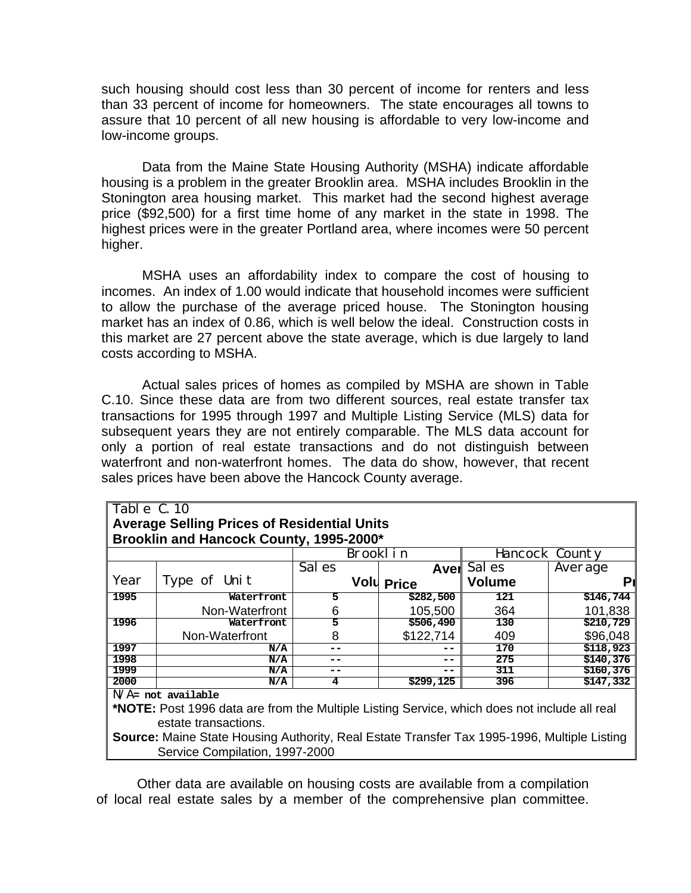such housing should cost less than 30 percent of income for renters and less than 33 percent of income for homeowners. The state encourages all towns to assure that 10 percent of all new housing is affordable to very low-income and low-income groups.

Data from the Maine State Housing Authority (MSHA) indicate affordable housing is a problem in the greater Brooklin area. MSHA includes Brooklin in the Stonington area housing market. This market had the second highest average price ($92,500) for a first time home of any market in the state in 1998. The highest prices were in the greater Portland area, where incomes were 50 percent higher.

MSHA uses an affordability index to compare the cost of housing to incomes. An index of 1.00 would indicate that household incomes were sufficient to allow the purchase of the average priced house. The Stonington housing market has an index of 0.86, which is well below the ideal. Construction costs in this market are 27 percent above the state average, which is due largely to land costs according to MSHA.

Actual sales prices of homes as compiled by MSHA are shown in Table C.10. Since these data are from two different sources, real estate transfer tax transactions for 1995 through 1997 and Multiple Listing Service (MLS) data for subsequent years they are not entirely comparable. The MLS data account for only a portion of real estate transactions and do not distinguish between waterfront and non-waterfront homes. The data do show, however, that recent sales prices have been above the Hancock County average.

Table C.10
**Average Selling Prices of Residential Units**
**Brooklin and Hancock County, 1995-2000***

| | | Brooklin | | Hancock County | |
|---|---|---|---|---|---|
| Year | Type of Unit | Sales Volume | Average Price | Sales Volume | Average Price |
| 1995 | Waterfront | 5 | $282,500 | 121 | $146,744 |
| | Non-Waterfront | 6 | 105,500 | 364 | 101,838 |
| 1996 | Waterfront | 5 | $506,490 | 130 | $210,729 |
| | Non-Waterfront | 8 | $122,714 | 409 | $96,048 |
| 1997 | N/A | -- | -- | 170 | $118,923 |
| 1998 | N/A | -- | -- | 275 | $140,376 |
| 1999 | N/A | -- | -- | 311 | $160,376 |
| 2000 | N/A | 4 | $299,125 | 396 | $147,332 |

N/A= not available

**\*NOTE:** Post 1996 data are from the Multiple Listing Service, which does not include all real estate transactions.

**Source:** Maine State Housing Authority, Real Estate Transfer Tax 1995-1996, Multiple Listing Service Compilation, 1997-2000

Other data are available on housing costs are available from a compilation of local real estate sales by a member of the comprehensive plan committee.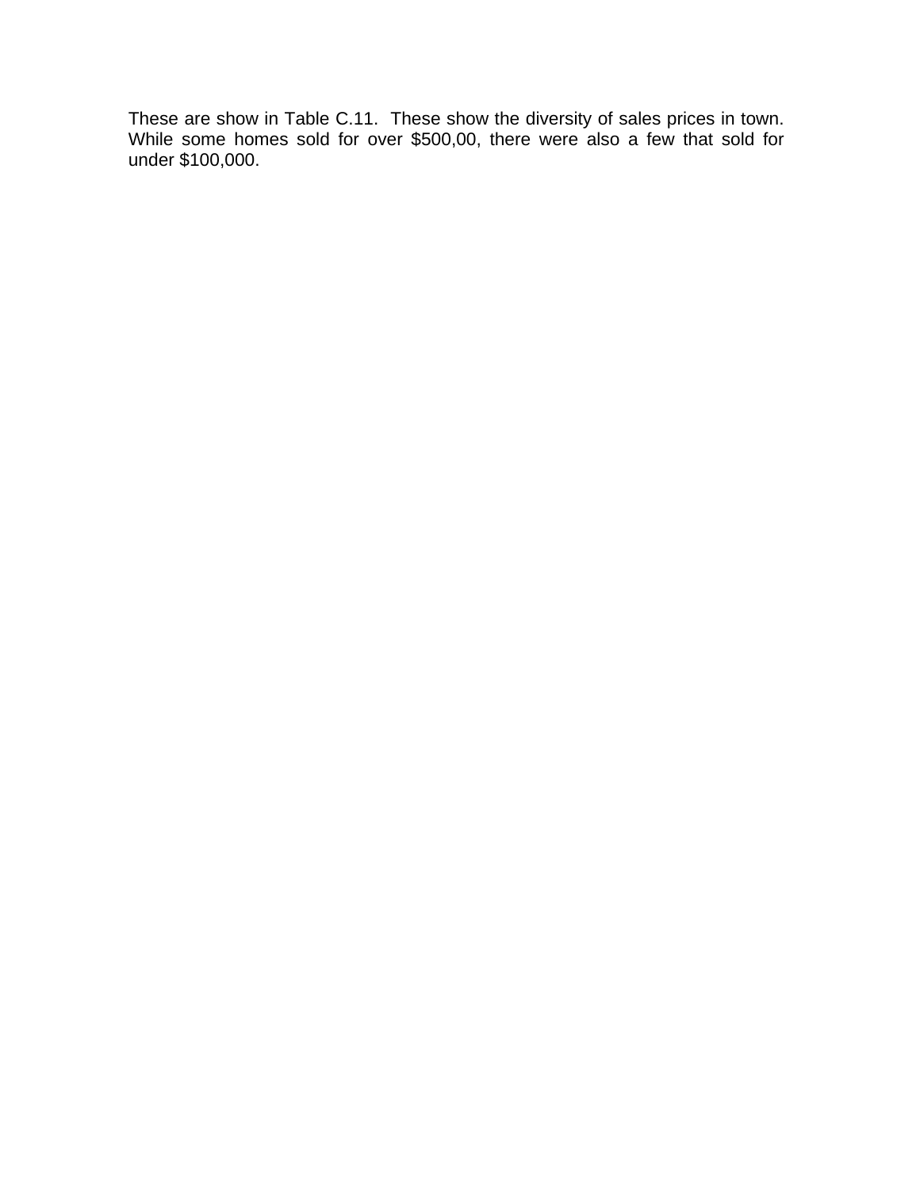These are show in Table C.11. These show the diversity of sales prices in town. While some homes sold for over $500,00, there were also a few that sold for under $100,000.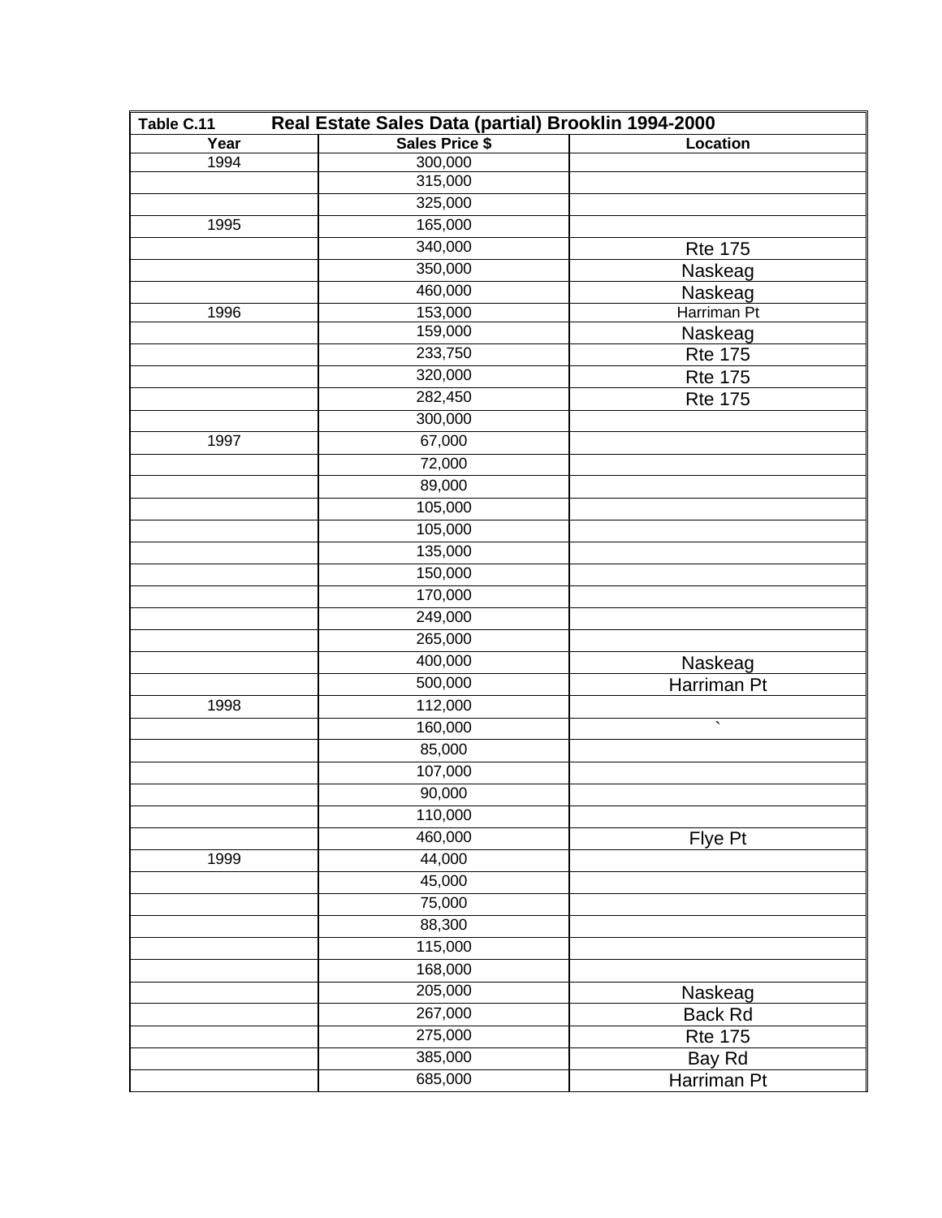**Table C.11 Real Estate Sales Data (partial) Brooklin 1994-2000**

| Year | Sales Price $ | Location |
|---|---|---|
| 1994 | 300,000 | |
| | 315,000 | |
| | 325,000 | |
| 1995 | 165,000 | |
| | 340,000 | Rte 175 |
| | 350,000 | Naskeag |
| | 460,000 | Naskeag |
| 1996 | 153,000 | Harriman Pt |
| | 159,000 | Naskeag |
| | 233,750 | Rte 175 |
| | 320,000 | Rte 175 |
| | 282,450 | Rte 175 |
| | 300,000 | |
| 1997 | 67,000 | |
| | 72,000 | |
| | 89,000 | |
| | 105,000 | |
| | 105,000 | |
| | 135,000 | |
| | 150,000 | |
| | 170,000 | |
| | 249,000 | |
| | 265,000 | |
| | 400,000 | Naskeag |
| | 500,000 | Harriman Pt |
| 1998 | 112,000 | |
| | 160,000 | ` |
| | 85,000 | |
| | 107,000 | |
| | 90,000 | |
| | 110,000 | |
| | 460,000 | Flye Pt |
| 1999 | 44,000 | |
| | 45,000 | |
| | 75,000 | |
| | 88,300 | |
| | 115,000 | |
| | 168,000 | |
| | 205,000 | Naskeag |
| | 267,000 | Back Rd |
| | 275,000 | Rte 175 |
| | 385,000 | Bay Rd |
| | 685,000 | Harriman Pt |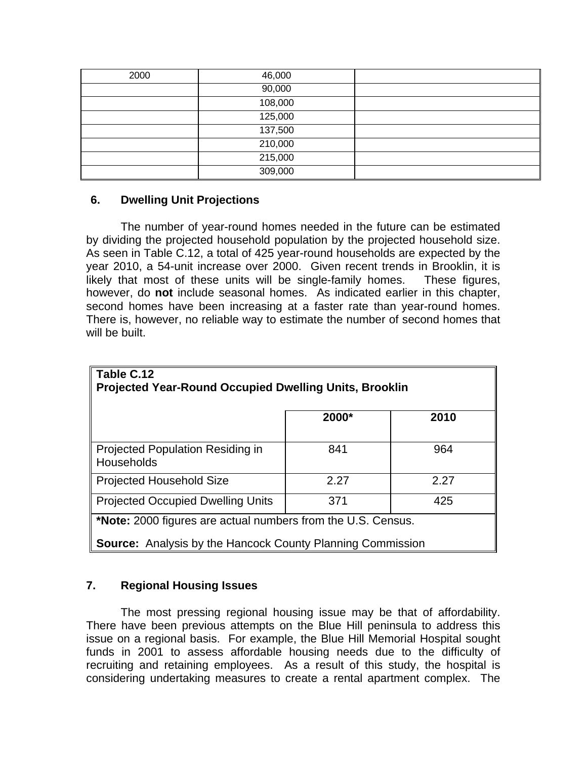| 2000 | 46,000 | |
|---|---|---|
| | 90,000 | |
| | 108,000 | |
| | 125,000 | |
| | 137,500 | |
| | 210,000 | |
| | 215,000 | |
| | 309,000 | |

## 6. Dwelling Unit Projections

The number of year-round homes needed in the future can be estimated by dividing the projected household population by the projected household size. As seen in Table C.12, a total of 425 year-round households are expected by the year 2010, a 54-unit increase over 2000. Given recent trends in Brooklin, it is likely that most of these units will be single-family homes. These figures, however, do **not** include seasonal homes. As indicated earlier in this chapter, second homes have been increasing at a faster rate than year-round homes. There is, however, no reliable way to estimate the number of second homes that will be built.

**Table C.12**
**Projected Year-Round Occupied Dwelling Units, Brooklin**

| | 2000* | 2010 |
|---|---|---|
| Projected Population Residing in Households | 841 | 964 |
| Projected Household Size | 2.27 | 2.27 |
| Projected Occupied Dwelling Units | 371 | 425 |

**\*Note:** 2000 figures are actual numbers from the U.S. Census.

**Source:** Analysis by the Hancock County Planning Commission

## 7. Regional Housing Issues

The most pressing regional housing issue may be that of affordability. There have been previous attempts on the Blue Hill peninsula to address this issue on a regional basis. For example, the Blue Hill Memorial Hospital sought funds in 2001 to assess affordable housing needs due to the difficulty of recruiting and retaining employees. As a result of this study, the hospital is considering undertaking measures to create a rental apartment complex. The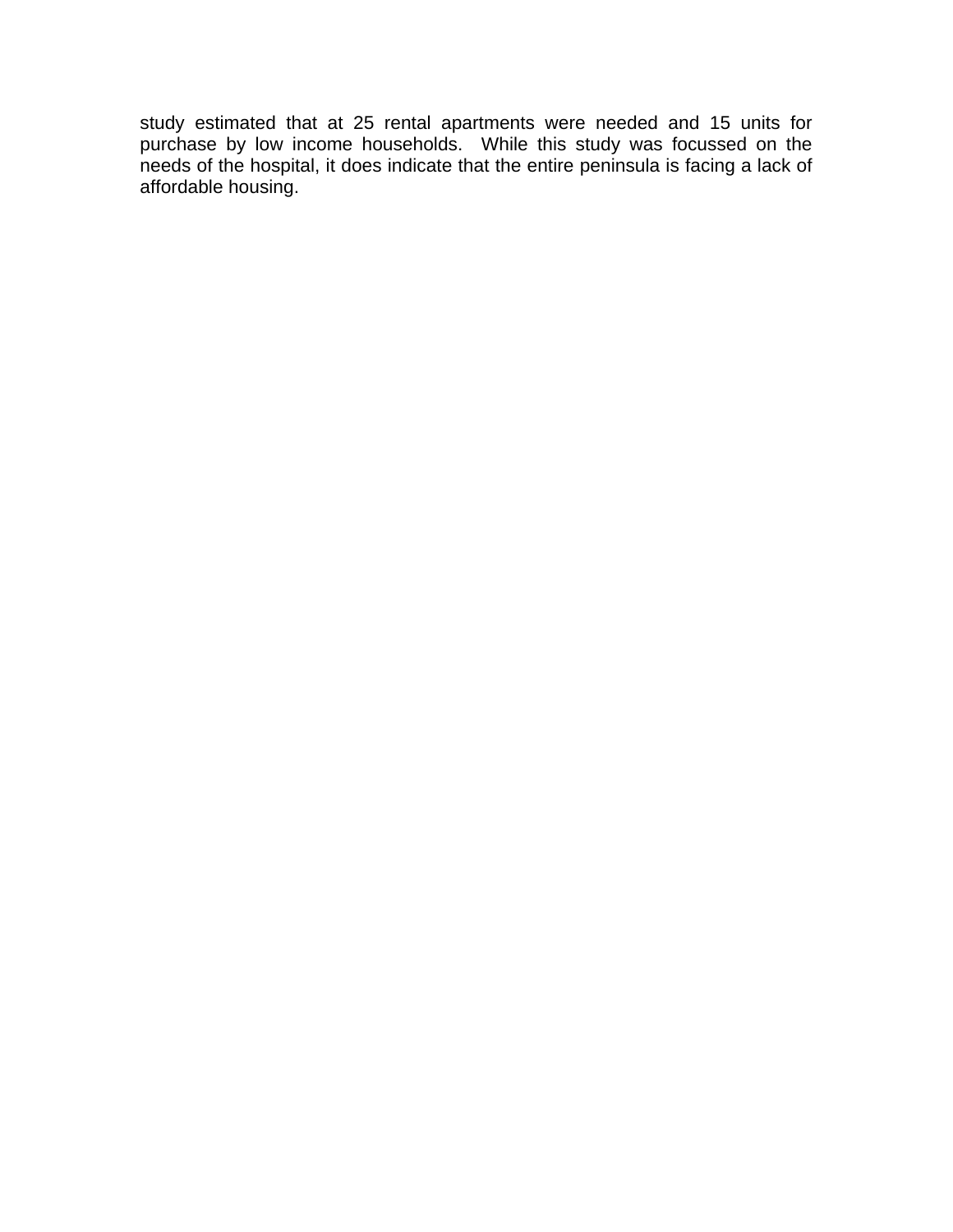study estimated that at 25 rental apartments were needed and 15 units for purchase by low income households. While this study was focussed on the needs of the hospital, it does indicate that the entire peninsula is facing a lack of affordable housing.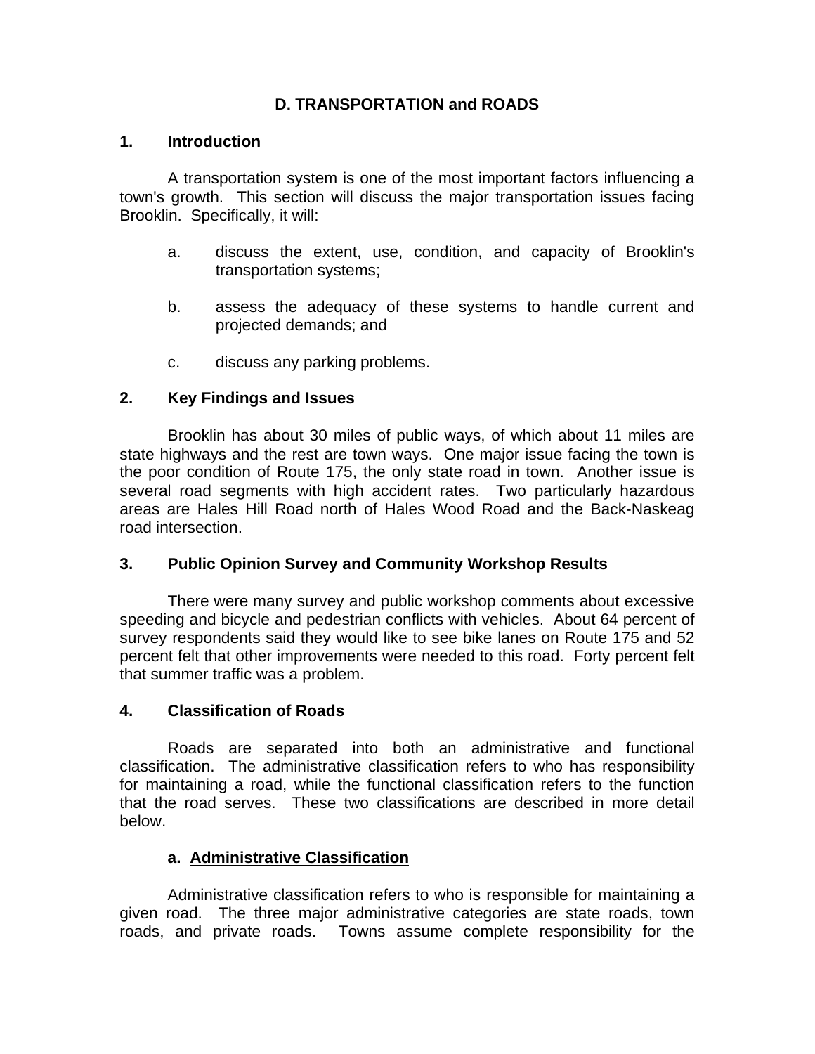## D. TRANSPORTATION and ROADS

### 1. Introduction

A transportation system is one of the most important factors influencing a town's growth. This section will discuss the major transportation issues facing Brooklin. Specifically, it will:

a. discuss the extent, use, condition, and capacity of Brooklin's transportation systems;

b. assess the adequacy of these systems to handle current and projected demands; and

c. discuss any parking problems.

### 2. Key Findings and Issues

Brooklin has about 30 miles of public ways, of which about 11 miles are state highways and the rest are town ways. One major issue facing the town is the poor condition of Route 175, the only state road in town. Another issue is several road segments with high accident rates. Two particularly hazardous areas are Hales Hill Road north of Hales Wood Road and the Back-Naskeag road intersection.

### 3. Public Opinion Survey and Community Workshop Results

There were many survey and public workshop comments about excessive speeding and bicycle and pedestrian conflicts with vehicles. About 64 percent of survey respondents said they would like to see bike lanes on Route 175 and 52 percent felt that other improvements were needed to this road. Forty percent felt that summer traffic was a problem.

### 4. Classification of Roads

Roads are separated into both an administrative and functional classification. The administrative classification refers to who has responsibility for maintaining a road, while the functional classification refers to the function that the road serves. These two classifications are described in more detail below.

#### a. Administrative Classification

Administrative classification refers to who is responsible for maintaining a given road. The three major administrative categories are state roads, town roads, and private roads. Towns assume complete responsibility for the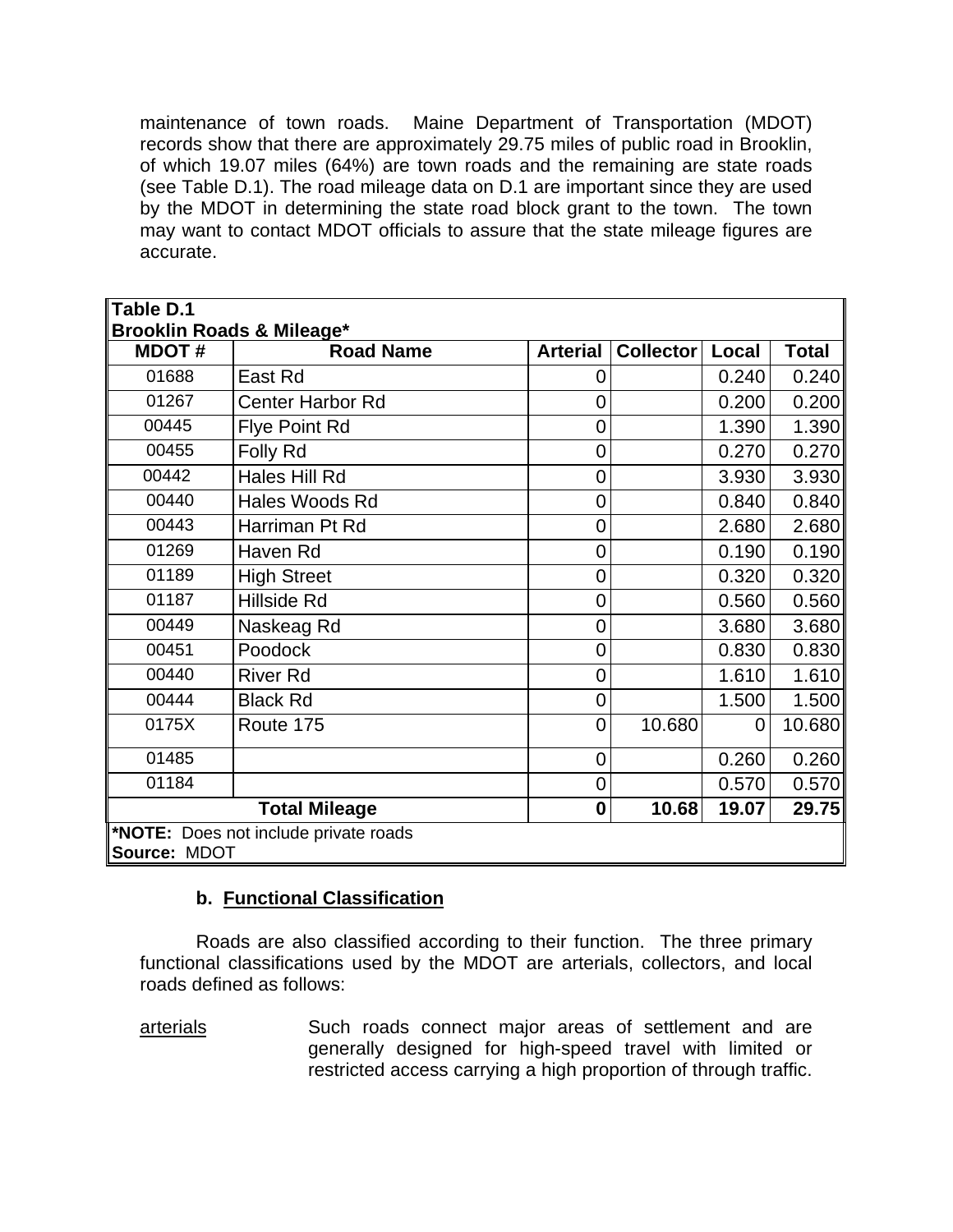maintenance of town roads. Maine Department of Transportation (MDOT) records show that there are approximately 29.75 miles of public road in Brooklin, of which 19.07 miles (64%) are town roads and the remaining are state roads (see Table D.1). The road mileage data on D.1 are important since they are used by the MDOT in determining the state road block grant to the town. The town may want to contact MDOT officials to assure that the state mileage figures are accurate.

**Table D.1**
**Brooklin Roads & Mileage***

| MDOT # | Road Name | Arterial | Collector | Local | Total |
|---|---|---|---|---|---|
| 01688 | East Rd | 0 | | 0.240 | 0.240 |
| 01267 | Center Harbor Rd | 0 | | 0.200 | 0.200 |
| 00445 | Flye Point Rd | 0 | | 1.390 | 1.390 |
| 00455 | Folly Rd | 0 | | 0.270 | 0.270 |
| 00442 | Hales Hill Rd | 0 | | 3.930 | 3.930 |
| 00440 | Hales Woods Rd | 0 | | 0.840 | 0.840 |
| 00443 | Harriman Pt Rd | 0 | | 2.680 | 2.680 |
| 01269 | Haven Rd | 0 | | 0.190 | 0.190 |
| 01189 | High Street | 0 | | 0.320 | 0.320 |
| 01187 | Hillside Rd | 0 | | 0.560 | 0.560 |
| 00449 | Naskeag Rd | 0 | | 3.680 | 3.680 |
| 00451 | Poodock | 0 | | 0.830 | 0.830 |
| 00440 | River Rd | 0 | | 1.610 | 1.610 |
| 00444 | Black Rd | 0 | | 1.500 | 1.500 |
| 0175X | Route 175 | 0 | 10.680 | 0 | 10.680 |
| 01485 | | 0 | | 0.260 | 0.260 |
| 01184 | | 0 | | 0.570 | 0.570 |
| **Total Mileage** | | **0** | **10.68** | **19.07** | **29.75** |

***NOTE:** Does not include private roads
**Source:** MDOT

### b. Functional Classification

Roads are also classified according to their function. The three primary functional classifications used by the MDOT are arterials, collectors, and local roads defined as follows:

arterials — Such roads connect major areas of settlement and are generally designed for high-speed travel with limited or restricted access carrying a high proportion of through traffic.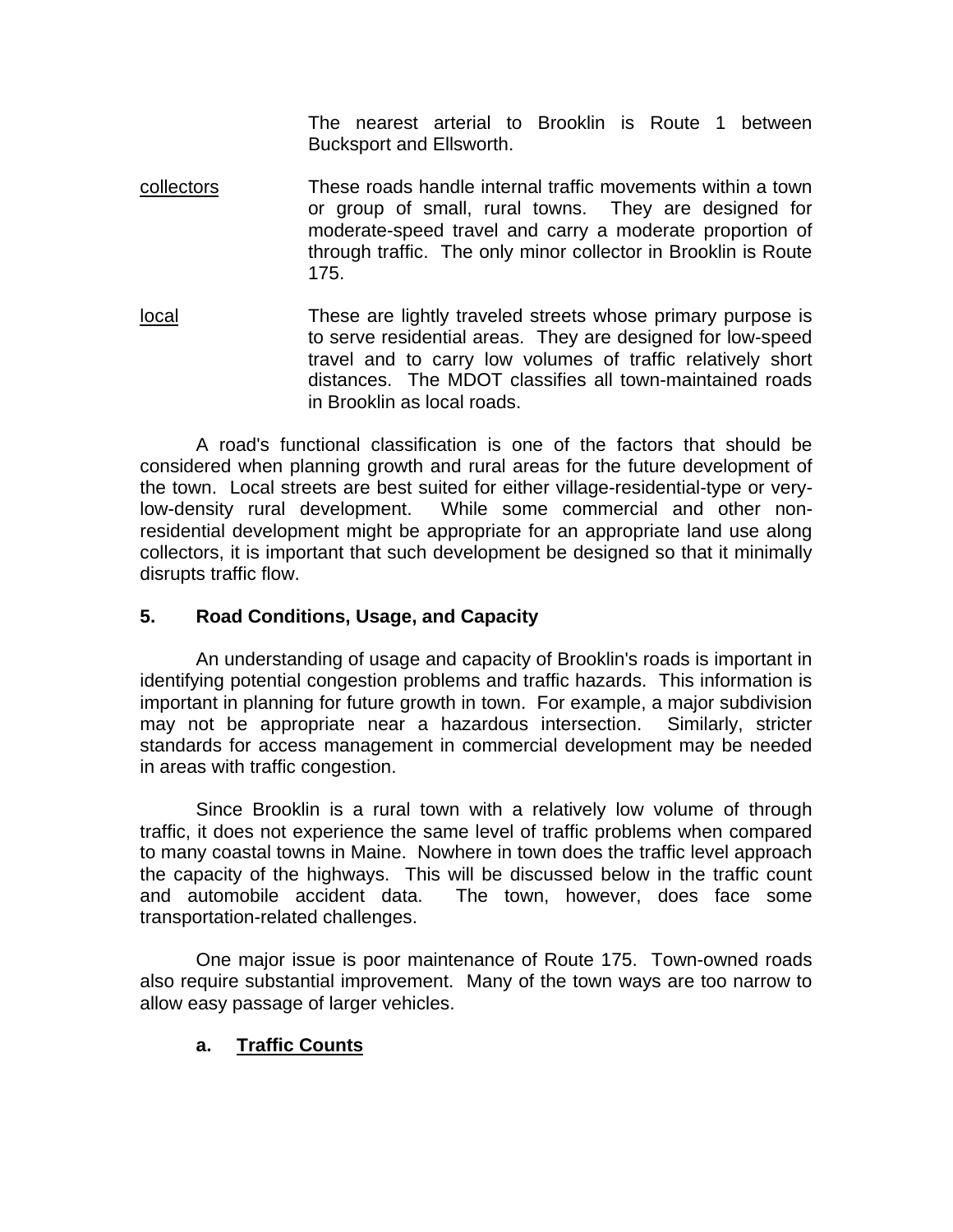The nearest arterial to Brooklin is Route 1 between Bucksport and Ellsworth.

<u>collectors</u> These roads handle internal traffic movements within a town or group of small, rural towns. They are designed for moderate-speed travel and carry a moderate proportion of through traffic. The only minor collector in Brooklin is Route 175.

<u>local</u> These are lightly traveled streets whose primary purpose is to serve residential areas. They are designed for low-speed travel and to carry low volumes of traffic relatively short distances. The MDOT classifies all town-maintained roads in Brooklin as local roads.

A road's functional classification is one of the factors that should be considered when planning growth and rural areas for the future development of the town. Local streets are best suited for either village-residential-type or very-low-density rural development. While some commercial and other non-residential development might be appropriate for an appropriate land use along collectors, it is important that such development be designed so that it minimally disrupts traffic flow.

## 5. Road Conditions, Usage, and Capacity

An understanding of usage and capacity of Brooklin's roads is important in identifying potential congestion problems and traffic hazards. This information is important in planning for future growth in town. For example, a major subdivision may not be appropriate near a hazardous intersection. Similarly, stricter standards for access management in commercial development may be needed in areas with traffic congestion.

Since Brooklin is a rural town with a relatively low volume of through traffic, it does not experience the same level of traffic problems when compared to many coastal towns in Maine. Nowhere in town does the traffic level approach the capacity of the highways. This will be discussed below in the traffic count and automobile accident data. The town, however, does face some transportation-related challenges.

One major issue is poor maintenance of Route 175. Town-owned roads also require substantial improvement. Many of the town ways are too narrow to allow easy passage of larger vehicles.

### a. <u>Traffic Counts</u>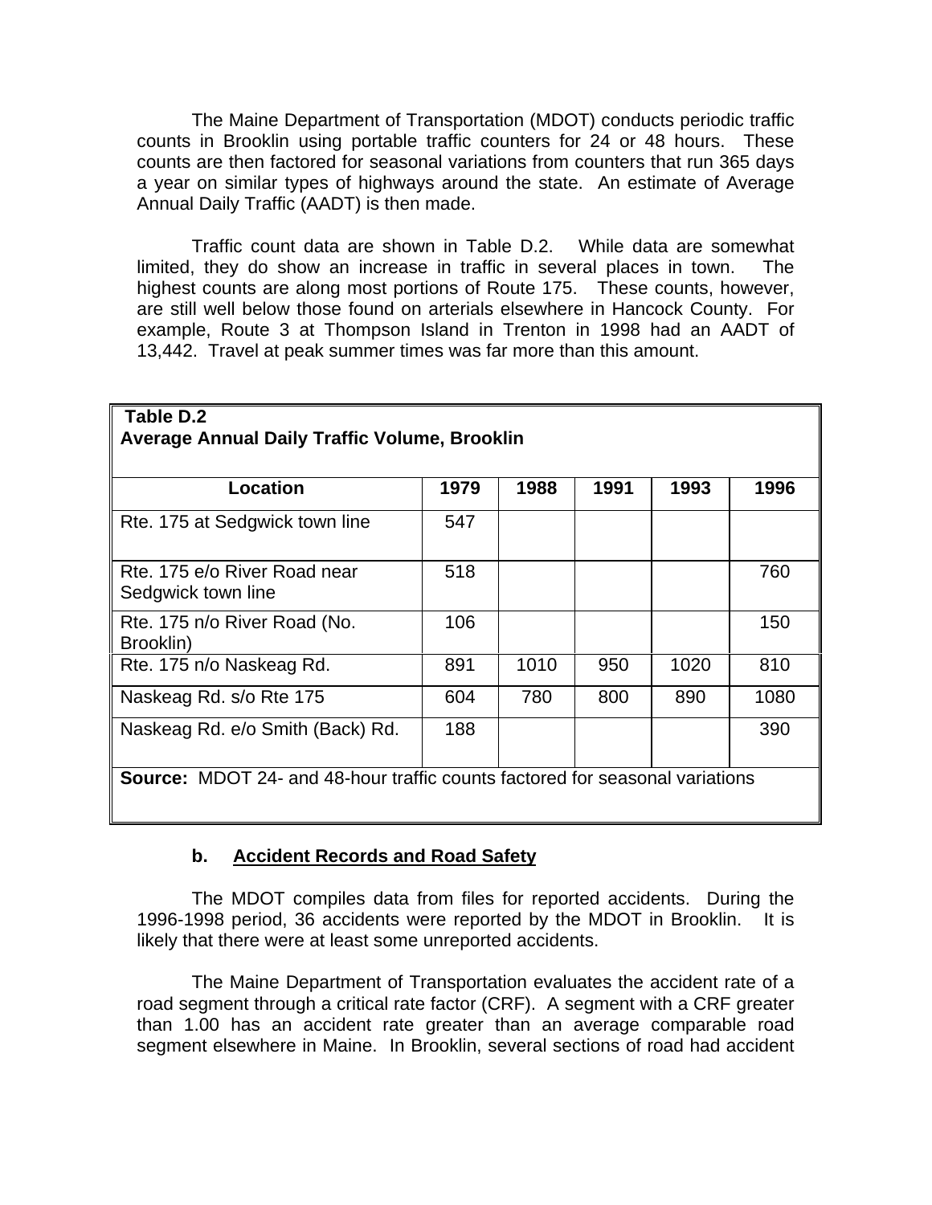The Maine Department of Transportation (MDOT) conducts periodic traffic counts in Brooklin using portable traffic counters for 24 or 48 hours. These counts are then factored for seasonal variations from counters that run 365 days a year on similar types of highways around the state. An estimate of Average Annual Daily Traffic (AADT) is then made.

Traffic count data are shown in Table D.2. While data are somewhat limited, they do show an increase in traffic in several places in town. The highest counts are along most portions of Route 175. These counts, however, are still well below those found on arterials elsewhere in Hancock County. For example, Route 3 at Thompson Island in Trenton in 1998 had an AADT of 13,442. Travel at peak summer times was far more than this amount.

**Table D.2**
**Average Annual Daily Traffic Volume, Brooklin**

| Location | 1979 | 1988 | 1991 | 1993 | 1996 |
|---|---|---|---|---|---|
| Rte. 175 at Sedgwick town line | 547 | | | | |
| Rte. 175 e/o River Road near Sedgwick town line | 518 | | | | 760 |
| Rte. 175 n/o River Road (No. Brooklin) | 106 | | | | 150 |
| Rte. 175 n/o Naskeag Rd. | 891 | 1010 | 950 | 1020 | 810 |
| Naskeag Rd. s/o Rte 175 | 604 | 780 | 800 | 890 | 1080 |
| Naskeag Rd. e/o Smith (Back) Rd. | 188 | | | | 390 |

**Source:** MDOT 24- and 48-hour traffic counts factored for seasonal variations

### b. Accident Records and Road Safety

The MDOT compiles data from files for reported accidents. During the 1996-1998 period, 36 accidents were reported by the MDOT in Brooklin. It is likely that there were at least some unreported accidents.

The Maine Department of Transportation evaluates the accident rate of a road segment through a critical rate factor (CRF). A segment with a CRF greater than 1.00 has an accident rate greater than an average comparable road segment elsewhere in Maine. In Brooklin, several sections of road had accident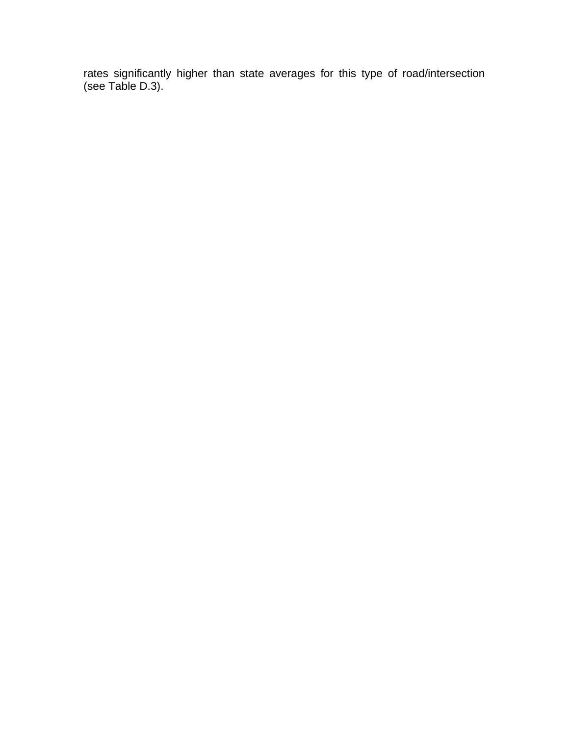rates significantly higher than state averages for this type of road/intersection (see Table D.3).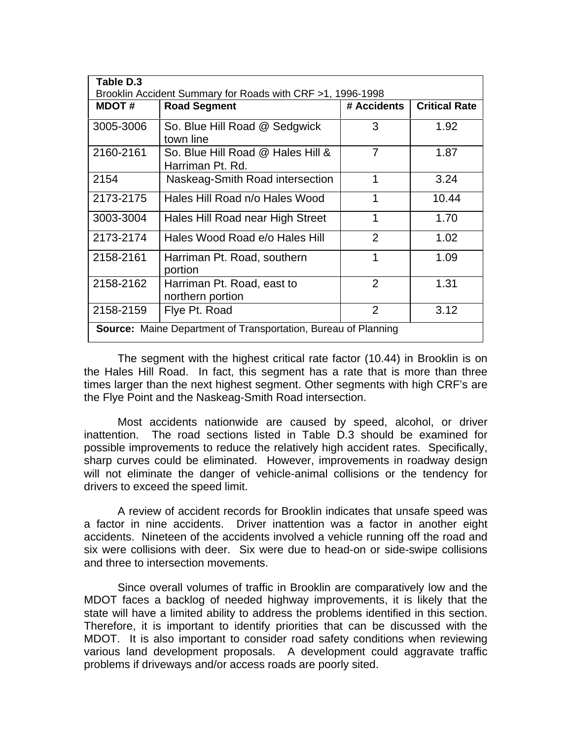**Table D.3**
Brooklin Accident Summary for Roads with CRF >1, 1996-1998

| MDOT # | Road Segment | # Accidents | Critical Rate |
|---|---|---|---|
| 3005-3006 | So. Blue Hill Road @ Sedgwick town line | 3 | 1.92 |
| 2160-2161 | So. Blue Hill Road @ Hales Hill & Harriman Pt. Rd. | 7 | 1.87 |
| 2154 | Naskeag-Smith Road intersection | 1 | 3.24 |
| 2173-2175 | Hales Hill Road n/o Hales Wood | 1 | 10.44 |
| 3003-3004 | Hales Hill Road near High Street | 1 | 1.70 |
| 2173-2174 | Hales Wood Road e/o Hales Hill | 2 | 1.02 |
| 2158-2161 | Harriman Pt. Road, southern portion | 1 | 1.09 |
| 2158-2162 | Harriman Pt. Road, east to northern portion | 2 | 1.31 |
| 2158-2159 | Flye Pt. Road | 2 | 3.12 |

**Source:** Maine Department of Transportation, Bureau of Planning

The segment with the highest critical rate factor (10.44) in Brooklin is on the Hales Hill Road. In fact, this segment has a rate that is more than three times larger than the next highest segment. Other segments with high CRF's are the Flye Point and the Naskeag-Smith Road intersection.

Most accidents nationwide are caused by speed, alcohol, or driver inattention. The road sections listed in Table D.3 should be examined for possible improvements to reduce the relatively high accident rates. Specifically, sharp curves could be eliminated. However, improvements in roadway design will not eliminate the danger of vehicle-animal collisions or the tendency for drivers to exceed the speed limit.

A review of accident records for Brooklin indicates that unsafe speed was a factor in nine accidents. Driver inattention was a factor in another eight accidents. Nineteen of the accidents involved a vehicle running off the road and six were collisions with deer. Six were due to head-on or side-swipe collisions and three to intersection movements.

Since overall volumes of traffic in Brooklin are comparatively low and the MDOT faces a backlog of needed highway improvements, it is likely that the state will have a limited ability to address the problems identified in this section. Therefore, it is important to identify priorities that can be discussed with the MDOT. It is also important to consider road safety conditions when reviewing various land development proposals. A development could aggravate traffic problems if driveways and/or access roads are poorly sited.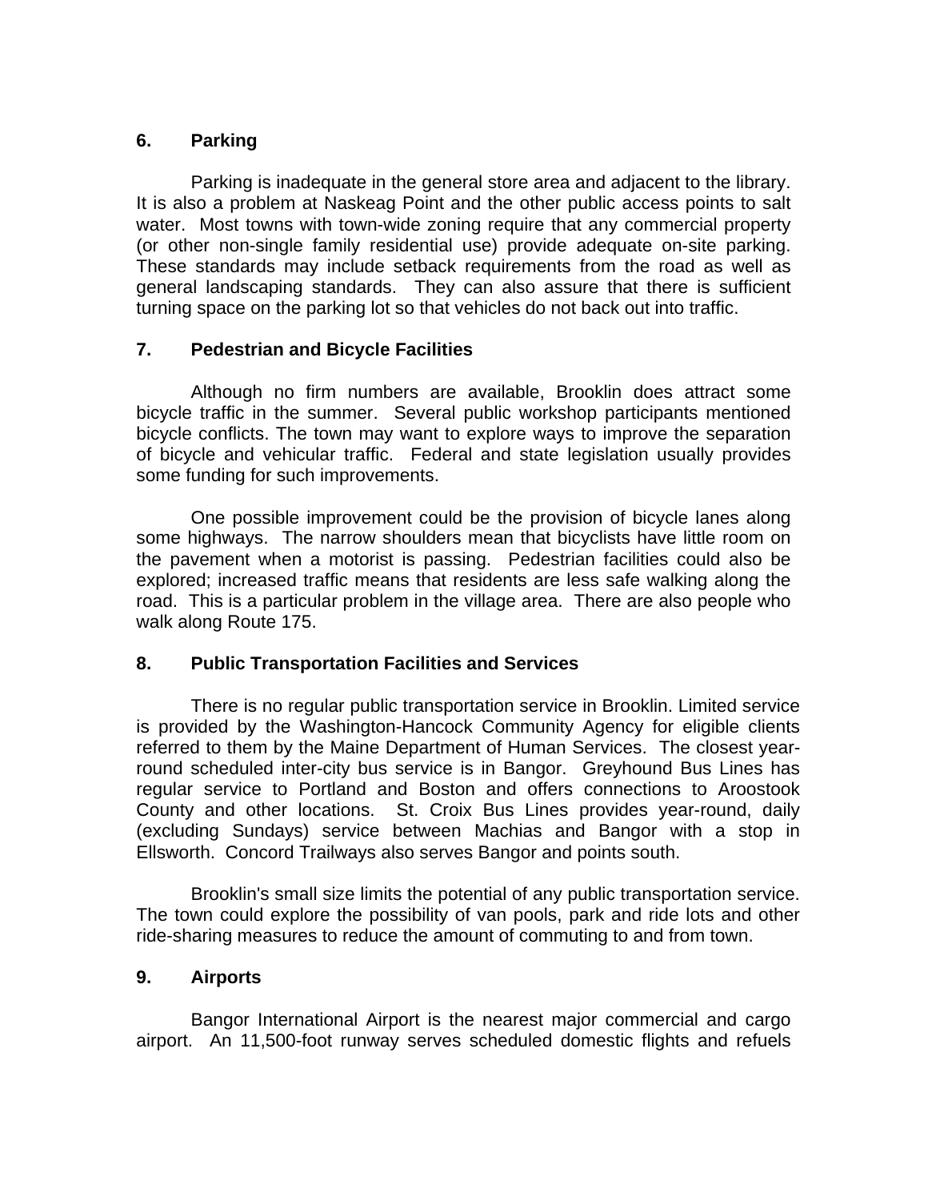### 6. Parking

Parking is inadequate in the general store area and adjacent to the library. It is also a problem at Naskeag Point and the other public access points to salt water. Most towns with town-wide zoning require that any commercial property (or other non-single family residential use) provide adequate on-site parking. These standards may include setback requirements from the road as well as general landscaping standards. They can also assure that there is sufficient turning space on the parking lot so that vehicles do not back out into traffic.

### 7. Pedestrian and Bicycle Facilities

Although no firm numbers are available, Brooklin does attract some bicycle traffic in the summer. Several public workshop participants mentioned bicycle conflicts. The town may want to explore ways to improve the separation of bicycle and vehicular traffic. Federal and state legislation usually provides some funding for such improvements.

One possible improvement could be the provision of bicycle lanes along some highways. The narrow shoulders mean that bicyclists have little room on the pavement when a motorist is passing. Pedestrian facilities could also be explored; increased traffic means that residents are less safe walking along the road. This is a particular problem in the village area. There are also people who walk along Route 175.

### 8. Public Transportation Facilities and Services

There is no regular public transportation service in Brooklin. Limited service is provided by the Washington-Hancock Community Agency for eligible clients referred to them by the Maine Department of Human Services. The closest year-round scheduled inter-city bus service is in Bangor. Greyhound Bus Lines has regular service to Portland and Boston and offers connections to Aroostook County and other locations. St. Croix Bus Lines provides year-round, daily (excluding Sundays) service between Machias and Bangor with a stop in Ellsworth. Concord Trailways also serves Bangor and points south.

Brooklin's small size limits the potential of any public transportation service. The town could explore the possibility of van pools, park and ride lots and other ride-sharing measures to reduce the amount of commuting to and from town.

### 9. Airports

Bangor International Airport is the nearest major commercial and cargo airport. An 11,500-foot runway serves scheduled domestic flights and refuels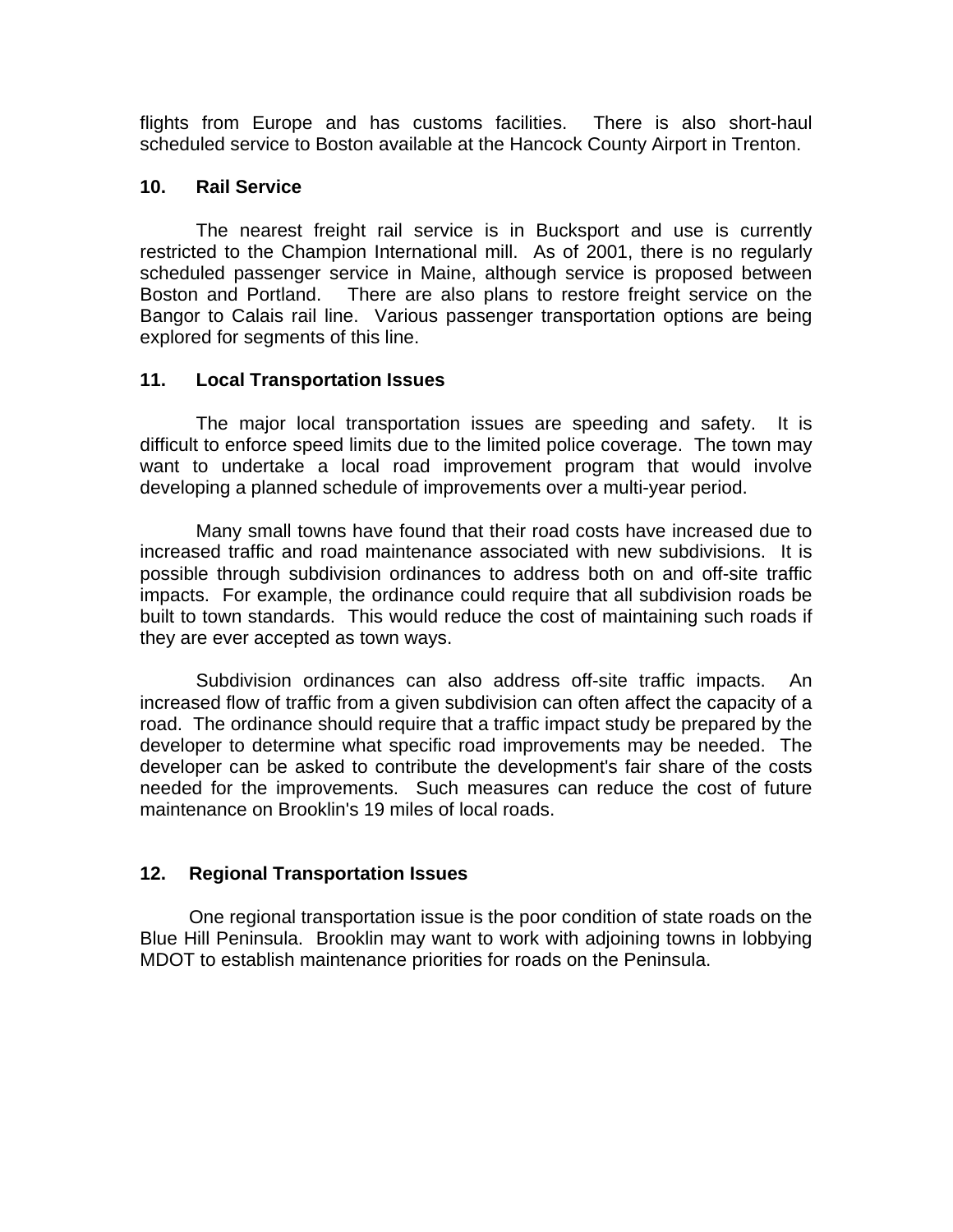flights from Europe and has customs facilities. There is also short-haul scheduled service to Boston available at the Hancock County Airport in Trenton.

### 10. Rail Service

The nearest freight rail service is in Bucksport and use is currently restricted to the Champion International mill. As of 2001, there is no regularly scheduled passenger service in Maine, although service is proposed between Boston and Portland. There are also plans to restore freight service on the Bangor to Calais rail line. Various passenger transportation options are being explored for segments of this line.

### 11. Local Transportation Issues

The major local transportation issues are speeding and safety. It is difficult to enforce speed limits due to the limited police coverage. The town may want to undertake a local road improvement program that would involve developing a planned schedule of improvements over a multi-year period.

Many small towns have found that their road costs have increased due to increased traffic and road maintenance associated with new subdivisions. It is possible through subdivision ordinances to address both on and off-site traffic impacts. For example, the ordinance could require that all subdivision roads be built to town standards. This would reduce the cost of maintaining such roads if they are ever accepted as town ways.

Subdivision ordinances can also address off-site traffic impacts. An increased flow of traffic from a given subdivision can often affect the capacity of a road. The ordinance should require that a traffic impact study be prepared by the developer to determine what specific road improvements may be needed. The developer can be asked to contribute the development's fair share of the costs needed for the improvements. Such measures can reduce the cost of future maintenance on Brooklin's 19 miles of local roads.

### 12. Regional Transportation Issues

One regional transportation issue is the poor condition of state roads on the Blue Hill Peninsula. Brooklin may want to work with adjoining towns in lobbying MDOT to establish maintenance priorities for roads on the Peninsula.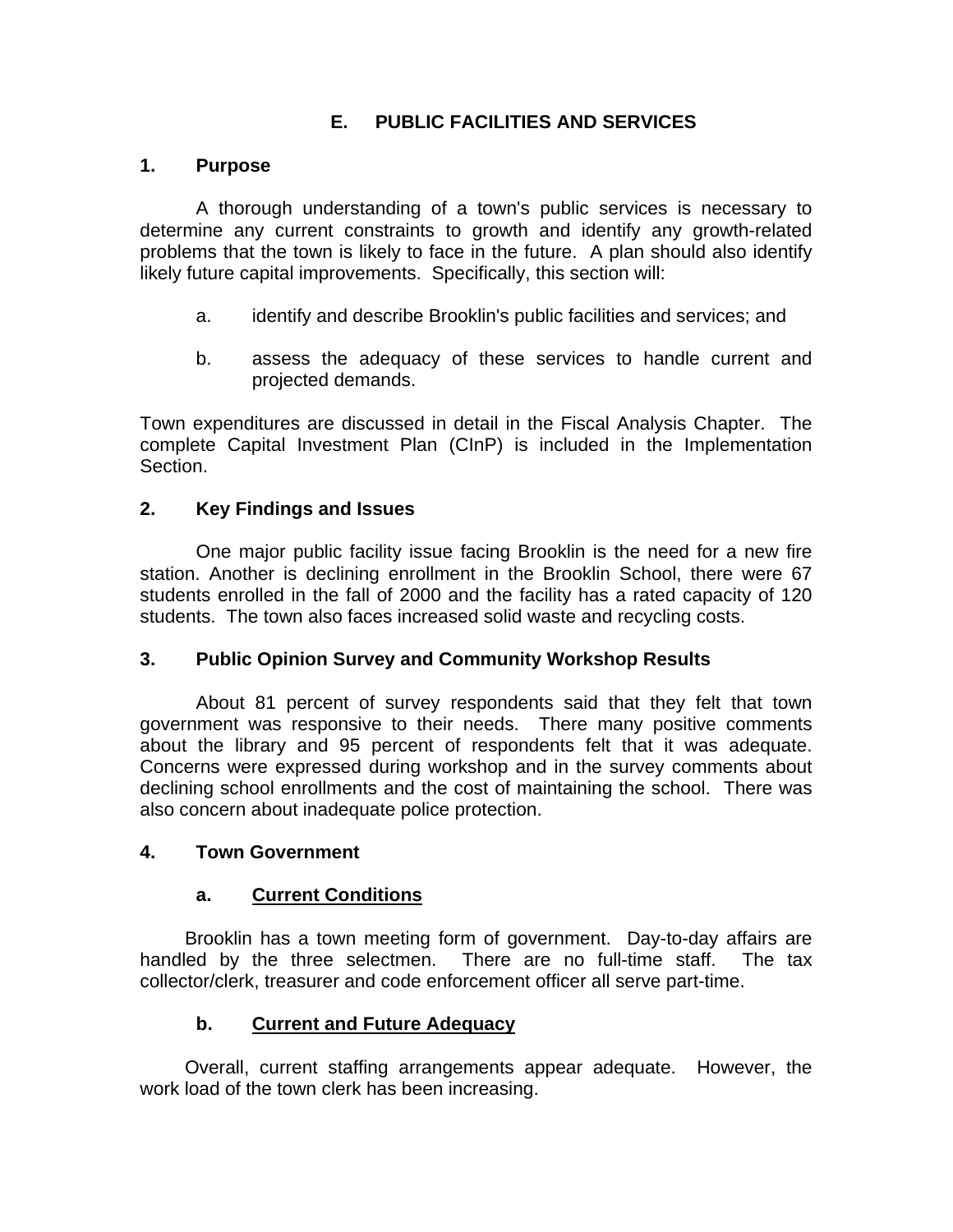# E. PUBLIC FACILITIES AND SERVICES

## 1. Purpose

A thorough understanding of a town's public services is necessary to determine any current constraints to growth and identify any growth-related problems that the town is likely to face in the future. A plan should also identify likely future capital improvements. Specifically, this section will:

a. identify and describe Brooklin's public facilities and services; and

b. assess the adequacy of these services to handle current and projected demands.

Town expenditures are discussed in detail in the Fiscal Analysis Chapter. The complete Capital Investment Plan (CInP) is included in the Implementation Section.

## 2. Key Findings and Issues

One major public facility issue facing Brooklin is the need for a new fire station. Another is declining enrollment in the Brooklin School, there were 67 students enrolled in the fall of 2000 and the facility has a rated capacity of 120 students. The town also faces increased solid waste and recycling costs.

## 3. Public Opinion Survey and Community Workshop Results

About 81 percent of survey respondents said that they felt that town government was responsive to their needs. There many positive comments about the library and 95 percent of respondents felt that it was adequate. Concerns were expressed during workshop and in the survey comments about declining school enrollments and the cost of maintaining the school. There was also concern about inadequate police protection.

## 4. Town Government

### a. Current Conditions

Brooklin has a town meeting form of government. Day-to-day affairs are handled by the three selectmen. There are no full-time staff. The tax collector/clerk, treasurer and code enforcement officer all serve part-time.

### b. Current and Future Adequacy

Overall, current staffing arrangements appear adequate. However, the work load of the town clerk has been increasing.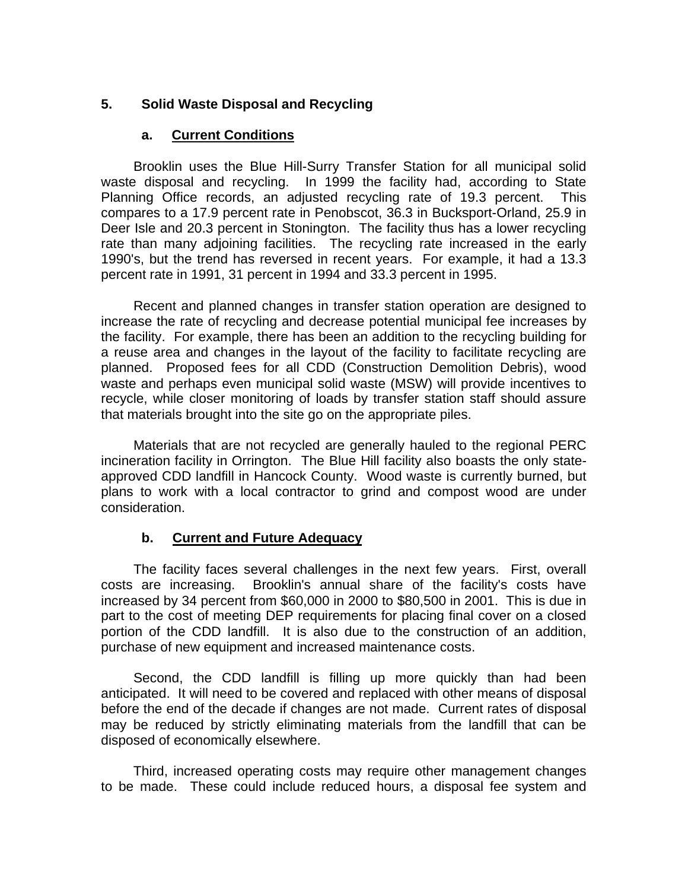## 5. Solid Waste Disposal and Recycling

### a. Current Conditions

Brooklin uses the Blue Hill-Surry Transfer Station for all municipal solid waste disposal and recycling. In 1999 the facility had, according to State Planning Office records, an adjusted recycling rate of 19.3 percent. This compares to a 17.9 percent rate in Penobscot, 36.3 in Bucksport-Orland, 25.9 in Deer Isle and 20.3 percent in Stonington. The facility thus has a lower recycling rate than many adjoining facilities. The recycling rate increased in the early 1990's, but the trend has reversed in recent years. For example, it had a 13.3 percent rate in 1991, 31 percent in 1994 and 33.3 percent in 1995.

Recent and planned changes in transfer station operation are designed to increase the rate of recycling and decrease potential municipal fee increases by the facility. For example, there has been an addition to the recycling building for a reuse area and changes in the layout of the facility to facilitate recycling are planned. Proposed fees for all CDD (Construction Demolition Debris), wood waste and perhaps even municipal solid waste (MSW) will provide incentives to recycle, while closer monitoring of loads by transfer station staff should assure that materials brought into the site go on the appropriate piles.

Materials that are not recycled are generally hauled to the regional PERC incineration facility in Orrington. The Blue Hill facility also boasts the only state-approved CDD landfill in Hancock County. Wood waste is currently burned, but plans to work with a local contractor to grind and compost wood are under consideration.

### b. Current and Future Adequacy

The facility faces several challenges in the next few years. First, overall costs are increasing. Brooklin's annual share of the facility's costs have increased by 34 percent from $60,000 in 2000 to $80,500 in 2001. This is due in part to the cost of meeting DEP requirements for placing final cover on a closed portion of the CDD landfill. It is also due to the construction of an addition, purchase of new equipment and increased maintenance costs.

Second, the CDD landfill is filling up more quickly than had been anticipated. It will need to be covered and replaced with other means of disposal before the end of the decade if changes are not made. Current rates of disposal may be reduced by strictly eliminating materials from the landfill that can be disposed of economically elsewhere.

Third, increased operating costs may require other management changes to be made. These could include reduced hours, a disposal fee system and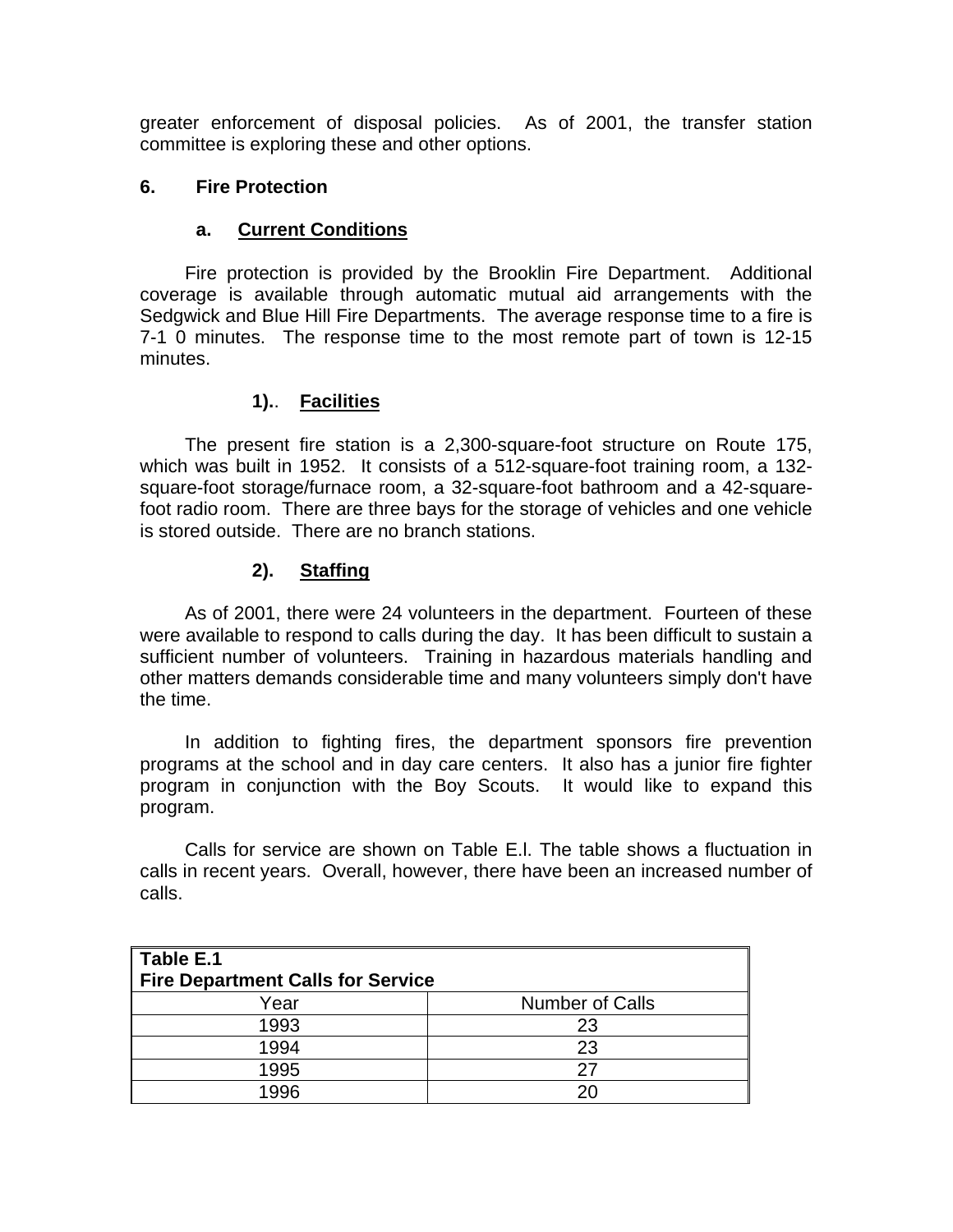greater enforcement of disposal policies. As of 2001, the transfer station committee is exploring these and other options.

### 6. Fire Protection

#### a. Current Conditions

Fire protection is provided by the Brooklin Fire Department. Additional coverage is available through automatic mutual aid arrangements with the Sedgwick and Blue Hill Fire Departments. The average response time to a fire is 7-1 0 minutes. The response time to the most remote part of town is 12-15 minutes.

##### 1).. Facilities

The present fire station is a 2,300-square-foot structure on Route 175, which was built in 1952. It consists of a 512-square-foot training room, a 132-square-foot storage/furnace room, a 32-square-foot bathroom and a 42-square-foot radio room. There are three bays for the storage of vehicles and one vehicle is stored outside. There are no branch stations.

##### 2). Staffing

As of 2001, there were 24 volunteers in the department. Fourteen of these were available to respond to calls during the day. It has been difficult to sustain a sufficient number of volunteers. Training in hazardous materials handling and other matters demands considerable time and many volunteers simply don't have the time.

In addition to fighting fires, the department sponsors fire prevention programs at the school and in day care centers. It also has a junior fire fighter program in conjunction with the Boy Scouts. It would like to expand this program.

Calls for service are shown on Table E.l. The table shows a fluctuation in calls in recent years. Overall, however, there have been an increased number of calls.

**Table E.1**
**Fire Department Calls for Service**

| Year | Number of Calls |
|---|---|
| 1993 | 23 |
| 1994 | 23 |
| 1995 | 27 |
| 1996 | 20 |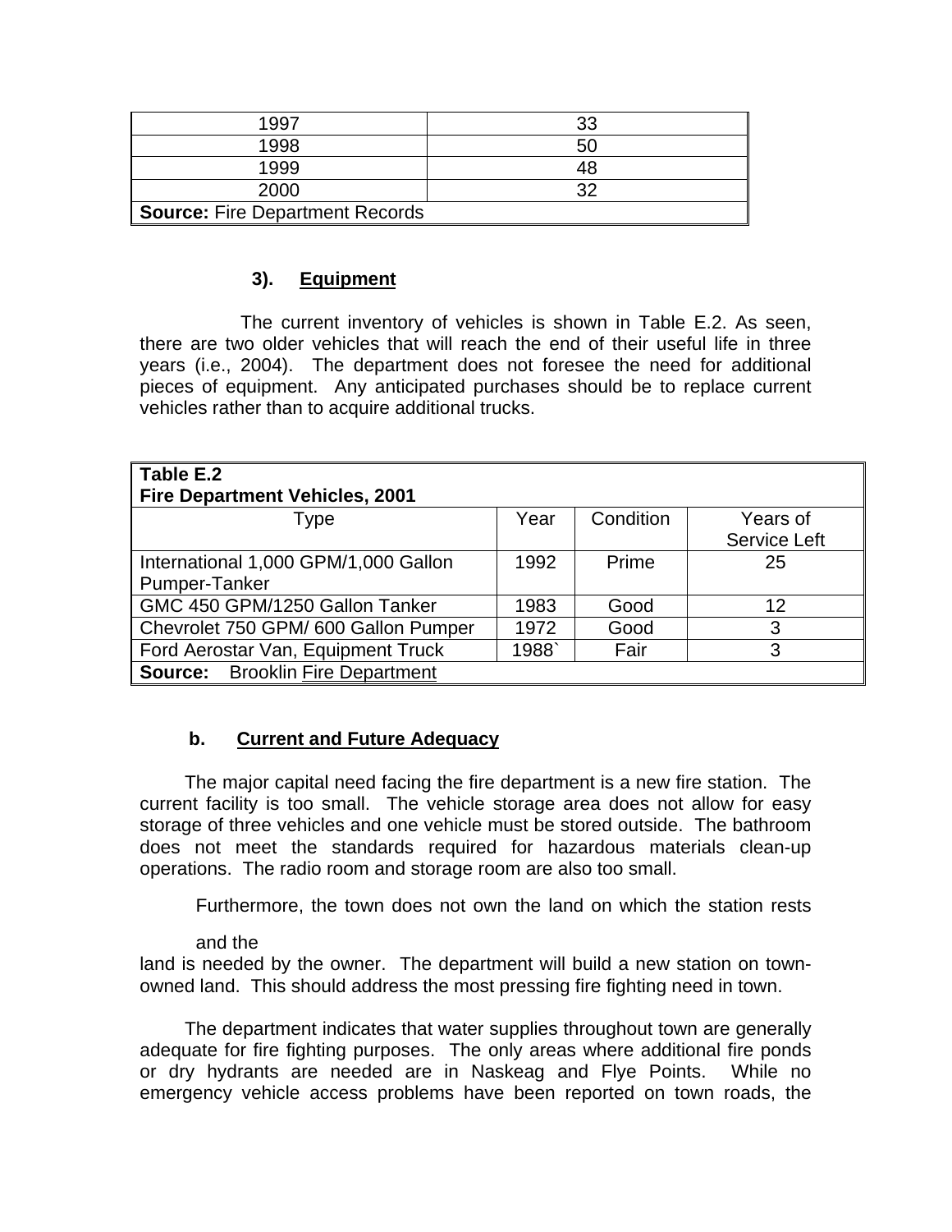| 1997 | 33 |
|---|---|
| 1998 | 50 |
| 1999 | 48 |
| 2000 | 32 |
| **Source:** Fire Department Records | |

### 3). Equipment

The current inventory of vehicles is shown in Table E.2. As seen, there are two older vehicles that will reach the end of their useful life in three years (i.e., 2004). The department does not foresee the need for additional pieces of equipment. Any anticipated purchases should be to replace current vehicles rather than to acquire additional trucks.

**Table E.2**
**Fire Department Vehicles, 2001**

| Type | Year | Condition | Years of Service Left |
|---|---|---|---|
| International 1,000 GPM/1,000 Gallon Pumper-Tanker | 1992 | Prime | 25 |
| GMC 450 GPM/1250 Gallon Tanker | 1983 | Good | 12 |
| Chevrolet 750 GPM/ 600 Gallon Pumper | 1972 | Good | 3 |
| Ford Aerostar Van, Equipment Truck | 1988` | Fair | 3 |
| **Source:** Brooklin Fire Department | | | |

### b. Current and Future Adequacy

The major capital need facing the fire department is a new fire station. The current facility is too small. The vehicle storage area does not allow for easy storage of three vehicles and one vehicle must be stored outside. The bathroom does not meet the standards required for hazardous materials clean-up operations. The radio room and storage room are also too small.

Furthermore, the town does not own the land on which the station rests and the land is needed by the owner. The department will build a new station on town-owned land. This should address the most pressing fire fighting need in town.

The department indicates that water supplies throughout town are generally adequate for fire fighting purposes. The only areas where additional fire ponds or dry hydrants are needed are in Naskeag and Flye Points. While no emergency vehicle access problems have been reported on town roads, the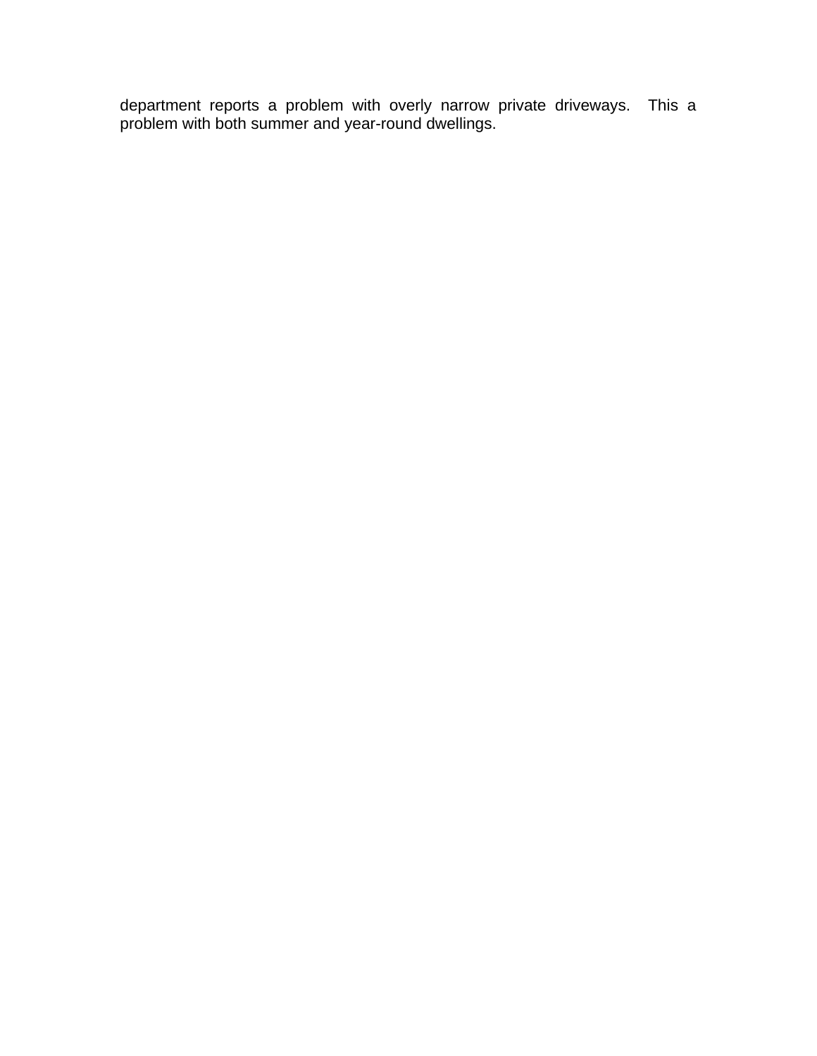department reports a problem with overly narrow private driveways.  This a problem with both summer and year-round dwellings.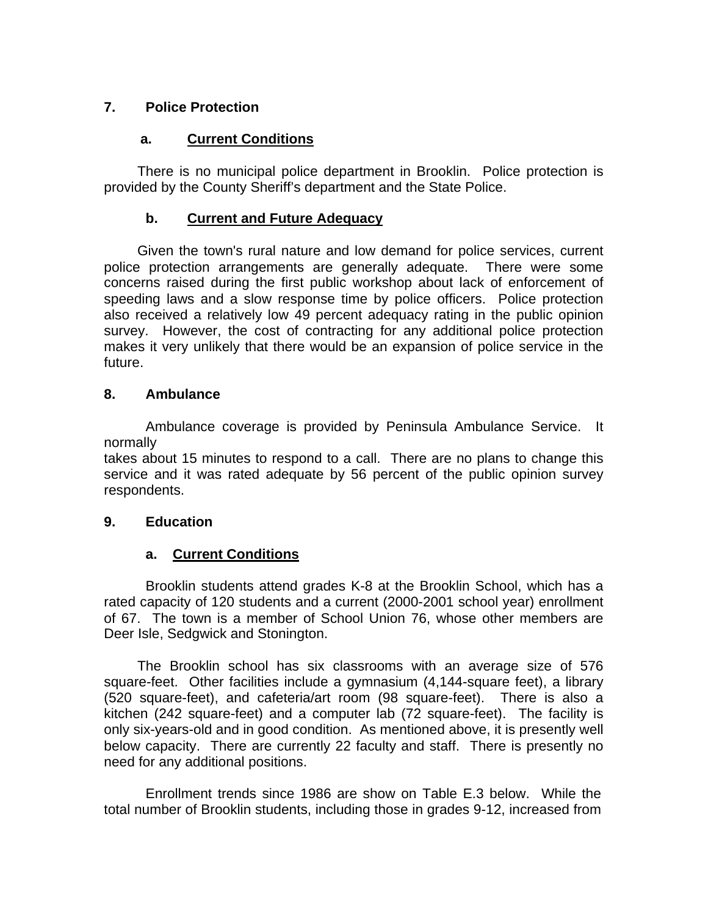## 7. Police Protection

### a. Current Conditions

There is no municipal police department in Brooklin. Police protection is provided by the County Sheriff's department and the State Police.

### b. Current and Future Adequacy

Given the town's rural nature and low demand for police services, current police protection arrangements are generally adequate. There were some concerns raised during the first public workshop about lack of enforcement of speeding laws and a slow response time by police officers. Police protection also received a relatively low 49 percent adequacy rating in the public opinion survey. However, the cost of contracting for any additional police protection makes it very unlikely that there would be an expansion of police service in the future.

## 8. Ambulance

Ambulance coverage is provided by Peninsula Ambulance Service. It normally takes about 15 minutes to respond to a call. There are no plans to change this service and it was rated adequate by 56 percent of the public opinion survey respondents.

## 9. Education

### a. Current Conditions

Brooklin students attend grades K-8 at the Brooklin School, which has a rated capacity of 120 students and a current (2000-2001 school year) enrollment of 67. The town is a member of School Union 76, whose other members are Deer Isle, Sedgwick and Stonington.

The Brooklin school has six classrooms with an average size of 576 square-feet. Other facilities include a gymnasium (4,144-square feet), a library (520 square-feet), and cafeteria/art room (98 square-feet). There is also a kitchen (242 square-feet) and a computer lab (72 square-feet). The facility is only six-years-old and in good condition. As mentioned above, it is presently well below capacity. There are currently 22 faculty and staff. There is presently no need for any additional positions.

Enrollment trends since 1986 are show on Table E.3 below. While the total number of Brooklin students, including those in grades 9-12, increased from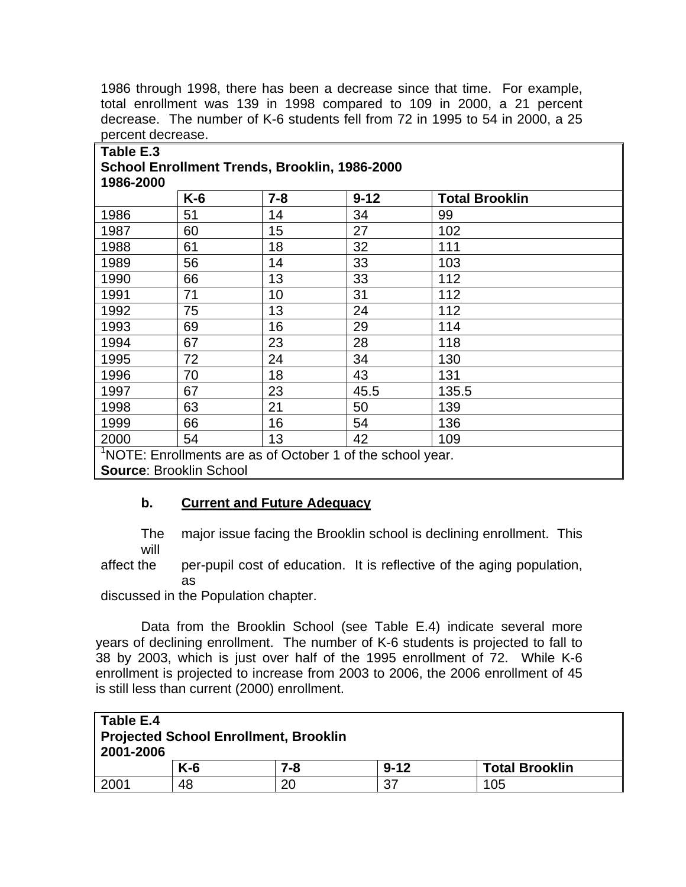1986 through 1998, there has been a decrease since that time. For example, total enrollment was 139 in 1998 compared to 109 in 2000, a 21 percent decrease. The number of K-6 students fell from 72 in 1995 to 54 in 2000, a 25 percent decrease.

**Table E.3**
**School Enrollment Trends, Brooklin, 1986-2000**
**1986-2000**

| | K-6 | 7-8 | 9-12 | Total Brooklin |
|---|---|---|---|---|
| 1986 | 51 | 14 | 34 | 99 |
| 1987 | 60 | 15 | 27 | 102 |
| 1988 | 61 | 18 | 32 | 111 |
| 1989 | 56 | 14 | 33 | 103 |
| 1990 | 66 | 13 | 33 | 112 |
| 1991 | 71 | 10 | 31 | 112 |
| 1992 | 75 | 13 | 24 | 112 |
| 1993 | 69 | 16 | 29 | 114 |
| 1994 | 67 | 23 | 28 | 118 |
| 1995 | 72 | 24 | 34 | 130 |
| 1996 | 70 | 18 | 43 | 131 |
| 1997 | 67 | 23 | 45.5 | 135.5 |
| 1998 | 63 | 21 | 50 | 139 |
| 1999 | 66 | 16 | 54 | 136 |
| 2000 | 54 | 13 | 42 | 109 |

[1]NOTE: Enrollments are as of October 1 of the school year.
**Source**: Brooklin School

**b. Current and Future Adequacy**

The major issue facing the Brooklin school is declining enrollment. This will affect the per-pupil cost of education. It is reflective of the aging population, as discussed in the Population chapter.

Data from the Brooklin School (see Table E.4) indicate several more years of declining enrollment. The number of K-6 students is projected to fall to 38 by 2003, which is just over half of the 1995 enrollment of 72. While K-6 enrollment is projected to increase from 2003 to 2006, the 2006 enrollment of 45 is still less than current (2000) enrollment.

**Table E.4**
**Projected School Enrollment, Brooklin**
**2001-2006**

| | K-6 | 7-8 | 9-12 | Total Brooklin |
|---|---|---|---|---|
| 2001 | 48 | 20 | 37 | 105 |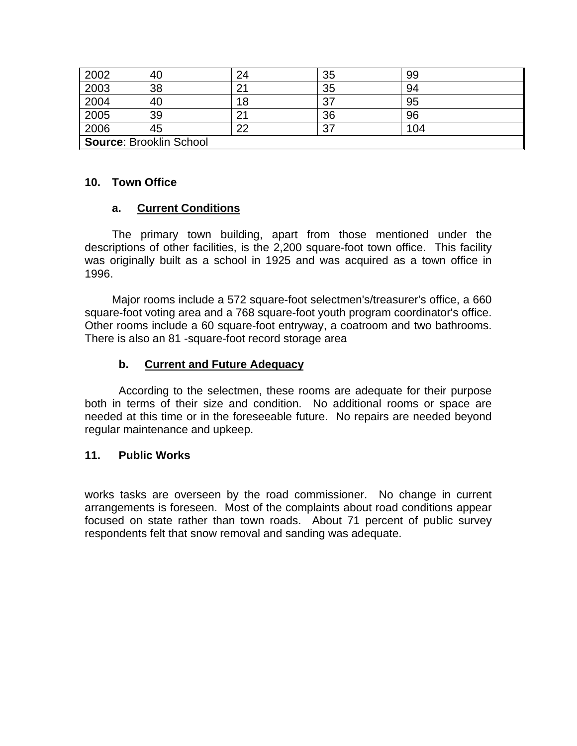| 2002 | 40 | 24 | 35 | 99 |
|---|---|---|---|---|
| 2003 | 38 | 21 | 35 | 94 |
| 2004 | 40 | 18 | 37 | 95 |
| 2005 | 39 | 21 | 36 | 96 |
| 2006 | 45 | 22 | 37 | 104 |
| **Source**: Brooklin School | | | | |

### 10. Town Office

#### a. Current Conditions

The primary town building, apart from those mentioned under the descriptions of other facilities, is the 2,200 square-foot town office. This facility was originally built as a school in 1925 and was acquired as a town office in 1996.

Major rooms include a 572 square-foot selectmen's/treasurer's office, a 660 square-foot voting area and a 768 square-foot youth program coordinator's office. Other rooms include a 60 square-foot entryway, a coatroom and two bathrooms. There is also an 81 -square-foot record storage area

#### b. Current and Future Adequacy

According to the selectmen, these rooms are adequate for their purpose both in terms of their size and condition. No additional rooms or space are needed at this time or in the foreseeable future. No repairs are needed beyond regular maintenance and upkeep.

### 11. Public Works

works tasks are overseen by the road commissioner. No change in current arrangements is foreseen. Most of the complaints about road conditions appear focused on state rather than town roads. About 71 percent of public survey respondents felt that snow removal and sanding was adequate.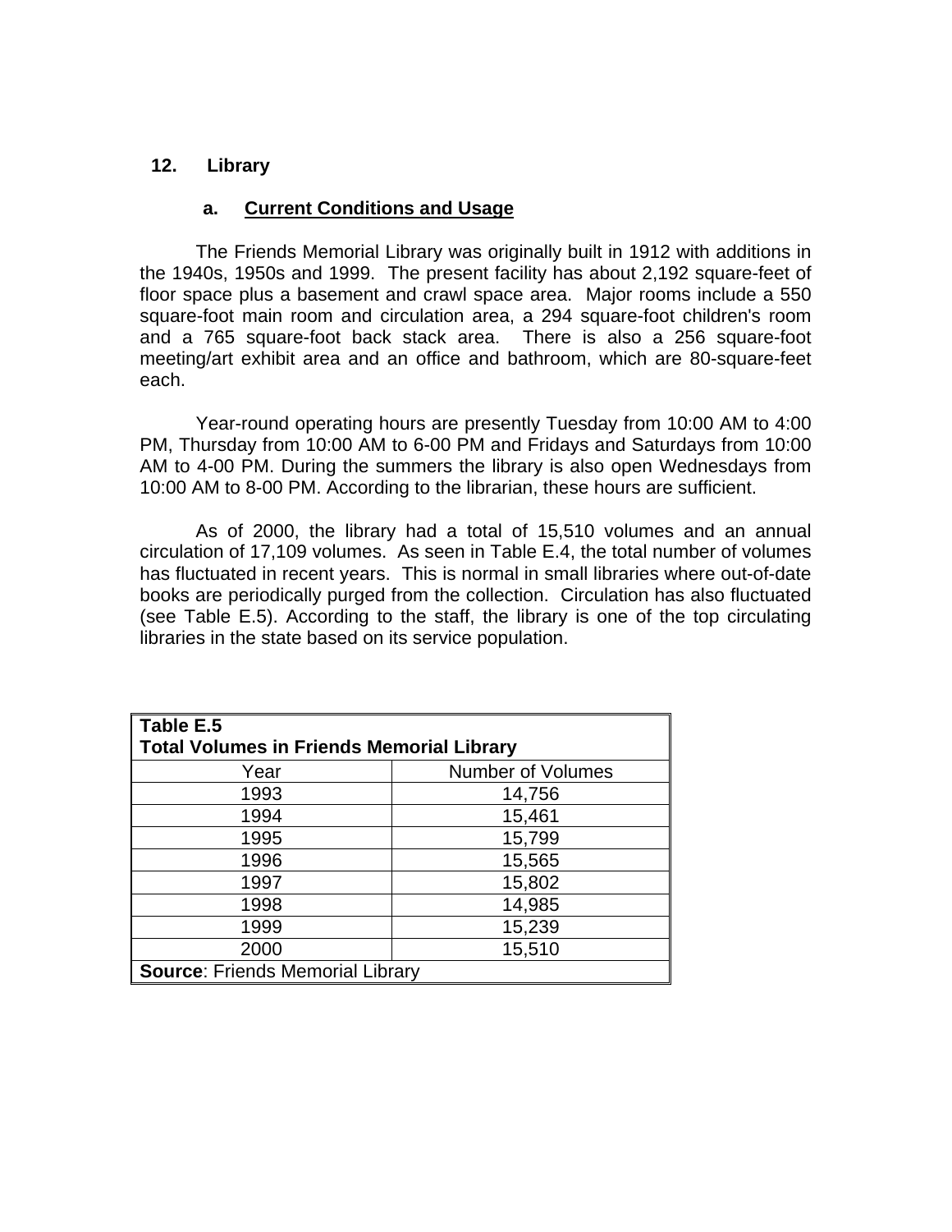## 12. Library

### a. Current Conditions and Usage

The Friends Memorial Library was originally built in 1912 with additions in the 1940s, 1950s and 1999. The present facility has about 2,192 square-feet of floor space plus a basement and crawl space area. Major rooms include a 550 square-foot main room and circulation area, a 294 square-foot children's room and a 765 square-foot back stack area. There is also a 256 square-foot meeting/art exhibit area and an office and bathroom, which are 80-square-feet each.

Year-round operating hours are presently Tuesday from 10:00 AM to 4:00 PM, Thursday from 10:00 AM to 6-00 PM and Fridays and Saturdays from 10:00 AM to 4-00 PM. During the summers the library is also open Wednesdays from 10:00 AM to 8-00 PM. According to the librarian, these hours are sufficient.

As of 2000, the library had a total of 15,510 volumes and an annual circulation of 17,109 volumes. As seen in Table E.4, the total number of volumes has fluctuated in recent years. This is normal in small libraries where out-of-date books are periodically purged from the collection. Circulation has also fluctuated (see Table E.5). According to the staff, the library is one of the top circulating libraries in the state based on its service population.

**Table E.5**
**Total Volumes in Friends Memorial Library**

| Year | Number of Volumes |
|---|---|
| 1993 | 14,756 |
| 1994 | 15,461 |
| 1995 | 15,799 |
| 1996 | 15,565 |
| 1997 | 15,802 |
| 1998 | 14,985 |
| 1999 | 15,239 |
| 2000 | 15,510 |

**Source**: Friends Memorial Library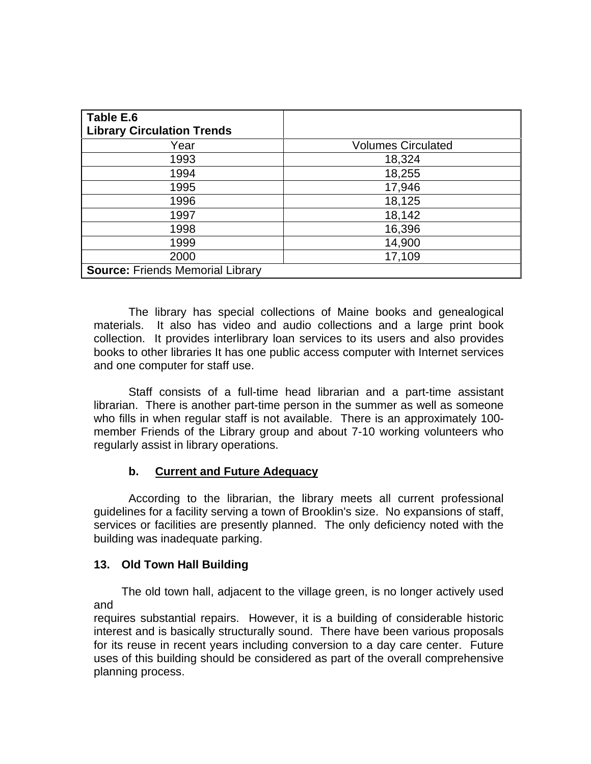**Table E.6**
**Library Circulation Trends**

| Year | Volumes Circulated |
| --- | --- |
| 1993 | 18,324 |
| 1994 | 18,255 |
| 1995 | 17,946 |
| 1996 | 18,125 |
| 1997 | 18,142 |
| 1998 | 16,396 |
| 1999 | 14,900 |
| 2000 | 17,109 |
| **Source:** Friends Memorial Library | |

The library has special collections of Maine books and genealogical materials. It also has video and audio collections and a large print book collection. It provides interlibrary loan services to its users and also provides books to other libraries It has one public access computer with Internet services and one computer for staff use.

Staff consists of a full-time head librarian and a part-time assistant librarian. There is another part-time person in the summer as well as someone who fills in when regular staff is not available. There is an approximately 100-member Friends of the Library group and about 7-10 working volunteers who regularly assist in library operations.

### b. Current and Future Adequacy

According to the librarian, the library meets all current professional guidelines for a facility serving a town of Brooklin's size. No expansions of staff, services or facilities are presently planned. The only deficiency noted with the building was inadequate parking.

## 13. Old Town Hall Building

The old town hall, adjacent to the village green, is no longer actively used and requires substantial repairs. However, it is a building of considerable historic interest and is basically structurally sound. There have been various proposals for its reuse in recent years including conversion to a day care center. Future uses of this building should be considered as part of the overall comprehensive planning process.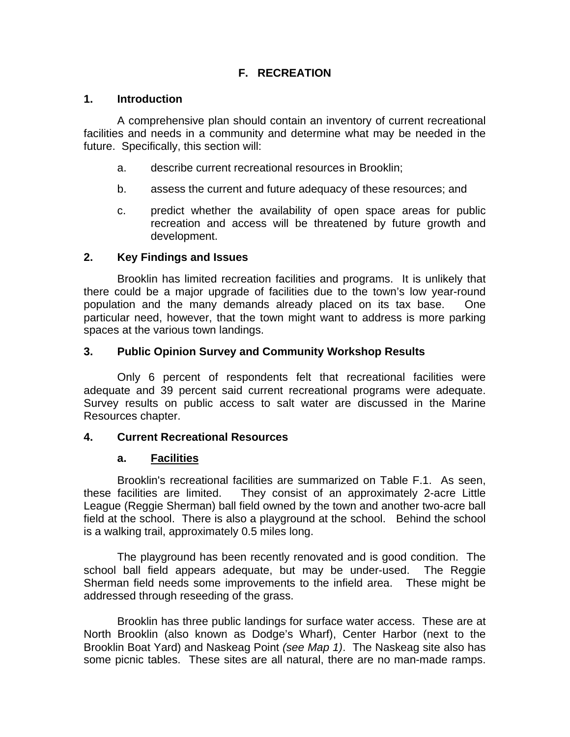# F. RECREATION

## 1. Introduction

A comprehensive plan should contain an inventory of current recreational facilities and needs in a community and determine what may be needed in the future. Specifically, this section will:

a. describe current recreational resources in Brooklin;

b. assess the current and future adequacy of these resources; and

c. predict whether the availability of open space areas for public recreation and access will be threatened by future growth and development.

## 2. Key Findings and Issues

Brooklin has limited recreation facilities and programs. It is unlikely that there could be a major upgrade of facilities due to the town's low year-round population and the many demands already placed on its tax base. One particular need, however, that the town might want to address is more parking spaces at the various town landings.

## 3. Public Opinion Survey and Community Workshop Results

Only 6 percent of respondents felt that recreational facilities were adequate and 39 percent said current recreational programs were adequate. Survey results on public access to salt water are discussed in the Marine Resources chapter.

## 4. Current Recreational Resources

### a. <u>Facilities</u>

Brooklin's recreational facilities are summarized on Table F.1. As seen, these facilities are limited. They consist of an approximately 2-acre Little League (Reggie Sherman) ball field owned by the town and another two-acre ball field at the school. There is also a playground at the school. Behind the school is a walking trail, approximately 0.5 miles long.

The playground has been recently renovated and is good condition. The school ball field appears adequate, but may be under-used. The Reggie Sherman field needs some improvements to the infield area. These might be addressed through reseeding of the grass.

Brooklin has three public landings for surface water access. These are at North Brooklin (also known as Dodge's Wharf), Center Harbor (next to the Brooklin Boat Yard) and Naskeag Point *(see Map 1)*. The Naskeag site also has some picnic tables. These sites are all natural, there are no man-made ramps.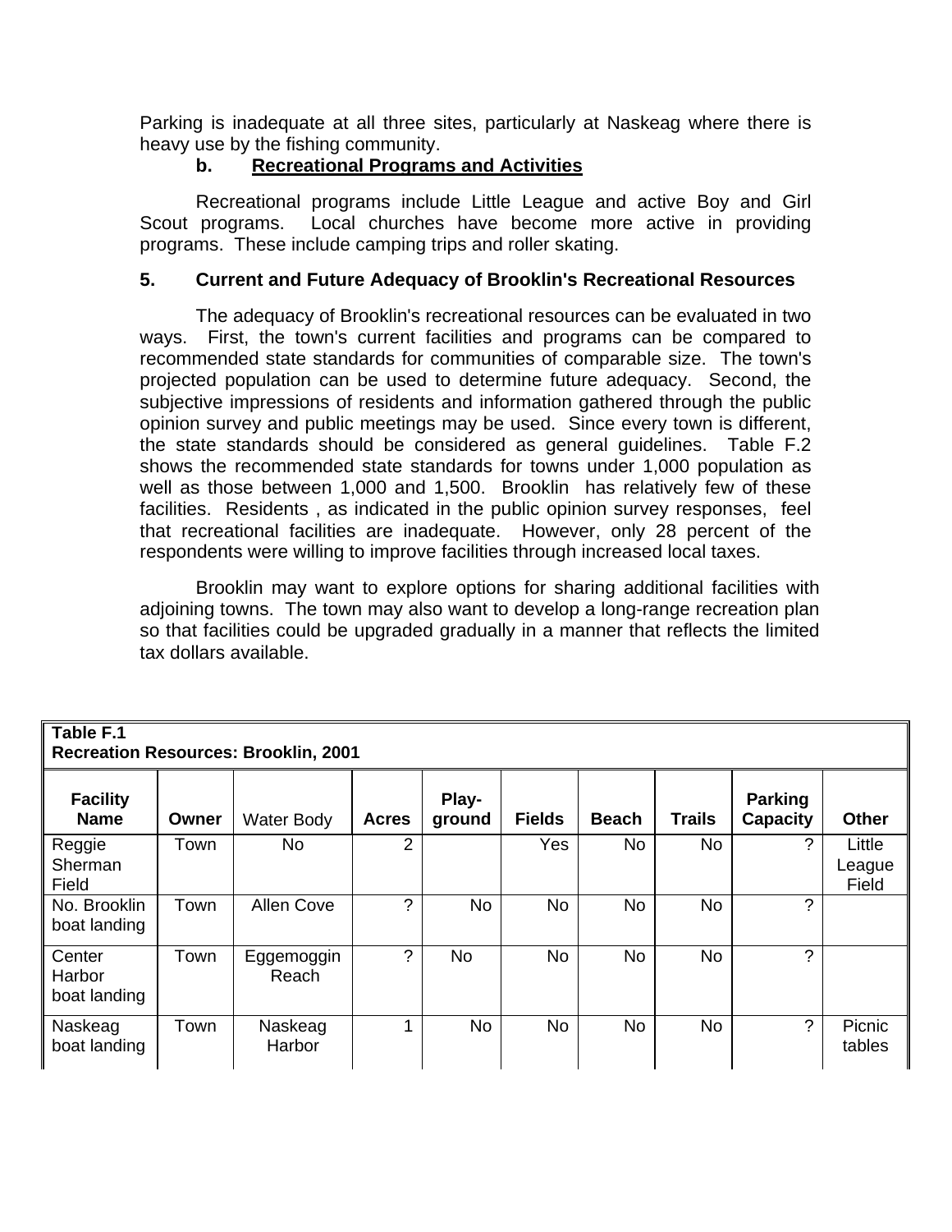Parking is inadequate at all three sites, particularly at Naskeag where there is heavy use by the fishing community.

**b. Recreational Programs and Activities**

Recreational programs include Little League and active Boy and Girl Scout programs. Local churches have become more active in providing programs. These include camping trips and roller skating.

### 5. Current and Future Adequacy of Brooklin's Recreational Resources

The adequacy of Brooklin's recreational resources can be evaluated in two ways. First, the town's current facilities and programs can be compared to recommended state standards for communities of comparable size. The town's projected population can be used to determine future adequacy. Second, the subjective impressions of residents and information gathered through the public opinion survey and public meetings may be used. Since every town is different, the state standards should be considered as general guidelines. Table F.2 shows the recommended state standards for towns under 1,000 population as well as those between 1,000 and 1,500. Brooklin has relatively few of these facilities. Residents , as indicated in the public opinion survey responses, feel that recreational facilities are inadequate. However, only 28 percent of the respondents were willing to improve facilities through increased local taxes.

Brooklin may want to explore options for sharing additional facilities with adjoining towns. The town may also want to develop a long-range recreation plan so that facilities could be upgraded gradually in a manner that reflects the limited tax dollars available.

**Table F.1**
**Recreation Resources: Brooklin, 2001**

| Facility Name | Owner | Water Body | Acres | Play-ground | Fields | Beach | Trails | Parking Capacity | Other |
|---|---|---|---|---|---|---|---|---|---|
| Reggie Sherman Field | Town | No | 2 | | Yes | No | No | ? | Little League Field |
| No. Brooklin boat landing | Town | Allen Cove | ? | No | No | No | No | ? | |
| Center Harbor boat landing | Town | Eggemoggin Reach | ? | No | No | No | No | ? | |
| Naskeag boat landing | Town | Naskeag Harbor | 1 | No | No | No | No | ? | Picnic tables |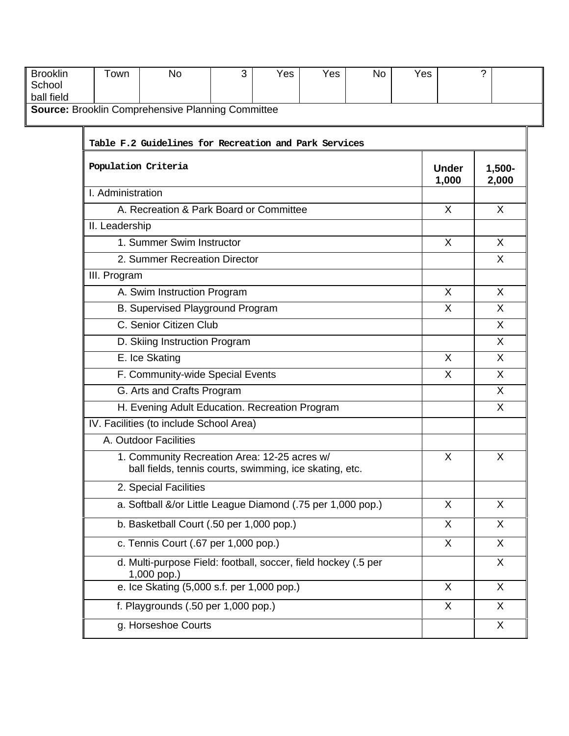| Brooklin School ball field | Town | No | 3 | Yes | Yes | No | Yes | | ? | |
|---|---|---|---|---|---|---|---|---|---|---|

**Source:** Brooklin Comprehensive Planning Committee

**Table F.2 Guidelines for Recreation and Park Services**

| Population Criteria | Under 1,000 | 1,500-2,000 |
|---|---|---|
| I. Administration | | |
| A. Recreation & Park Board or Committee | X | X |
| II. Leadership | | |
| 1. Summer Swim Instructor | X | X |
| 2. Summer Recreation Director | | X |
| III. Program | | |
| A. Swim Instruction Program | X | X |
| B. Supervised Playground Program | X | X |
| C. Senior Citizen Club | | X |
| D. Skiing Instruction Program | | X |
| E. Ice Skating | X | X |
| F. Community-wide Special Events | X | X |
| G. Arts and Crafts Program | | X |
| H. Evening Adult Education. Recreation Program | | X |
| IV. Facilities (to include School Area) | | |
| A. Outdoor Facilities | | |
| 1. Community Recreation Area: 12-25 acres w/ ball fields, tennis courts, swimming, ice skating, etc. | X | X |
| 2. Special Facilities | | |
| a. Softball &/or Little League Diamond (.75 per 1,000 pop.) | X | X |
| b. Basketball Court (.50 per 1,000 pop.) | X | X |
| c. Tennis Court (.67 per 1,000 pop.) | X | X |
| d. Multi-purpose Field: football, soccer, field hockey (.5 per 1,000 pop.) | | X |
| e. Ice Skating (5,000 s.f. per 1,000 pop.) | X | X |
| f. Playgrounds (.50 per 1,000 pop.) | X | X |
| g. Horseshoe Courts | | X |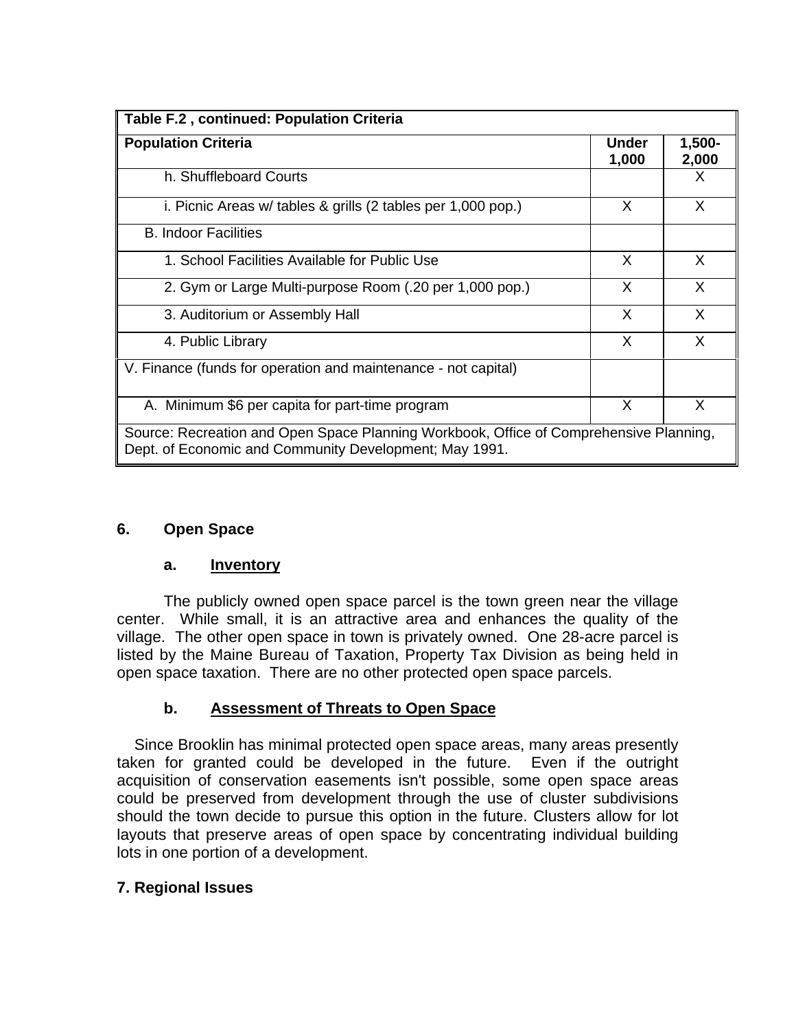| Table F.2 , continued: Population Criteria | | |
|---|---|---|
| **Population Criteria** | **Under 1,000** | **1,500-2,000** |
| h. Shuffleboard Courts | | X |
| i. Picnic Areas w/ tables & grills (2 tables per 1,000 pop.) | X | X |
| B. Indoor Facilities | | |
| 1. School Facilities Available for Public Use | X | X |
| 2. Gym or Large Multi-purpose Room (.20 per 1,000 pop.) | X | X |
| 3. Auditorium or Assembly Hall | X | X |
| 4. Public Library | X | X |
| V. Finance (funds for operation and maintenance - not capital) | | |
| A. Minimum $6 per capita for part-time program | X | X |
| Source: Recreation and Open Space Planning Workbook, Office of Comprehensive Planning, Dept. of Economic and Community Development; May 1991. | | |

## 6. Open Space

### a. Inventory

The publicly owned open space parcel is the town green near the village center. While small, it is an attractive area and enhances the quality of the village. The other open space in town is privately owned. One 28-acre parcel is listed by the Maine Bureau of Taxation, Property Tax Division as being held in open space taxation. There are no other protected open space parcels.

### b. Assessment of Threats to Open Space

Since Brooklin has minimal protected open space areas, many areas presently taken for granted could be developed in the future. Even if the outright acquisition of conservation easements isn't possible, some open space areas could be preserved from development through the use of cluster subdivisions should the town decide to pursue this option in the future. Clusters allow for lot layouts that preserve areas of open space by concentrating individual building lots in one portion of a development.

## 7. Regional Issues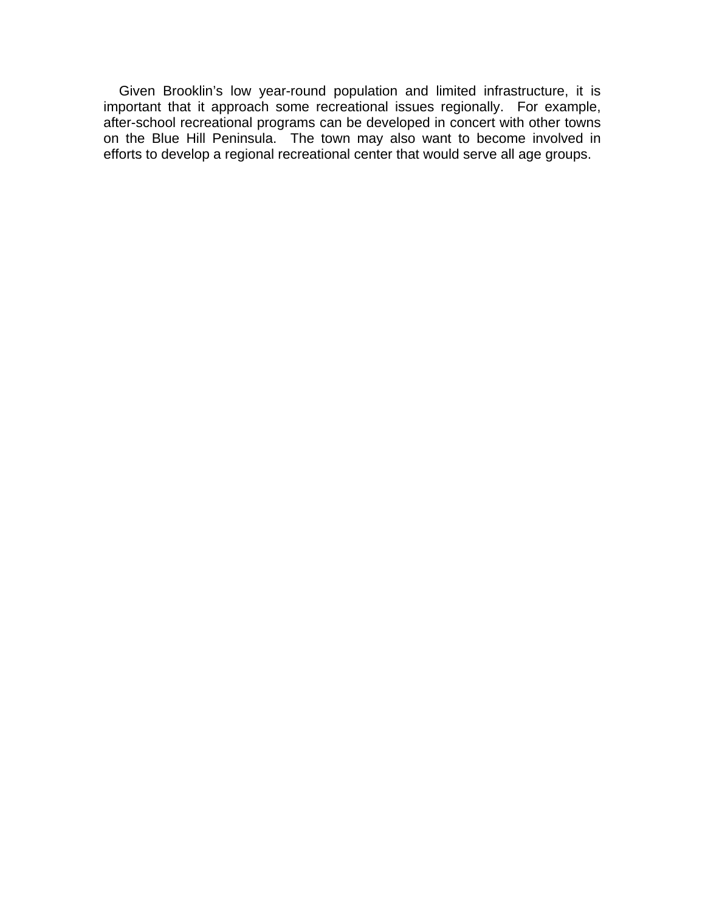Given Brooklin's low year-round population and limited infrastructure, it is important that it approach some recreational issues regionally. For example, after-school recreational programs can be developed in concert with other towns on the Blue Hill Peninsula. The town may also want to become involved in efforts to develop a regional recreational center that would serve all age groups.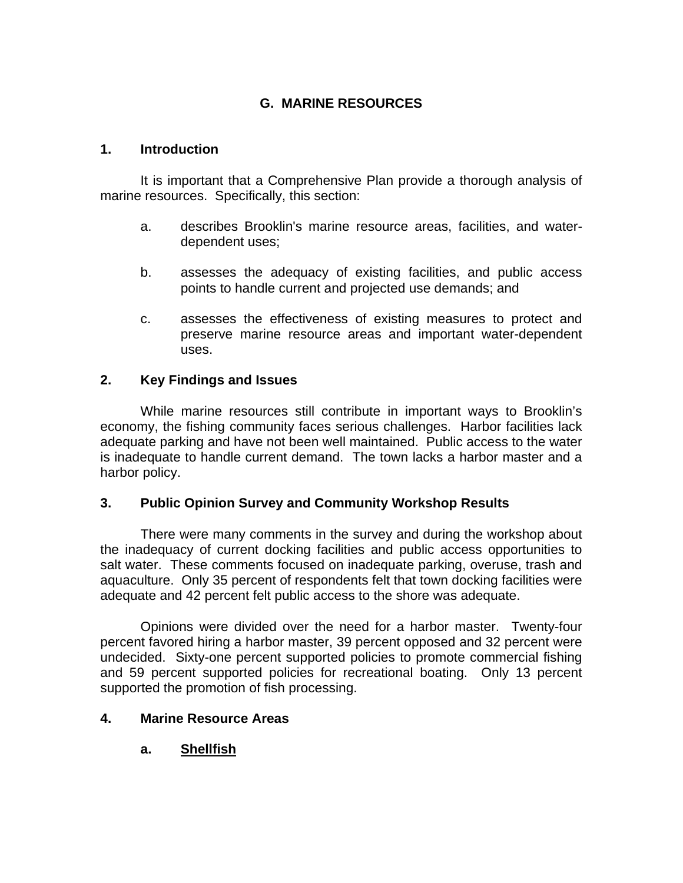# G. MARINE RESOURCES

## 1. Introduction

It is important that a Comprehensive Plan provide a thorough analysis of marine resources. Specifically, this section:

a. describes Brooklin's marine resource areas, facilities, and water-dependent uses;

b. assesses the adequacy of existing facilities, and public access points to handle current and projected use demands; and

c. assesses the effectiveness of existing measures to protect and preserve marine resource areas and important water-dependent uses.

## 2. Key Findings and Issues

While marine resources still contribute in important ways to Brooklin's economy, the fishing community faces serious challenges. Harbor facilities lack adequate parking and have not been well maintained. Public access to the water is inadequate to handle current demand. The town lacks a harbor master and a harbor policy.

## 3. Public Opinion Survey and Community Workshop Results

There were many comments in the survey and during the workshop about the inadequacy of current docking facilities and public access opportunities to salt water. These comments focused on inadequate parking, overuse, trash and aquaculture. Only 35 percent of respondents felt that town docking facilities were adequate and 42 percent felt public access to the shore was adequate.

Opinions were divided over the need for a harbor master. Twenty-four percent favored hiring a harbor master, 39 percent opposed and 32 percent were undecided. Sixty-one percent supported policies to promote commercial fishing and 59 percent supported policies for recreational boating. Only 13 percent supported the promotion of fish processing.

## 4. Marine Resource Areas

### a. Shellfish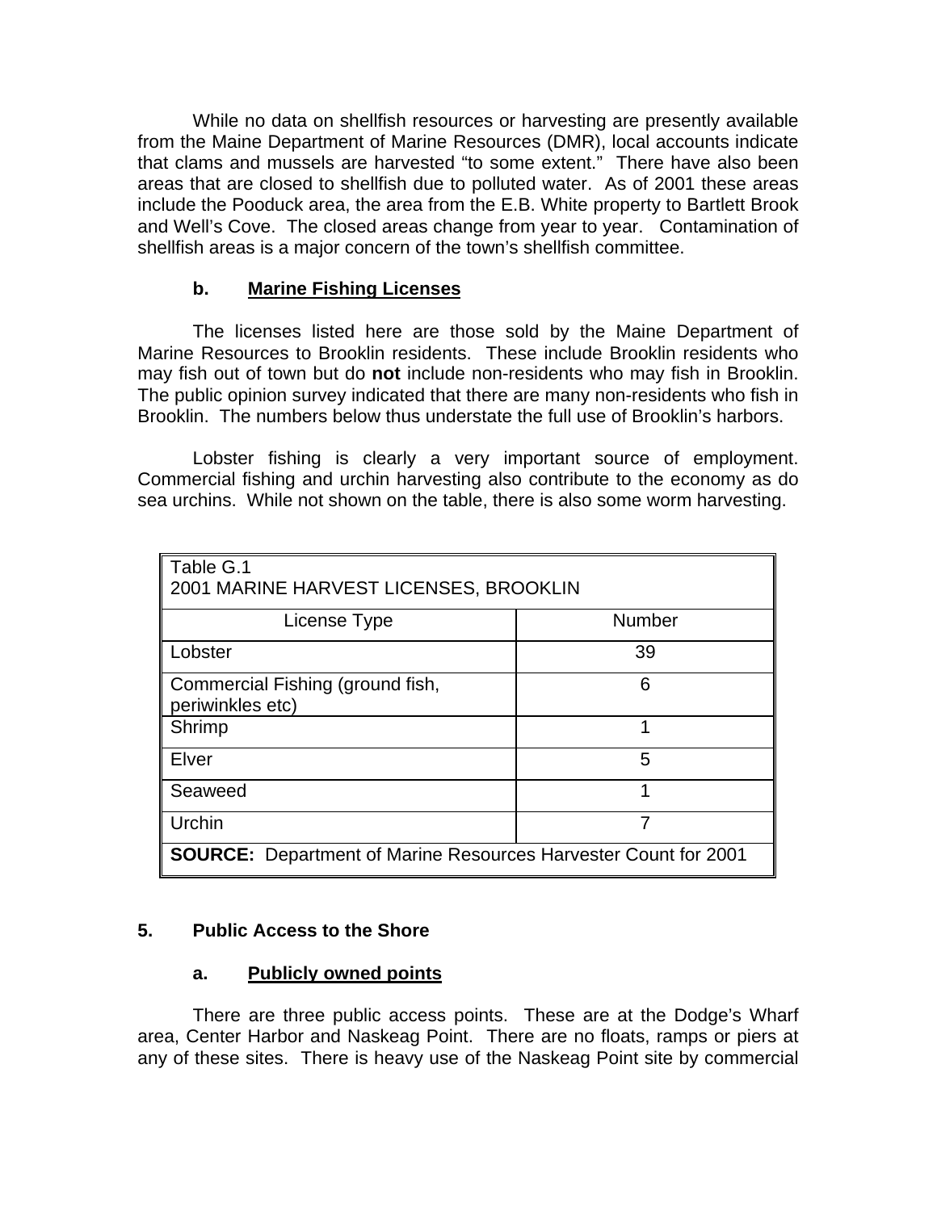While no data on shellfish resources or harvesting are presently available from the Maine Department of Marine Resources (DMR), local accounts indicate that clams and mussels are harvested "to some extent." There have also been areas that are closed to shellfish due to polluted water. As of 2001 these areas include the Pooduck area, the area from the E.B. White property to Bartlett Brook and Well's Cove. The closed areas change from year to year. Contamination of shellfish areas is a major concern of the town's shellfish committee.

#### b. Marine Fishing Licenses

The licenses listed here are those sold by the Maine Department of Marine Resources to Brooklin residents. These include Brooklin residents who may fish out of town but do **not** include non-residents who may fish in Brooklin. The public opinion survey indicated that there are many non-residents who fish in Brooklin. The numbers below thus understate the full use of Brooklin's harbors.

Lobster fishing is clearly a very important source of employment. Commercial fishing and urchin harvesting also contribute to the economy as do sea urchins. While not shown on the table, there is also some worm harvesting.

Table G.1
2001 MARINE HARVEST LICENSES, BROOKLIN

| License Type | Number |
|---|---|
| Lobster | 39 |
| Commercial Fishing (ground fish, periwinkles etc) | 6 |
| Shrimp | 1 |
| Elver | 5 |
| Seaweed | 1 |
| Urchin | 7 |
| **SOURCE:** Department of Marine Resources Harvester Count for 2001 | |

### 5. Public Access to the Shore

#### a. Publicly owned points

There are three public access points. These are at the Dodge's Wharf area, Center Harbor and Naskeag Point. There are no floats, ramps or piers at any of these sites. There is heavy use of the Naskeag Point site by commercial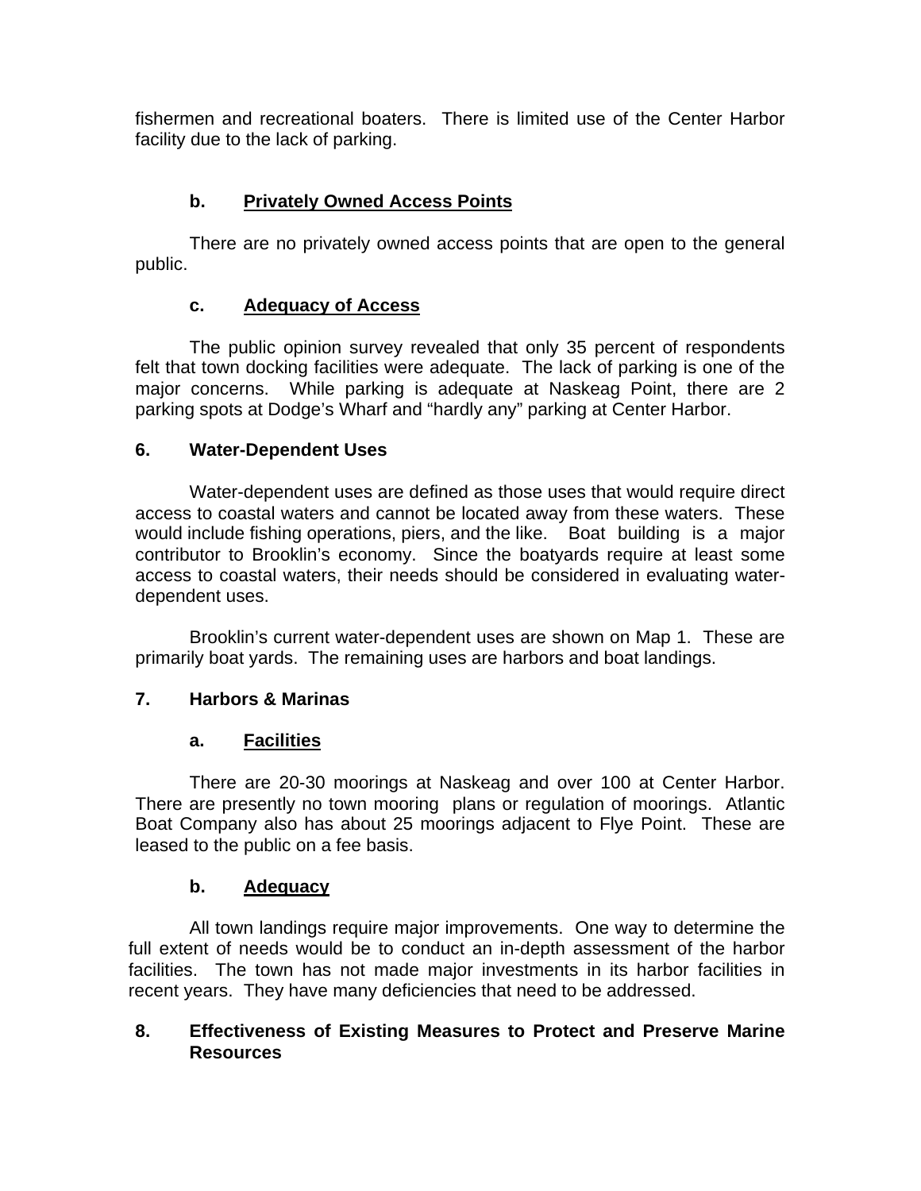fishermen and recreational boaters. There is limited use of the Center Harbor facility due to the lack of parking.

#### b. Privately Owned Access Points

There are no privately owned access points that are open to the general public.

#### c. Adequacy of Access

The public opinion survey revealed that only 35 percent of respondents felt that town docking facilities were adequate. The lack of parking is one of the major concerns. While parking is adequate at Naskeag Point, there are 2 parking spots at Dodge's Wharf and "hardly any" parking at Center Harbor.

### 6. Water-Dependent Uses

Water-dependent uses are defined as those uses that would require direct access to coastal waters and cannot be located away from these waters. These would include fishing operations, piers, and the like. Boat building is a major contributor to Brooklin's economy. Since the boatyards require at least some access to coastal waters, their needs should be considered in evaluating water-dependent uses.

Brooklin's current water-dependent uses are shown on Map 1. These are primarily boat yards. The remaining uses are harbors and boat landings.

### 7. Harbors & Marinas

#### a. Facilities

There are 20-30 moorings at Naskeag and over 100 at Center Harbor. There are presently no town mooring plans or regulation of moorings. Atlantic Boat Company also has about 25 moorings adjacent to Flye Point. These are leased to the public on a fee basis.

#### b. Adequacy

All town landings require major improvements. One way to determine the full extent of needs would be to conduct an in-depth assessment of the harbor facilities. The town has not made major investments in its harbor facilities in recent years. They have many deficiencies that need to be addressed.

### 8. Effectiveness of Existing Measures to Protect and Preserve Marine Resources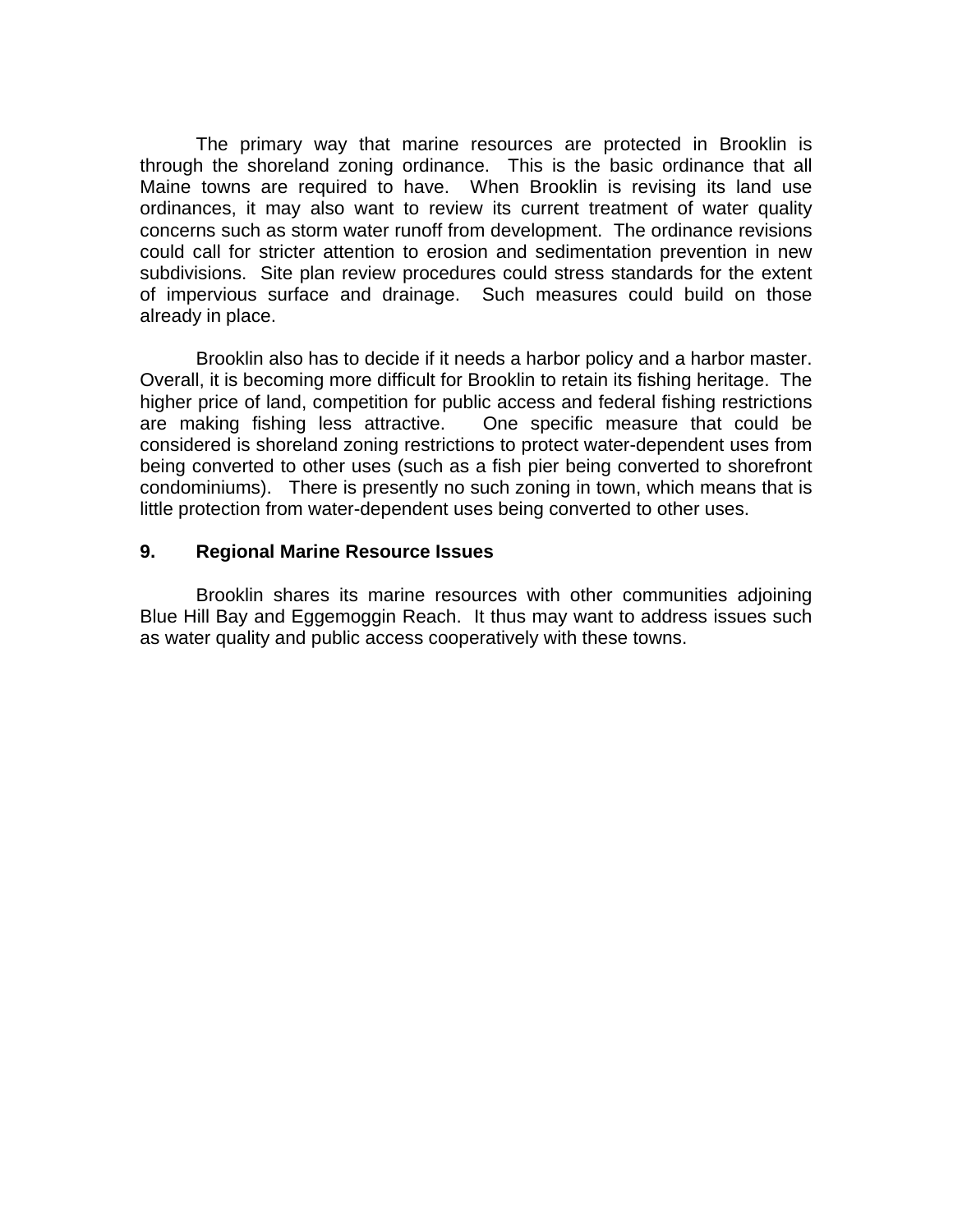The primary way that marine resources are protected in Brooklin is through the shoreland zoning ordinance. This is the basic ordinance that all Maine towns are required to have. When Brooklin is revising its land use ordinances, it may also want to review its current treatment of water quality concerns such as storm water runoff from development. The ordinance revisions could call for stricter attention to erosion and sedimentation prevention in new subdivisions. Site plan review procedures could stress standards for the extent of impervious surface and drainage. Such measures could build on those already in place.

Brooklin also has to decide if it needs a harbor policy and a harbor master. Overall, it is becoming more difficult for Brooklin to retain its fishing heritage. The higher price of land, competition for public access and federal fishing restrictions are making fishing less attractive. One specific measure that could be considered is shoreland zoning restrictions to protect water-dependent uses from being converted to other uses (such as a fish pier being converted to shorefront condominiums). There is presently no such zoning in town, which means that is little protection from water-dependent uses being converted to other uses.

## 9. Regional Marine Resource Issues

Brooklin shares its marine resources with other communities adjoining Blue Hill Bay and Eggemoggin Reach. It thus may want to address issues such as water quality and public access cooperatively with these towns.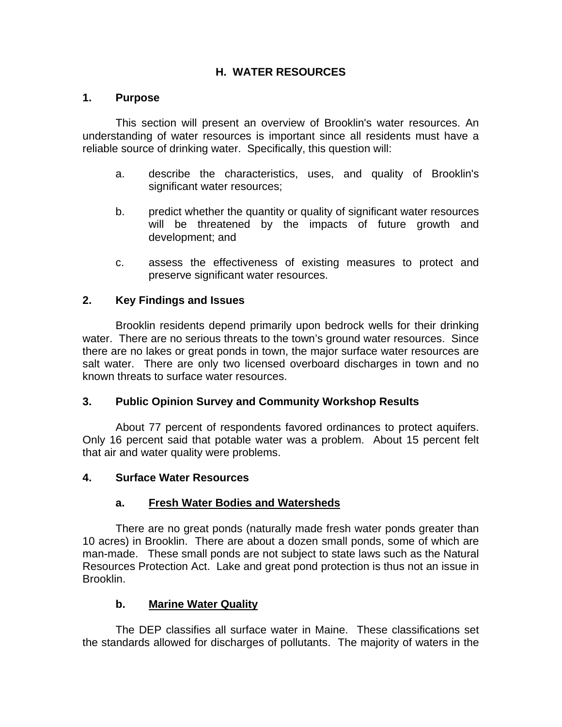# H. WATER RESOURCES

## 1. Purpose

This section will present an overview of Brooklin's water resources. An understanding of water resources is important since all residents must have a reliable source of drinking water. Specifically, this question will:

a. describe the characteristics, uses, and quality of Brooklin's significant water resources;

b. predict whether the quantity or quality of significant water resources will be threatened by the impacts of future growth and development; and

c. assess the effectiveness of existing measures to protect and preserve significant water resources.

## 2. Key Findings and Issues

Brooklin residents depend primarily upon bedrock wells for their drinking water. There are no serious threats to the town's ground water resources. Since there are no lakes or great ponds in town, the major surface water resources are salt water. There are only two licensed overboard discharges in town and no known threats to surface water resources.

## 3. Public Opinion Survey and Community Workshop Results

About 77 percent of respondents favored ordinances to protect aquifers. Only 16 percent said that potable water was a problem. About 15 percent felt that air and water quality were problems.

## 4. Surface Water Resources

### a. Fresh Water Bodies and Watersheds

There are no great ponds (naturally made fresh water ponds greater than 10 acres) in Brooklin. There are about a dozen small ponds, some of which are man-made. These small ponds are not subject to state laws such as the Natural Resources Protection Act. Lake and great pond protection is thus not an issue in Brooklin.

### b. Marine Water Quality

The DEP classifies all surface water in Maine. These classifications set the standards allowed for discharges of pollutants. The majority of waters in the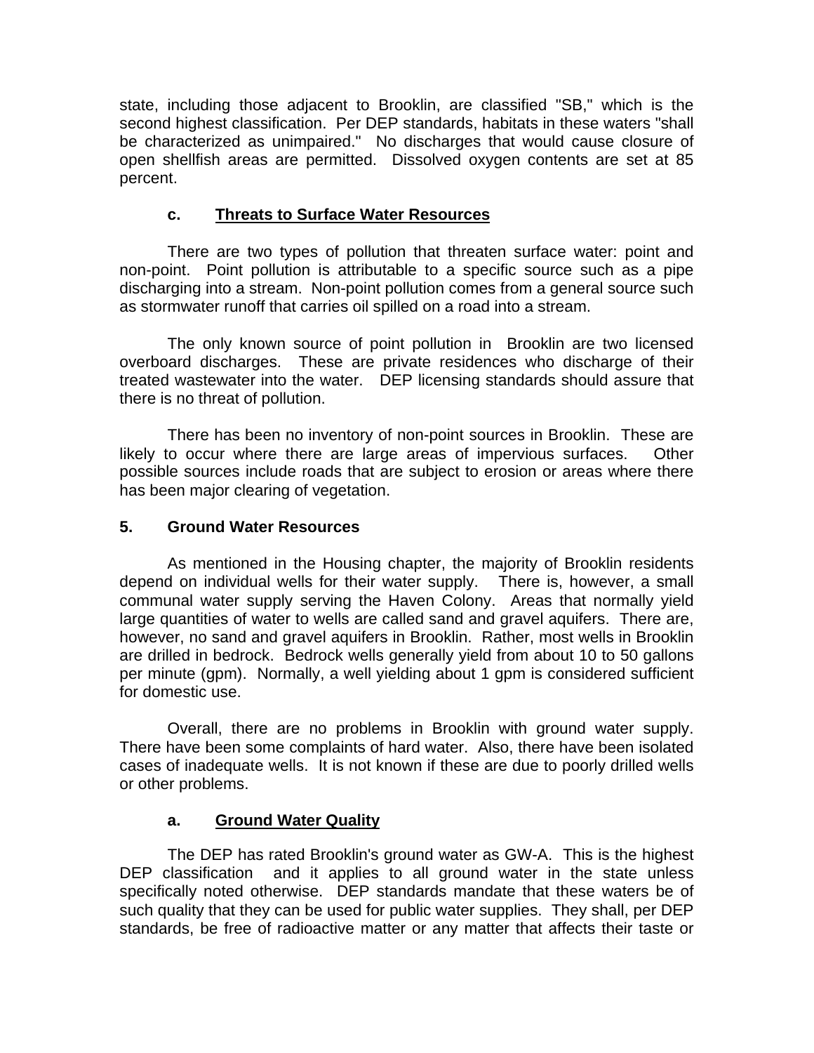state, including those adjacent to Brooklin, are classified "SB," which is the second highest classification. Per DEP standards, habitats in these waters "shall be characterized as unimpaired." No discharges that would cause closure of open shellfish areas are permitted. Dissolved oxygen contents are set at 85 percent.

### c. <u>Threats to Surface Water Resources</u>

There are two types of pollution that threaten surface water: point and non-point. Point pollution is attributable to a specific source such as a pipe discharging into a stream. Non-point pollution comes from a general source such as stormwater runoff that carries oil spilled on a road into a stream.

The only known source of point pollution in Brooklin are two licensed overboard discharges. These are private residences who discharge of their treated wastewater into the water. DEP licensing standards should assure that there is no threat of pollution.

There has been no inventory of non-point sources in Brooklin. These are likely to occur where there are large areas of impervious surfaces. Other possible sources include roads that are subject to erosion or areas where there has been major clearing of vegetation.

## 5. Ground Water Resources

As mentioned in the Housing chapter, the majority of Brooklin residents depend on individual wells for their water supply. There is, however, a small communal water supply serving the Haven Colony. Areas that normally yield large quantities of water to wells are called sand and gravel aquifers. There are, however, no sand and gravel aquifers in Brooklin. Rather, most wells in Brooklin are drilled in bedrock. Bedrock wells generally yield from about 10 to 50 gallons per minute (gpm). Normally, a well yielding about 1 gpm is considered sufficient for domestic use.

Overall, there are no problems in Brooklin with ground water supply. There have been some complaints of hard water. Also, there have been isolated cases of inadequate wells. It is not known if these are due to poorly drilled wells or other problems.

### a. <u>Ground Water Quality</u>

The DEP has rated Brooklin's ground water as GW-A. This is the highest DEP classification and it applies to all ground water in the state unless specifically noted otherwise. DEP standards mandate that these waters be of such quality that they can be used for public water supplies. They shall, per DEP standards, be free of radioactive matter or any matter that affects their taste or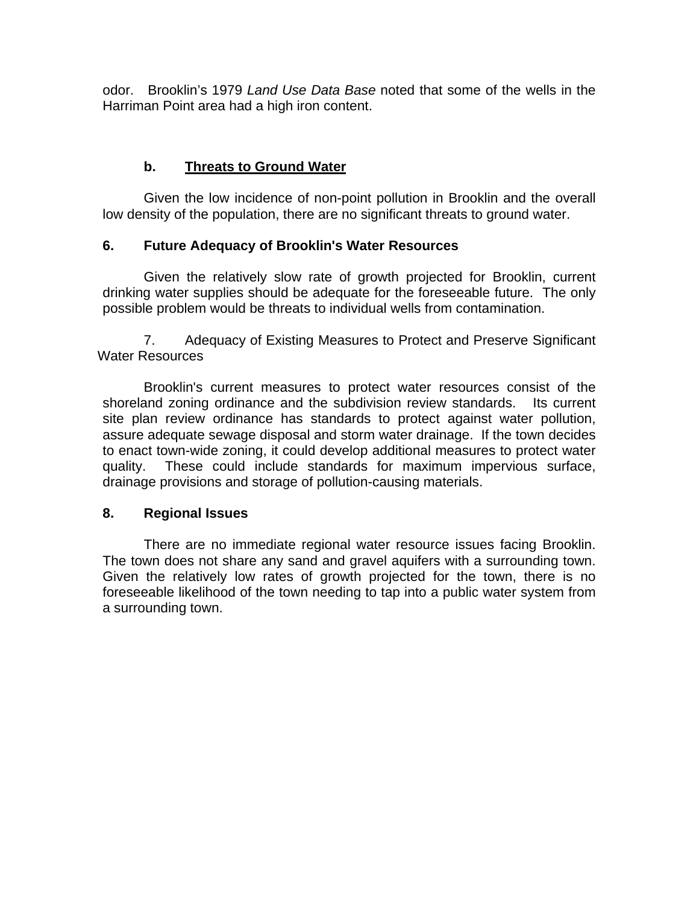odor. Brooklin's 1979 *Land Use Data Base* noted that some of the wells in the Harriman Point area had a high iron content.

**b. Threats to Ground Water**

Given the low incidence of non-point pollution in Brooklin and the overall low density of the population, there are no significant threats to ground water.

**6. Future Adequacy of Brooklin's Water Resources**

Given the relatively slow rate of growth projected for Brooklin, current drinking water supplies should be adequate for the foreseeable future. The only possible problem would be threats to individual wells from contamination.

7. Adequacy of Existing Measures to Protect and Preserve Significant Water Resources

Brooklin's current measures to protect water resources consist of the shoreland zoning ordinance and the subdivision review standards. Its current site plan review ordinance has standards to protect against water pollution, assure adequate sewage disposal and storm water drainage. If the town decides to enact town-wide zoning, it could develop additional measures to protect water quality. These could include standards for maximum impervious surface, drainage provisions and storage of pollution-causing materials.

**8. Regional Issues**

There are no immediate regional water resource issues facing Brooklin. The town does not share any sand and gravel aquifers with a surrounding town. Given the relatively low rates of growth projected for the town, there is no foreseeable likelihood of the town needing to tap into a public water system from a surrounding town.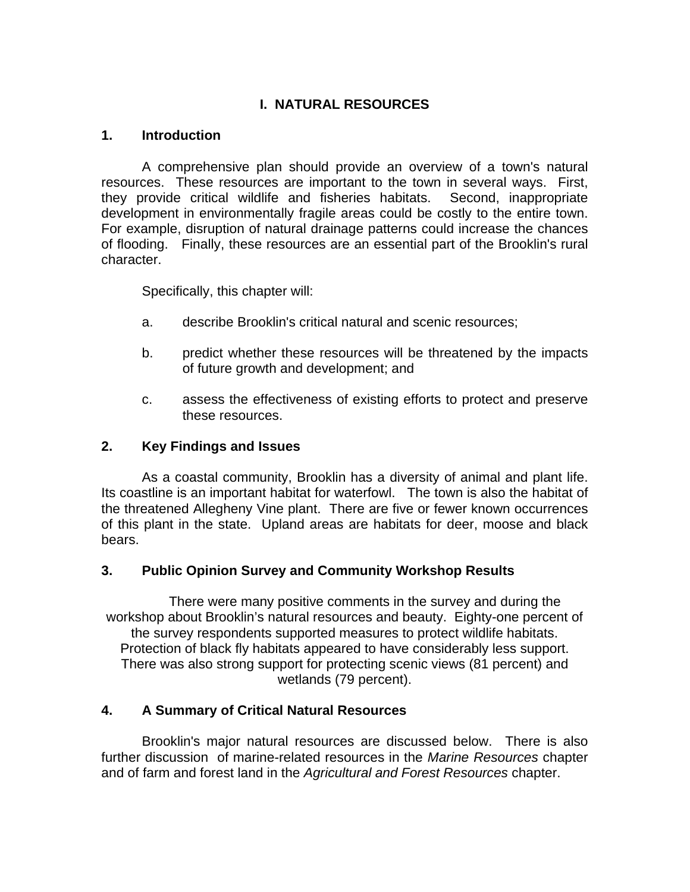# I. NATURAL RESOURCES

## 1. Introduction

A comprehensive plan should provide an overview of a town's natural resources. These resources are important to the town in several ways. First, they provide critical wildlife and fisheries habitats. Second, inappropriate development in environmentally fragile areas could be costly to the entire town. For example, disruption of natural drainage patterns could increase the chances of flooding. Finally, these resources are an essential part of the Brooklin's rural character.

Specifically, this chapter will:

a. describe Brooklin's critical natural and scenic resources;

b. predict whether these resources will be threatened by the impacts of future growth and development; and

c. assess the effectiveness of existing efforts to protect and preserve these resources.

## 2. Key Findings and Issues

As a coastal community, Brooklin has a diversity of animal and plant life. Its coastline is an important habitat for waterfowl. The town is also the habitat of the threatened Allegheny Vine plant. There are five or fewer known occurrences of this plant in the state. Upland areas are habitats for deer, moose and black bears.

## 3. Public Opinion Survey and Community Workshop Results

There were many positive comments in the survey and during the workshop about Brooklin's natural resources and beauty. Eighty-one percent of the survey respondents supported measures to protect wildlife habitats. Protection of black fly habitats appeared to have considerably less support. There was also strong support for protecting scenic views (81 percent) and wetlands (79 percent).

## 4. A Summary of Critical Natural Resources

Brooklin's major natural resources are discussed below. There is also further discussion of marine-related resources in the *Marine Resources* chapter and of farm and forest land in the *Agricultural and Forest Resources* chapter.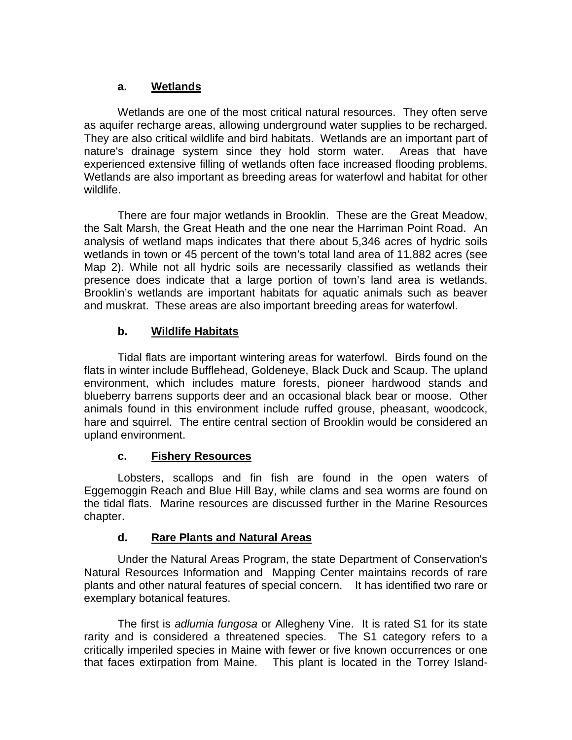### a. Wetlands

Wetlands are one of the most critical natural resources. They often serve as aquifer recharge areas, allowing underground water supplies to be recharged. They are also critical wildlife and bird habitats. Wetlands are an important part of nature's drainage system since they hold storm water. Areas that have experienced extensive filling of wetlands often face increased flooding problems. Wetlands are also important as breeding areas for waterfowl and habitat for other wildlife.

There are four major wetlands in Brooklin. These are the Great Meadow, the Salt Marsh, the Great Heath and the one near the Harriman Point Road. An analysis of wetland maps indicates that there about 5,346 acres of hydric soils wetlands in town or 45 percent of the town's total land area of 11,882 acres (see Map 2). While not all hydric soils are necessarily classified as wetlands their presence does indicate that a large portion of town's land area is wetlands. Brooklin's wetlands are important habitats for aquatic animals such as beaver and muskrat. These areas are also important breeding areas for waterfowl.

### b. Wildlife Habitats

Tidal flats are important wintering areas for waterfowl. Birds found on the flats in winter include Bufflehead, Goldeneye, Black Duck and Scaup. The upland environment, which includes mature forests, pioneer hardwood stands and blueberry barrens supports deer and an occasional black bear or moose. Other animals found in this environment include ruffed grouse, pheasant, woodcock, hare and squirrel. The entire central section of Brooklin would be considered an upland environment.

### c. Fishery Resources

Lobsters, scallops and fin fish are found in the open waters of Eggemoggin Reach and Blue Hill Bay, while clams and sea worms are found on the tidal flats. Marine resources are discussed further in the Marine Resources chapter.

### d. Rare Plants and Natural Areas

Under the Natural Areas Program, the state Department of Conservation's Natural Resources Information and Mapping Center maintains records of rare plants and other natural features of special concern. It has identified two rare or exemplary botanical features.

The first is *adlumia fungosa* or Allegheny Vine. It is rated S1 for its state rarity and is considered a threatened species. The S1 category refers to a critically imperiled species in Maine with fewer or five known occurrences or one that faces extirpation from Maine. This plant is located in the Torrey Island-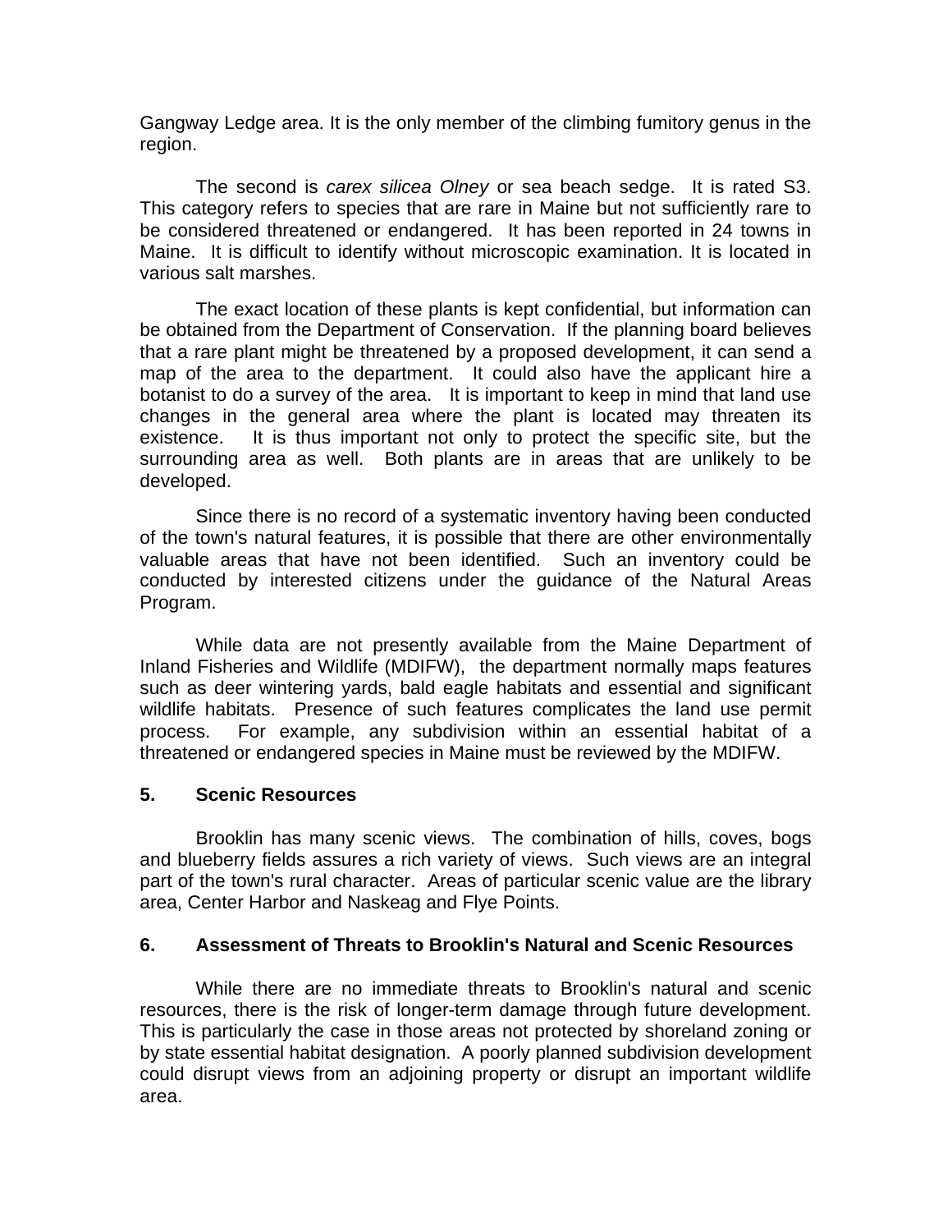Gangway Ledge area. It is the only member of the climbing fumitory genus in the region.

The second is *carex silicea Olney* or sea beach sedge. It is rated S3. This category refers to species that are rare in Maine but not sufficiently rare to be considered threatened or endangered. It has been reported in 24 towns in Maine. It is difficult to identify without microscopic examination. It is located in various salt marshes.

The exact location of these plants is kept confidential, but information can be obtained from the Department of Conservation. If the planning board believes that a rare plant might be threatened by a proposed development, it can send a map of the area to the department. It could also have the applicant hire a botanist to do a survey of the area. It is important to keep in mind that land use changes in the general area where the plant is located may threaten its existence. It is thus important not only to protect the specific site, but the surrounding area as well. Both plants are in areas that are unlikely to be developed.

Since there is no record of a systematic inventory having been conducted of the town's natural features, it is possible that there are other environmentally valuable areas that have not been identified. Such an inventory could be conducted by interested citizens under the guidance of the Natural Areas Program.

While data are not presently available from the Maine Department of Inland Fisheries and Wildlife (MDIFW), the department normally maps features such as deer wintering yards, bald eagle habitats and essential and significant wildlife habitats. Presence of such features complicates the land use permit process. For example, any subdivision within an essential habitat of a threatened or endangered species in Maine must be reviewed by the MDIFW.

### 5. Scenic Resources

Brooklin has many scenic views. The combination of hills, coves, bogs and blueberry fields assures a rich variety of views. Such views are an integral part of the town's rural character. Areas of particular scenic value are the library area, Center Harbor and Naskeag and Flye Points.

### 6. Assessment of Threats to Brooklin's Natural and Scenic Resources

While there are no immediate threats to Brooklin's natural and scenic resources, there is the risk of longer-term damage through future development. This is particularly the case in those areas not protected by shoreland zoning or by state essential habitat designation. A poorly planned subdivision development could disrupt views from an adjoining property or disrupt an important wildlife area.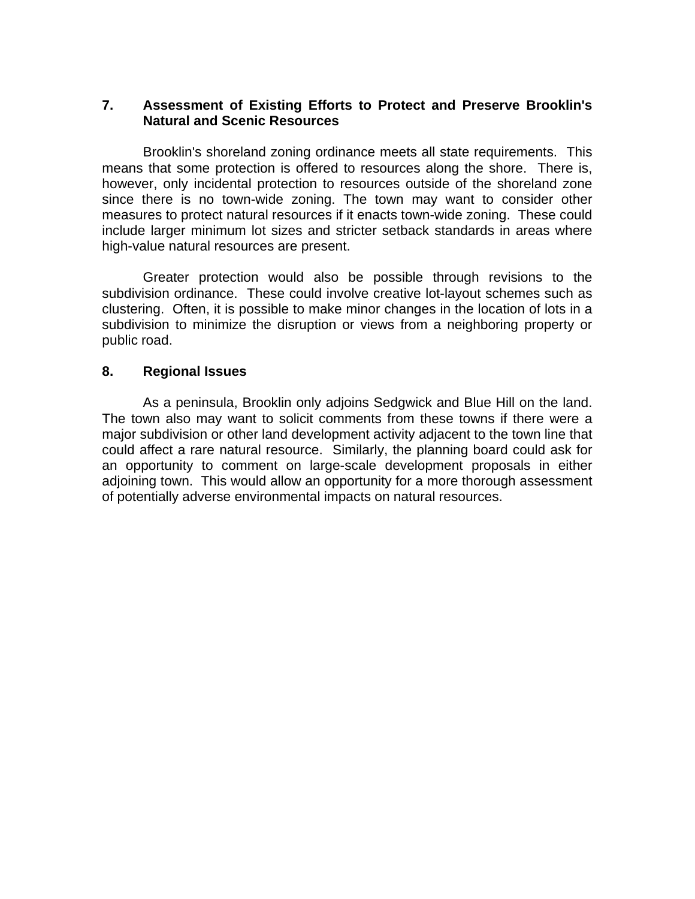## 7. Assessment of Existing Efforts to Protect and Preserve Brooklin's Natural and Scenic Resources

Brooklin's shoreland zoning ordinance meets all state requirements. This means that some protection is offered to resources along the shore. There is, however, only incidental protection to resources outside of the shoreland zone since there is no town-wide zoning. The town may want to consider other measures to protect natural resources if it enacts town-wide zoning. These could include larger minimum lot sizes and stricter setback standards in areas where high-value natural resources are present.

Greater protection would also be possible through revisions to the subdivision ordinance. These could involve creative lot-layout schemes such as clustering. Often, it is possible to make minor changes in the location of lots in a subdivision to minimize the disruption or views from a neighboring property or public road.

## 8. Regional Issues

As a peninsula, Brooklin only adjoins Sedgwick and Blue Hill on the land. The town also may want to solicit comments from these towns if there were a major subdivision or other land development activity adjacent to the town line that could affect a rare natural resource. Similarly, the planning board could ask for an opportunity to comment on large-scale development proposals in either adjoining town. This would allow an opportunity for a more thorough assessment of potentially adverse environmental impacts on natural resources.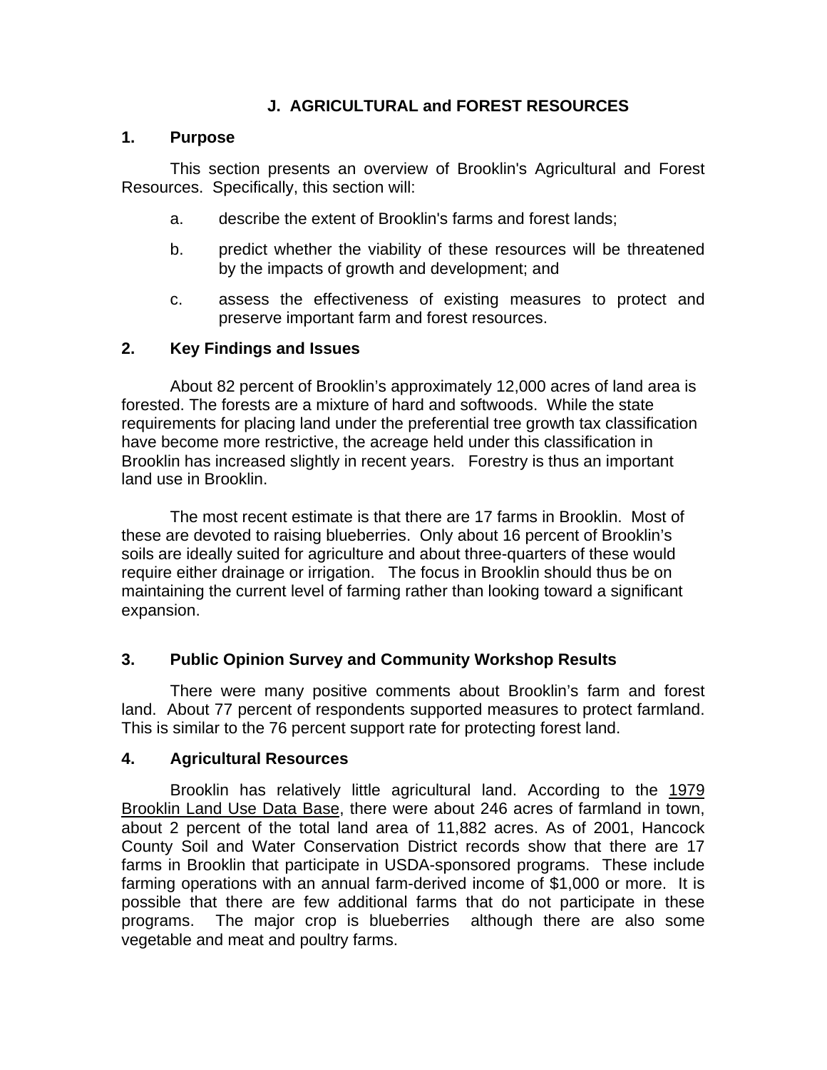## J. AGRICULTURAL and FOREST RESOURCES

### 1. Purpose

This section presents an overview of Brooklin's Agricultural and Forest Resources. Specifically, this section will:

a. describe the extent of Brooklin's farms and forest lands;

b. predict whether the viability of these resources will be threatened by the impacts of growth and development; and

c. assess the effectiveness of existing measures to protect and preserve important farm and forest resources.

### 2. Key Findings and Issues

About 82 percent of Brooklin's approximately 12,000 acres of land area is forested. The forests are a mixture of hard and softwoods. While the state requirements for placing land under the preferential tree growth tax classification have become more restrictive, the acreage held under this classification in Brooklin has increased slightly in recent years. Forestry is thus an important land use in Brooklin.

The most recent estimate is that there are 17 farms in Brooklin. Most of these are devoted to raising blueberries. Only about 16 percent of Brooklin's soils are ideally suited for agriculture and about three-quarters of these would require either drainage or irrigation. The focus in Brooklin should thus be on maintaining the current level of farming rather than looking toward a significant expansion.

### 3. Public Opinion Survey and Community Workshop Results

There were many positive comments about Brooklin's farm and forest land. About 77 percent of respondents supported measures to protect farmland. This is similar to the 76 percent support rate for protecting forest land.

### 4. Agricultural Resources

Brooklin has relatively little agricultural land. According to the 1979 Brooklin Land Use Data Base, there were about 246 acres of farmland in town, about 2 percent of the total land area of 11,882 acres. As of 2001, Hancock County Soil and Water Conservation District records show that there are 17 farms in Brooklin that participate in USDA-sponsored programs. These include farming operations with an annual farm-derived income of $1,000 or more. It is possible that there are few additional farms that do not participate in these programs. The major crop is blueberries although there are also some vegetable and meat and poultry farms.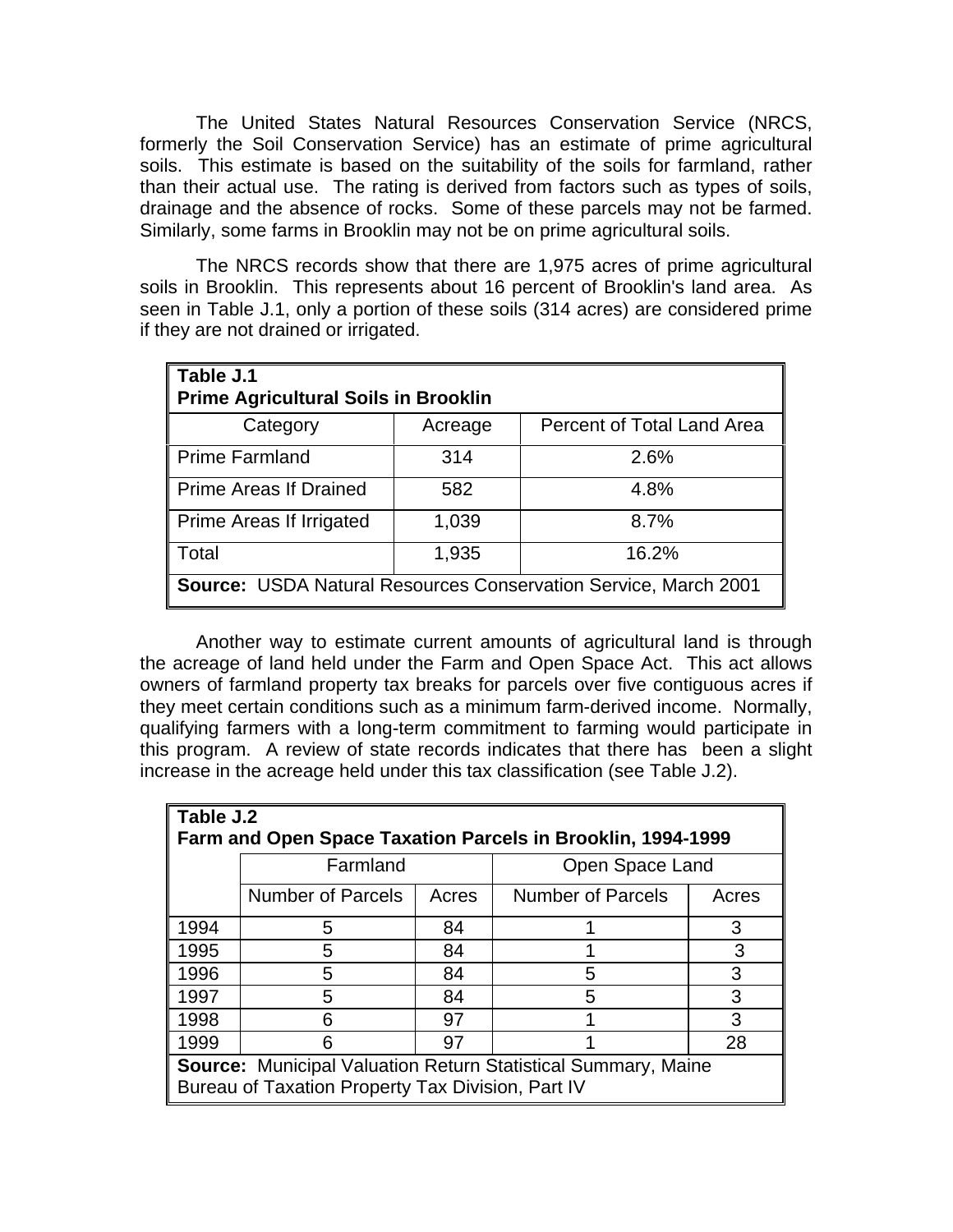The United States Natural Resources Conservation Service (NRCS, formerly the Soil Conservation Service) has an estimate of prime agricultural soils. This estimate is based on the suitability of the soils for farmland, rather than their actual use. The rating is derived from factors such as types of soils, drainage and the absence of rocks. Some of these parcels may not be farmed. Similarly, some farms in Brooklin may not be on prime agricultural soils.

The NRCS records show that there are 1,975 acres of prime agricultural soils in Brooklin. This represents about 16 percent of Brooklin's land area. As seen in Table J.1, only a portion of these soils (314 acres) are considered prime if they are not drained or irrigated.

**Table J.1**
**Prime Agricultural Soils in Brooklin**

| Category | Acreage | Percent of Total Land Area |
|---|---|---|
| Prime Farmland | 314 | 2.6% |
| Prime Areas If Drained | 582 | 4.8% |
| Prime Areas If Irrigated | 1,039 | 8.7% |
| Total | 1,935 | 16.2% |

**Source:** USDA Natural Resources Conservation Service, March 2001

Another way to estimate current amounts of agricultural land is through the acreage of land held under the Farm and Open Space Act. This act allows owners of farmland property tax breaks for parcels over five contiguous acres if they meet certain conditions such as a minimum farm-derived income. Normally, qualifying farmers with a long-term commitment to farming would participate in this program. A review of state records indicates that there has been a slight increase in the acreage held under this tax classification (see Table J.2).

**Table J.2**
**Farm and Open Space Taxation Parcels in Brooklin, 1994-1999**

| | Farmland | | Open Space Land | |
|---|---|---|---|---|
| | Number of Parcels | Acres | Number of Parcels | Acres |
| 1994 | 5 | 84 | 1 | 3 |
| 1995 | 5 | 84 | 1 | 3 |
| 1996 | 5 | 84 | 5 | 3 |
| 1997 | 5 | 84 | 5 | 3 |
| 1998 | 6 | 97 | 1 | 3 |
| 1999 | 6 | 97 | 1 | 28 |

**Source:** Municipal Valuation Return Statistical Summary, Maine Bureau of Taxation Property Tax Division, Part IV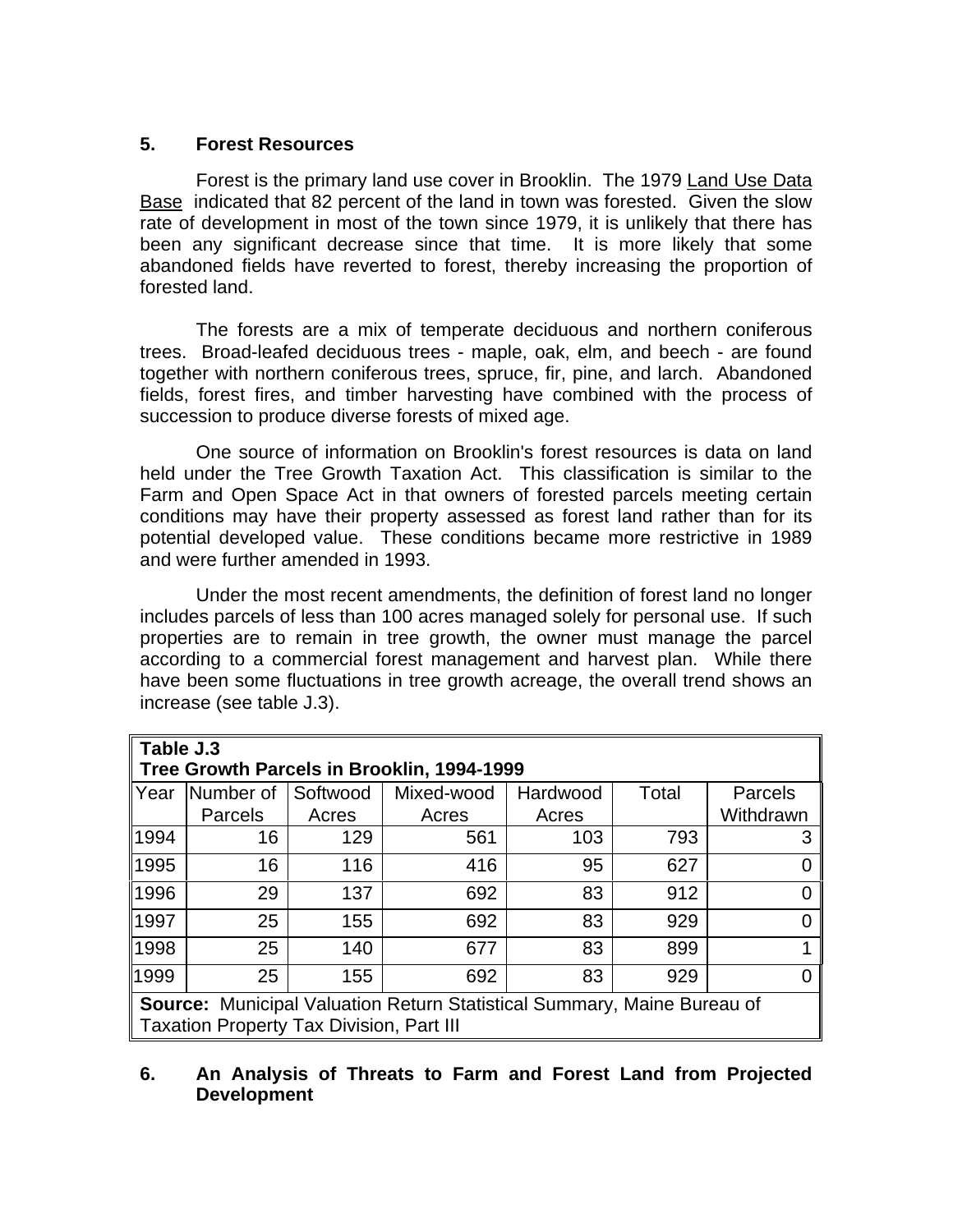### 5. Forest Resources

Forest is the primary land use cover in Brooklin. The 1979 Land Use Data Base indicated that 82 percent of the land in town was forested. Given the slow rate of development in most of the town since 1979, it is unlikely that there has been any significant decrease since that time. It is more likely that some abandoned fields have reverted to forest, thereby increasing the proportion of forested land.

The forests are a mix of temperate deciduous and northern coniferous trees. Broad-leafed deciduous trees - maple, oak, elm, and beech - are found together with northern coniferous trees, spruce, fir, pine, and larch. Abandoned fields, forest fires, and timber harvesting have combined with the process of succession to produce diverse forests of mixed age.

One source of information on Brooklin's forest resources is data on land held under the Tree Growth Taxation Act. This classification is similar to the Farm and Open Space Act in that owners of forested parcels meeting certain conditions may have their property assessed as forest land rather than for its potential developed value. These conditions became more restrictive in 1989 and were further amended in 1993.

Under the most recent amendments, the definition of forest land no longer includes parcels of less than 100 acres managed solely for personal use. If such properties are to remain in tree growth, the owner must manage the parcel according to a commercial forest management and harvest plan. While there have been some fluctuations in tree growth acreage, the overall trend shows an increase (see table J.3).

**Table J.3**
**Tree Growth Parcels in Brooklin, 1994-1999**

| Year | Number of Parcels | Softwood Acres | Mixed-wood Acres | Hardwood Acres | Total | Parcels Withdrawn |
|---|---|---|---|---|---|---|
| 1994 | 16 | 129 | 561 | 103 | 793 | 3 |
| 1995 | 16 | 116 | 416 | 95 | 627 | 0 |
| 1996 | 29 | 137 | 692 | 83 | 912 | 0 |
| 1997 | 25 | 155 | 692 | 83 | 929 | 0 |
| 1998 | 25 | 140 | 677 | 83 | 899 | 1 |
| 1999 | 25 | 155 | 692 | 83 | 929 | 0 |

**Source:** Municipal Valuation Return Statistical Summary, Maine Bureau of Taxation Property Tax Division, Part III

### 6. An Analysis of Threats to Farm and Forest Land from Projected Development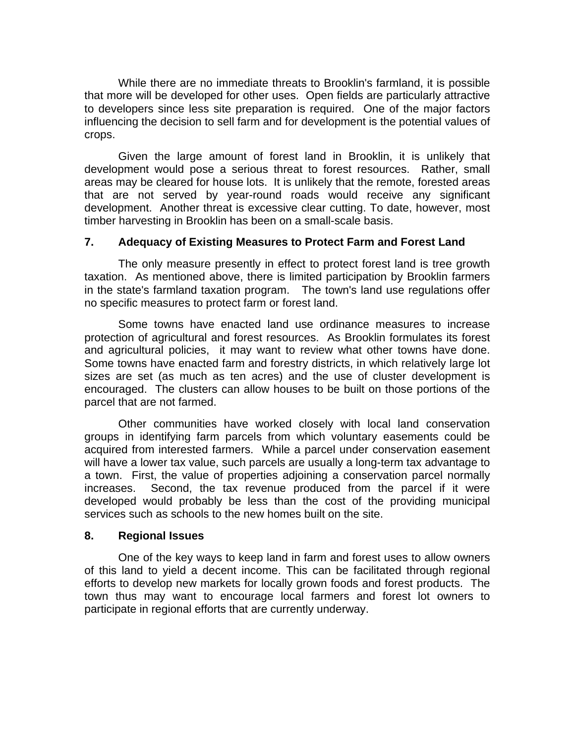While there are no immediate threats to Brooklin's farmland, it is possible that more will be developed for other uses. Open fields are particularly attractive to developers since less site preparation is required. One of the major factors influencing the decision to sell farm and for development is the potential values of crops.

Given the large amount of forest land in Brooklin, it is unlikely that development would pose a serious threat to forest resources. Rather, small areas may be cleared for house lots. It is unlikely that the remote, forested areas that are not served by year-round roads would receive any significant development. Another threat is excessive clear cutting. To date, however, most timber harvesting in Brooklin has been on a small-scale basis.

### 7. Adequacy of Existing Measures to Protect Farm and Forest Land

The only measure presently in effect to protect forest land is tree growth taxation. As mentioned above, there is limited participation by Brooklin farmers in the state's farmland taxation program. The town's land use regulations offer no specific measures to protect farm or forest land.

Some towns have enacted land use ordinance measures to increase protection of agricultural and forest resources. As Brooklin formulates its forest and agricultural policies, it may want to review what other towns have done. Some towns have enacted farm and forestry districts, in which relatively large lot sizes are set (as much as ten acres) and the use of cluster development is encouraged. The clusters can allow houses to be built on those portions of the parcel that are not farmed.

Other communities have worked closely with local land conservation groups in identifying farm parcels from which voluntary easements could be acquired from interested farmers. While a parcel under conservation easement will have a lower tax value, such parcels are usually a long-term tax advantage to a town. First, the value of properties adjoining a conservation parcel normally increases. Second, the tax revenue produced from the parcel if it were developed would probably be less than the cost of the providing municipal services such as schools to the new homes built on the site.

### 8. Regional Issues

One of the key ways to keep land in farm and forest uses to allow owners of this land to yield a decent income. This can be facilitated through regional efforts to develop new markets for locally grown foods and forest products. The town thus may want to encourage local farmers and forest lot owners to participate in regional efforts that are currently underway.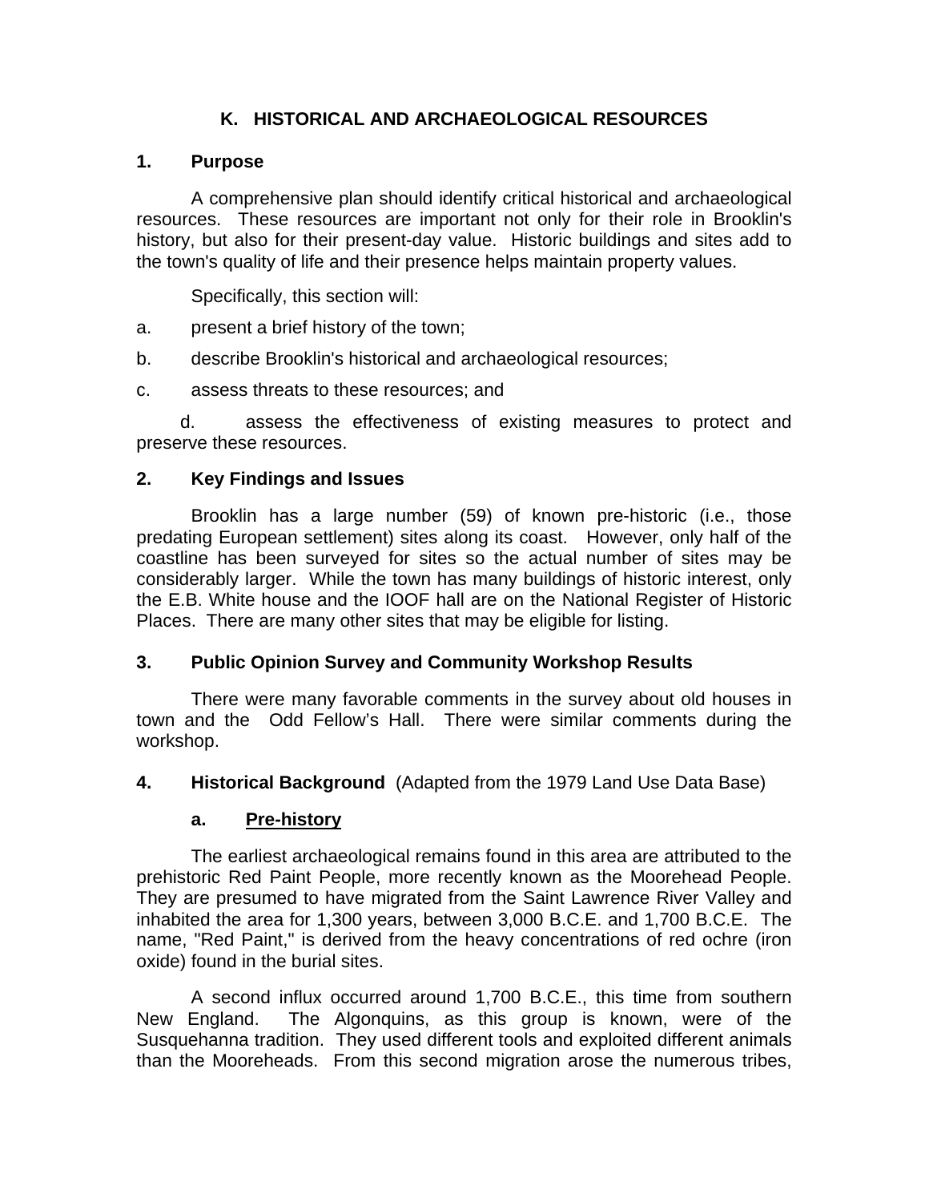## K. HISTORICAL AND ARCHAEOLOGICAL RESOURCES

### 1. Purpose

A comprehensive plan should identify critical historical and archaeological resources. These resources are important not only for their role in Brooklin's history, but also for their present-day value. Historic buildings and sites add to the town's quality of life and their presence helps maintain property values.

Specifically, this section will:

a. present a brief history of the town;

b. describe Brooklin's historical and archaeological resources;

c. assess threats to these resources; and

d. assess the effectiveness of existing measures to protect and preserve these resources.

### 2. Key Findings and Issues

Brooklin has a large number (59) of known pre-historic (i.e., those predating European settlement) sites along its coast. However, only half of the coastline has been surveyed for sites so the actual number of sites may be considerably larger. While the town has many buildings of historic interest, only the E.B. White house and the IOOF hall are on the National Register of Historic Places. There are many other sites that may be eligible for listing.

### 3. Public Opinion Survey and Community Workshop Results

There were many favorable comments in the survey about old houses in town and the Odd Fellow's Hall. There were similar comments during the workshop.

### 4. Historical Background (Adapted from the 1979 Land Use Data Base)

#### a. Pre-history

The earliest archaeological remains found in this area are attributed to the prehistoric Red Paint People, more recently known as the Moorehead People. They are presumed to have migrated from the Saint Lawrence River Valley and inhabited the area for 1,300 years, between 3,000 B.C.E. and 1,700 B.C.E. The name, "Red Paint," is derived from the heavy concentrations of red ochre (iron oxide) found in the burial sites.

A second influx occurred around 1,700 B.C.E., this time from southern New England. The Algonquins, as this group is known, were of the Susquehanna tradition. They used different tools and exploited different animals than the Mooreheads. From this second migration arose the numerous tribes,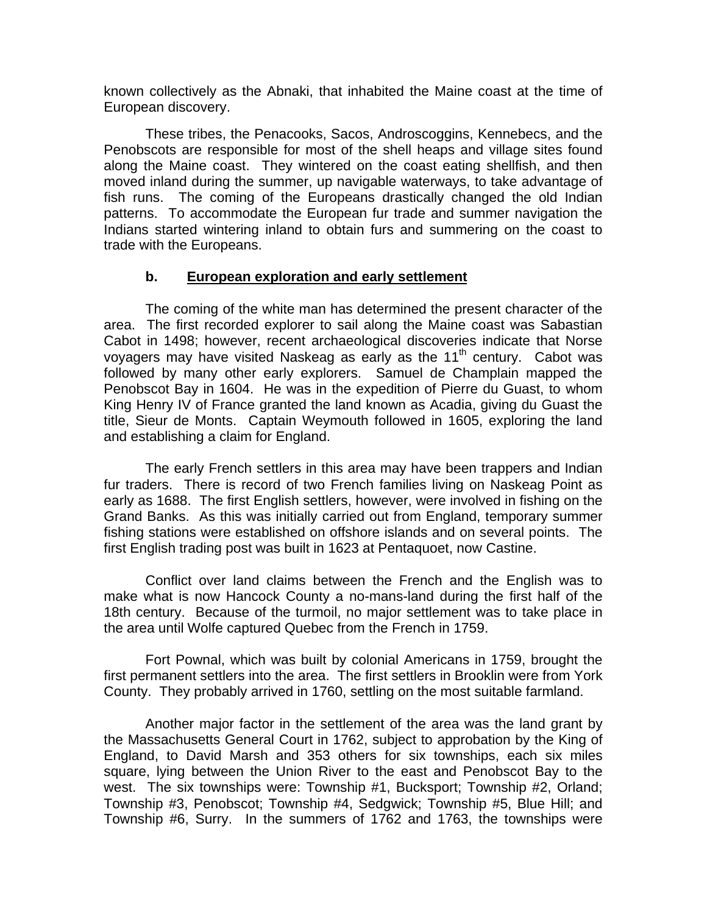known collectively as the Abnaki, that inhabited the Maine coast at the time of European discovery.

These tribes, the Penacooks, Sacos, Androscoggins, Kennebecs, and the Penobscots are responsible for most of the shell heaps and village sites found along the Maine coast. They wintered on the coast eating shellfish, and then moved inland during the summer, up navigable waterways, to take advantage of fish runs. The coming of the Europeans drastically changed the old Indian patterns. To accommodate the European fur trade and summer navigation the Indians started wintering inland to obtain furs and summering on the coast to trade with the Europeans.

### b. <u>European exploration and early settlement</u>

The coming of the white man has determined the present character of the area. The first recorded explorer to sail along the Maine coast was Sabastian Cabot in 1498; however, recent archaeological discoveries indicate that Norse voyagers may have visited Naskeag as early as the 11th century. Cabot was followed by many other early explorers. Samuel de Champlain mapped the Penobscot Bay in 1604. He was in the expedition of Pierre du Guast, to whom King Henry IV of France granted the land known as Acadia, giving du Guast the title, Sieur de Monts. Captain Weymouth followed in 1605, exploring the land and establishing a claim for England.

The early French settlers in this area may have been trappers and Indian fur traders. There is record of two French families living on Naskeag Point as early as 1688. The first English settlers, however, were involved in fishing on the Grand Banks. As this was initially carried out from England, temporary summer fishing stations were established on offshore islands and on several points. The first English trading post was built in 1623 at Pentaquoet, now Castine.

Conflict over land claims between the French and the English was to make what is now Hancock County a no-mans-land during the first half of the 18th century. Because of the turmoil, no major settlement was to take place in the area until Wolfe captured Quebec from the French in 1759.

Fort Pownal, which was built by colonial Americans in 1759, brought the first permanent settlers into the area. The first settlers in Brooklin were from York County. They probably arrived in 1760, settling on the most suitable farmland.

Another major factor in the settlement of the area was the land grant by the Massachusetts General Court in 1762, subject to approbation by the King of England, to David Marsh and 353 others for six townships, each six miles square, lying between the Union River to the east and Penobscot Bay to the west. The six townships were: Township #1, Bucksport; Township #2, Orland; Township #3, Penobscot; Township #4, Sedgwick; Township #5, Blue Hill; and Township #6, Surry. In the summers of 1762 and 1763, the townships were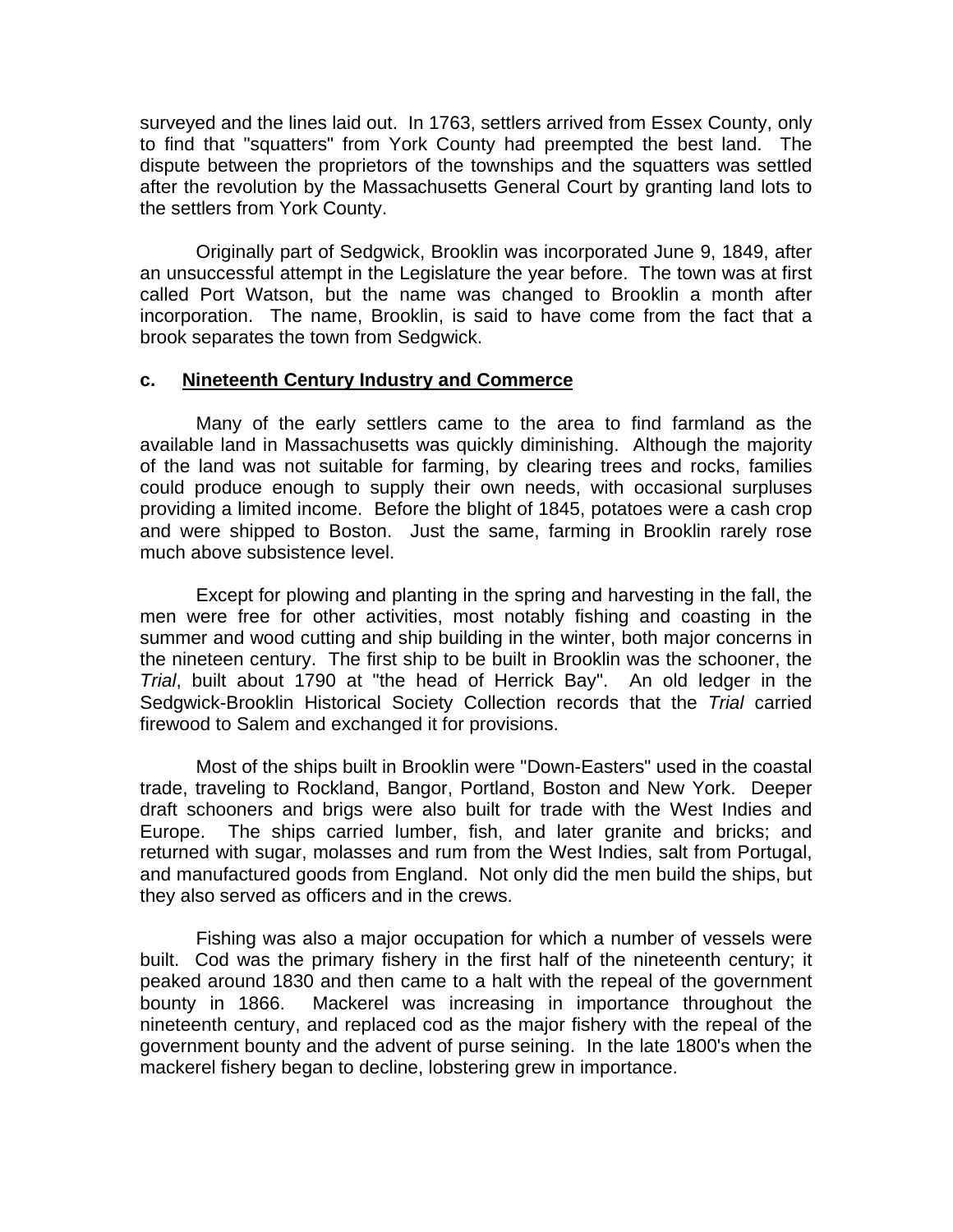surveyed and the lines laid out. In 1763, settlers arrived from Essex County, only to find that "squatters" from York County had preempted the best land. The dispute between the proprietors of the townships and the squatters was settled after the revolution by the Massachusetts General Court by granting land lots to the settlers from York County.

Originally part of Sedgwick, Brooklin was incorporated June 9, 1849, after an unsuccessful attempt in the Legislature the year before. The town was at first called Port Watson, but the name was changed to Brooklin a month after incorporation. The name, Brooklin, is said to have come from the fact that a brook separates the town from Sedgwick.

### c. <u>Nineteenth Century Industry and Commerce</u>

Many of the early settlers came to the area to find farmland as the available land in Massachusetts was quickly diminishing. Although the majority of the land was not suitable for farming, by clearing trees and rocks, families could produce enough to supply their own needs, with occasional surpluses providing a limited income. Before the blight of 1845, potatoes were a cash crop and were shipped to Boston. Just the same, farming in Brooklin rarely rose much above subsistence level.

Except for plowing and planting in the spring and harvesting in the fall, the men were free for other activities, most notably fishing and coasting in the summer and wood cutting and ship building in the winter, both major concerns in the nineteen century. The first ship to be built in Brooklin was the schooner, the *Trial*, built about 1790 at "the head of Herrick Bay". An old ledger in the Sedgwick-Brooklin Historical Society Collection records that the *Trial* carried firewood to Salem and exchanged it for provisions.

Most of the ships built in Brooklin were "Down-Easters" used in the coastal trade, traveling to Rockland, Bangor, Portland, Boston and New York. Deeper draft schooners and brigs were also built for trade with the West Indies and Europe. The ships carried lumber, fish, and later granite and bricks; and returned with sugar, molasses and rum from the West Indies, salt from Portugal, and manufactured goods from England. Not only did the men build the ships, but they also served as officers and in the crews.

Fishing was also a major occupation for which a number of vessels were built. Cod was the primary fishery in the first half of the nineteenth century; it peaked around 1830 and then came to a halt with the repeal of the government bounty in 1866. Mackerel was increasing in importance throughout the nineteenth century, and replaced cod as the major fishery with the repeal of the government bounty and the advent of purse seining. In the late 1800's when the mackerel fishery began to decline, lobstering grew in importance.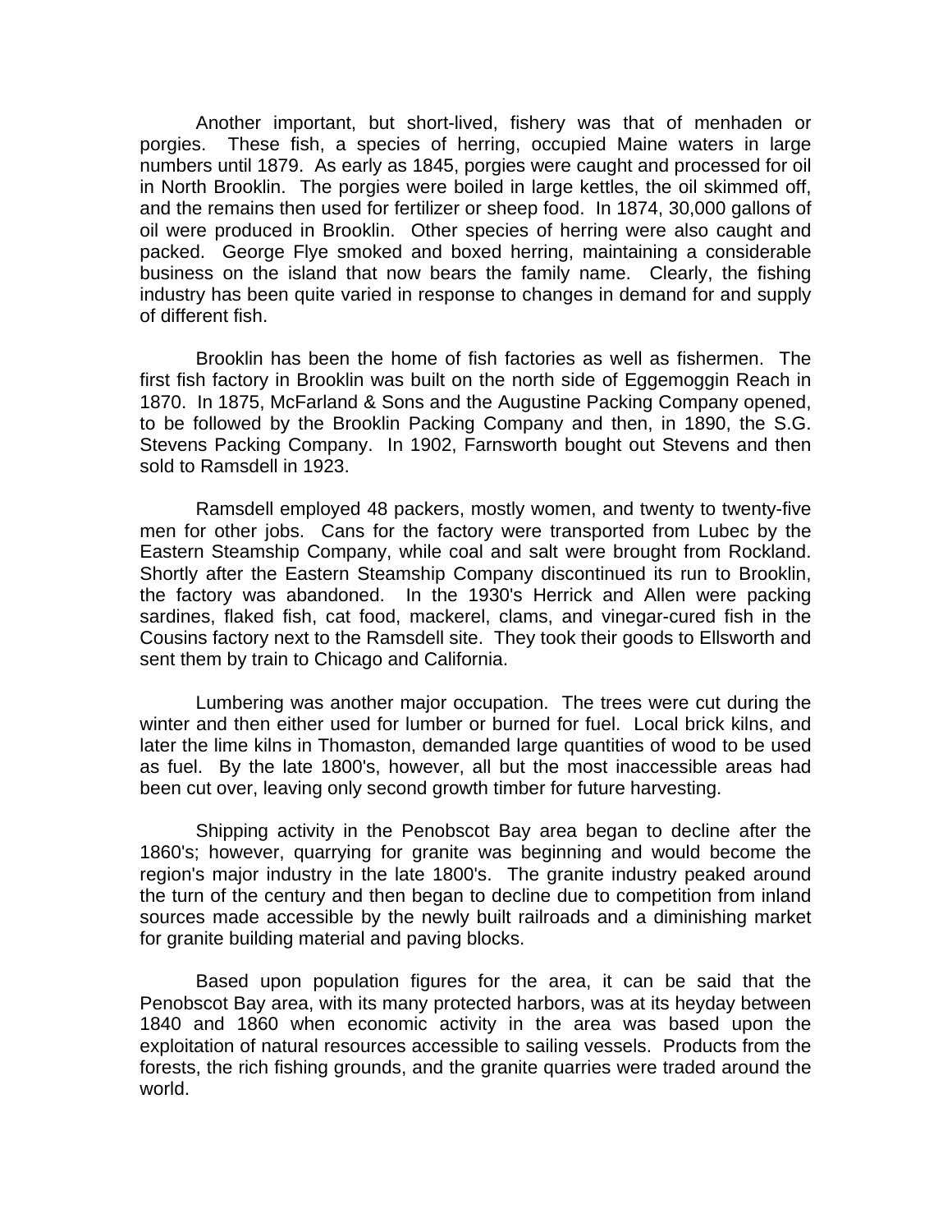Another important, but short-lived, fishery was that of menhaden or porgies. These fish, a species of herring, occupied Maine waters in large numbers until 1879. As early as 1845, porgies were caught and processed for oil in North Brooklin. The porgies were boiled in large kettles, the oil skimmed off, and the remains then used for fertilizer or sheep food. In 1874, 30,000 gallons of oil were produced in Brooklin. Other species of herring were also caught and packed. George Flye smoked and boxed herring, maintaining a considerable business on the island that now bears the family name. Clearly, the fishing industry has been quite varied in response to changes in demand for and supply of different fish.

Brooklin has been the home of fish factories as well as fishermen. The first fish factory in Brooklin was built on the north side of Eggemoggin Reach in 1870. In 1875, McFarland & Sons and the Augustine Packing Company opened, to be followed by the Brooklin Packing Company and then, in 1890, the S.G. Stevens Packing Company. In 1902, Farnsworth bought out Stevens and then sold to Ramsdell in 1923.

Ramsdell employed 48 packers, mostly women, and twenty to twenty-five men for other jobs. Cans for the factory were transported from Lubec by the Eastern Steamship Company, while coal and salt were brought from Rockland. Shortly after the Eastern Steamship Company discontinued its run to Brooklin, the factory was abandoned. In the 1930's Herrick and Allen were packing sardines, flaked fish, cat food, mackerel, clams, and vinegar-cured fish in the Cousins factory next to the Ramsdell site. They took their goods to Ellsworth and sent them by train to Chicago and California.

Lumbering was another major occupation. The trees were cut during the winter and then either used for lumber or burned for fuel. Local brick kilns, and later the lime kilns in Thomaston, demanded large quantities of wood to be used as fuel. By the late 1800's, however, all but the most inaccessible areas had been cut over, leaving only second growth timber for future harvesting.

Shipping activity in the Penobscot Bay area began to decline after the 1860's; however, quarrying for granite was beginning and would become the region's major industry in the late 1800's. The granite industry peaked around the turn of the century and then began to decline due to competition from inland sources made accessible by the newly built railroads and a diminishing market for granite building material and paving blocks.

Based upon population figures for the area, it can be said that the Penobscot Bay area, with its many protected harbors, was at its heyday between 1840 and 1860 when economic activity in the area was based upon the exploitation of natural resources accessible to sailing vessels. Products from the forests, the rich fishing grounds, and the granite quarries were traded around the world.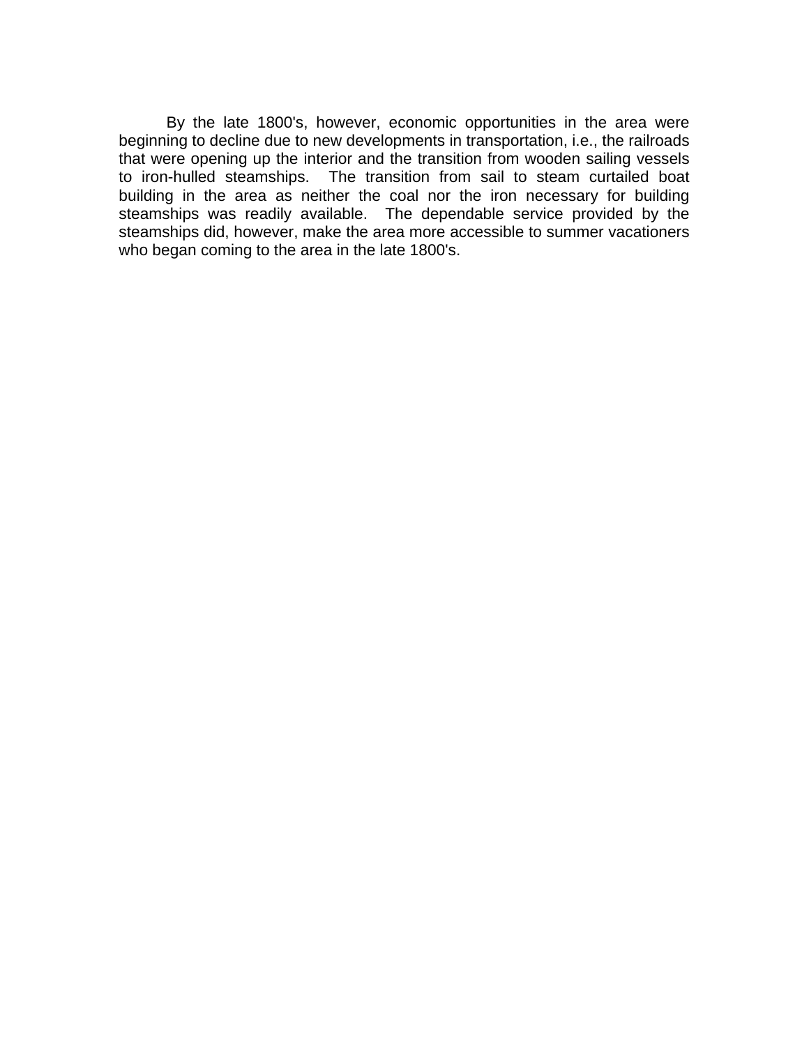By the late 1800's, however, economic opportunities in the area were beginning to decline due to new developments in transportation, i.e., the railroads that were opening up the interior and the transition from wooden sailing vessels to iron-hulled steamships.  The transition from sail to steam curtailed boat building in the area as neither the coal nor the iron necessary for building steamships was readily available.  The dependable service provided by the steamships did, however, make the area more accessible to summer vacationers who began coming to the area in the late 1800's.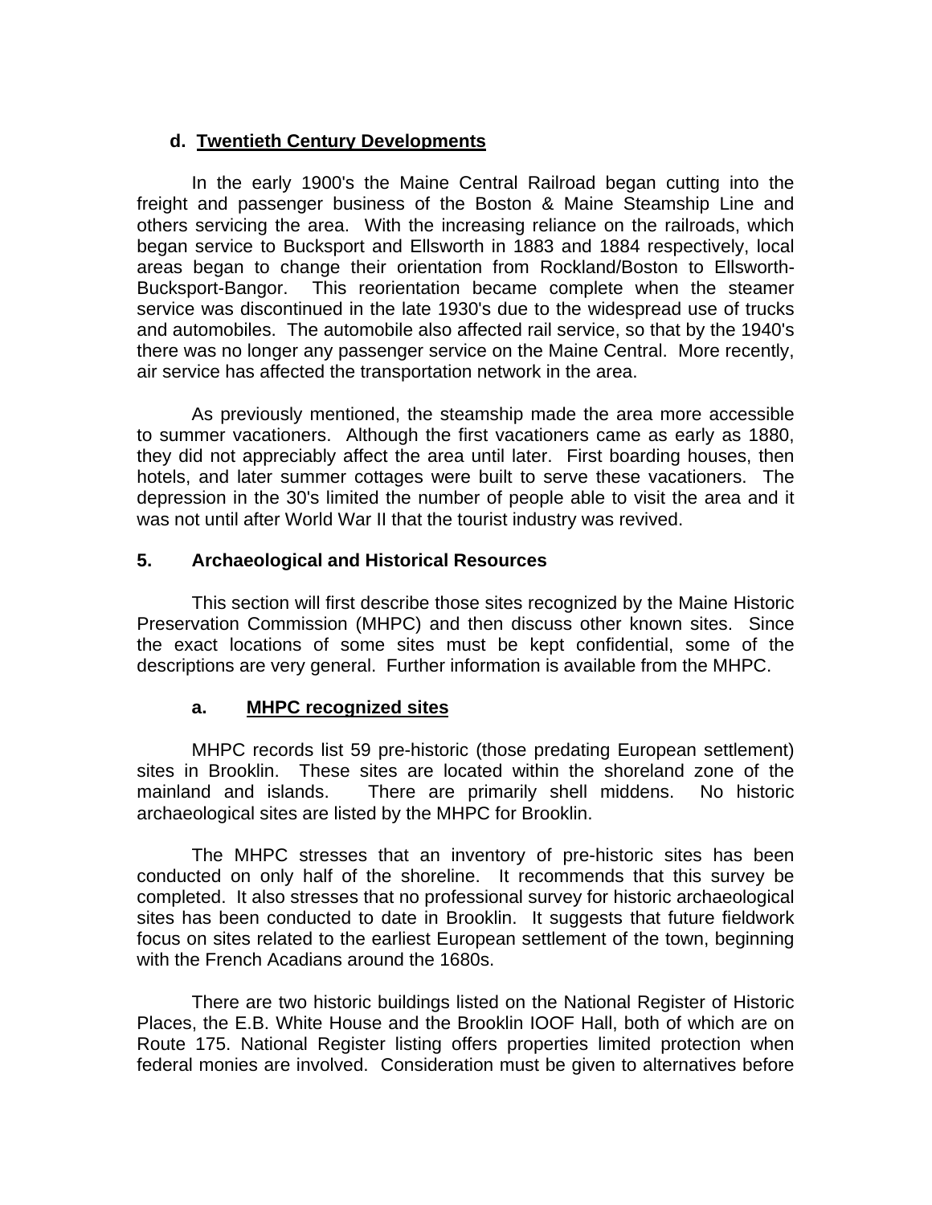### d. Twentieth Century Developments

In the early 1900's the Maine Central Railroad began cutting into the freight and passenger business of the Boston & Maine Steamship Line and others servicing the area. With the increasing reliance on the railroads, which began service to Bucksport and Ellsworth in 1883 and 1884 respectively, local areas began to change their orientation from Rockland/Boston to Ellsworth-Bucksport-Bangor. This reorientation became complete when the steamer service was discontinued in the late 1930's due to the widespread use of trucks and automobiles. The automobile also affected rail service, so that by the 1940's there was no longer any passenger service on the Maine Central. More recently, air service has affected the transportation network in the area.

As previously mentioned, the steamship made the area more accessible to summer vacationers. Although the first vacationers came as early as 1880, they did not appreciably affect the area until later. First boarding houses, then hotels, and later summer cottages were built to serve these vacationers. The depression in the 30's limited the number of people able to visit the area and it was not until after World War II that the tourist industry was revived.

## 5. Archaeological and Historical Resources

This section will first describe those sites recognized by the Maine Historic Preservation Commission (MHPC) and then discuss other known sites. Since the exact locations of some sites must be kept confidential, some of the descriptions are very general. Further information is available from the MHPC.

### a. MHPC recognized sites

MHPC records list 59 pre-historic (those predating European settlement) sites in Brooklin. These sites are located within the shoreland zone of the mainland and islands. There are primarily shell middens. No historic archaeological sites are listed by the MHPC for Brooklin.

The MHPC stresses that an inventory of pre-historic sites has been conducted on only half of the shoreline. It recommends that this survey be completed. It also stresses that no professional survey for historic archaeological sites has been conducted to date in Brooklin. It suggests that future fieldwork focus on sites related to the earliest European settlement of the town, beginning with the French Acadians around the 1680s.

There are two historic buildings listed on the National Register of Historic Places, the E.B. White House and the Brooklin IOOF Hall, both of which are on Route 175. National Register listing offers properties limited protection when federal monies are involved. Consideration must be given to alternatives before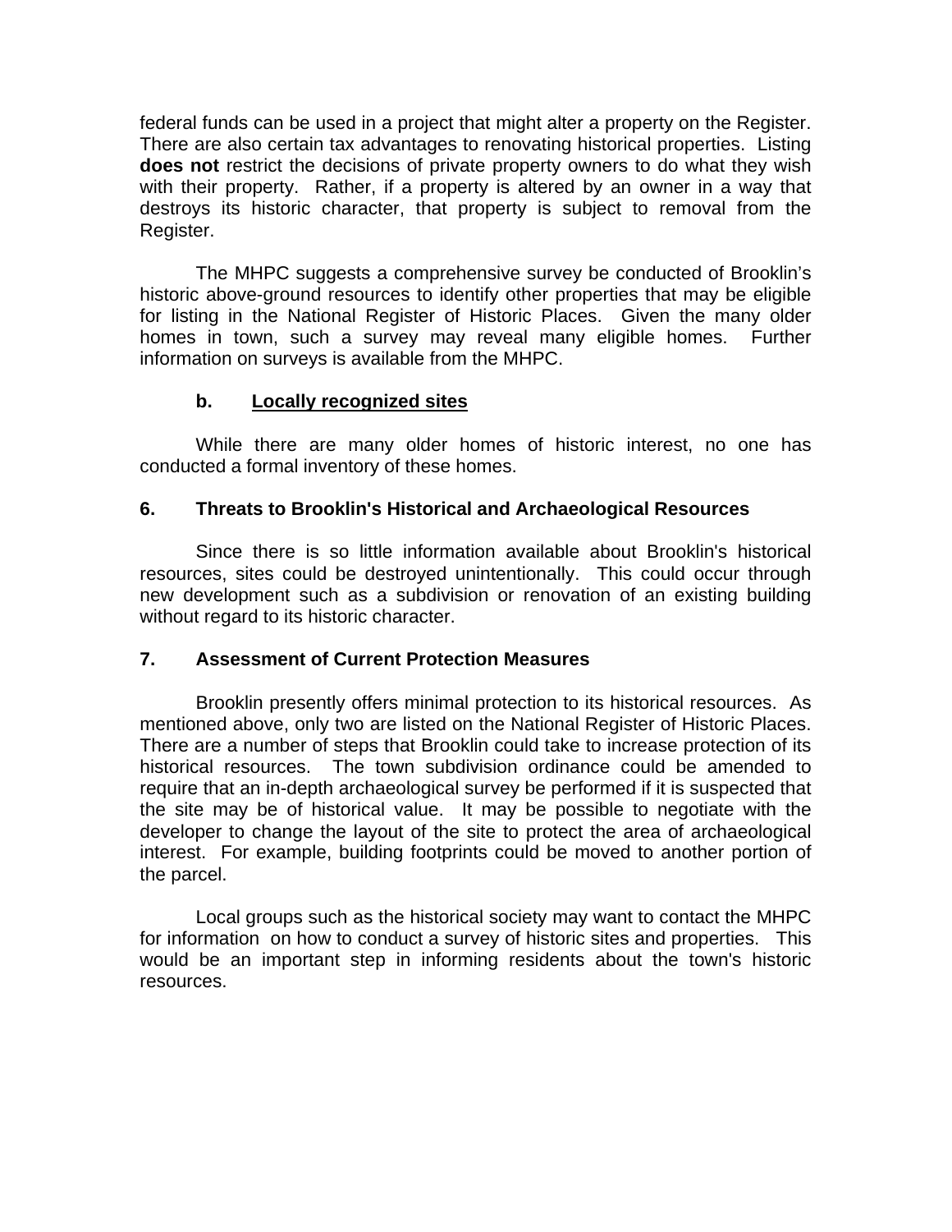federal funds can be used in a project that might alter a property on the Register. There are also certain tax advantages to renovating historical properties. Listing **does not** restrict the decisions of private property owners to do what they wish with their property. Rather, if a property is altered by an owner in a way that destroys its historic character, that property is subject to removal from the Register.

The MHPC suggests a comprehensive survey be conducted of Brooklin's historic above-ground resources to identify other properties that may be eligible for listing in the National Register of Historic Places. Given the many older homes in town, such a survey may reveal many eligible homes. Further information on surveys is available from the MHPC.

#### b. <u>Locally recognized sites</u>

While there are many older homes of historic interest, no one has conducted a formal inventory of these homes.

### 6. Threats to Brooklin's Historical and Archaeological Resources

Since there is so little information available about Brooklin's historical resources, sites could be destroyed unintentionally. This could occur through new development such as a subdivision or renovation of an existing building without regard to its historic character.

### 7. Assessment of Current Protection Measures

Brooklin presently offers minimal protection to its historical resources. As mentioned above, only two are listed on the National Register of Historic Places. There are a number of steps that Brooklin could take to increase protection of its historical resources. The town subdivision ordinance could be amended to require that an in-depth archaeological survey be performed if it is suspected that the site may be of historical value. It may be possible to negotiate with the developer to change the layout of the site to protect the area of archaeological interest. For example, building footprints could be moved to another portion of the parcel.

Local groups such as the historical society may want to contact the MHPC for information on how to conduct a survey of historic sites and properties. This would be an important step in informing residents about the town's historic resources.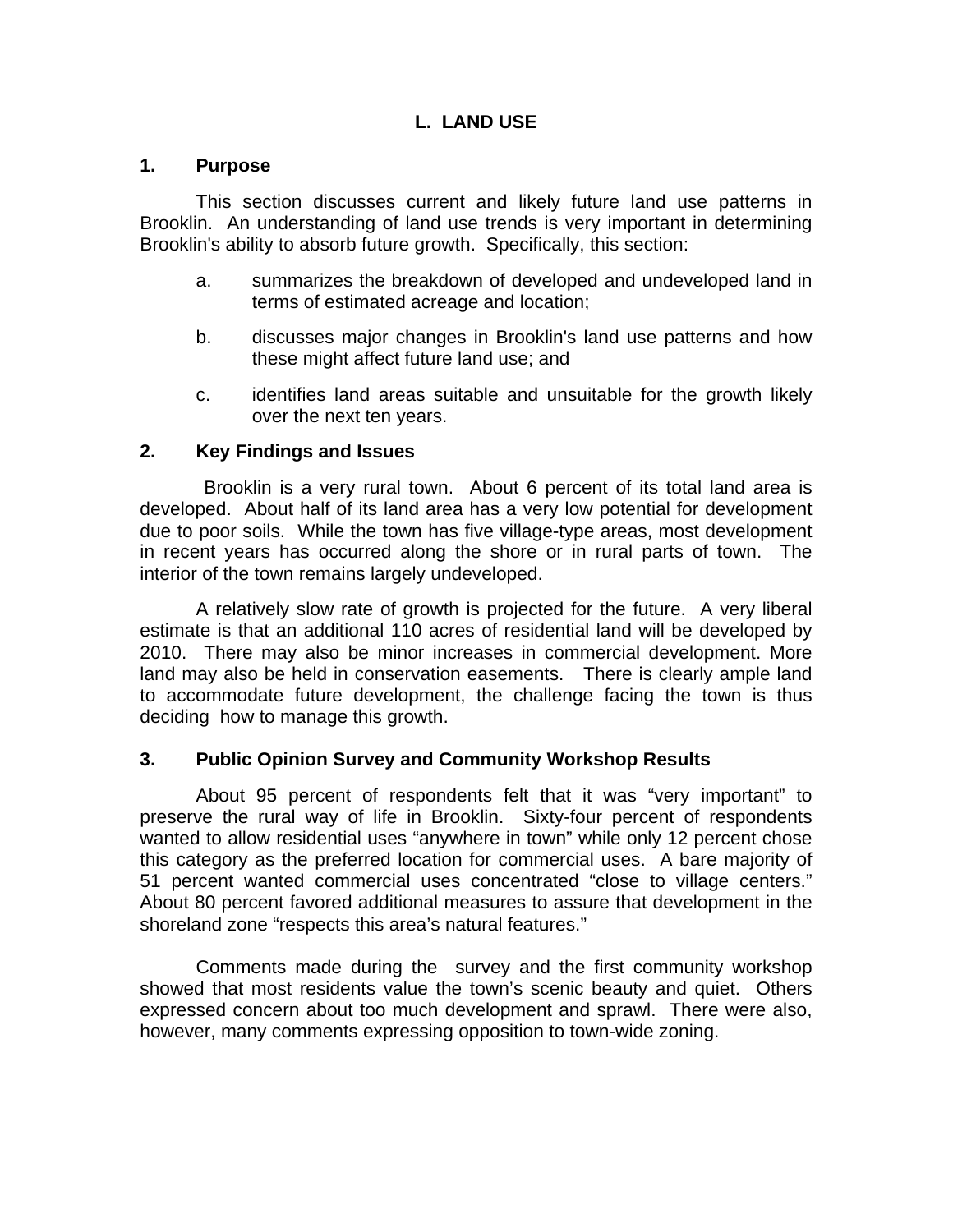# L. LAND USE

## 1. Purpose

This section discusses current and likely future land use patterns in Brooklin. An understanding of land use trends is very important in determining Brooklin's ability to absorb future growth. Specifically, this section:

a. summarizes the breakdown of developed and undeveloped land in terms of estimated acreage and location;

b. discusses major changes in Brooklin's land use patterns and how these might affect future land use; and

c. identifies land areas suitable and unsuitable for the growth likely over the next ten years.

## 2. Key Findings and Issues

Brooklin is a very rural town. About 6 percent of its total land area is developed. About half of its land area has a very low potential for development due to poor soils. While the town has five village-type areas, most development in recent years has occurred along the shore or in rural parts of town. The interior of the town remains largely undeveloped.

A relatively slow rate of growth is projected for the future. A very liberal estimate is that an additional 110 acres of residential land will be developed by 2010. There may also be minor increases in commercial development. More land may also be held in conservation easements. There is clearly ample land to accommodate future development, the challenge facing the town is thus deciding how to manage this growth.

## 3. Public Opinion Survey and Community Workshop Results

About 95 percent of respondents felt that it was "very important" to preserve the rural way of life in Brooklin. Sixty-four percent of respondents wanted to allow residential uses "anywhere in town" while only 12 percent chose this category as the preferred location for commercial uses. A bare majority of 51 percent wanted commercial uses concentrated "close to village centers." About 80 percent favored additional measures to assure that development in the shoreland zone "respects this area's natural features."

Comments made during the survey and the first community workshop showed that most residents value the town's scenic beauty and quiet. Others expressed concern about too much development and sprawl. There were also, however, many comments expressing opposition to town-wide zoning.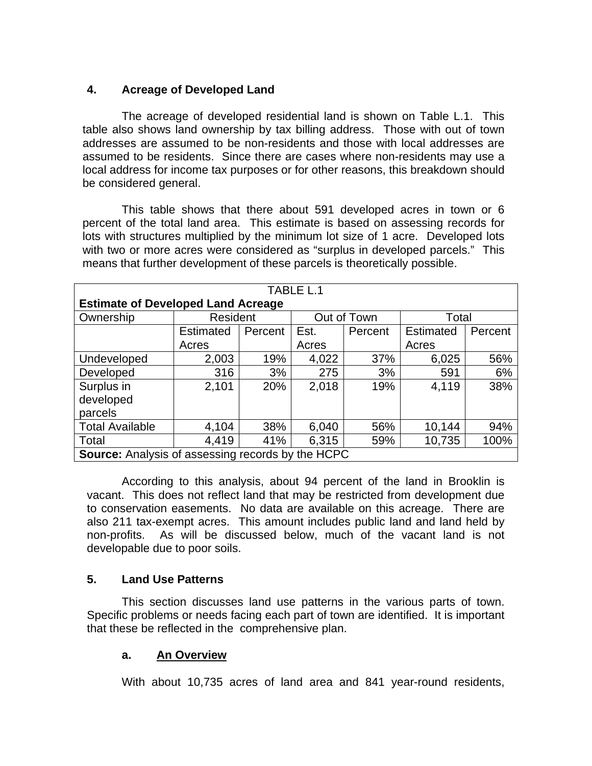### 4. Acreage of Developed Land

The acreage of developed residential land is shown on Table L.1. This table also shows land ownership by tax billing address. Those with out of town addresses are assumed to be non-residents and those with local addresses are assumed to be residents. Since there are cases where non-residents may use a local address for income tax purposes or for other reasons, this breakdown should be considered general.

This table shows that there about 591 developed acres in town or 6 percent of the total land area. This estimate is based on assessing records for lots with structures multiplied by the minimum lot size of 1 acre. Developed lots with two or more acres were considered as "surplus in developed parcels." This means that further development of these parcels is theoretically possible.

TABLE L.1

**Estimate of Developed Land Acreage**

| Ownership | Resident | | Out of Town | | Total | |
|---|---|---|---|---|---|---|
| | Estimated Acres | Percent | Est. Acres | Percent | Estimated Acres | Percent |
| Undeveloped | 2,003 | 19% | 4,022 | 37% | 6,025 | 56% |
| Developed | 316 | 3% | 275 | 3% | 591 | 6% |
| Surplus in developed parcels | 2,101 | 20% | 2,018 | 19% | 4,119 | 38% |
| Total Available | 4,104 | 38% | 6,040 | 56% | 10,144 | 94% |
| Total | 4,419 | 41% | 6,315 | 59% | 10,735 | 100% |

**Source:** Analysis of assessing records by the HCPC

According to this analysis, about 94 percent of the land in Brooklin is vacant. This does not reflect land that may be restricted from development due to conservation easements. No data are available on this acreage. There are also 211 tax-exempt acres. This amount includes public land and land held by non-profits. As will be discussed below, much of the vacant land is not developable due to poor soils.

### 5. Land Use Patterns

This section discusses land use patterns in the various parts of town. Specific problems or needs facing each part of town are identified. It is important that these be reflected in the comprehensive plan.

#### a. An Overview

With about 10,735 acres of land area and 841 year-round residents,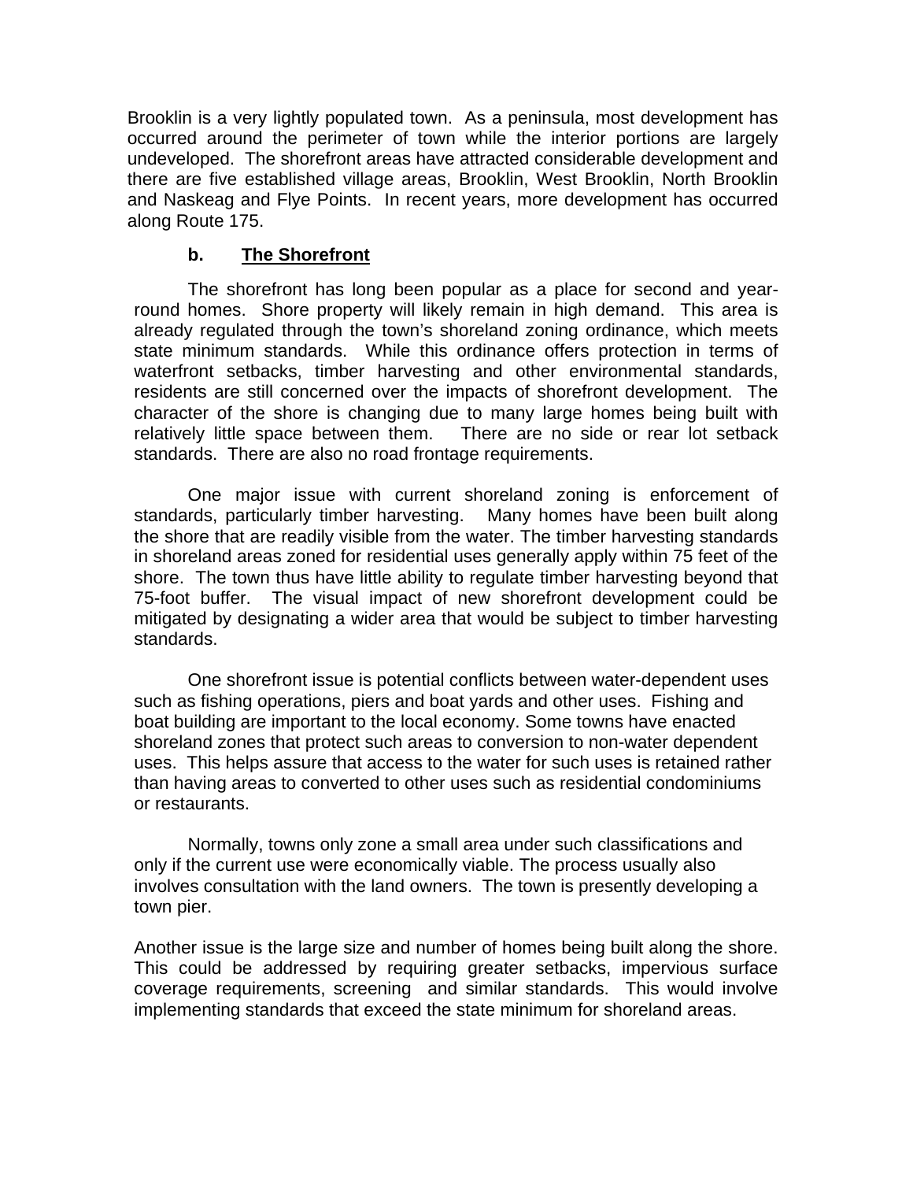Brooklin is a very lightly populated town. As a peninsula, most development has occurred around the perimeter of town while the interior portions are largely undeveloped. The shorefront areas have attracted considerable development and there are five established village areas, Brooklin, West Brooklin, North Brooklin and Naskeag and Flye Points. In recent years, more development has occurred along Route 175.

### b. The Shorefront

The shorefront has long been popular as a place for second and year-round homes. Shore property will likely remain in high demand. This area is already regulated through the town's shoreland zoning ordinance, which meets state minimum standards. While this ordinance offers protection in terms of waterfront setbacks, timber harvesting and other environmental standards, residents are still concerned over the impacts of shorefront development. The character of the shore is changing due to many large homes being built with relatively little space between them. There are no side or rear lot setback standards. There are also no road frontage requirements.

One major issue with current shoreland zoning is enforcement of standards, particularly timber harvesting. Many homes have been built along the shore that are readily visible from the water. The timber harvesting standards in shoreland areas zoned for residential uses generally apply within 75 feet of the shore. The town thus have little ability to regulate timber harvesting beyond that 75-foot buffer. The visual impact of new shorefront development could be mitigated by designating a wider area that would be subject to timber harvesting standards.

One shorefront issue is potential conflicts between water-dependent uses such as fishing operations, piers and boat yards and other uses. Fishing and boat building are important to the local economy. Some towns have enacted shoreland zones that protect such areas to conversion to non-water dependent uses. This helps assure that access to the water for such uses is retained rather than having areas to converted to other uses such as residential condominiums or restaurants.

Normally, towns only zone a small area under such classifications and only if the current use were economically viable. The process usually also involves consultation with the land owners. The town is presently developing a town pier.

Another issue is the large size and number of homes being built along the shore. This could be addressed by requiring greater setbacks, impervious surface coverage requirements, screening and similar standards. This would involve implementing standards that exceed the state minimum for shoreland areas.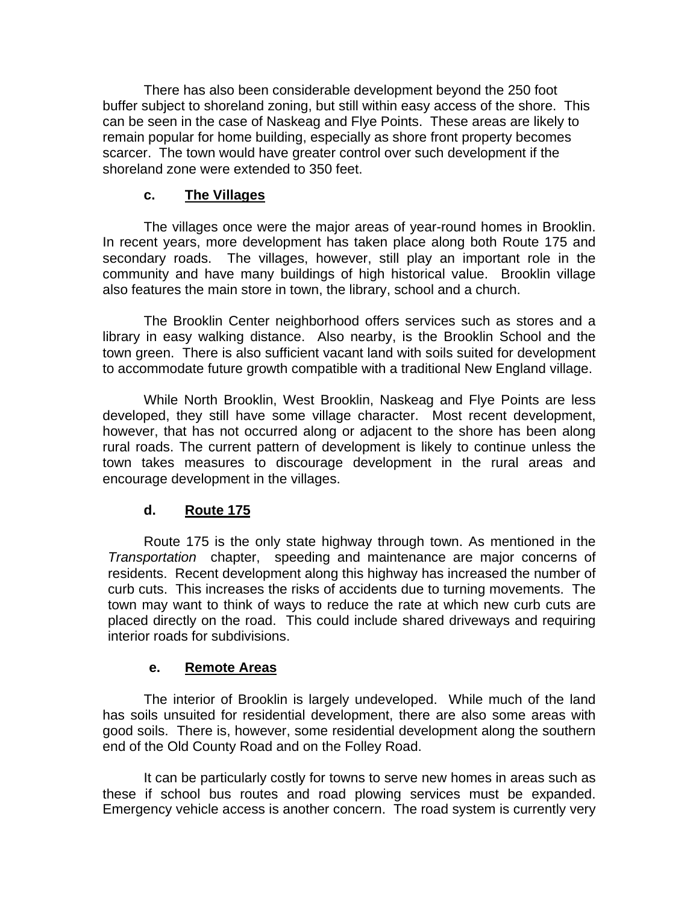There has also been considerable development beyond the 250 foot buffer subject to shoreland zoning, but still within easy access of the shore. This can be seen in the case of Naskeag and Flye Points. These areas are likely to remain popular for home building, especially as shore front property becomes scarcer. The town would have greater control over such development if the shoreland zone were extended to 350 feet.

### c. The Villages

The villages once were the major areas of year-round homes in Brooklin. In recent years, more development has taken place along both Route 175 and secondary roads. The villages, however, still play an important role in the community and have many buildings of high historical value. Brooklin village also features the main store in town, the library, school and a church.

The Brooklin Center neighborhood offers services such as stores and a library in easy walking distance. Also nearby, is the Brooklin School and the town green. There is also sufficient vacant land with soils suited for development to accommodate future growth compatible with a traditional New England village.

While North Brooklin, West Brooklin, Naskeag and Flye Points are less developed, they still have some village character. Most recent development, however, that has not occurred along or adjacent to the shore has been along rural roads. The current pattern of development is likely to continue unless the town takes measures to discourage development in the rural areas and encourage development in the villages.

### d. Route 175

Route 175 is the only state highway through town. As mentioned in the *Transportation* chapter, speeding and maintenance are major concerns of residents. Recent development along this highway has increased the number of curb cuts. This increases the risks of accidents due to turning movements. The town may want to think of ways to reduce the rate at which new curb cuts are placed directly on the road. This could include shared driveways and requiring interior roads for subdivisions.

### e. Remote Areas

The interior of Brooklin is largely undeveloped. While much of the land has soils unsuited for residential development, there are also some areas with good soils. There is, however, some residential development along the southern end of the Old County Road and on the Folley Road.

It can be particularly costly for towns to serve new homes in areas such as these if school bus routes and road plowing services must be expanded. Emergency vehicle access is another concern. The road system is currently very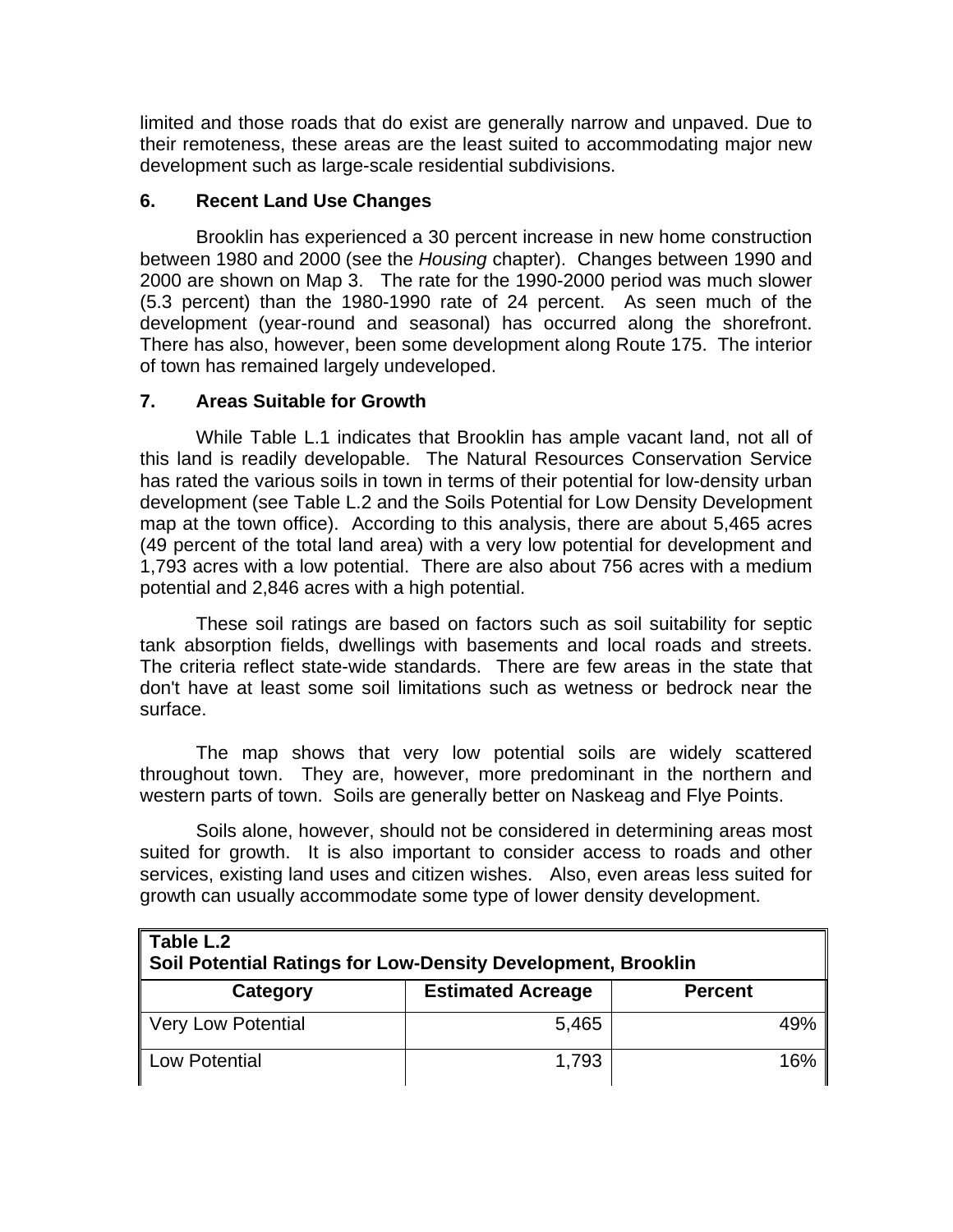limited and those roads that do exist are generally narrow and unpaved. Due to their remoteness, these areas are the least suited to accommodating major new development such as large-scale residential subdivisions.

### 6. Recent Land Use Changes

Brooklin has experienced a 30 percent increase in new home construction between 1980 and 2000 (see the *Housing* chapter). Changes between 1990 and 2000 are shown on Map 3. The rate for the 1990-2000 period was much slower (5.3 percent) than the 1980-1990 rate of 24 percent. As seen much of the development (year-round and seasonal) has occurred along the shorefront. There has also, however, been some development along Route 175. The interior of town has remained largely undeveloped.

### 7. Areas Suitable for Growth

While Table L.1 indicates that Brooklin has ample vacant land, not all of this land is readily developable. The Natural Resources Conservation Service has rated the various soils in town in terms of their potential for low-density urban development (see Table L.2 and the Soils Potential for Low Density Development map at the town office). According to this analysis, there are about 5,465 acres (49 percent of the total land area) with a very low potential for development and 1,793 acres with a low potential. There are also about 756 acres with a medium potential and 2,846 acres with a high potential.

These soil ratings are based on factors such as soil suitability for septic tank absorption fields, dwellings with basements and local roads and streets. The criteria reflect state-wide standards. There are few areas in the state that don't have at least some soil limitations such as wetness or bedrock near the surface.

The map shows that very low potential soils are widely scattered throughout town. They are, however, more predominant in the northern and western parts of town. Soils are generally better on Naskeag and Flye Points.

Soils alone, however, should not be considered in determining areas most suited for growth. It is also important to consider access to roads and other services, existing land uses and citizen wishes. Also, even areas less suited for growth can usually accommodate some type of lower density development.

**Table L.2**
**Soil Potential Ratings for Low-Density Development, Brooklin**

| Category | Estimated Acreage | Percent |
|---|---:|---:|
| Very Low Potential | 5,465 | 49% |
| Low Potential | 1,793 | 16% |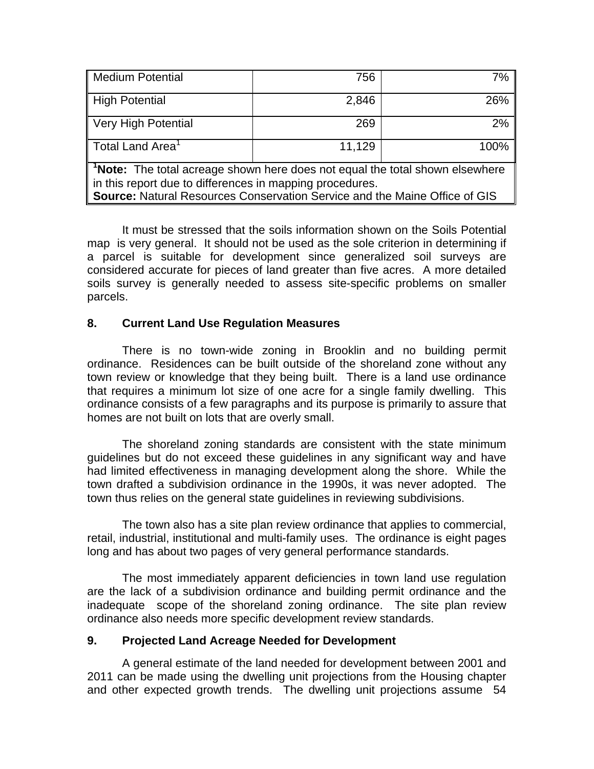| Medium Potential | 756 | 7% |
|---|---|---|
| High Potential | 2,846 | 26% |
| Very High Potential | 269 | 2% |
| Total Land Area[1] | 11,129 | 100% |

[1]**Note:** The total acreage shown here does not equal the total shown elsewhere in this report due to differences in mapping procedures.
**Source:** Natural Resources Conservation Service and the Maine Office of GIS

It must be stressed that the soils information shown on the Soils Potential map is very general. It should not be used as the sole criterion in determining if a parcel is suitable for development since generalized soil surveys are considered accurate for pieces of land greater than five acres. A more detailed soils survey is generally needed to assess site-specific problems on smaller parcels.

## 8. Current Land Use Regulation Measures

There is no town-wide zoning in Brooklin and no building permit ordinance. Residences can be built outside of the shoreland zone without any town review or knowledge that they being built. There is a land use ordinance that requires a minimum lot size of one acre for a single family dwelling. This ordinance consists of a few paragraphs and its purpose is primarily to assure that homes are not built on lots that are overly small.

The shoreland zoning standards are consistent with the state minimum guidelines but do not exceed these guidelines in any significant way and have had limited effectiveness in managing development along the shore. While the town drafted a subdivision ordinance in the 1990s, it was never adopted. The town thus relies on the general state guidelines in reviewing subdivisions.

The town also has a site plan review ordinance that applies to commercial, retail, industrial, institutional and multi-family uses. The ordinance is eight pages long and has about two pages of very general performance standards.

The most immediately apparent deficiencies in town land use regulation are the lack of a subdivision ordinance and building permit ordinance and the inadequate scope of the shoreland zoning ordinance. The site plan review ordinance also needs more specific development review standards.

## 9. Projected Land Acreage Needed for Development

A general estimate of the land needed for development between 2001 and 2011 can be made using the dwelling unit projections from the Housing chapter and other expected growth trends. The dwelling unit projections assume 54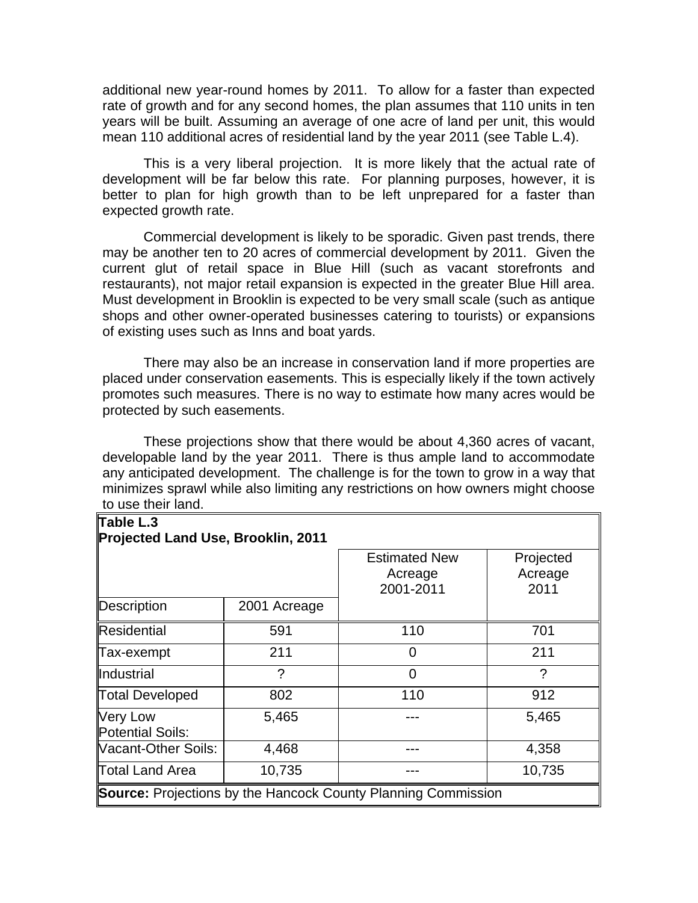additional new year-round homes by 2011. To allow for a faster than expected rate of growth and for any second homes, the plan assumes that 110 units in ten years will be built. Assuming an average of one acre of land per unit, this would mean 110 additional acres of residential land by the year 2011 (see Table L.4).

This is a very liberal projection. It is more likely that the actual rate of development will be far below this rate. For planning purposes, however, it is better to plan for high growth than to be left unprepared for a faster than expected growth rate.

Commercial development is likely to be sporadic. Given past trends, there may be another ten to 20 acres of commercial development by 2011. Given the current glut of retail space in Blue Hill (such as vacant storefronts and restaurants), not major retail expansion is expected in the greater Blue Hill area. Must development in Brooklin is expected to be very small scale (such as antique shops and other owner-operated businesses catering to tourists) or expansions of existing uses such as Inns and boat yards.

There may also be an increase in conservation land if more properties are placed under conservation easements. This is especially likely if the town actively promotes such measures. There is no way to estimate how many acres would be protected by such easements.

These projections show that there would be about 4,360 acres of vacant, developable land by the year 2011. There is thus ample land to accommodate any anticipated development. The challenge is for the town to grow in a way that minimizes sprawl while also limiting any restrictions on how owners might choose to use their land.

**Table L.3**
**Projected Land Use, Brooklin, 2011**

| Description | 2001 Acreage | Estimated New Acreage 2001-2011 | Projected Acreage 2011 |
|---|---|---|---|
| Residential | 591 | 110 | 701 |
| Tax-exempt | 211 | 0 | 211 |
| Industrial | ? | 0 | ? |
| Total Developed | 802 | 110 | 912 |
| Very Low Potential Soils: | 5,465 | --- | 5,465 |
| Vacant-Other Soils: | 4,468 | --- | 4,358 |
| Total Land Area | 10,735 | --- | 10,735 |

**Source:** Projections by the Hancock County Planning Commission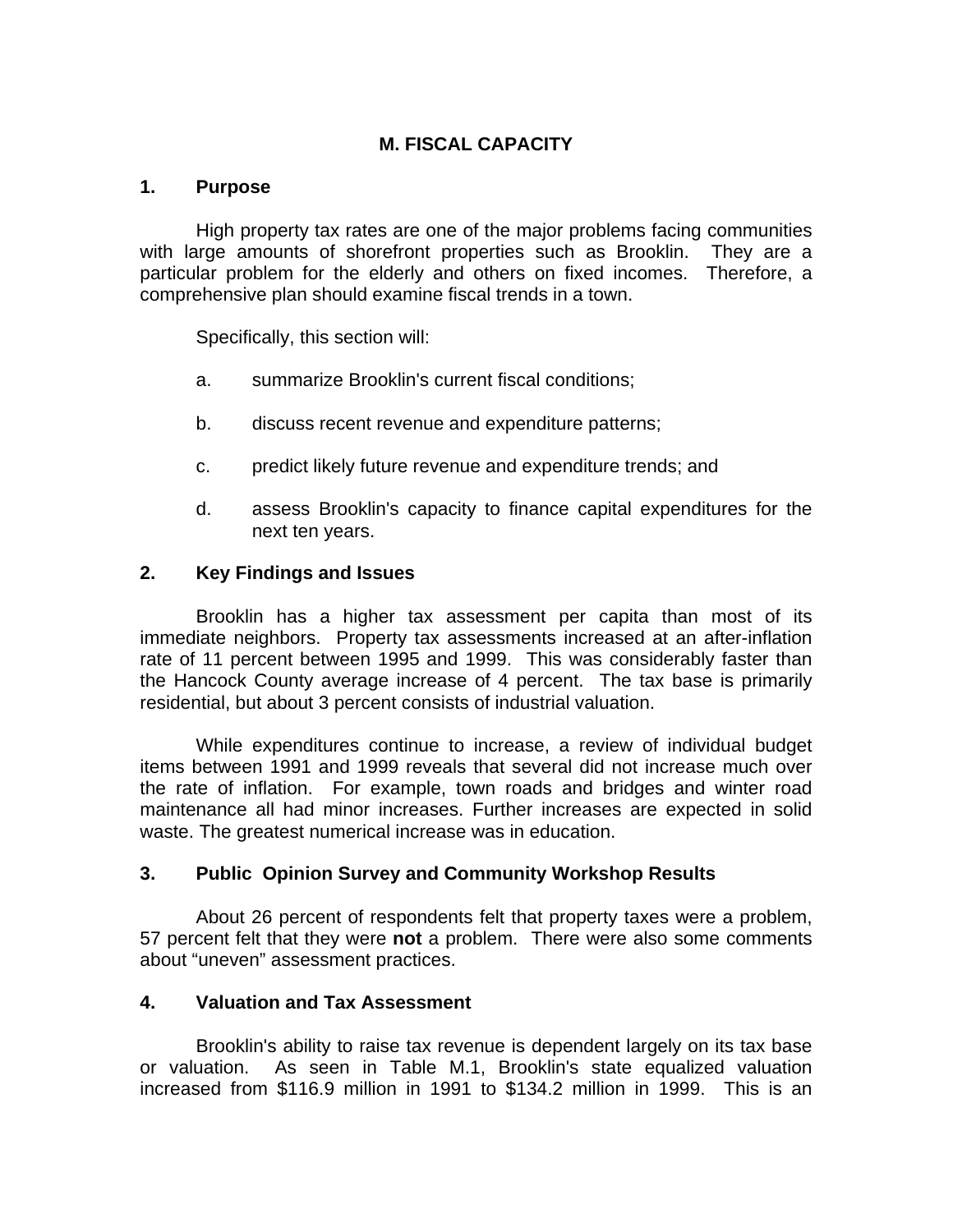# M. FISCAL CAPACITY

## 1. Purpose

High property tax rates are one of the major problems facing communities with large amounts of shorefront properties such as Brooklin. They are a particular problem for the elderly and others on fixed incomes. Therefore, a comprehensive plan should examine fiscal trends in a town.

Specifically, this section will:

a. summarize Brooklin's current fiscal conditions;

b. discuss recent revenue and expenditure patterns;

c. predict likely future revenue and expenditure trends; and

d. assess Brooklin's capacity to finance capital expenditures for the next ten years.

## 2. Key Findings and Issues

Brooklin has a higher tax assessment per capita than most of its immediate neighbors. Property tax assessments increased at an after-inflation rate of 11 percent between 1995 and 1999. This was considerably faster than the Hancock County average increase of 4 percent. The tax base is primarily residential, but about 3 percent consists of industrial valuation.

While expenditures continue to increase, a review of individual budget items between 1991 and 1999 reveals that several did not increase much over the rate of inflation. For example, town roads and bridges and winter road maintenance all had minor increases. Further increases are expected in solid waste. The greatest numerical increase was in education.

## 3. Public Opinion Survey and Community Workshop Results

About 26 percent of respondents felt that property taxes were a problem, 57 percent felt that they were **not** a problem. There were also some comments about "uneven" assessment practices.

## 4. Valuation and Tax Assessment

Brooklin's ability to raise tax revenue is dependent largely on its tax base or valuation. As seen in Table M.1, Brooklin's state equalized valuation increased from $116.9 million in 1991 to $134.2 million in 1999. This is an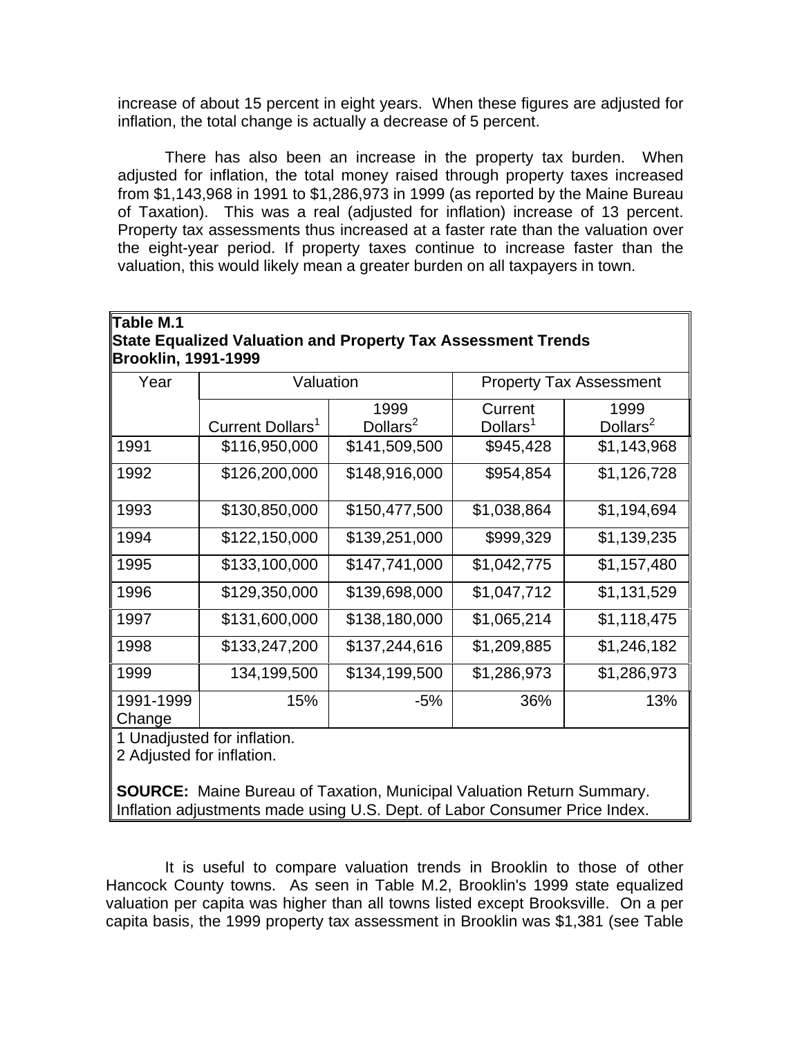increase of about 15 percent in eight years. When these figures are adjusted for inflation, the total change is actually a decrease of 5 percent.

There has also been an increase in the property tax burden. When adjusted for inflation, the total money raised through property taxes increased from $1,143,968 in 1991 to $1,286,973 in 1999 (as reported by the Maine Bureau of Taxation). This was a real (adjusted for inflation) increase of 13 percent. Property tax assessments thus increased at a faster rate than the valuation over the eight-year period. If property taxes continue to increase faster than the valuation, this would likely mean a greater burden on all taxpayers in town.

**Table M.1**
**State Equalized Valuation and Property Tax Assessment Trends**
**Brooklin, 1991-1999**

| Year | Valuation | | Property Tax Assessment | |
|---|---|---|---|---|
| | Current Dollars[1] | 1999 Dollars[2] | Current Dollars[1] | 1999 Dollars[2] |
| 1991 | $116,950,000 | $141,509,500 | $945,428 | $1,143,968 |
| 1992 | $126,200,000 | $148,916,000 | $954,854 | $1,126,728 |
| 1993 | $130,850,000 | $150,477,500 | $1,038,864 | $1,194,694 |
| 1994 | $122,150,000 | $139,251,000 | $999,329 | $1,139,235 |
| 1995 | $133,100,000 | $147,741,000 | $1,042,775 | $1,157,480 |
| 1996 | $129,350,000 | $139,698,000 | $1,047,712 | $1,131,529 |
| 1997 | $131,600,000 | $138,180,000 | $1,065,214 | $1,118,475 |
| 1998 | $133,247,200 | $137,244,616 | $1,209,885 | $1,246,182 |
| 1999 | 134,199,500 | $134,199,500 | $1,286,973 | $1,286,973 |
| 1991-1999 Change | 15% | -5% | 36% | 13% |

1 Unadjusted for inflation.
2 Adjusted for inflation.

**SOURCE:** Maine Bureau of Taxation, Municipal Valuation Return Summary. Inflation adjustments made using U.S. Dept. of Labor Consumer Price Index.

It is useful to compare valuation trends in Brooklin to those of other Hancock County towns. As seen in Table M.2, Brooklin's 1999 state equalized valuation per capita was higher than all towns listed except Brooksville. On a per capita basis, the 1999 property tax assessment in Brooklin was $1,381 (see Table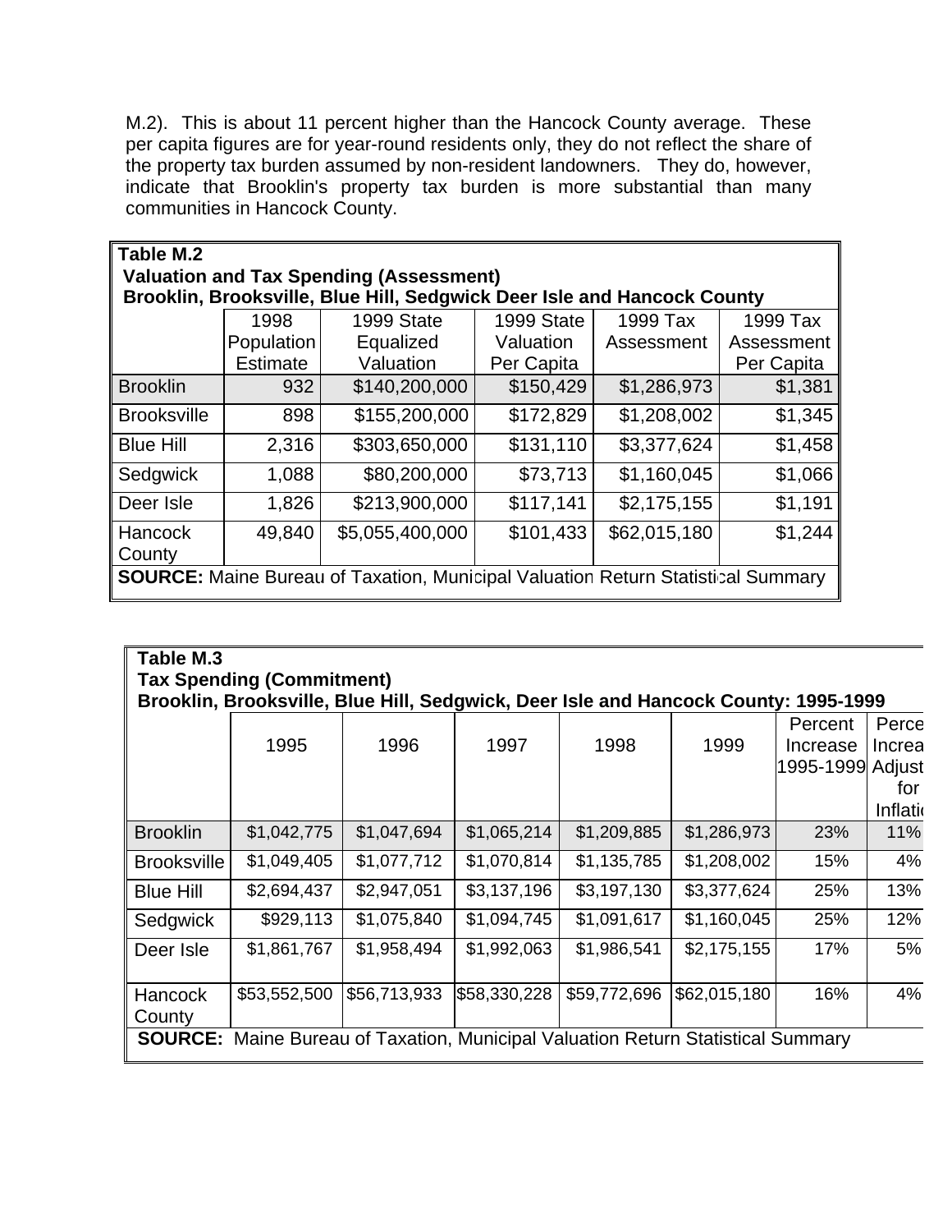M.2). This is about 11 percent higher than the Hancock County average. These per capita figures are for year-round residents only, they do not reflect the share of the property tax burden assumed by non-resident landowners. They do, however, indicate that Brooklin's property tax burden is more substantial than many communities in Hancock County.

**Table M.2**
**Valuation and Tax Spending (Assessment)**
**Brooklin, Brooksville, Blue Hill, Sedgwick Deer Isle and Hancock County**

| | 1998 Population Estimate | 1999 State Equalized Valuation | 1999 State Valuation Per Capita | 1999 Tax Assessment | 1999 Tax Assessment Per Capita |
|---|---|---|---|---|---|
| Brooklin | 932 | $140,200,000 | $150,429 | $1,286,973 | $1,381 |
| Brooksville | 898 | $155,200,000 | $172,829 | $1,208,002 | $1,345 |
| Blue Hill | 2,316 | $303,650,000 | $131,110 | $3,377,624 | $1,458 |
| Sedgwick | 1,088 | $80,200,000 | $73,713 | $1,160,045 | $1,066 |
| Deer Isle | 1,826 | $213,900,000 | $117,141 | $2,175,155 | $1,191 |
| Hancock County | 49,840 | $5,055,400,000 | $101,433 | $62,015,180 | $1,244 |

**SOURCE:** Maine Bureau of Taxation, Municipal Valuation Return Statistical Summary

**Table M.3**
**Tax Spending (Commitment)**
**Brooklin, Brooksville, Blue Hill, Sedgwick, Deer Isle and Hancock County: 1995-1999**

| | 1995 | 1996 | 1997 | 1998 | 1999 | Percent Increase 1995-1999 | Percent Increase Adjusted for Inflation |
|---|---|---|---|---|---|---|---|
| Brooklin | $1,042,775 | $1,047,694 | $1,065,214 | $1,209,885 | $1,286,973 | 23% | 11% |
| Brooksville | $1,049,405 | $1,077,712 | $1,070,814 | $1,135,785 | $1,208,002 | 15% | 4% |
| Blue Hill | $2,694,437 | $2,947,051 | $3,137,196 | $3,197,130 | $3,377,624 | 25% | 13% |
| Sedgwick | $929,113 | $1,075,840 | $1,094,745 | $1,091,617 | $1,160,045 | 25% | 12% |
| Deer Isle | $1,861,767 | $1,958,494 | $1,992,063 | $1,986,541 | $2,175,155 | 17% | 5% |
| Hancock County | $53,552,500 | $56,713,933 | $58,330,228 | $59,772,696 | $62,015,180 | 16% | 4% |

**SOURCE:** Maine Bureau of Taxation, Municipal Valuation Return Statistical Summary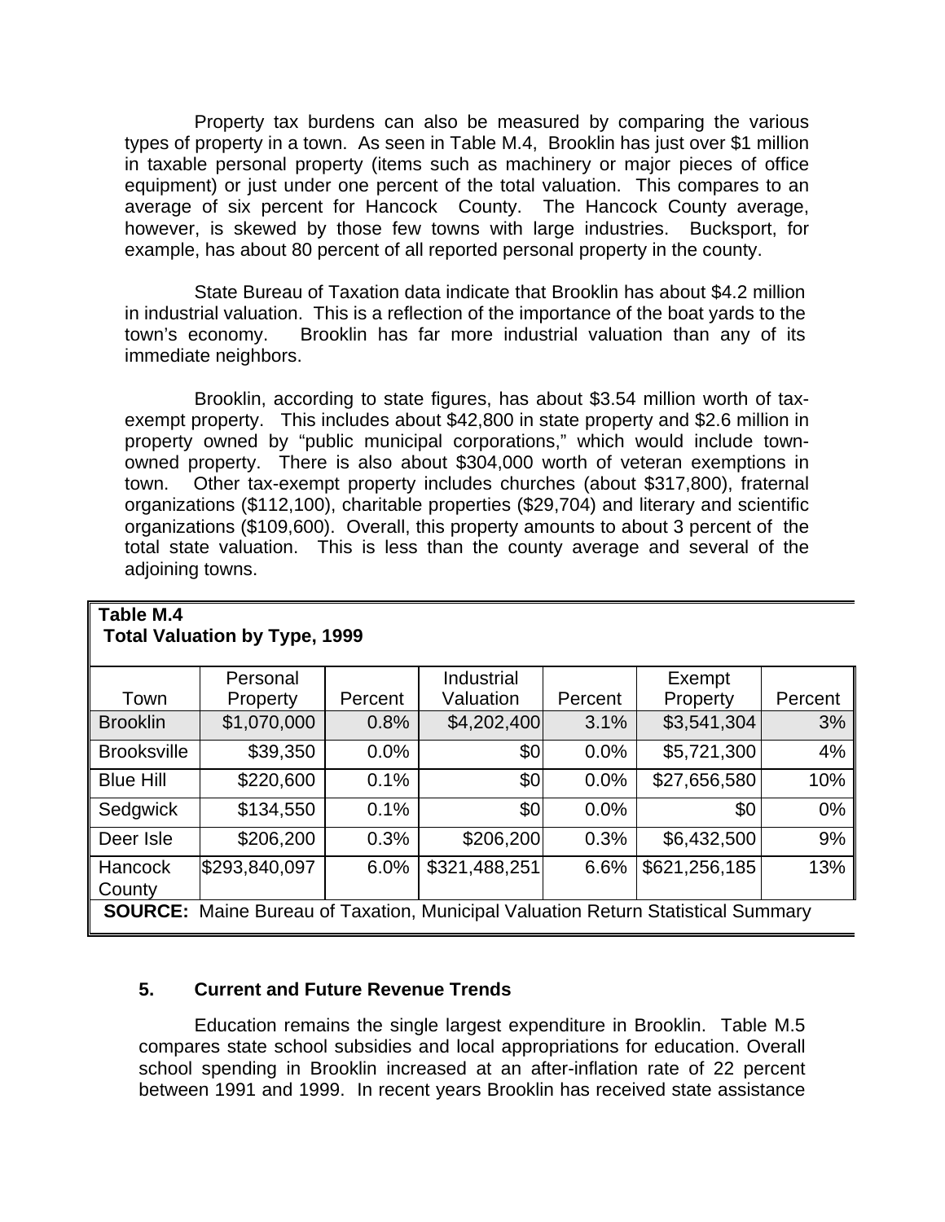Property tax burdens can also be measured by comparing the various types of property in a town. As seen in Table M.4, Brooklin has just over $1 million in taxable personal property (items such as machinery or major pieces of office equipment) or just under one percent of the total valuation. This compares to an average of six percent for Hancock County. The Hancock County average, however, is skewed by those few towns with large industries. Bucksport, for example, has about 80 percent of all reported personal property in the county.

State Bureau of Taxation data indicate that Brooklin has about $4.2 million in industrial valuation. This is a reflection of the importance of the boat yards to the town's economy. Brooklin has far more industrial valuation than any of its immediate neighbors.

Brooklin, according to state figures, has about $3.54 million worth of tax-exempt property. This includes about $42,800 in state property and $2.6 million in property owned by "public municipal corporations," which would include town-owned property. There is also about $304,000 worth of veteran exemptions in town. Other tax-exempt property includes churches (about $317,800), fraternal organizations ($112,100), charitable properties ($29,704) and literary and scientific organizations ($109,600). Overall, this property amounts to about 3 percent of the total state valuation. This is less than the county average and several of the adjoining towns.

**Table M.4**
**Total Valuation by Type, 1999**

| Town | Personal Property | Percent | Industrial Valuation | Percent | Exempt Property | Percent |
|---|---|---|---|---|---|---|
| Brooklin | $1,070,000 | 0.8% | $4,202,400 | 3.1% | $3,541,304 | 3% |
| Brooksville | $39,350 | 0.0% | $0 | 0.0% | $5,721,300 | 4% |
| Blue Hill | $220,600 | 0.1% | $0 | 0.0% | $27,656,580 | 10% |
| Sedgwick | $134,550 | 0.1% | $0 | 0.0% | $0 | 0% |
| Deer Isle | $206,200 | 0.3% | $206,200 | 0.3% | $6,432,500 | 9% |
| Hancock County | $293,840,097 | 6.0% | $321,488,251 | 6.6% | $621,256,185 | 13% |

**SOURCE:** Maine Bureau of Taxation, Municipal Valuation Return Statistical Summary

### 5. Current and Future Revenue Trends

Education remains the single largest expenditure in Brooklin. Table M.5 compares state school subsidies and local appropriations for education. Overall school spending in Brooklin increased at an after-inflation rate of 22 percent between 1991 and 1999. In recent years Brooklin has received state assistance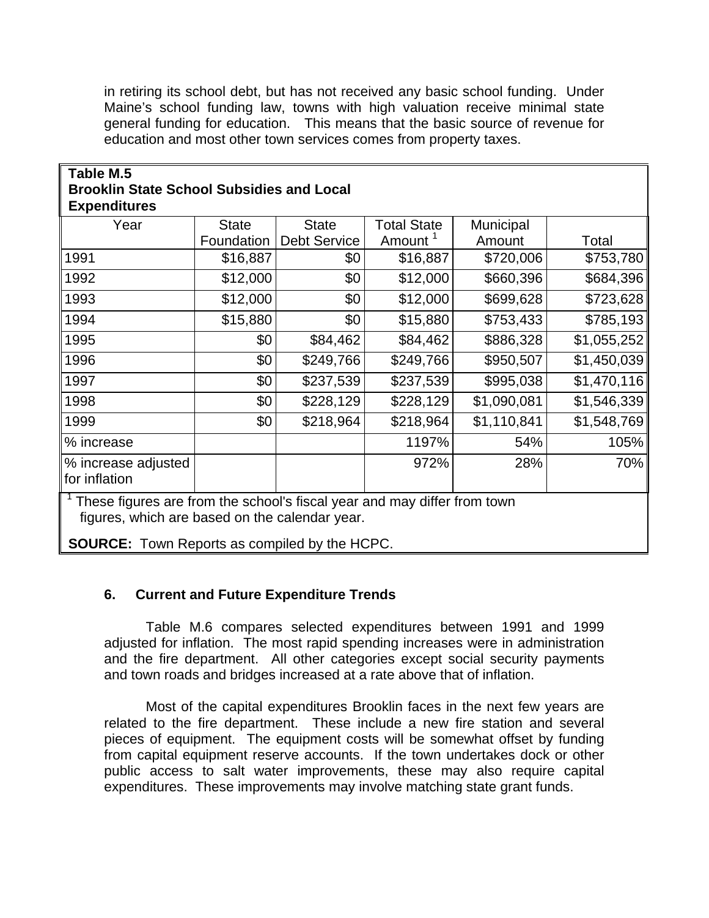in retiring its school debt, but has not received any basic school funding. Under Maine's school funding law, towns with high valuation receive minimal state general funding for education. This means that the basic source of revenue for education and most other town services comes from property taxes.

**Table M.5**
**Brooklin State School Subsidies and Local Expenditures**

| Year | State Foundation | State Debt Service | Total State Amount [1] | Municipal Amount | Total |
|---|---|---|---|---|---|
| 1991 | $16,887 | $0 | $16,887 | $720,006 | $753,780 |
| 1992 | $12,000 | $0 | $12,000 | $660,396 | $684,396 |
| 1993 | $12,000 | $0 | $12,000 | $699,628 | $723,628 |
| 1994 | $15,880 | $0 | $15,880 | $753,433 | $785,193 |
| 1995 | $0 | $84,462 | $84,462 | $886,328 | $1,055,252 |
| 1996 | $0 | $249,766 | $249,766 | $950,507 | $1,450,039 |
| 1997 | $0 | $237,539 | $237,539 | $995,038 | $1,470,116 |
| 1998 | $0 | $228,129 | $228,129 | $1,090,081 | $1,546,339 |
| 1999 | $0 | $218,964 | $218,964 | $1,110,841 | $1,548,769 |
| % increase | | | 1197% | 54% | 105% |
| % increase adjusted for inflation | | | 972% | 28% | 70% |

[1] These figures are from the school's fiscal year and may differ from town figures, which are based on the calendar year.

**SOURCE:** Town Reports as compiled by the HCPC.

### 6. Current and Future Expenditure Trends

Table M.6 compares selected expenditures between 1991 and 1999 adjusted for inflation. The most rapid spending increases were in administration and the fire department. All other categories except social security payments and town roads and bridges increased at a rate above that of inflation.

Most of the capital expenditures Brooklin faces in the next few years are related to the fire department. These include a new fire station and several pieces of equipment. The equipment costs will be somewhat offset by funding from capital equipment reserve accounts. If the town undertakes dock or other public access to salt water improvements, these may also require capital expenditures. These improvements may involve matching state grant funds.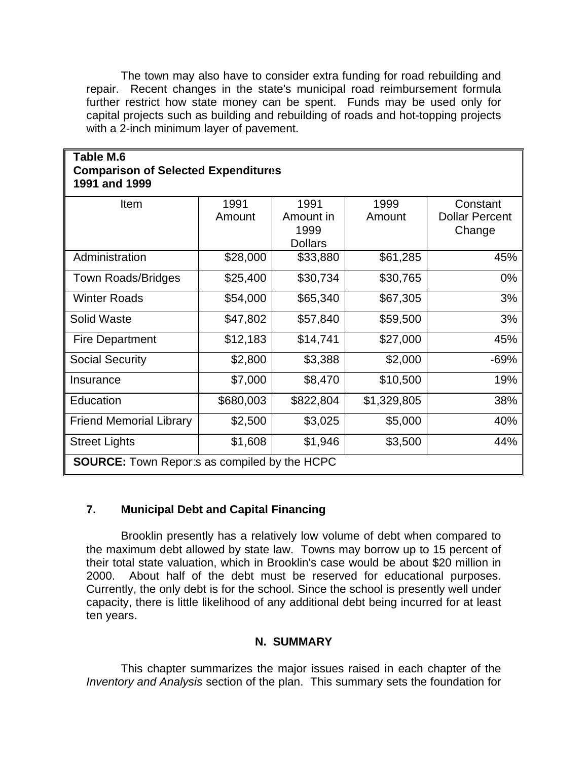The town may also have to consider extra funding for road rebuilding and repair. Recent changes in the state's municipal road reimbursement formula further restrict how state money can be spent. Funds may be used only for capital projects such as building and rebuilding of roads and hot-topping projects with a 2-inch minimum layer of pavement.

**Table M.6**
**Comparison of Selected Expenditures**
**1991 and 1999**

| Item | 1991 Amount | 1991 Amount in 1999 Dollars | 1999 Amount | Constant Dollar Percent Change |
|---|---|---|---|---|
| Administration | $28,000 | $33,880 | $61,285 | 45% |
| Town Roads/Bridges | $25,400 | $30,734 | $30,765 | 0% |
| Winter Roads | $54,000 | $65,340 | $67,305 | 3% |
| Solid Waste | $47,802 | $57,840 | $59,500 | 3% |
| Fire Department | $12,183 | $14,741 | $27,000 | 45% |
| Social Security | $2,800 | $3,388 | $2,000 | -69% |
| Insurance | $7,000 | $8,470 | $10,500 | 19% |
| Education | $680,003 | $822,804 | $1,329,805 | 38% |
| Friend Memorial Library | $2,500 | $3,025 | $5,000 | 40% |
| Street Lights | $1,608 | $1,946 | $3,500 | 44% |

**SOURCE:** Town Reports as compiled by the HCPC

### 7. Municipal Debt and Capital Financing

Brooklin presently has a relatively low volume of debt when compared to the maximum debt allowed by state law. Towns may borrow up to 15 percent of their total state valuation, which in Brooklin's case would be about $20 million in 2000. About half of the debt must be reserved for educational purposes. Currently, the only debt is for the school. Since the school is presently well under capacity, there is little likelihood of any additional debt being incurred for at least ten years.

## N. SUMMARY

This chapter summarizes the major issues raised in each chapter of the *Inventory and Analysis* section of the plan. This summary sets the foundation for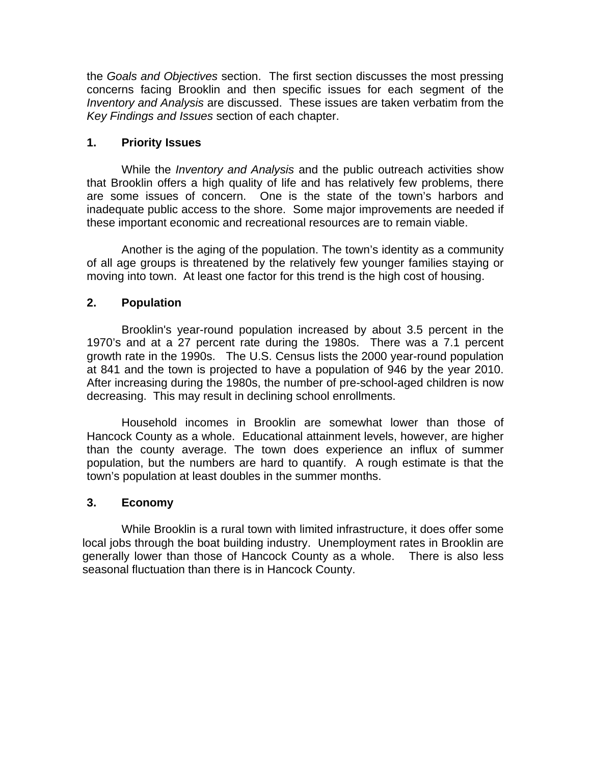the *Goals and Objectives* section. The first section discusses the most pressing concerns facing Brooklin and then specific issues for each segment of the *Inventory and Analysis* are discussed. These issues are taken verbatim from the *Key Findings and Issues* section of each chapter.

## 1. Priority Issues

While the *Inventory and Analysis* and the public outreach activities show that Brooklin offers a high quality of life and has relatively few problems, there are some issues of concern. One is the state of the town's harbors and inadequate public access to the shore. Some major improvements are needed if these important economic and recreational resources are to remain viable.

Another is the aging of the population. The town's identity as a community of all age groups is threatened by the relatively few younger families staying or moving into town. At least one factor for this trend is the high cost of housing.

## 2. Population

Brooklin's year-round population increased by about 3.5 percent in the 1970's and at a 27 percent rate during the 1980s. There was a 7.1 percent growth rate in the 1990s. The U.S. Census lists the 2000 year-round population at 841 and the town is projected to have a population of 946 by the year 2010. After increasing during the 1980s, the number of pre-school-aged children is now decreasing. This may result in declining school enrollments.

Household incomes in Brooklin are somewhat lower than those of Hancock County as a whole. Educational attainment levels, however, are higher than the county average. The town does experience an influx of summer population, but the numbers are hard to quantify. A rough estimate is that the town's population at least doubles in the summer months.

## 3. Economy

While Brooklin is a rural town with limited infrastructure, it does offer some local jobs through the boat building industry. Unemployment rates in Brooklin are generally lower than those of Hancock County as a whole. There is also less seasonal fluctuation than there is in Hancock County.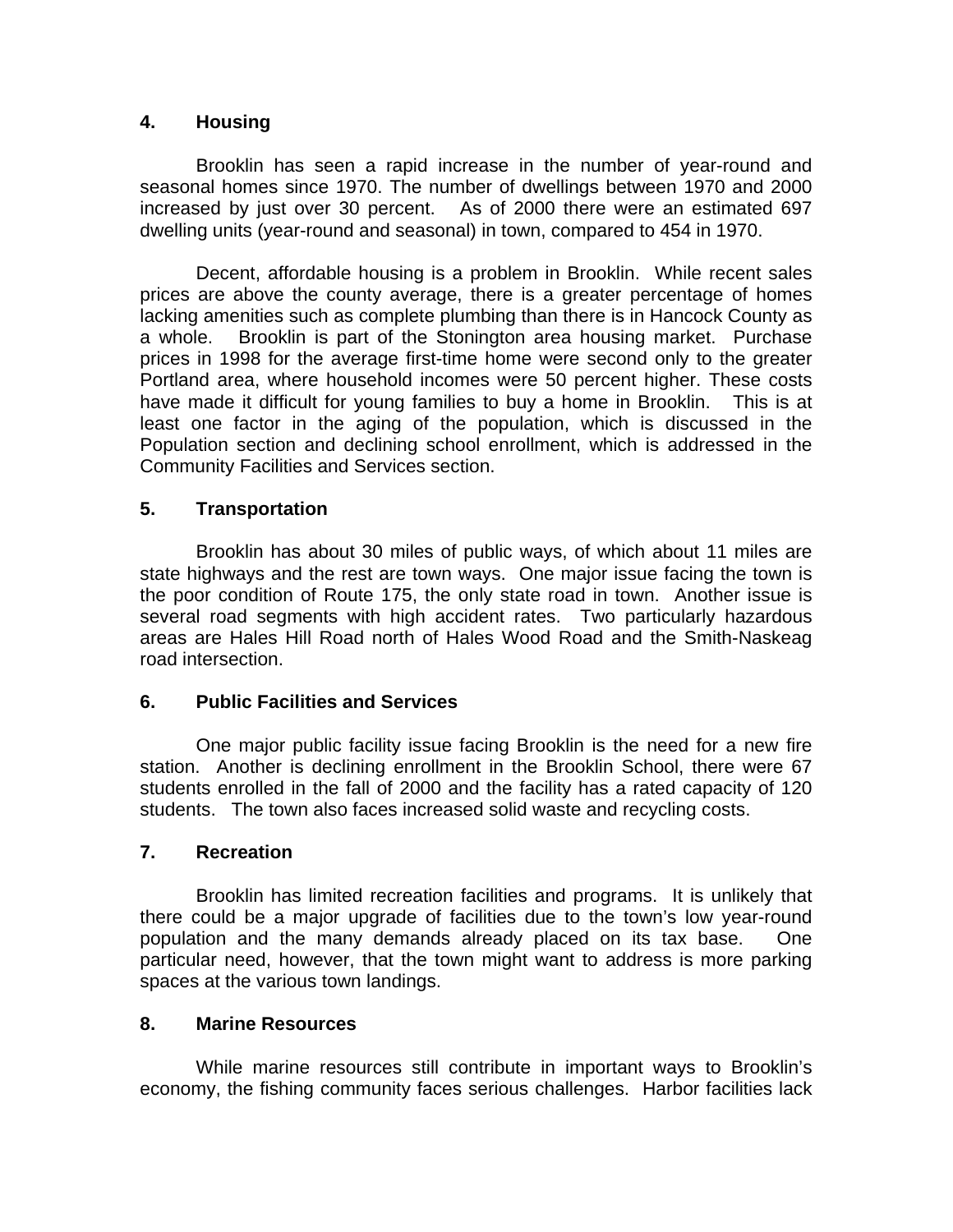## 4. Housing

Brooklin has seen a rapid increase in the number of year-round and seasonal homes since 1970. The number of dwellings between 1970 and 2000 increased by just over 30 percent. As of 2000 there were an estimated 697 dwelling units (year-round and seasonal) in town, compared to 454 in 1970.

Decent, affordable housing is a problem in Brooklin. While recent sales prices are above the county average, there is a greater percentage of homes lacking amenities such as complete plumbing than there is in Hancock County as a whole. Brooklin is part of the Stonington area housing market. Purchase prices in 1998 for the average first-time home were second only to the greater Portland area, where household incomes were 50 percent higher. These costs have made it difficult for young families to buy a home in Brooklin. This is at least one factor in the aging of the population, which is discussed in the Population section and declining school enrollment, which is addressed in the Community Facilities and Services section.

## 5. Transportation

Brooklin has about 30 miles of public ways, of which about 11 miles are state highways and the rest are town ways. One major issue facing the town is the poor condition of Route 175, the only state road in town. Another issue is several road segments with high accident rates. Two particularly hazardous areas are Hales Hill Road north of Hales Wood Road and the Smith-Naskeag road intersection.

## 6. Public Facilities and Services

One major public facility issue facing Brooklin is the need for a new fire station. Another is declining enrollment in the Brooklin School, there were 67 students enrolled in the fall of 2000 and the facility has a rated capacity of 120 students. The town also faces increased solid waste and recycling costs.

## 7. Recreation

Brooklin has limited recreation facilities and programs. It is unlikely that there could be a major upgrade of facilities due to the town's low year-round population and the many demands already placed on its tax base. One particular need, however, that the town might want to address is more parking spaces at the various town landings.

## 8. Marine Resources

While marine resources still contribute in important ways to Brooklin's economy, the fishing community faces serious challenges. Harbor facilities lack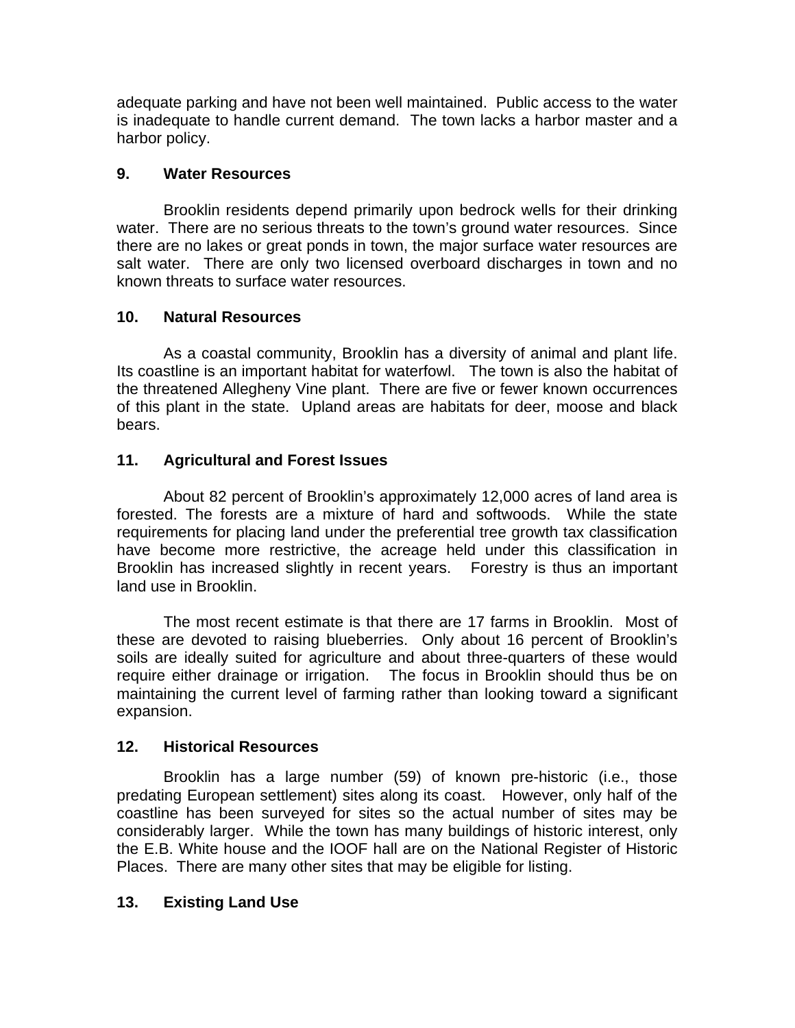adequate parking and have not been well maintained. Public access to the water is inadequate to handle current demand. The town lacks a harbor master and a harbor policy.

**9. Water Resources**

Brooklin residents depend primarily upon bedrock wells for their drinking water. There are no serious threats to the town's ground water resources. Since there are no lakes or great ponds in town, the major surface water resources are salt water. There are only two licensed overboard discharges in town and no known threats to surface water resources.

**10. Natural Resources**

As a coastal community, Brooklin has a diversity of animal and plant life. Its coastline is an important habitat for waterfowl. The town is also the habitat of the threatened Allegheny Vine plant. There are five or fewer known occurrences of this plant in the state. Upland areas are habitats for deer, moose and black bears.

**11. Agricultural and Forest Issues**

About 82 percent of Brooklin's approximately 12,000 acres of land area is forested. The forests are a mixture of hard and softwoods. While the state requirements for placing land under the preferential tree growth tax classification have become more restrictive, the acreage held under this classification in Brooklin has increased slightly in recent years. Forestry is thus an important land use in Brooklin.

The most recent estimate is that there are 17 farms in Brooklin. Most of these are devoted to raising blueberries. Only about 16 percent of Brooklin's soils are ideally suited for agriculture and about three-quarters of these would require either drainage or irrigation. The focus in Brooklin should thus be on maintaining the current level of farming rather than looking toward a significant expansion.

**12. Historical Resources**

Brooklin has a large number (59) of known pre-historic (i.e., those predating European settlement) sites along its coast. However, only half of the coastline has been surveyed for sites so the actual number of sites may be considerably larger. While the town has many buildings of historic interest, only the E.B. White house and the IOOF hall are on the National Register of Historic Places. There are many other sites that may be eligible for listing.

**13. Existing Land Use**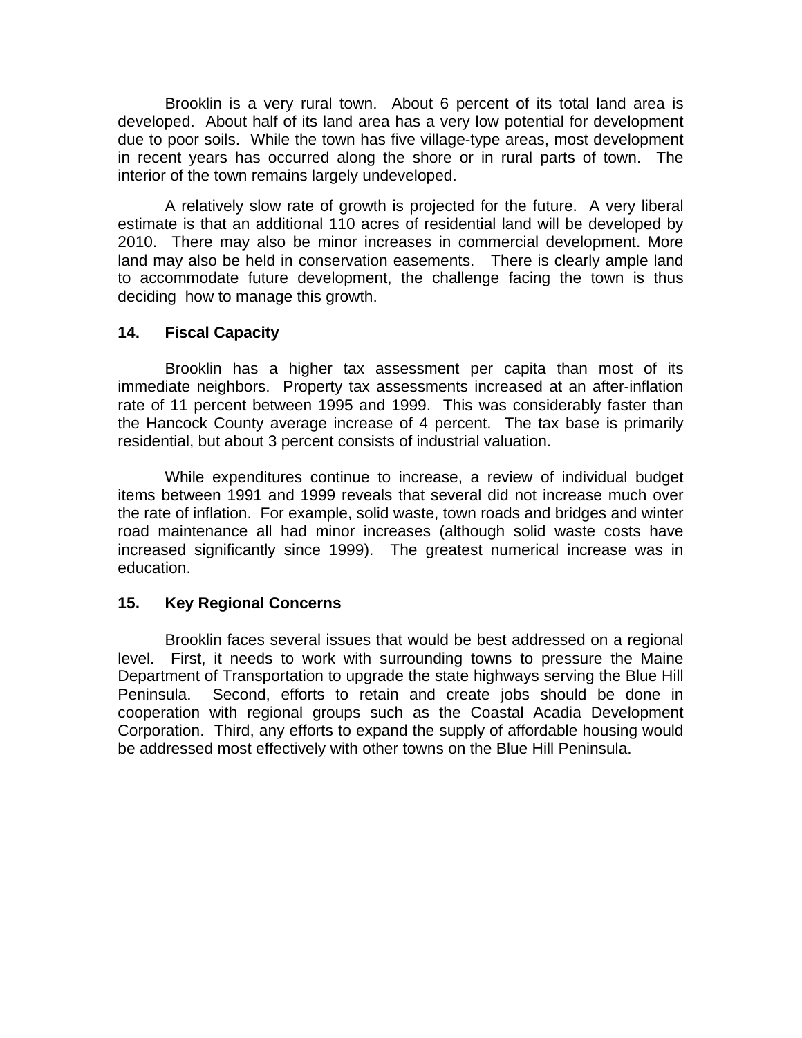Brooklin is a very rural town. About 6 percent of its total land area is developed. About half of its land area has a very low potential for development due to poor soils. While the town has five village-type areas, most development in recent years has occurred along the shore or in rural parts of town. The interior of the town remains largely undeveloped.

A relatively slow rate of growth is projected for the future. A very liberal estimate is that an additional 110 acres of residential land will be developed by 2010. There may also be minor increases in commercial development. More land may also be held in conservation easements. There is clearly ample land to accommodate future development, the challenge facing the town is thus deciding how to manage this growth.

## 14. Fiscal Capacity

Brooklin has a higher tax assessment per capita than most of its immediate neighbors. Property tax assessments increased at an after-inflation rate of 11 percent between 1995 and 1999. This was considerably faster than the Hancock County average increase of 4 percent. The tax base is primarily residential, but about 3 percent consists of industrial valuation.

While expenditures continue to increase, a review of individual budget items between 1991 and 1999 reveals that several did not increase much over the rate of inflation. For example, solid waste, town roads and bridges and winter road maintenance all had minor increases (although solid waste costs have increased significantly since 1999). The greatest numerical increase was in education.

## 15. Key Regional Concerns

Brooklin faces several issues that would be best addressed on a regional level. First, it needs to work with surrounding towns to pressure the Maine Department of Transportation to upgrade the state highways serving the Blue Hill Peninsula. Second, efforts to retain and create jobs should be done in cooperation with regional groups such as the Coastal Acadia Development Corporation. Third, any efforts to expand the supply of affordable housing would be addressed most effectively with other towns on the Blue Hill Peninsula.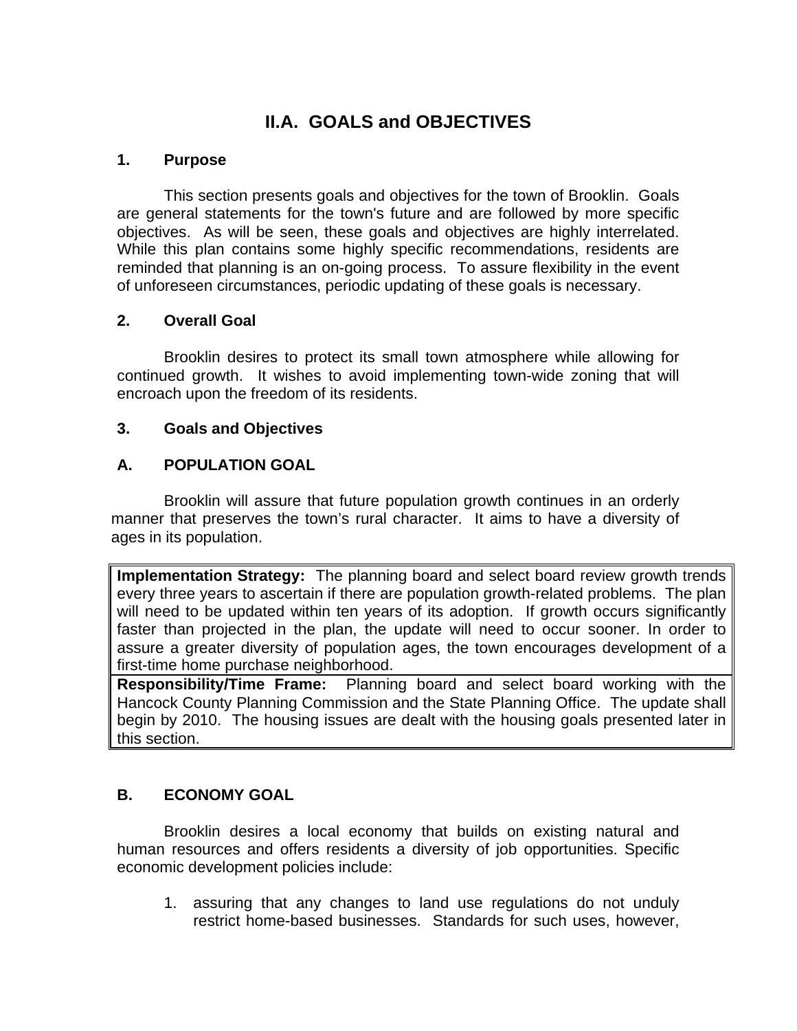# II.A. GOALS and OBJECTIVES

## 1. Purpose

This section presents goals and objectives for the town of Brooklin. Goals are general statements for the town's future and are followed by more specific objectives. As will be seen, these goals and objectives are highly interrelated. While this plan contains some highly specific recommendations, residents are reminded that planning is an on-going process. To assure flexibility in the event of unforeseen circumstances, periodic updating of these goals is necessary.

## 2. Overall Goal

Brooklin desires to protect its small town atmosphere while allowing for continued growth. It wishes to avoid implementing town-wide zoning that will encroach upon the freedom of its residents.

## 3. Goals and Objectives

### A. POPULATION GOAL

Brooklin will assure that future population growth continues in an orderly manner that preserves the town's rural character. It aims to have a diversity of ages in its population.

| |
|---|
| **Implementation Strategy:** The planning board and select board review growth trends every three years to ascertain if there are population growth-related problems. The plan will need to be updated within ten years of its adoption. If growth occurs significantly faster than projected in the plan, the update will need to occur sooner. In order to assure a greater diversity of population ages, the town encourages development of a first-time home purchase neighborhood. |
| **Responsibility/Time Frame:** Planning board and select board working with the Hancock County Planning Commission and the State Planning Office. The update shall begin by 2010. The housing issues are dealt with the housing goals presented later in this section. |

### B. ECONOMY GOAL

Brooklin desires a local economy that builds on existing natural and human resources and offers residents a diversity of job opportunities. Specific economic development policies include:

1. assuring that any changes to land use regulations do not unduly restrict home-based businesses. Standards for such uses, however,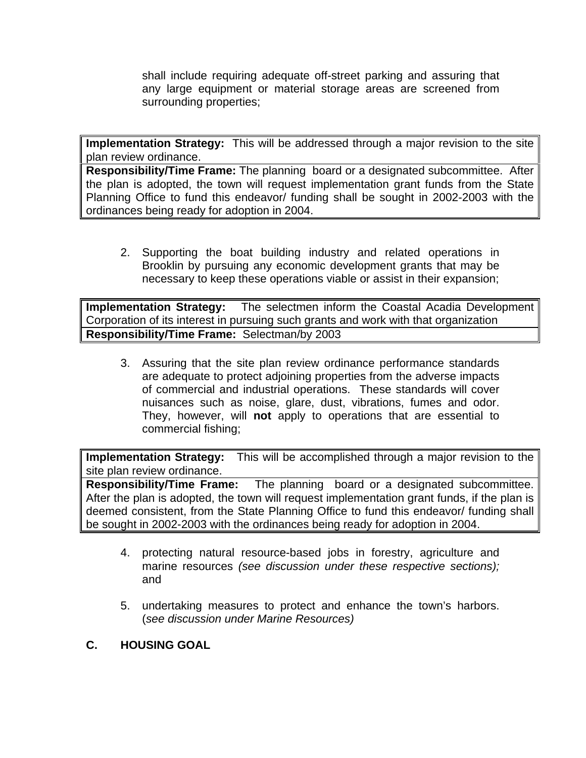shall include requiring adequate off-street parking and assuring that any large equipment or material storage areas are screened from surrounding properties;

| **Implementation Strategy:** This will be addressed through a major revision to the site plan review ordinance. |
|---|
| **Responsibility/Time Frame:** The planning board or a designated subcommittee. After the plan is adopted, the town will request implementation grant funds from the State Planning Office to fund this endeavor/ funding shall be sought in 2002-2003 with the ordinances being ready for adoption in 2004. |

2. Supporting the boat building industry and related operations in Brooklin by pursuing any economic development grants that may be necessary to keep these operations viable or assist in their expansion;

| **Implementation Strategy:** The selectmen inform the Coastal Acadia Development Corporation of its interest in pursuing such grants and work with that organization |
|---|
| **Responsibility/Time Frame:** Selectman/by 2003 |

3. Assuring that the site plan review ordinance performance standards are adequate to protect adjoining properties from the adverse impacts of commercial and industrial operations. These standards will cover nuisances such as noise, glare, dust, vibrations, fumes and odor. They, however, will **not** apply to operations that are essential to commercial fishing;

| **Implementation Strategy:** This will be accomplished through a major revision to the site plan review ordinance. |
|---|
| **Responsibility/Time Frame:** The planning board or a designated subcommittee. After the plan is adopted, the town will request implementation grant funds, if the plan is deemed consistent, from the State Planning Office to fund this endeavor/ funding shall be sought in 2002-2003 with the ordinances being ready for adoption in 2004. |

4. protecting natural resource-based jobs in forestry, agriculture and marine resources *(see discussion under these respective sections);* and

5. undertaking measures to protect and enhance the town's harbors. (*see discussion under Marine Resources)*

## C. HOUSING GOAL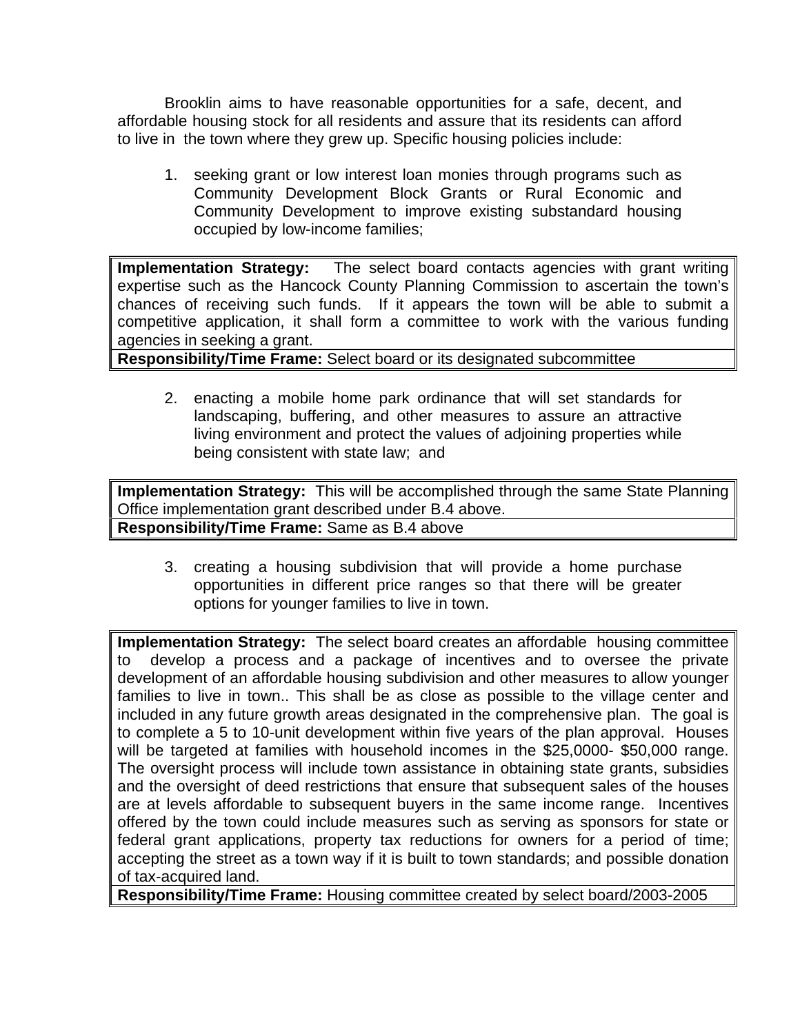Brooklin aims to have reasonable opportunities for a safe, decent, and affordable housing stock for all residents and assure that its residents can afford to live in the town where they grew up. Specific housing policies include:

1. seeking grant or low interest loan monies through programs such as Community Development Block Grants or Rural Economic and Community Development to improve existing substandard housing occupied by low-income families;

| **Implementation Strategy:** The select board contacts agencies with grant writing expertise such as the Hancock County Planning Commission to ascertain the town's chances of receiving such funds. If it appears the town will be able to submit a competitive application, it shall form a committee to work with the various funding agencies in seeking a grant. |
|---|
| **Responsibility/Time Frame:** Select board or its designated subcommittee |

2. enacting a mobile home park ordinance that will set standards for landscaping, buffering, and other measures to assure an attractive living environment and protect the values of adjoining properties while being consistent with state law; and

| **Implementation Strategy:** This will be accomplished through the same State Planning Office implementation grant described under B.4 above. |
|---|
| **Responsibility/Time Frame:** Same as B.4 above |

3. creating a housing subdivision that will provide a home purchase opportunities in different price ranges so that there will be greater options for younger families to live in town.

| **Implementation Strategy:** The select board creates an affordable housing committee to develop a process and a package of incentives and to oversee the private development of an affordable housing subdivision and other measures to allow younger families to live in town.. This shall be as close as possible to the village center and included in any future growth areas designated in the comprehensive plan. The goal is to complete a 5 to 10-unit development within five years of the plan approval. Houses will be targeted at families with household incomes in the $25,0000- $50,000 range. The oversight process will include town assistance in obtaining state grants, subsidies and the oversight of deed restrictions that ensure that subsequent sales of the houses are at levels affordable to subsequent buyers in the same income range. Incentives offered by the town could include measures such as serving as sponsors for state or federal grant applications, property tax reductions for owners for a period of time; accepting the street as a town way if it is built to town standards; and possible donation of tax-acquired land. |
|---|
| **Responsibility/Time Frame:** Housing committee created by select board/2003-2005 |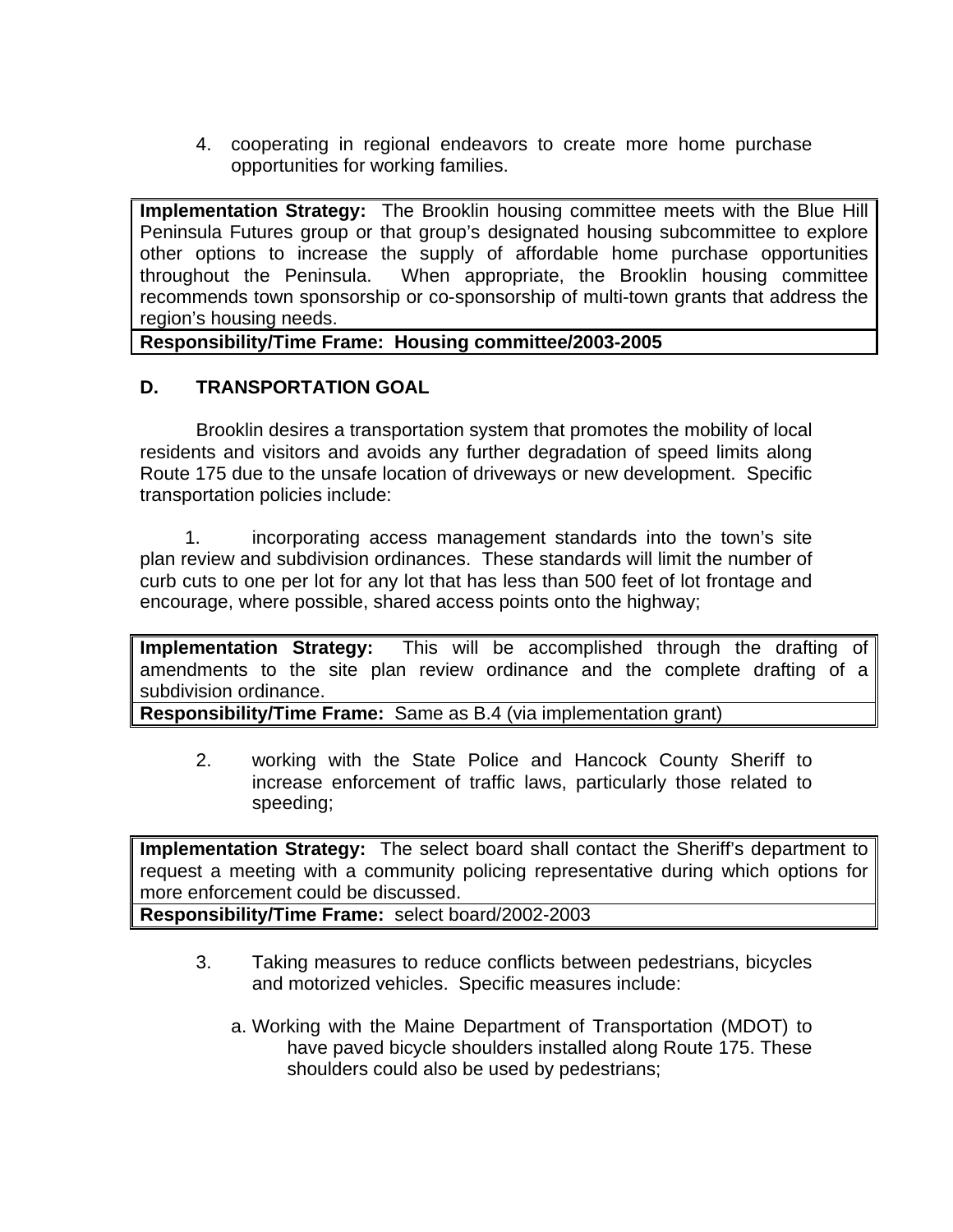4. cooperating in regional endeavors to create more home purchase opportunities for working families.

| **Implementation Strategy:** The Brooklin housing committee meets with the Blue Hill Peninsula Futures group or that group's designated housing subcommittee to explore other options to increase the supply of affordable home purchase opportunities throughout the Peninsula. When appropriate, the Brooklin housing committee recommends town sponsorship or co-sponsorship of multi-town grants that address the region's housing needs. |
|---|
| **Responsibility/Time Frame: Housing committee/2003-2005** |

### D. TRANSPORTATION GOAL

Brooklin desires a transportation system that promotes the mobility of local residents and visitors and avoids any further degradation of speed limits along Route 175 due to the unsafe location of driveways or new development. Specific transportation policies include:

1. incorporating access management standards into the town's site plan review and subdivision ordinances. These standards will limit the number of curb cuts to one per lot for any lot that has less than 500 feet of lot frontage and encourage, where possible, shared access points onto the highway;

| **Implementation Strategy:** This will be accomplished through the drafting of amendments to the site plan review ordinance and the complete drafting of a subdivision ordinance. |
|---|
| **Responsibility/Time Frame:** Same as B.4 (via implementation grant) |

2. working with the State Police and Hancock County Sheriff to increase enforcement of traffic laws, particularly those related to speeding;

| **Implementation Strategy:** The select board shall contact the Sheriff's department to request a meeting with a community policing representative during which options for more enforcement could be discussed. |
|---|
| **Responsibility/Time Frame:** select board/2002-2003 |

3. Taking measures to reduce conflicts between pedestrians, bicycles and motorized vehicles. Specific measures include:

   a. Working with the Maine Department of Transportation (MDOT) to have paved bicycle shoulders installed along Route 175. These shoulders could also be used by pedestrians;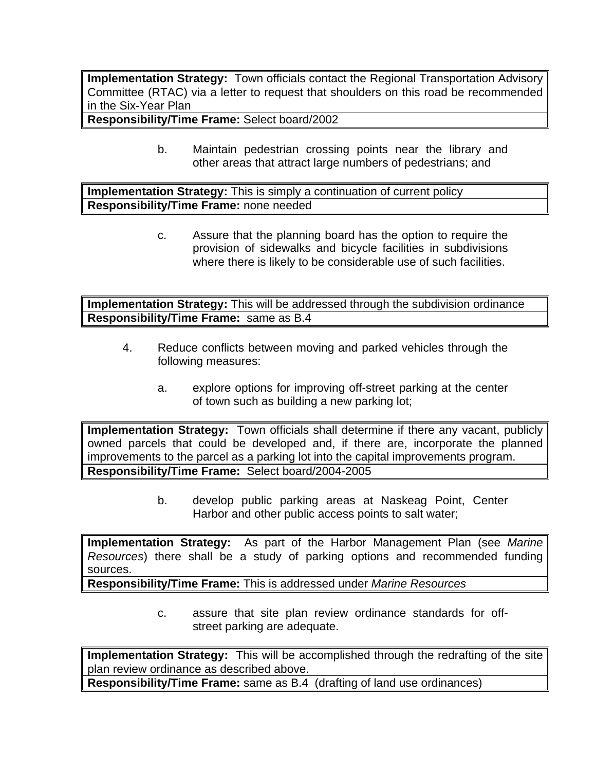| **Implementation Strategy:** Town officials contact the Regional Transportation Advisory Committee (RTAC) via a letter to request that shoulders on this road be recommended in the Six-Year Plan |
|---|
| **Responsibility/Time Frame:** Select board/2002 |

b. Maintain pedestrian crossing points near the library and other areas that attract large numbers of pedestrians; and

| **Implementation Strategy:** This is simply a continuation of current policy |
|---|
| **Responsibility/Time Frame:** none needed |

c. Assure that the planning board has the option to require the provision of sidewalks and bicycle facilities in subdivisions where there is likely to be considerable use of such facilities.

| **Implementation Strategy:** This will be addressed through the subdivision ordinance |
|---|
| **Responsibility/Time Frame:** same as B.4 |

4. Reduce conflicts between moving and parked vehicles through the following measures:

   a. explore options for improving off-street parking at the center of town such as building a new parking lot;

| **Implementation Strategy:** Town officials shall determine if there any vacant, publicly owned parcels that could be developed and, if there are, incorporate the planned improvements to the parcel as a parking lot into the capital improvements program. |
|---|
| **Responsibility/Time Frame:** Select board/2004-2005 |

   b. develop public parking areas at Naskeag Point, Center Harbor and other public access points to salt water;

| **Implementation Strategy:** As part of the Harbor Management Plan (see *Marine Resources*) there shall be a study of parking options and recommended funding sources. |
|---|
| **Responsibility/Time Frame:** This is addressed under *Marine Resources* |

   c. assure that site plan review ordinance standards for off-street parking are adequate.

| **Implementation Strategy:** This will be accomplished through the redrafting of the site plan review ordinance as described above. |
|---|
| **Responsibility/Time Frame:** same as B.4 (drafting of land use ordinances) |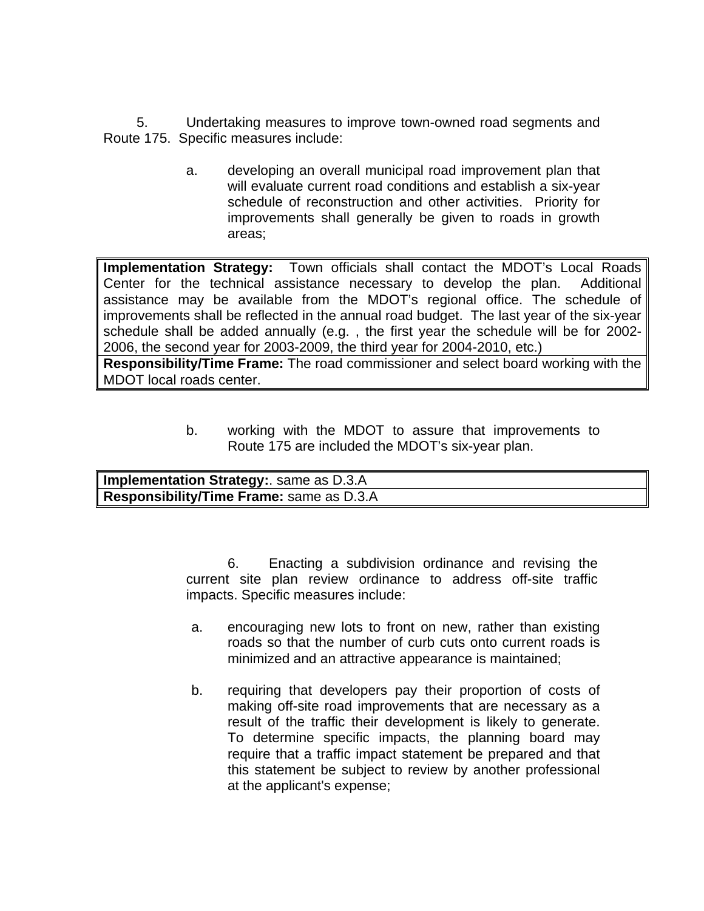5. Undertaking measures to improve town-owned road segments and Route 175. Specific measures include:

a. developing an overall municipal road improvement plan that will evaluate current road conditions and establish a six-year schedule of reconstruction and other activities. Priority for improvements shall generally be given to roads in growth areas;

| **Implementation Strategy:** Town officials shall contact the MDOT's Local Roads Center for the technical assistance necessary to develop the plan. Additional assistance may be available from the MDOT's regional office. The schedule of improvements shall be reflected in the annual road budget. The last year of the six-year schedule shall be added annually (e.g. , the first year the schedule will be for 2002-2006, the second year for 2003-2009, the third year for 2004-2010, etc.) |
|---|
| **Responsibility/Time Frame:** The road commissioner and select board working with the MDOT local roads center. |

b. working with the MDOT to assure that improvements to Route 175 are included the MDOT's six-year plan.

| **Implementation Strategy:**. same as D.3.A |
|---|
| **Responsibility/Time Frame:** same as D.3.A |

6. Enacting a subdivision ordinance and revising the current site plan review ordinance to address off-site traffic impacts. Specific measures include:

a. encouraging new lots to front on new, rather than existing roads so that the number of curb cuts onto current roads is minimized and an attractive appearance is maintained;

b. requiring that developers pay their proportion of costs of making off-site road improvements that are necessary as a result of the traffic their development is likely to generate. To determine specific impacts, the planning board may require that a traffic impact statement be prepared and that this statement be subject to review by another professional at the applicant's expense;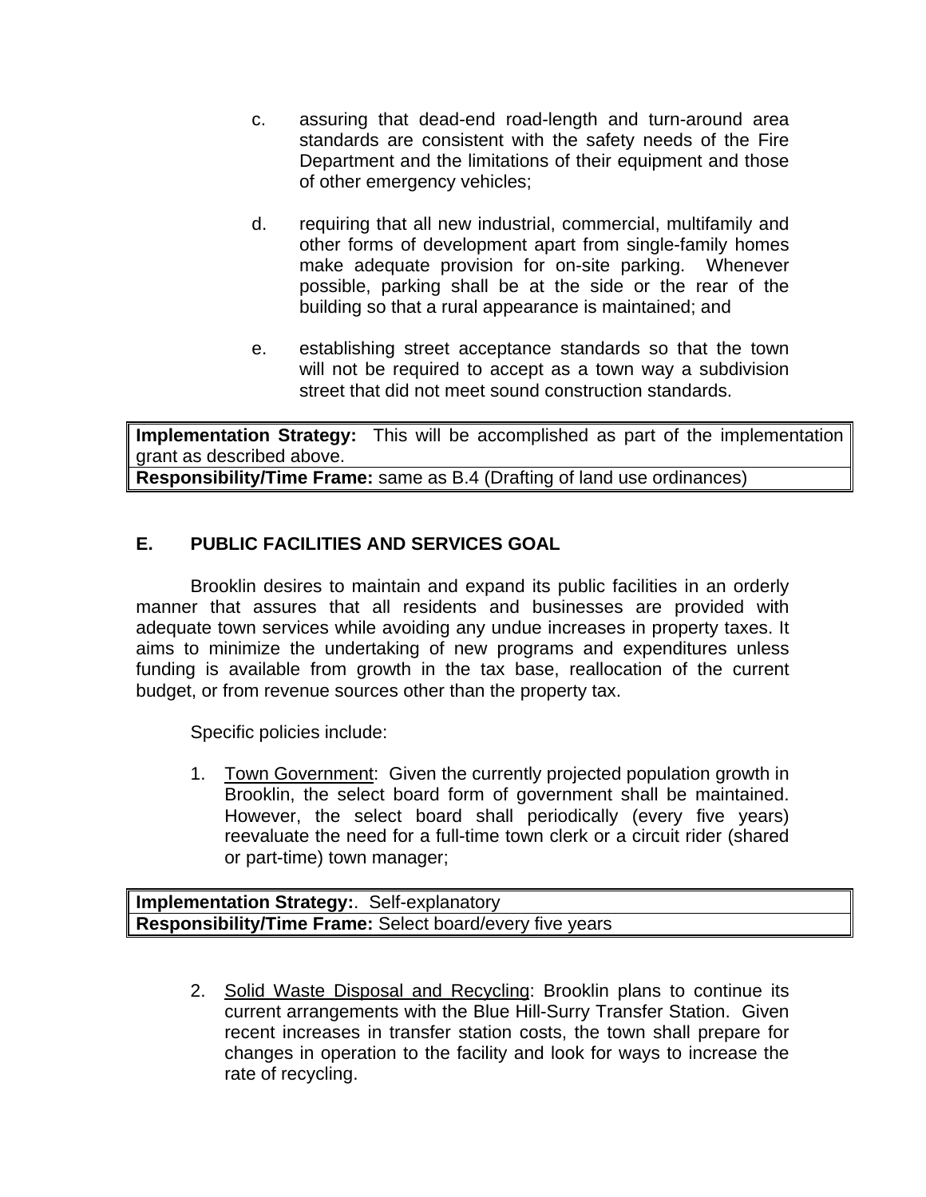c. assuring that dead-end road-length and turn-around area standards are consistent with the safety needs of the Fire Department and the limitations of their equipment and those of other emergency vehicles;

d. requiring that all new industrial, commercial, multifamily and other forms of development apart from single-family homes make adequate provision for on-site parking. Whenever possible, parking shall be at the side or the rear of the building so that a rural appearance is maintained; and

e. establishing street acceptance standards so that the town will not be required to accept as a town way a subdivision street that did not meet sound construction standards.

| **Implementation Strategy:** This will be accomplished as part of the implementation grant as described above. |
|---|
| **Responsibility/Time Frame:** same as B.4 (Drafting of land use ordinances) |

## E. PUBLIC FACILITIES AND SERVICES GOAL

Brooklin desires to maintain and expand its public facilities in an orderly manner that assures that all residents and businesses are provided with adequate town services while avoiding any undue increases in property taxes. It aims to minimize the undertaking of new programs and expenditures unless funding is available from growth in the tax base, reallocation of the current budget, or from revenue sources other than the property tax.

Specific policies include:

1. Town Government: Given the currently projected population growth in Brooklin, the select board form of government shall be maintained. However, the select board shall periodically (every five years) reevaluate the need for a full-time town clerk or a circuit rider (shared or part-time) town manager;

| **Implementation Strategy:**. Self-explanatory |
|---|
| **Responsibility/Time Frame:** Select board/every five years |

2. Solid Waste Disposal and Recycling: Brooklin plans to continue its current arrangements with the Blue Hill-Surry Transfer Station. Given recent increases in transfer station costs, the town shall prepare for changes in operation to the facility and look for ways to increase the rate of recycling.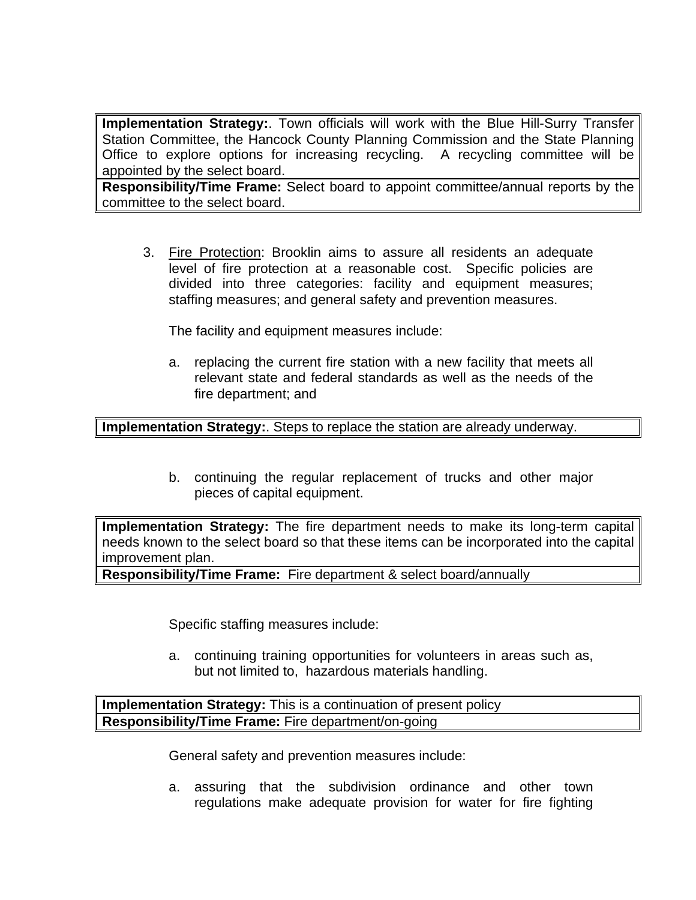| **Implementation Strategy:**. Town officials will work with the Blue Hill-Surry Transfer Station Committee, the Hancock County Planning Commission and the State Planning Office to explore options for increasing recycling. A recycling committee will be appointed by the select board. |
|---|
| **Responsibility/Time Frame:** Select board to appoint committee/annual reports by the committee to the select board. |

3. <u>Fire Protection</u>: Brooklin aims to assure all residents an adequate level of fire protection at a reasonable cost. Specific policies are divided into three categories: facility and equipment measures; staffing measures; and general safety and prevention measures.

   The facility and equipment measures include:

   a. replacing the current fire station with a new facility that meets all relevant state and federal standards as well as the needs of the fire department; and

| **Implementation Strategy:**. Steps to replace the station are already underway. |
|---|

   b. continuing the regular replacement of trucks and other major pieces of capital equipment.

| **Implementation Strategy:** The fire department needs to make its long-term capital needs known to the select board so that these items can be incorporated into the capital improvement plan. |
|---|
| **Responsibility/Time Frame:** Fire department & select board/annually |

   Specific staffing measures include:

   a. continuing training opportunities for volunteers in areas such as, but not limited to, hazardous materials handling.

| **Implementation Strategy:** This is a continuation of present policy |
|---|
| **Responsibility/Time Frame:** Fire department/on-going |

   General safety and prevention measures include:

   a. assuring that the subdivision ordinance and other town regulations make adequate provision for water for fire fighting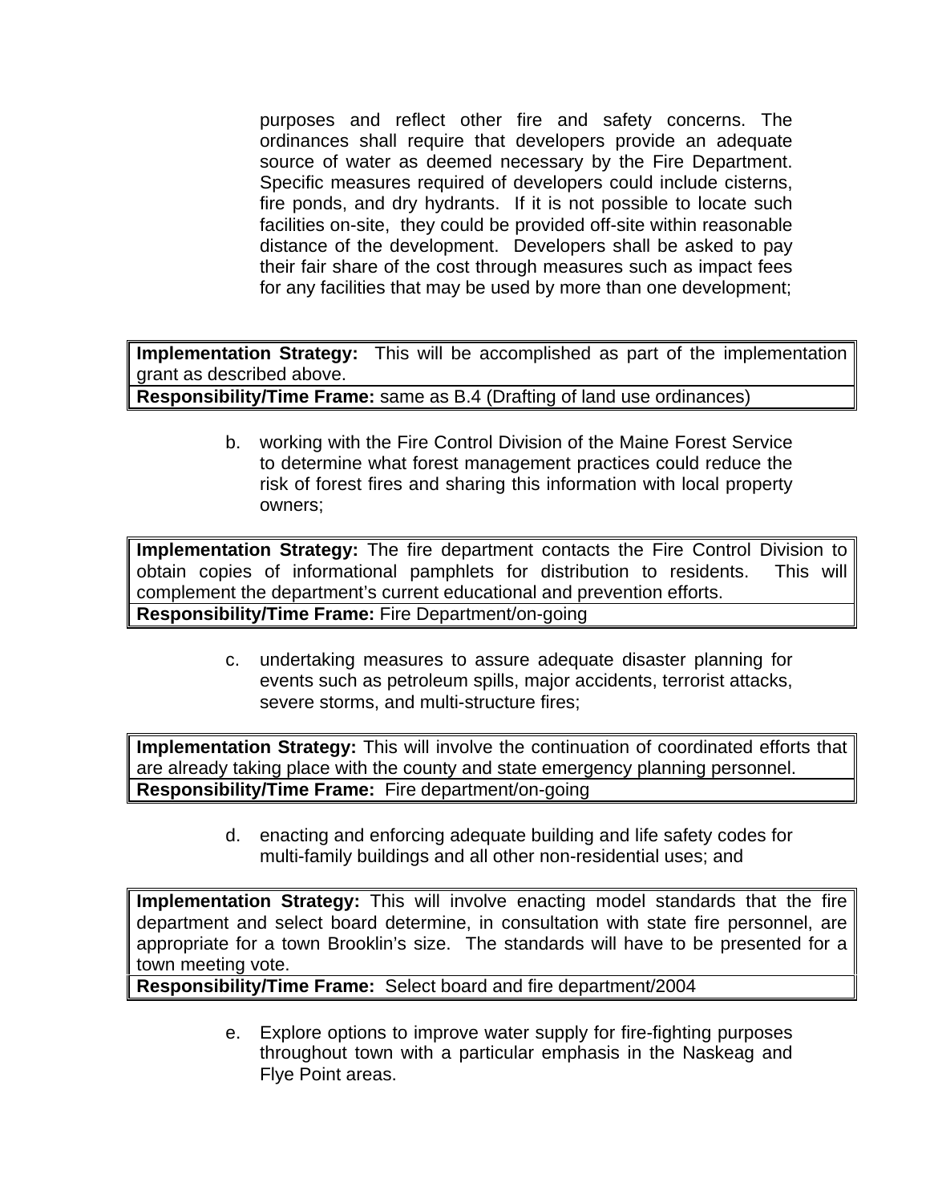purposes and reflect other fire and safety concerns. The ordinances shall require that developers provide an adequate source of water as deemed necessary by the Fire Department. Specific measures required of developers could include cisterns, fire ponds, and dry hydrants. If it is not possible to locate such facilities on-site, they could be provided off-site within reasonable distance of the development. Developers shall be asked to pay their fair share of the cost through measures such as impact fees for any facilities that may be used by more than one development;

| **Implementation Strategy:** This will be accomplished as part of the implementation grant as described above. |
|---|
| **Responsibility/Time Frame:** same as B.4 (Drafting of land use ordinances) |

b. working with the Fire Control Division of the Maine Forest Service to determine what forest management practices could reduce the risk of forest fires and sharing this information with local property owners;

| **Implementation Strategy:** The fire department contacts the Fire Control Division to obtain copies of informational pamphlets for distribution to residents. This will complement the department's current educational and prevention efforts. |
|---|
| **Responsibility/Time Frame:** Fire Department/on-going |

c. undertaking measures to assure adequate disaster planning for events such as petroleum spills, major accidents, terrorist attacks, severe storms, and multi-structure fires;

| **Implementation Strategy:** This will involve the continuation of coordinated efforts that are already taking place with the county and state emergency planning personnel. |
|---|
| **Responsibility/Time Frame:** Fire department/on-going |

d. enacting and enforcing adequate building and life safety codes for multi-family buildings and all other non-residential uses; and

| **Implementation Strategy:** This will involve enacting model standards that the fire department and select board determine, in consultation with state fire personnel, are appropriate for a town Brooklin's size. The standards will have to be presented for a town meeting vote. |
|---|
| **Responsibility/Time Frame:** Select board and fire department/2004 |

e. Explore options to improve water supply for fire-fighting purposes throughout town with a particular emphasis in the Naskeag and Flye Point areas.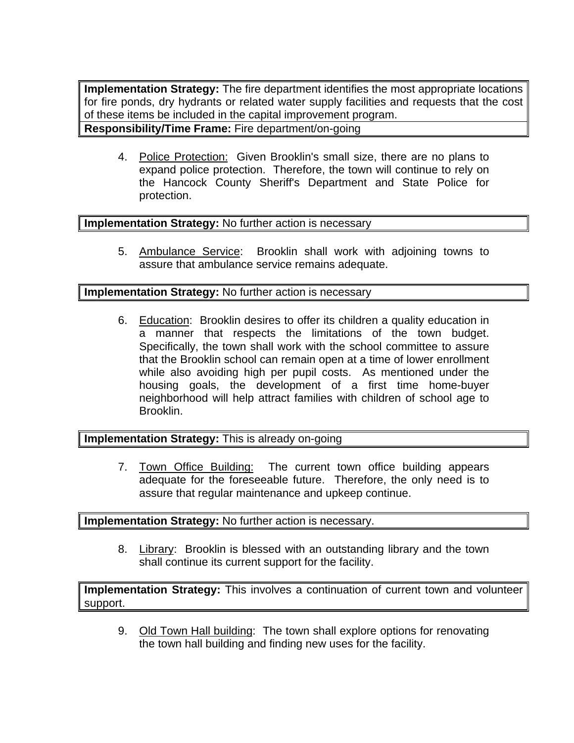| **Implementation Strategy:** The fire department identifies the most appropriate locations for fire ponds, dry hydrants or related water supply facilities and requests that the cost of these items be included in the capital improvement program. |
|---|
| **Responsibility/Time Frame:** Fire department/on-going |

4. Police Protection: Given Brooklin's small size, there are no plans to expand police protection. Therefore, the town will continue to rely on the Hancock County Sheriff's Department and State Police for protection.

| **Implementation Strategy:** No further action is necessary |
|---|

5. Ambulance Service: Brooklin shall work with adjoining towns to assure that ambulance service remains adequate.

| **Implementation Strategy:** No further action is necessary |
|---|

6. Education: Brooklin desires to offer its children a quality education in a manner that respects the limitations of the town budget. Specifically, the town shall work with the school committee to assure that the Brooklin school can remain open at a time of lower enrollment while also avoiding high per pupil costs. As mentioned under the housing goals, the development of a first time home-buyer neighborhood will help attract families with children of school age to Brooklin.

| **Implementation Strategy:** This is already on-going |
|---|

7. Town Office Building: The current town office building appears adequate for the foreseeable future. Therefore, the only need is to assure that regular maintenance and upkeep continue.

| **Implementation Strategy:** No further action is necessary. |
|---|

8. Library: Brooklin is blessed with an outstanding library and the town shall continue its current support for the facility.

| **Implementation Strategy:** This involves a continuation of current town and volunteer support. |
|---|

9. Old Town Hall building: The town shall explore options for renovating the town hall building and finding new uses for the facility.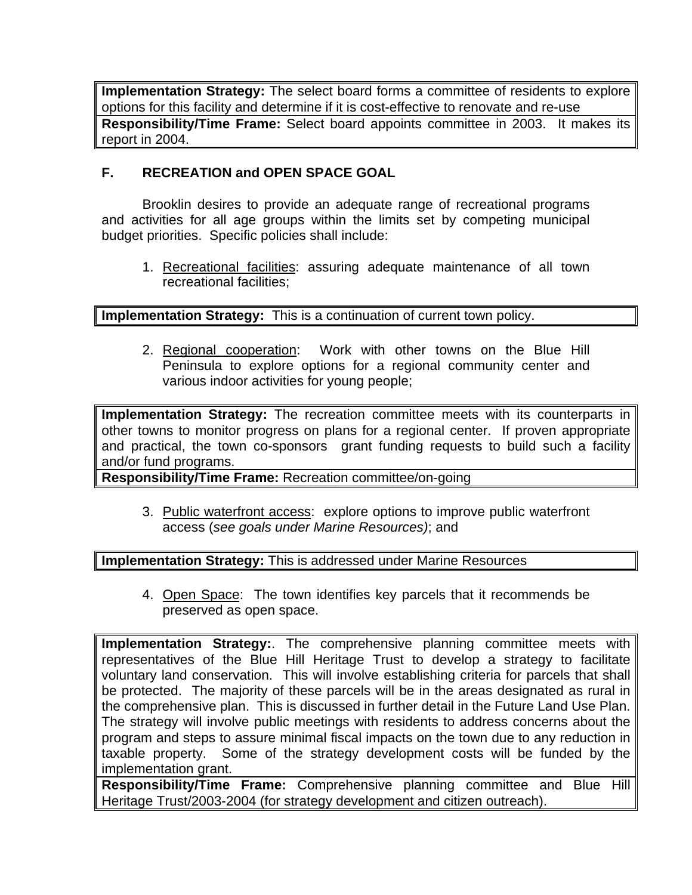| **Implementation Strategy:** The select board forms a committee of residents to explore options for this facility and determine if it is cost-effective to renovate and re-use |
|---|
| **Responsibility/Time Frame:** Select board appoints committee in 2003. It makes its report in 2004. |

## F. RECREATION and OPEN SPACE GOAL

Brooklin desires to provide an adequate range of recreational programs and activities for all age groups within the limits set by competing municipal budget priorities. Specific policies shall include:

1. Recreational facilities: assuring adequate maintenance of all town recreational facilities;

| **Implementation Strategy:** This is a continuation of current town policy. |
|---|

2. Regional cooperation: Work with other towns on the Blue Hill Peninsula to explore options for a regional community center and various indoor activities for young people;

| **Implementation Strategy:** The recreation committee meets with its counterparts in other towns to monitor progress on plans for a regional center. If proven appropriate and practical, the town co-sponsors grant funding requests to build such a facility and/or fund programs. |
|---|
| **Responsibility/Time Frame:** Recreation committee/on-going |

3. Public waterfront access: explore options to improve public waterfront access (*see goals under Marine Resources)*; and

| **Implementation Strategy:** This is addressed under Marine Resources |
|---|

4. Open Space: The town identifies key parcels that it recommends be preserved as open space.

| **Implementation Strategy:**. The comprehensive planning committee meets with representatives of the Blue Hill Heritage Trust to develop a strategy to facilitate voluntary land conservation. This will involve establishing criteria for parcels that shall be protected. The majority of these parcels will be in the areas designated as rural in the comprehensive plan. This is discussed in further detail in the Future Land Use Plan. The strategy will involve public meetings with residents to address concerns about the program and steps to assure minimal fiscal impacts on the town due to any reduction in taxable property. Some of the strategy development costs will be funded by the implementation grant. |
|---|
| **Responsibility/Time Frame:** Comprehensive planning committee and Blue Hill Heritage Trust/2003-2004 (for strategy development and citizen outreach). |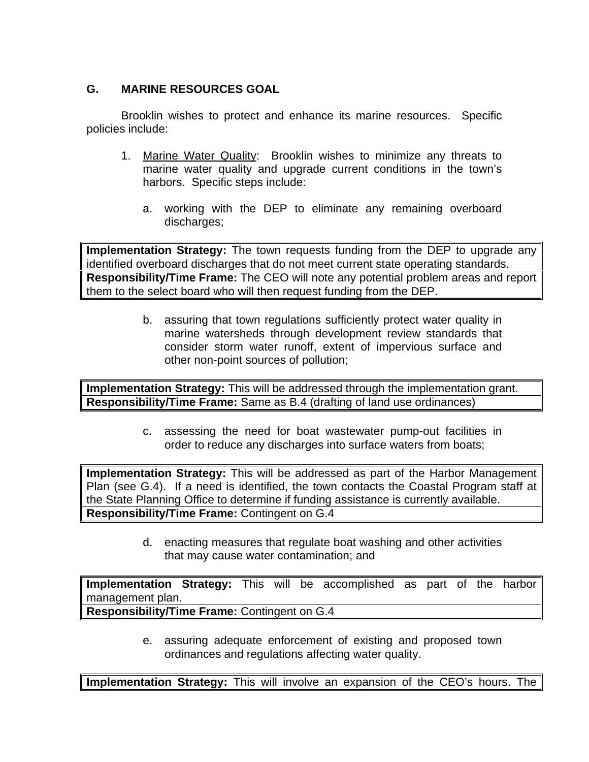## G. MARINE RESOURCES GOAL

Brooklin wishes to protect and enhance its marine resources. Specific policies include:

1. Marine Water Quality: Brooklin wishes to minimize any threats to marine water quality and upgrade current conditions in the town's harbors. Specific steps include:

   a. working with the DEP to eliminate any remaining overboard discharges;

| **Implementation Strategy:** The town requests funding from the DEP to upgrade any identified overboard discharges that do not meet current state operating standards. |
|---|
| **Responsibility/Time Frame:** The CEO will note any potential problem areas and report them to the select board who will then request funding from the DEP. |

   b. assuring that town regulations sufficiently protect water quality in marine watersheds through development review standards that consider storm water runoff, extent of impervious surface and other non-point sources of pollution;

| **Implementation Strategy:** This will be addressed through the implementation grant. |
|---|
| **Responsibility/Time Frame:** Same as B.4 (drafting of land use ordinances) |

   c. assessing the need for boat wastewater pump-out facilities in order to reduce any discharges into surface waters from boats;

| **Implementation Strategy:** This will be addressed as part of the Harbor Management Plan (see G.4). If a need is identified, the town contacts the Coastal Program staff at the State Planning Office to determine if funding assistance is currently available. |
|---|
| **Responsibility/Time Frame:** Contingent on G.4 |

   d. enacting measures that regulate boat washing and other activities that may cause water contamination; and

| **Implementation Strategy:** This will be accomplished as part of the harbor management plan. |
|---|
| **Responsibility/Time Frame:** Contingent on G.4 |

   e. assuring adequate enforcement of existing and proposed town ordinances and regulations affecting water quality.

| **Implementation Strategy:** This will involve an expansion of the CEO's hours. The |
|---|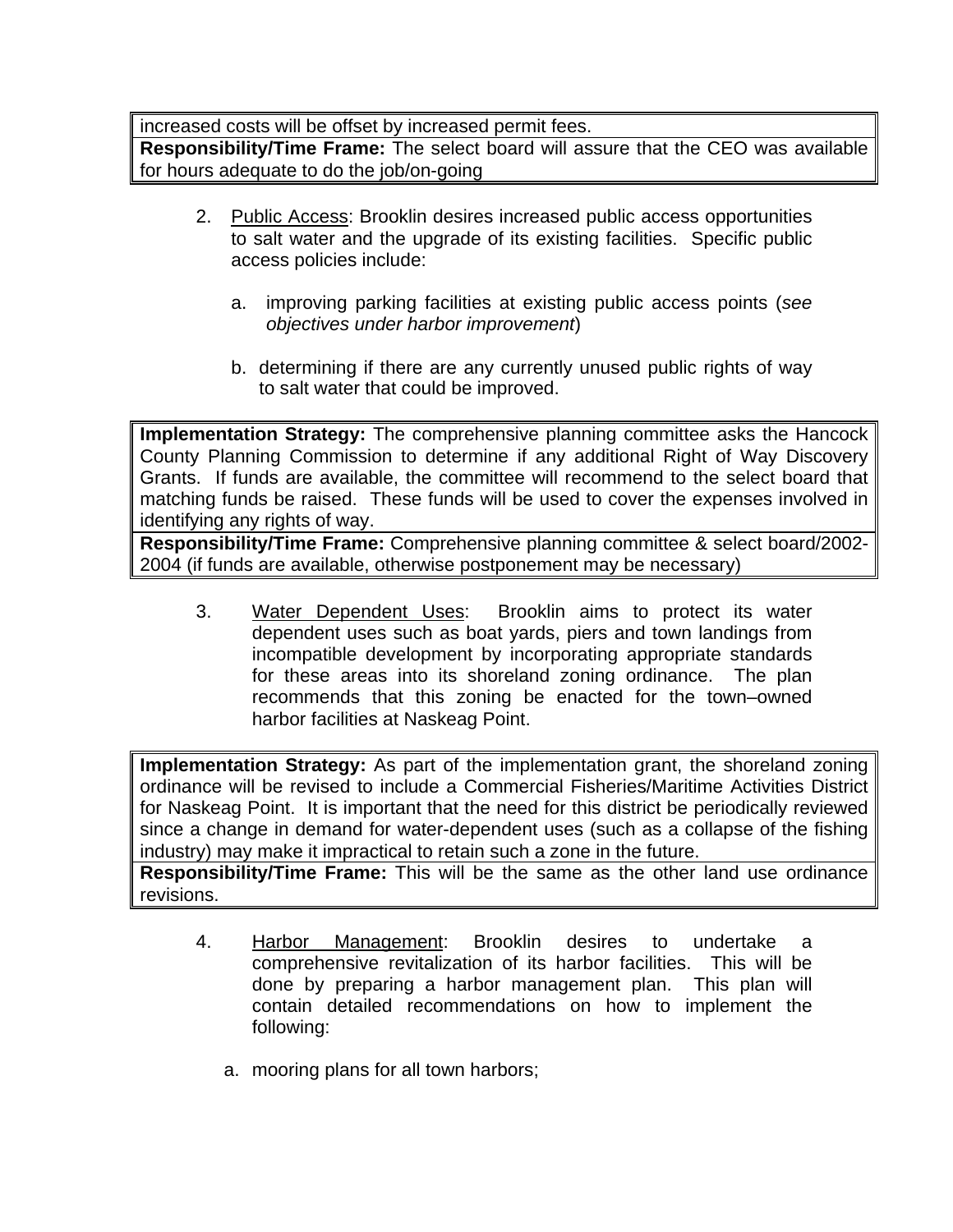| increased costs will be offset by increased permit fees. |
| --- |
| **Responsibility/Time Frame:** The select board will assure that the CEO was available for hours adequate to do the job/on-going |

2. Public Access: Brooklin desires increased public access opportunities to salt water and the upgrade of its existing facilities. Specific public access policies include:

   a. improving parking facilities at existing public access points (*see objectives under harbor improvement*)

   b. determining if there are any currently unused public rights of way to salt water that could be improved.

| **Implementation Strategy:** The comprehensive planning committee asks the Hancock County Planning Commission to determine if any additional Right of Way Discovery Grants. If funds are available, the committee will recommend to the select board that matching funds be raised. These funds will be used to cover the expenses involved in identifying any rights of way. |
| --- |
| **Responsibility/Time Frame:** Comprehensive planning committee & select board/2002-2004 (if funds are available, otherwise postponement may be necessary) |

3. Water Dependent Uses: Brooklin aims to protect its water dependent uses such as boat yards, piers and town landings from incompatible development by incorporating appropriate standards for these areas into its shoreland zoning ordinance. The plan recommends that this zoning be enacted for the town–owned harbor facilities at Naskeag Point.

| **Implementation Strategy:** As part of the implementation grant, the shoreland zoning ordinance will be revised to include a Commercial Fisheries/Maritime Activities District for Naskeag Point. It is important that the need for this district be periodically reviewed since a change in demand for water-dependent uses (such as a collapse of the fishing industry) may make it impractical to retain such a zone in the future. |
| --- |
| **Responsibility/Time Frame:** This will be the same as the other land use ordinance revisions. |

4. Harbor Management: Brooklin desires to undertake a comprehensive revitalization of its harbor facilities. This will be done by preparing a harbor management plan. This plan will contain detailed recommendations on how to implement the following:

   a. mooring plans for all town harbors;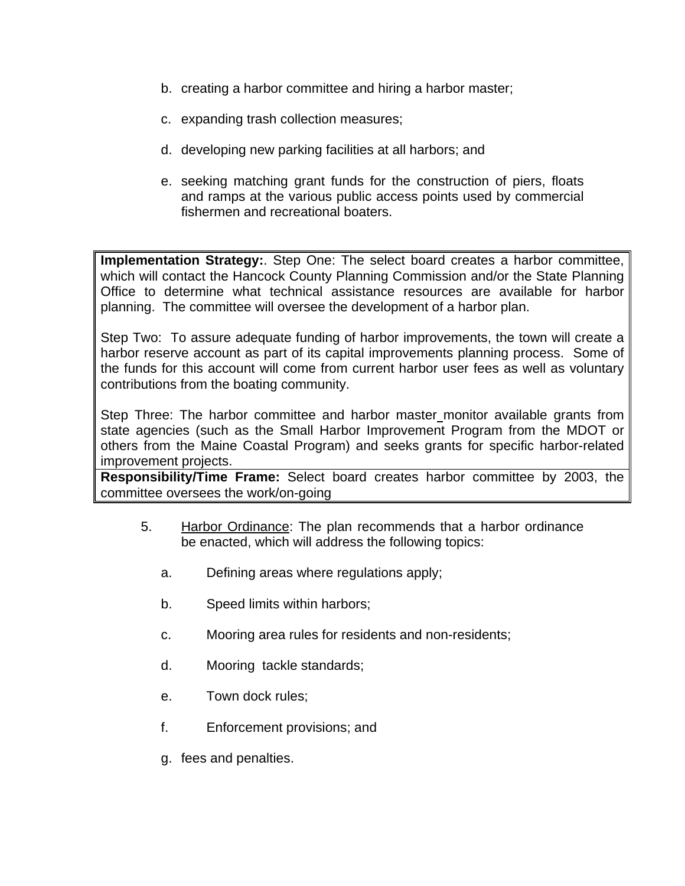b. creating a harbor committee and hiring a harbor master;

c. expanding trash collection measures;

d. developing new parking facilities at all harbors; and

e. seeking matching grant funds for the construction of piers, floats and ramps at the various public access points used by commercial fishermen and recreational boaters.

| **Implementation Strategy:**. Step One: The select board creates a harbor committee, which will contact the Hancock County Planning Commission and/or the State Planning Office to determine what technical assistance resources are available for harbor planning. The committee will oversee the development of a harbor plan.<br><br>Step Two: To assure adequate funding of harbor improvements, the town will create a harbor reserve account as part of its capital improvements planning process. Some of the funds for this account will come from current harbor user fees as well as voluntary contributions from the boating community.<br><br>Step Three: The harbor committee and harbor master monitor available grants from state agencies (such as the Small Harbor Improvement Program from the MDOT or others from the Maine Coastal Program) and seeks grants for specific harbor-related improvement projects. |
|---|
| **Responsibility/Time Frame:** Select board creates harbor committee by 2003, the committee oversees the work/on-going |

5. Harbor Ordinance: The plan recommends that a harbor ordinance be enacted, which will address the following topics:

   a. Defining areas where regulations apply;

   b. Speed limits within harbors;

   c. Mooring area rules for residents and non-residents;

   d. Mooring tackle standards;

   e. Town dock rules;

   f. Enforcement provisions; and

   g. fees and penalties.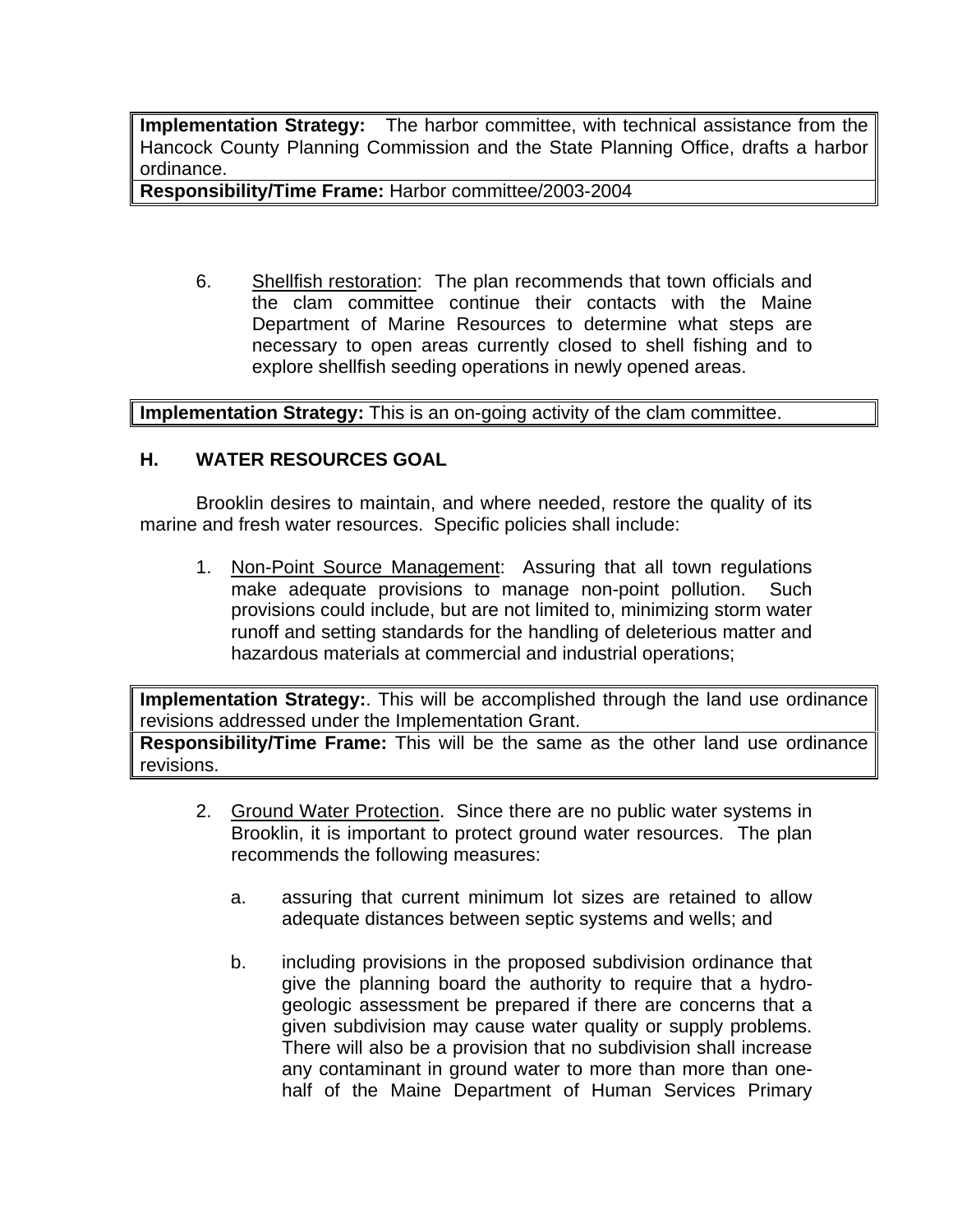| **Implementation Strategy:** The harbor committee, with technical assistance from the Hancock County Planning Commission and the State Planning Office, drafts a harbor ordinance. |
| --- |
| **Responsibility/Time Frame:** Harbor committee/2003-2004 |

6. Shellfish restoration: The plan recommends that town officials and the clam committee continue their contacts with the Maine Department of Marine Resources to determine what steps are necessary to open areas currently closed to shell fishing and to explore shellfish seeding operations in newly opened areas.

| **Implementation Strategy:** This is an on-going activity of the clam committee. |
| --- |

## H. WATER RESOURCES GOAL

Brooklin desires to maintain, and where needed, restore the quality of its marine and fresh water resources. Specific policies shall include:

1. Non-Point Source Management: Assuring that all town regulations make adequate provisions to manage non-point pollution. Such provisions could include, but are not limited to, minimizing storm water runoff and setting standards for the handling of deleterious matter and hazardous materials at commercial and industrial operations;

| **Implementation Strategy:**. This will be accomplished through the land use ordinance revisions addressed under the Implementation Grant. |
| --- |
| **Responsibility/Time Frame:** This will be the same as the other land use ordinance revisions. |

2. Ground Water Protection. Since there are no public water systems in Brooklin, it is important to protect ground water resources. The plan recommends the following measures:

   a. assuring that current minimum lot sizes are retained to allow adequate distances between septic systems and wells; and

   b. including provisions in the proposed subdivision ordinance that give the planning board the authority to require that a hydro-geologic assessment be prepared if there are concerns that a given subdivision may cause water quality or supply problems. There will also be a provision that no subdivision shall increase any contaminant in ground water to more than more than one-half of the Maine Department of Human Services Primary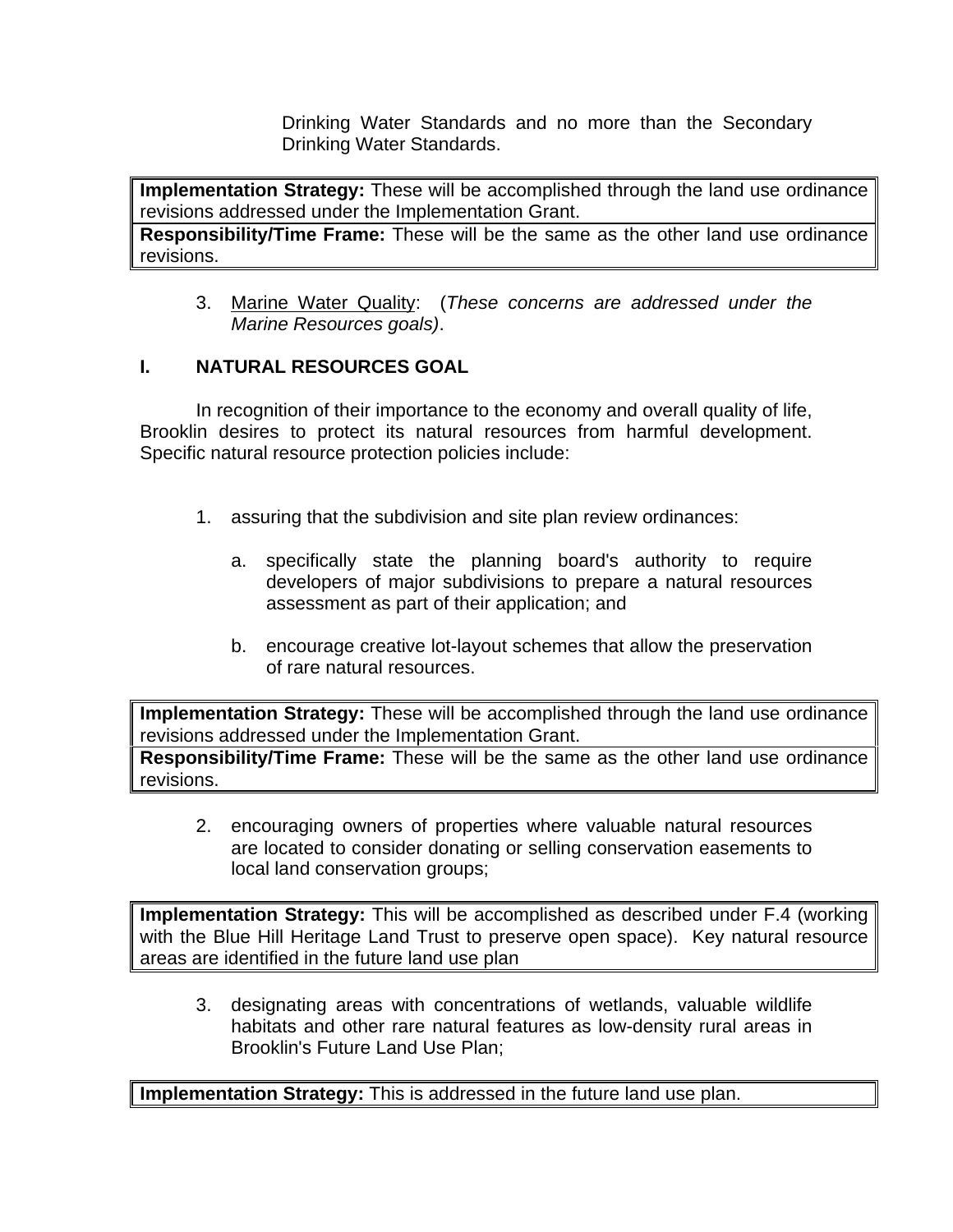Drinking Water Standards and no more than the Secondary Drinking Water Standards.

| **Implementation Strategy:** These will be accomplished through the land use ordinance revisions addressed under the Implementation Grant. |
|---|
| **Responsibility/Time Frame:** These will be the same as the other land use ordinance revisions. |

3. Marine Water Quality: (*These concerns are addressed under the Marine Resources goals)*.

## I. NATURAL RESOURCES GOAL

In recognition of their importance to the economy and overall quality of life, Brooklin desires to protect its natural resources from harmful development. Specific natural resource protection policies include:

1. assuring that the subdivision and site plan review ordinances:

   a. specifically state the planning board's authority to require developers of major subdivisions to prepare a natural resources assessment as part of their application; and

   b. encourage creative lot-layout schemes that allow the preservation of rare natural resources.

| **Implementation Strategy:** These will be accomplished through the land use ordinance revisions addressed under the Implementation Grant. |
|---|
| **Responsibility/Time Frame:** These will be the same as the other land use ordinance revisions. |

2. encouraging owners of properties where valuable natural resources are located to consider donating or selling conservation easements to local land conservation groups;

| **Implementation Strategy:** This will be accomplished as described under F.4 (working with the Blue Hill Heritage Land Trust to preserve open space). Key natural resource areas are identified in the future land use plan |
|---|

3. designating areas with concentrations of wetlands, valuable wildlife habitats and other rare natural features as low-density rural areas in Brooklin's Future Land Use Plan;

| **Implementation Strategy:** This is addressed in the future land use plan. |
|---|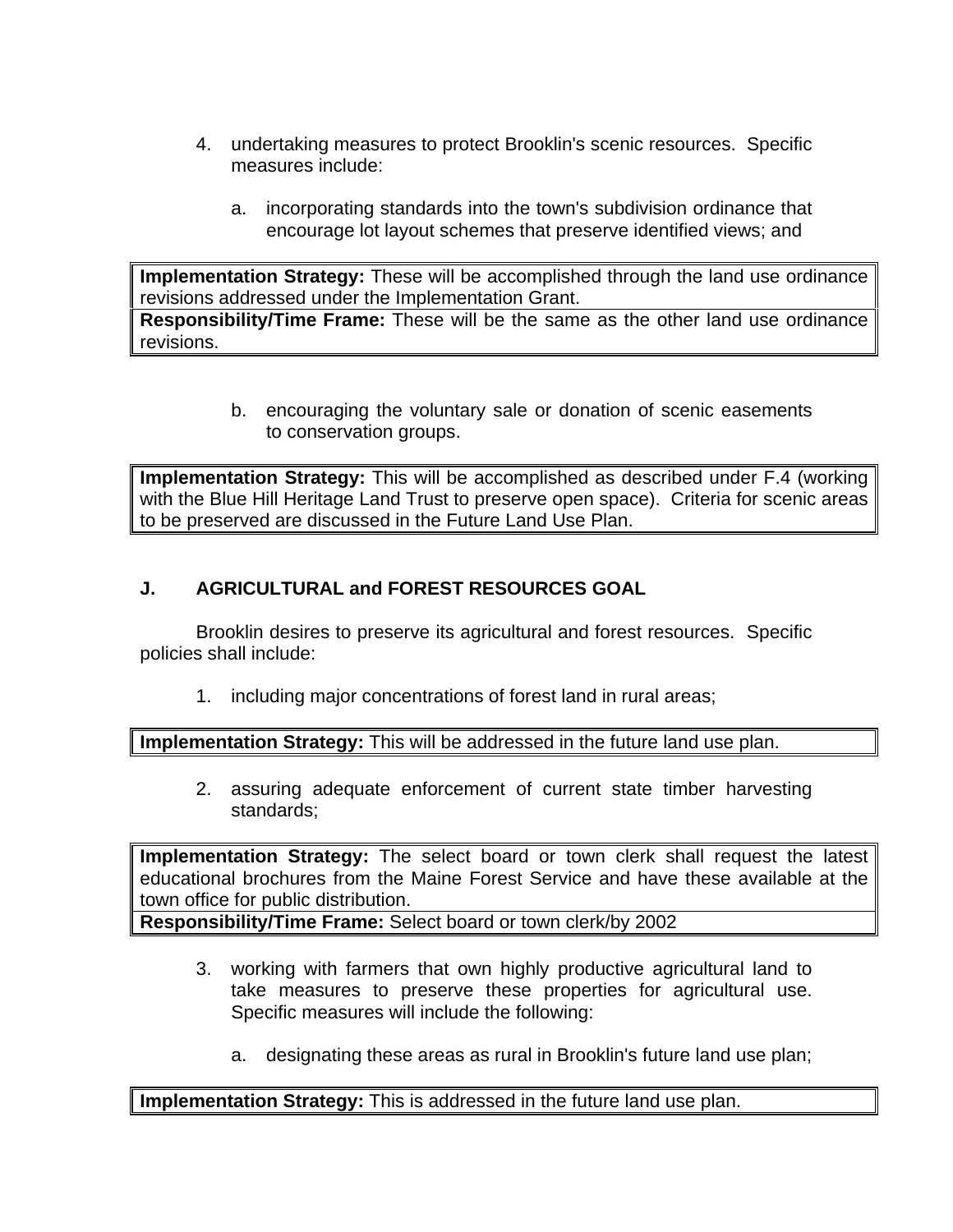4. undertaking measures to protect Brooklin's scenic resources. Specific measures include:

   a. incorporating standards into the town's subdivision ordinance that encourage lot layout schemes that preserve identified views; and

| **Implementation Strategy:** These will be accomplished through the land use ordinance revisions addressed under the Implementation Grant. |
|---|
| **Responsibility/Time Frame:** These will be the same as the other land use ordinance revisions. |

   b. encouraging the voluntary sale or donation of scenic easements to conservation groups.

| **Implementation Strategy:** This will be accomplished as described under F.4 (working with the Blue Hill Heritage Land Trust to preserve open space). Criteria for scenic areas to be preserved are discussed in the Future Land Use Plan. |
|---|

## J. AGRICULTURAL and FOREST RESOURCES GOAL

Brooklin desires to preserve its agricultural and forest resources. Specific policies shall include:

1. including major concentrations of forest land in rural areas;

| **Implementation Strategy:** This will be addressed in the future land use plan. |
|---|

2. assuring adequate enforcement of current state timber harvesting standards;

| **Implementation Strategy:** The select board or town clerk shall request the latest educational brochures from the Maine Forest Service and have these available at the town office for public distribution. |
|---|
| **Responsibility/Time Frame:** Select board or town clerk/by 2002 |

3. working with farmers that own highly productive agricultural land to take measures to preserve these properties for agricultural use. Specific measures will include the following:

   a. designating these areas as rural in Brooklin's future land use plan;

| **Implementation Strategy:** This is addressed in the future land use plan. |
|---|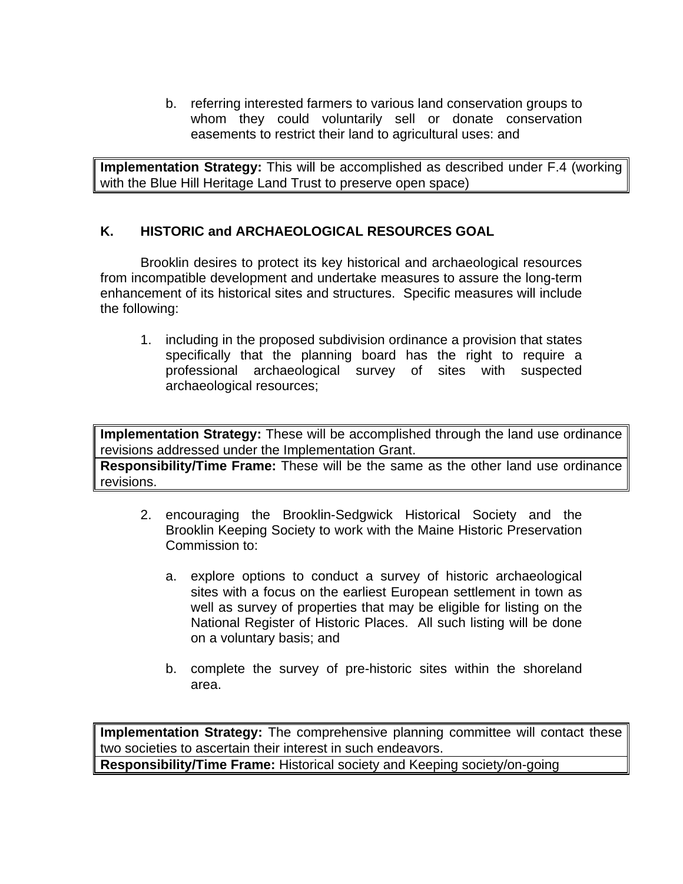b. referring interested farmers to various land conservation groups to whom they could voluntarily sell or donate conservation easements to restrict their land to agricultural uses: and

| **Implementation Strategy:** This will be accomplished as described under F.4 (working with the Blue Hill Heritage Land Trust to preserve open space) |
|---|

## K. HISTORIC and ARCHAEOLOGICAL RESOURCES GOAL

Brooklin desires to protect its key historical and archaeological resources from incompatible development and undertake measures to assure the long-term enhancement of its historical sites and structures. Specific measures will include the following:

1. including in the proposed subdivision ordinance a provision that states specifically that the planning board has the right to require a professional archaeological survey of sites with suspected archaeological resources;

| **Implementation Strategy:** These will be accomplished through the land use ordinance revisions addressed under the Implementation Grant. |
|---|
| **Responsibility/Time Frame:** These will be the same as the other land use ordinance revisions. |

2. encouraging the Brooklin-Sedgwick Historical Society and the Brooklin Keeping Society to work with the Maine Historic Preservation Commission to:

   a. explore options to conduct a survey of historic archaeological sites with a focus on the earliest European settlement in town as well as survey of properties that may be eligible for listing on the National Register of Historic Places. All such listing will be done on a voluntary basis; and

   b. complete the survey of pre-historic sites within the shoreland area.

| **Implementation Strategy:** The comprehensive planning committee will contact these two societies to ascertain their interest in such endeavors. |
|---|
| **Responsibility/Time Frame:** Historical society and Keeping society/on-going |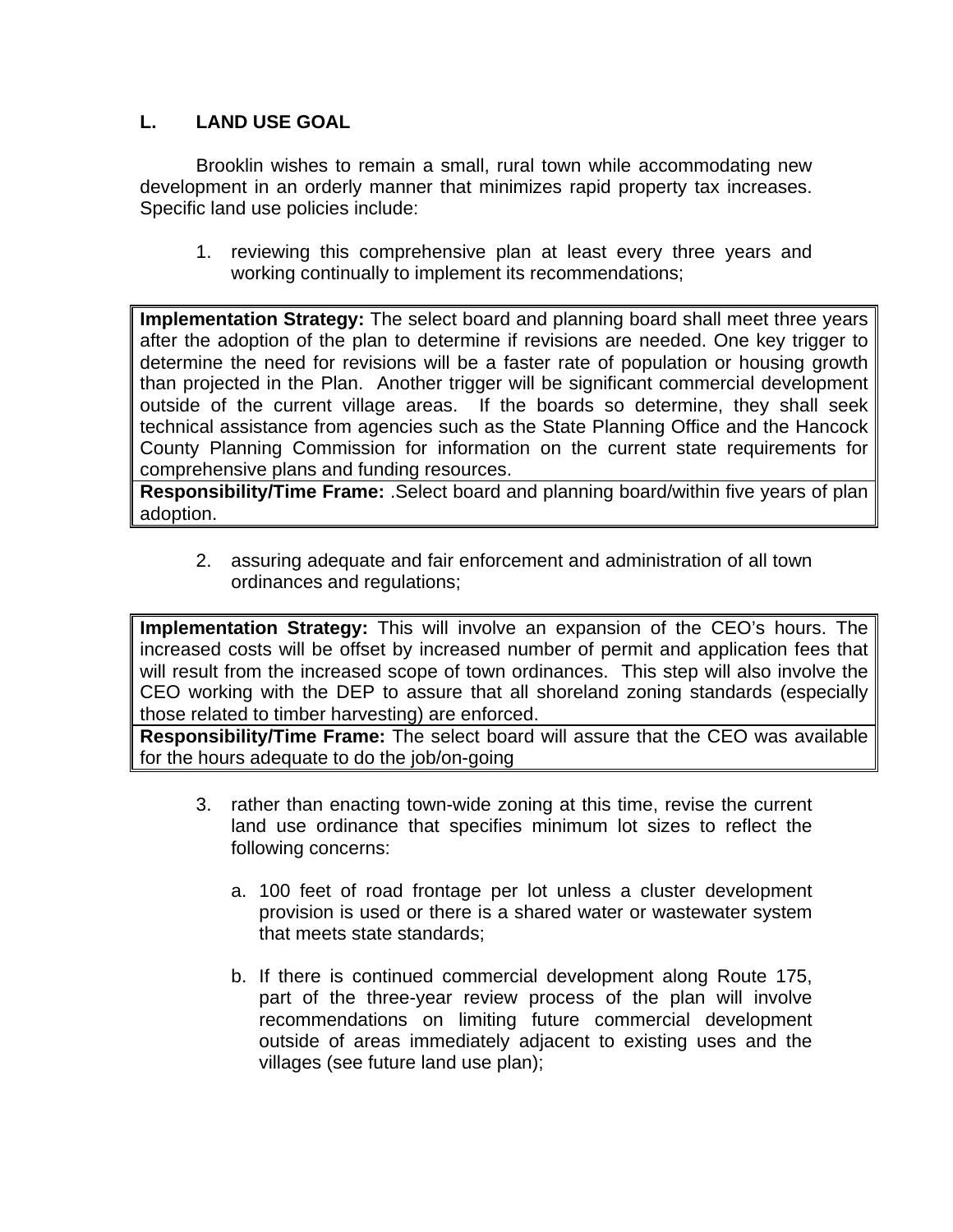## L. LAND USE GOAL

Brooklin wishes to remain a small, rural town while accommodating new development in an orderly manner that minimizes rapid property tax increases. Specific land use policies include:

1. reviewing this comprehensive plan at least every three years and working continually to implement its recommendations;

| **Implementation Strategy:** The select board and planning board shall meet three years after the adoption of the plan to determine if revisions are needed. One key trigger to determine the need for revisions will be a faster rate of population or housing growth than projected in the Plan. Another trigger will be significant commercial development outside of the current village areas. If the boards so determine, they shall seek technical assistance from agencies such as the State Planning Office and the Hancock County Planning Commission for information on the current state requirements for comprehensive plans and funding resources. |
|---|
| **Responsibility/Time Frame:** .Select board and planning board/within five years of plan adoption. |

2. assuring adequate and fair enforcement and administration of all town ordinances and regulations;

| **Implementation Strategy:** This will involve an expansion of the CEO's hours. The increased costs will be offset by increased number of permit and application fees that will result from the increased scope of town ordinances. This step will also involve the CEO working with the DEP to assure that all shoreland zoning standards (especially those related to timber harvesting) are enforced. |
|---|
| **Responsibility/Time Frame:** The select board will assure that the CEO was available for the hours adequate to do the job/on-going |

3. rather than enacting town-wide zoning at this time, revise the current land use ordinance that specifies minimum lot sizes to reflect the following concerns:

   a. 100 feet of road frontage per lot unless a cluster development provision is used or there is a shared water or wastewater system that meets state standards;

   b. If there is continued commercial development along Route 175, part of the three-year review process of the plan will involve recommendations on limiting future commercial development outside of areas immediately adjacent to existing uses and the villages (see future land use plan);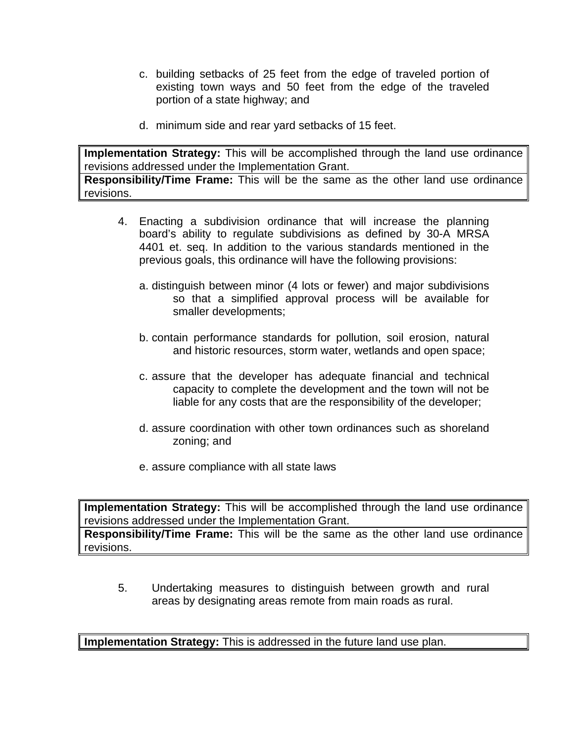c. building setbacks of 25 feet from the edge of traveled portion of existing town ways and 50 feet from the edge of the traveled portion of a state highway; and

d. minimum side and rear yard setbacks of 15 feet.

| **Implementation Strategy:** This will be accomplished through the land use ordinance revisions addressed under the Implementation Grant. |
|---|
| **Responsibility/Time Frame:** This will be the same as the other land use ordinance revisions. |

4. Enacting a subdivision ordinance that will increase the planning board's ability to regulate subdivisions as defined by 30-A MRSA 4401 et. seq. In addition to the various standards mentioned in the previous goals, this ordinance will have the following provisions:

   a. distinguish between minor (4 lots or fewer) and major subdivisions so that a simplified approval process will be available for smaller developments;

   b. contain performance standards for pollution, soil erosion, natural and historic resources, storm water, wetlands and open space;

   c. assure that the developer has adequate financial and technical capacity to complete the development and the town will not be liable for any costs that are the responsibility of the developer;

   d. assure coordination with other town ordinances such as shoreland zoning; and

   e. assure compliance with all state laws

| **Implementation Strategy:** This will be accomplished through the land use ordinance revisions addressed under the Implementation Grant. |
|---|
| **Responsibility/Time Frame:** This will be the same as the other land use ordinance revisions. |

5. Undertaking measures to distinguish between growth and rural areas by designating areas remote from main roads as rural.

| **Implementation Strategy:** This is addressed in the future land use plan. |
|---|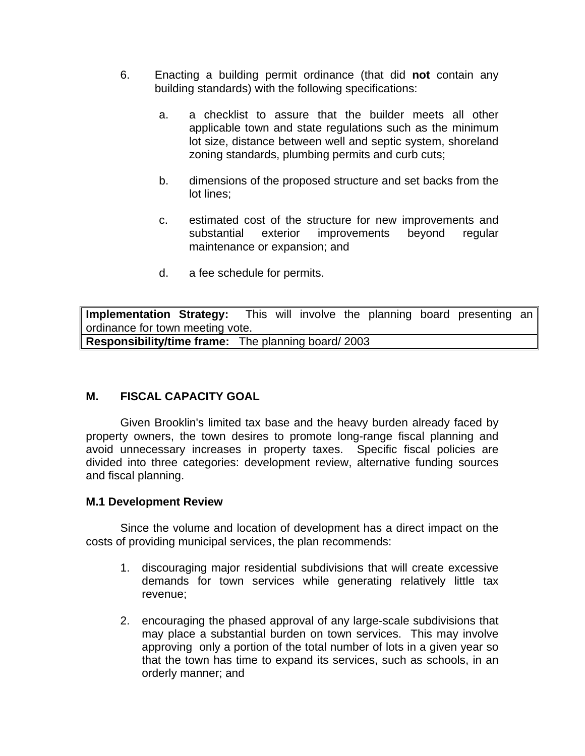6. Enacting a building permit ordinance (that did **not** contain any building standards) with the following specifications:

    a. a checklist to assure that the builder meets all other applicable town and state regulations such as the minimum lot size, distance between well and septic system, shoreland zoning standards, plumbing permits and curb cuts;

    b. dimensions of the proposed structure and set backs from the lot lines;

    c. estimated cost of the structure for new improvements and substantial exterior improvements beyond regular maintenance or expansion; and

    d. a fee schedule for permits.

| **Implementation Strategy:** This will involve the planning board presenting an ordinance for town meeting vote. |
|---|
| **Responsibility/time frame:** The planning board/ 2003 |

## M. FISCAL CAPACITY GOAL

Given Brooklin's limited tax base and the heavy burden already faced by property owners, the town desires to promote long-range fiscal planning and avoid unnecessary increases in property taxes. Specific fiscal policies are divided into three categories: development review, alternative funding sources and fiscal planning.

### M.1 Development Review

Since the volume and location of development has a direct impact on the costs of providing municipal services, the plan recommends:

1. discouraging major residential subdivisions that will create excessive demands for town services while generating relatively little tax revenue;

2. encouraging the phased approval of any large-scale subdivisions that may place a substantial burden on town services. This may involve approving only a portion of the total number of lots in a given year so that the town has time to expand its services, such as schools, in an orderly manner; and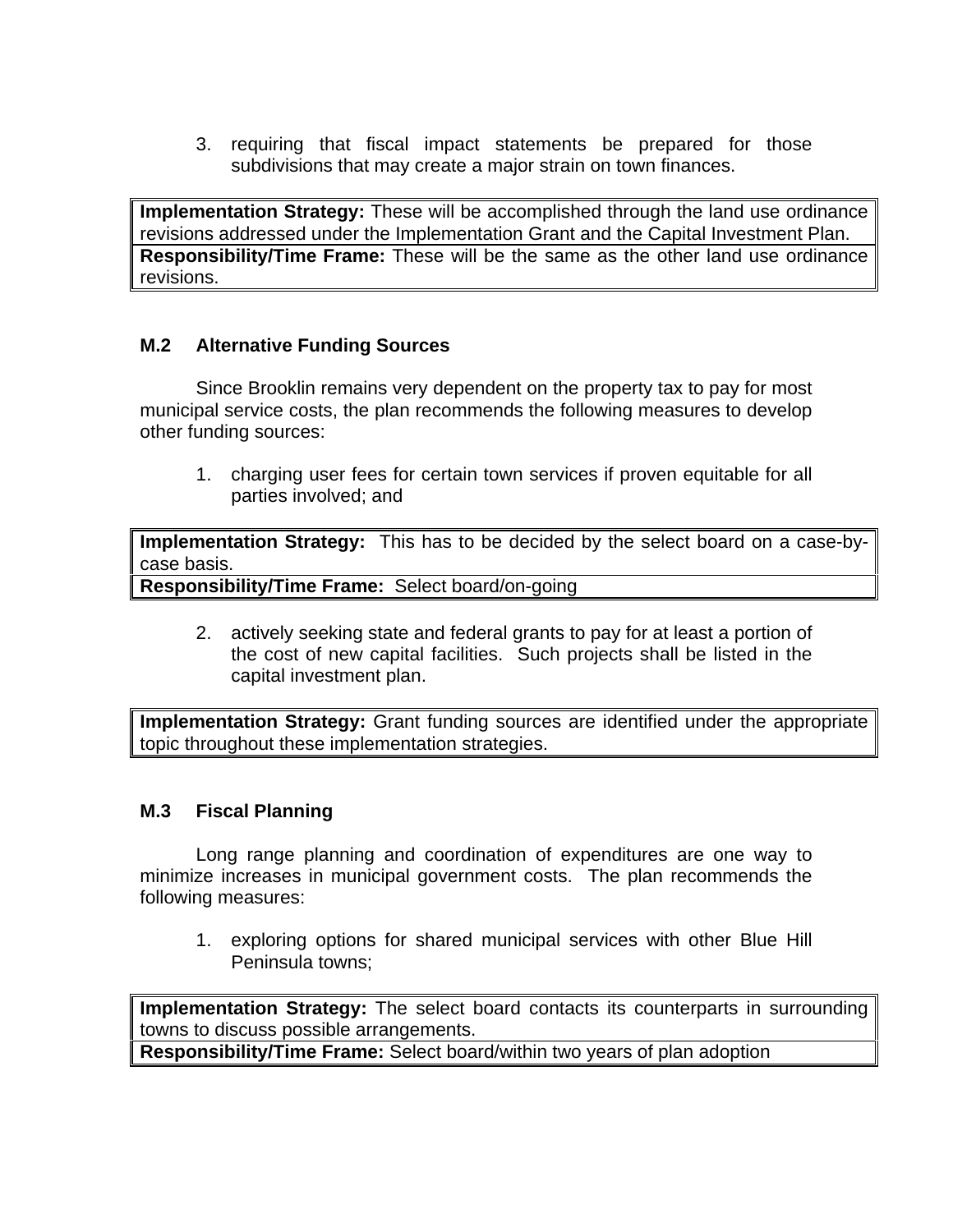3. requiring that fiscal impact statements be prepared for those subdivisions that may create a major strain on town finances.

| **Implementation Strategy:** These will be accomplished through the land use ordinance revisions addressed under the Implementation Grant and the Capital Investment Plan. |
|---|
| **Responsibility/Time Frame:** These will be the same as the other land use ordinance revisions. |

### M.2 Alternative Funding Sources

Since Brooklin remains very dependent on the property tax to pay for most municipal service costs, the plan recommends the following measures to develop other funding sources:

1. charging user fees for certain town services if proven equitable for all parties involved; and

| **Implementation Strategy:** This has to be decided by the select board on a case-by-case basis. |
|---|
| **Responsibility/Time Frame:** Select board/on-going |

2. actively seeking state and federal grants to pay for at least a portion of the cost of new capital facilities. Such projects shall be listed in the capital investment plan.

| **Implementation Strategy:** Grant funding sources are identified under the appropriate topic throughout these implementation strategies. |
|---|

### M.3 Fiscal Planning

Long range planning and coordination of expenditures are one way to minimize increases in municipal government costs. The plan recommends the following measures:

1. exploring options for shared municipal services with other Blue Hill Peninsula towns;

| **Implementation Strategy:** The select board contacts its counterparts in surrounding towns to discuss possible arrangements. |
|---|
| **Responsibility/Time Frame:** Select board/within two years of plan adoption |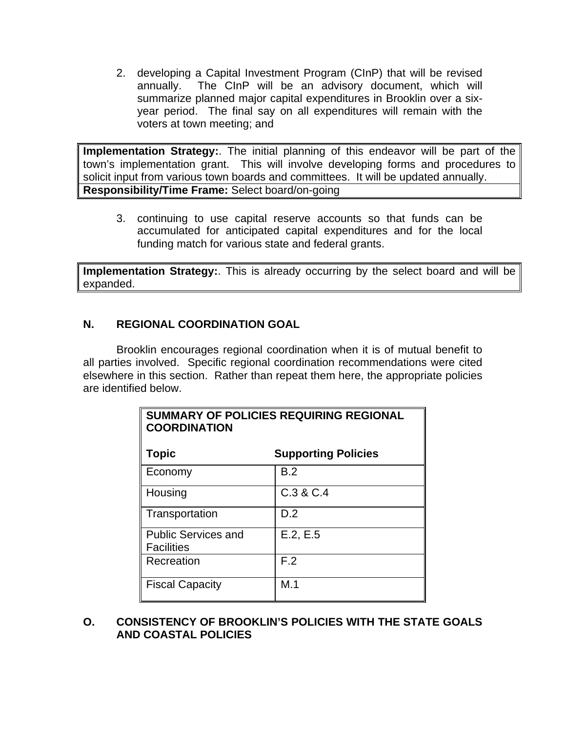2. developing a Capital Investment Program (CInP) that will be revised annually. The CInP will be an advisory document, which will summarize planned major capital expenditures in Brooklin over a six-year period. The final say on all expenditures will remain with the voters at town meeting; and

| **Implementation Strategy:**. The initial planning of this endeavor will be part of the town's implementation grant. This will involve developing forms and procedures to solicit input from various town boards and committees. It will be updated annually. |
|---|
| **Responsibility/Time Frame:** Select board/on-going |

3. continuing to use capital reserve accounts so that funds can be accumulated for anticipated capital expenditures and for the local funding match for various state and federal grants.

| **Implementation Strategy:**. This is already occurring by the select board and will be expanded. |
|---|

## N. REGIONAL COORDINATION GOAL

Brooklin encourages regional coordination when it is of mutual benefit to all parties involved. Specific regional coordination recommendations were cited elsewhere in this section. Rather than repeat them here, the appropriate policies are identified below.

**SUMMARY OF POLICIES REQUIRING REGIONAL COORDINATION**

| **Topic** | **Supporting Policies** |
|---|---|
| Economy | B.2 |
| Housing | C.3 & C.4 |
| Transportation | D.2 |
| Public Services and Facilities | E.2, E.5 |
| Recreation | F.2 |
| Fiscal Capacity | M.1 |

## O. CONSISTENCY OF BROOKLIN'S POLICIES WITH THE STATE GOALS AND COASTAL POLICIES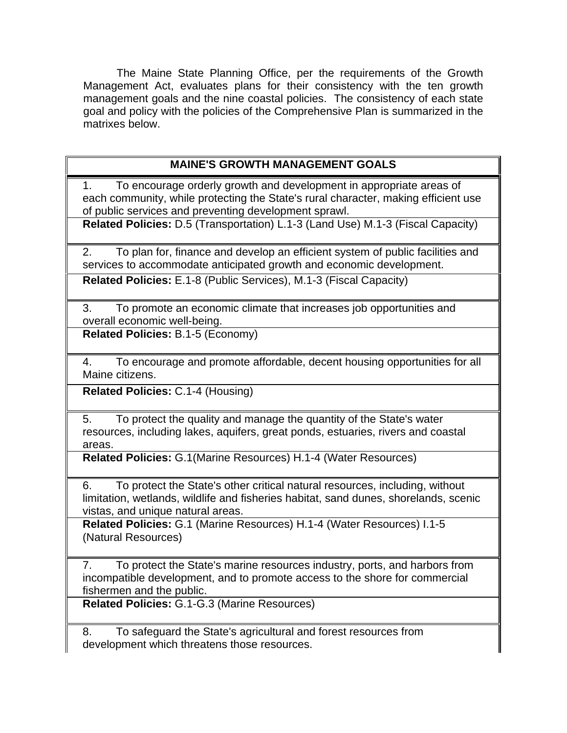The Maine State Planning Office, per the requirements of the Growth Management Act, evaluates plans for their consistency with the ten growth management goals and the nine coastal policies. The consistency of each state goal and policy with the policies of the Comprehensive Plan is summarized in the matrixes below.

| MAINE'S GROWTH MANAGEMENT GOALS |
|---|
| 1. To encourage orderly growth and development in appropriate areas of each community, while protecting the State's rural character, making efficient use of public services and preventing development sprawl. |
| **Related Policies:** D.5 (Transportation) L.1-3 (Land Use) M.1-3 (Fiscal Capacity) |
| 2. To plan for, finance and develop an efficient system of public facilities and services to accommodate anticipated growth and economic development. |
| **Related Policies:** E.1-8 (Public Services), M.1-3 (Fiscal Capacity) |
| 3. To promote an economic climate that increases job opportunities and overall economic well-being. |
| **Related Policies:** B.1-5 (Economy) |
| 4. To encourage and promote affordable, decent housing opportunities for all Maine citizens. |
| **Related Policies:** C.1-4 (Housing) |
| 5. To protect the quality and manage the quantity of the State's water resources, including lakes, aquifers, great ponds, estuaries, rivers and coastal areas. |
| **Related Policies:** G.1(Marine Resources) H.1-4 (Water Resources) |
| 6. To protect the State's other critical natural resources, including, without limitation, wetlands, wildlife and fisheries habitat, sand dunes, shorelands, scenic vistas, and unique natural areas. |
| **Related Policies:** G.1 (Marine Resources) H.1-4 (Water Resources) I.1-5 (Natural Resources) |
| 7. To protect the State's marine resources industry, ports, and harbors from incompatible development, and to promote access to the shore for commercial fishermen and the public. |
| **Related Policies:** G.1-G.3 (Marine Resources) |
| 8. To safeguard the State's agricultural and forest resources from development which threatens those resources. |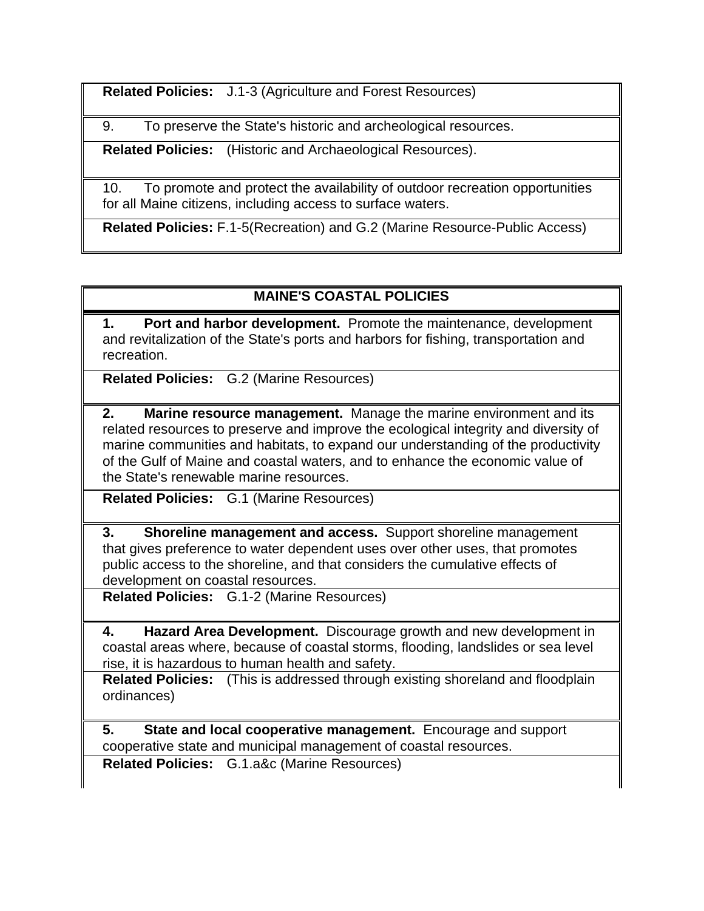**Related Policies:** J.1-3 (Agriculture and Forest Resources)

9. To preserve the State's historic and archeological resources.

**Related Policies:** (Historic and Archaeological Resources).

10. To promote and protect the availability of outdoor recreation opportunities for all Maine citizens, including access to surface waters.

**Related Policies:** F.1-5(Recreation) and G.2 (Marine Resource-Public Access)

| MAINE'S COASTAL POLICIES |
| --- |
| **1. Port and harbor development.** Promote the maintenance, development and revitalization of the State's ports and harbors for fishing, transportation and recreation. |
| **Related Policies:** G.2 (Marine Resources) |
| **2. Marine resource management.** Manage the marine environment and its related resources to preserve and improve the ecological integrity and diversity of marine communities and habitats, to expand our understanding of the productivity of the Gulf of Maine and coastal waters, and to enhance the economic value of the State's renewable marine resources. |
| **Related Policies:** G.1 (Marine Resources) |
| **3. Shoreline management and access.** Support shoreline management that gives preference to water dependent uses over other uses, that promotes public access to the shoreline, and that considers the cumulative effects of development on coastal resources. |
| **Related Policies:** G.1-2 (Marine Resources) |
| **4. Hazard Area Development.** Discourage growth and new development in coastal areas where, because of coastal storms, flooding, landslides or sea level rise, it is hazardous to human health and safety. |
| **Related Policies:** (This is addressed through existing shoreland and floodplain ordinances) |
| **5. State and local cooperative management.** Encourage and support cooperative state and municipal management of coastal resources. |
| **Related Policies:** G.1.a&c (Marine Resources) |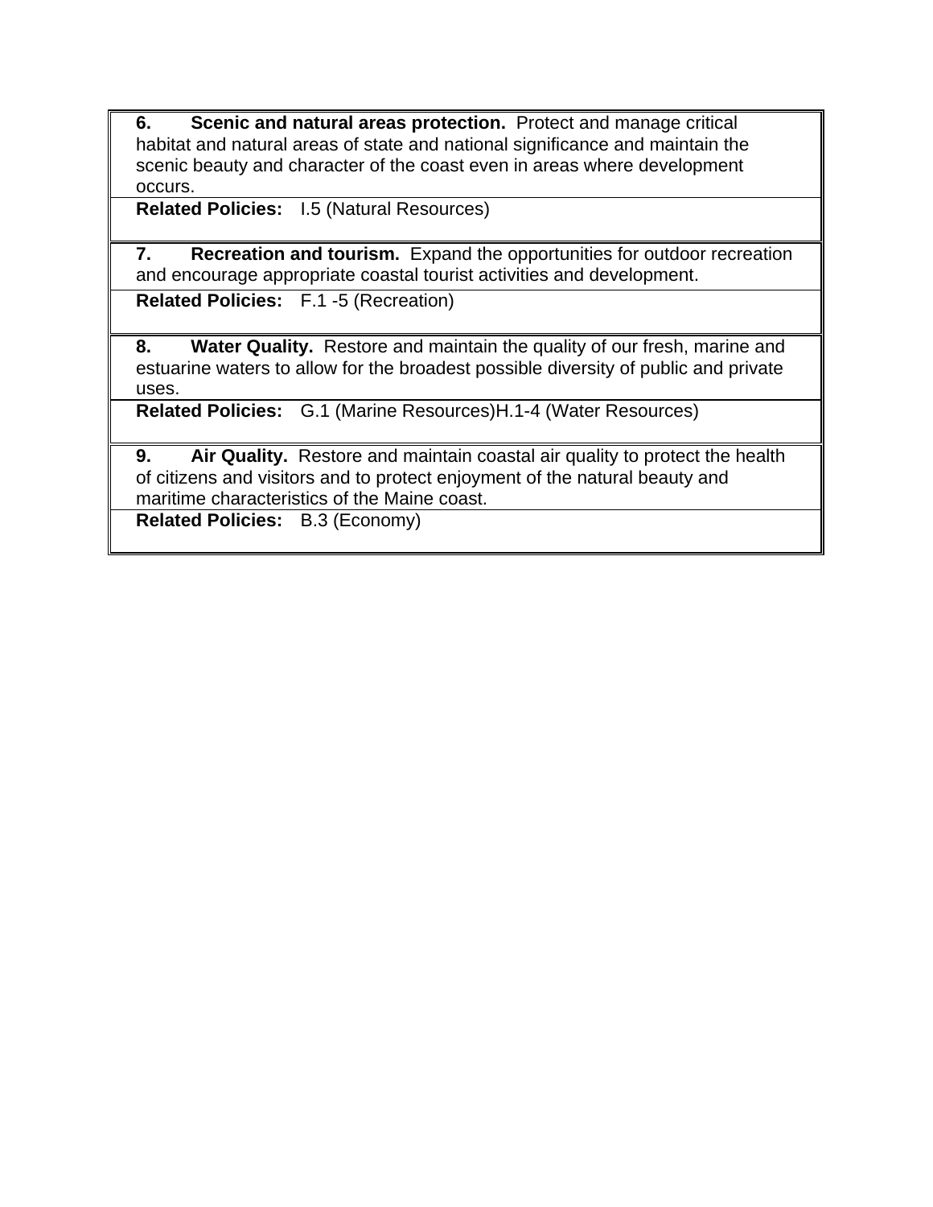| |
|---|
| **6. Scenic and natural areas protection.** Protect and manage critical habitat and natural areas of state and national significance and maintain the scenic beauty and character of the coast even in areas where development occurs. |
| **Related Policies:** I.5 (Natural Resources) |
| **7. Recreation and tourism.** Expand the opportunities for outdoor recreation and encourage appropriate coastal tourist activities and development. |
| **Related Policies:** F.1 -5 (Recreation) |
| **8. Water Quality.** Restore and maintain the quality of our fresh, marine and estuarine waters to allow for the broadest possible diversity of public and private uses. |
| **Related Policies:** G.1 (Marine Resources)H.1-4 (Water Resources) |
| **9. Air Quality.** Restore and maintain coastal air quality to protect the health of citizens and visitors and to protect enjoyment of the natural beauty and maritime characteristics of the Maine coast. |
| **Related Policies:** B.3 (Economy) |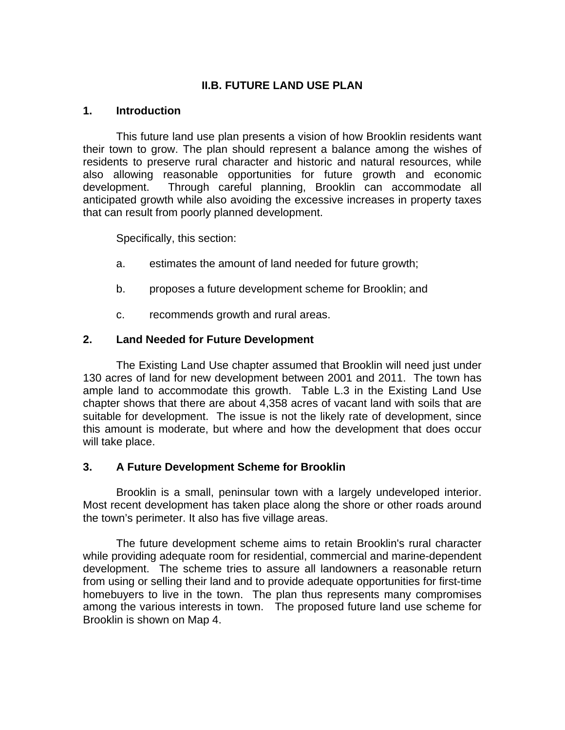# II.B. FUTURE LAND USE PLAN

## 1. Introduction

This future land use plan presents a vision of how Brooklin residents want their town to grow. The plan should represent a balance among the wishes of residents to preserve rural character and historic and natural resources, while also allowing reasonable opportunities for future growth and economic development. Through careful planning, Brooklin can accommodate all anticipated growth while also avoiding the excessive increases in property taxes that can result from poorly planned development.

Specifically, this section:

a. estimates the amount of land needed for future growth;

b. proposes a future development scheme for Brooklin; and

c. recommends growth and rural areas.

## 2. Land Needed for Future Development

The Existing Land Use chapter assumed that Brooklin will need just under 130 acres of land for new development between 2001 and 2011. The town has ample land to accommodate this growth. Table L.3 in the Existing Land Use chapter shows that there are about 4,358 acres of vacant land with soils that are suitable for development. The issue is not the likely rate of development, since this amount is moderate, but where and how the development that does occur will take place.

## 3. A Future Development Scheme for Brooklin

Brooklin is a small, peninsular town with a largely undeveloped interior. Most recent development has taken place along the shore or other roads around the town's perimeter. It also has five village areas.

The future development scheme aims to retain Brooklin's rural character while providing adequate room for residential, commercial and marine-dependent development. The scheme tries to assure all landowners a reasonable return from using or selling their land and to provide adequate opportunities for first-time homebuyers to live in the town. The plan thus represents many compromises among the various interests in town. The proposed future land use scheme for Brooklin is shown on Map 4.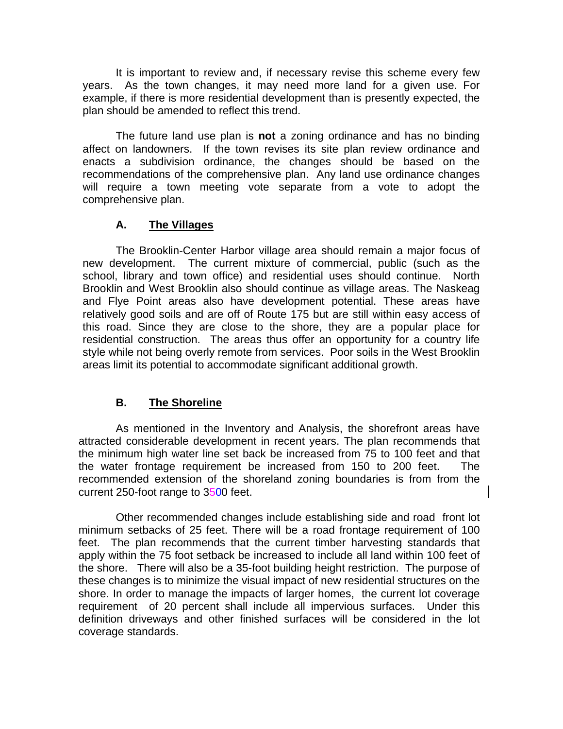It is important to review and, if necessary revise this scheme every few years. As the town changes, it may need more land for a given use. For example, if there is more residential development than is presently expected, the plan should be amended to reflect this trend.

The future land use plan is **not** a zoning ordinance and has no binding affect on landowners. If the town revises its site plan review ordinance and enacts a subdivision ordinance, the changes should be based on the recommendations of the comprehensive plan. Any land use ordinance changes will require a town meeting vote separate from a vote to adopt the comprehensive plan.

### A. The Villages

The Brooklin-Center Harbor village area should remain a major focus of new development. The current mixture of commercial, public (such as the school, library and town office) and residential uses should continue. North Brooklin and West Brooklin also should continue as village areas. The Naskeag and Flye Point areas also have development potential. These areas have relatively good soils and are off of Route 175 but are still within easy access of this road. Since they are close to the shore, they are a popular place for residential construction. The areas thus offer an opportunity for a country life style while not being overly remote from services. Poor soils in the West Brooklin areas limit its potential to accommodate significant additional growth.

### B. The Shoreline

As mentioned in the Inventory and Analysis, the shorefront areas have attracted considerable development in recent years. The plan recommends that the minimum high water line set back be increased from 75 to 100 feet and that the water frontage requirement be increased from 150 to 200 feet. The recommended extension of the shoreland zoning boundaries is from from the current 250-foot range to 3~~5~~00 feet.

Other recommended changes include establishing side and road front lot minimum setbacks of 25 feet. There will be a road frontage requirement of 100 feet. The plan recommends that the current timber harvesting standards that apply within the 75 foot setback be increased to include all land within 100 feet of the shore. There will also be a 35-foot building height restriction. The purpose of these changes is to minimize the visual impact of new residential structures on the shore. In order to manage the impacts of larger homes, the current lot coverage requirement of 20 percent shall include all impervious surfaces. Under this definition driveways and other finished surfaces will be considered in the lot coverage standards.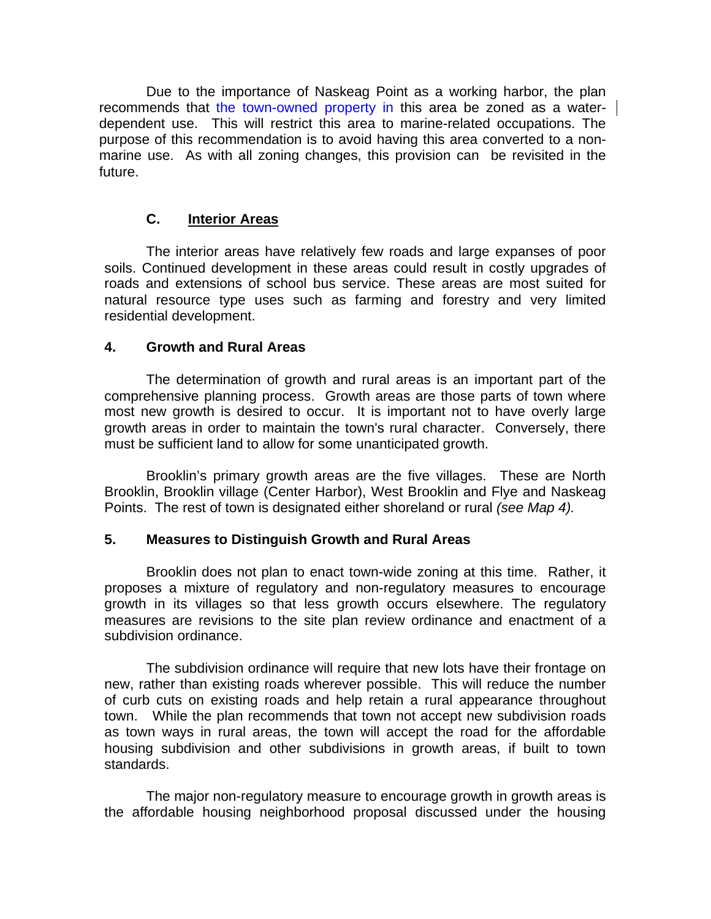Due to the importance of Naskeag Point as a working harbor, the plan recommends that the town-owned property in this area be zoned as a water-dependent use. This will restrict this area to marine-related occupations. The purpose of this recommendation is to avoid having this area converted to a non-marine use. As with all zoning changes, this provision can be revisited in the future.

### C. Interior Areas

The interior areas have relatively few roads and large expanses of poor soils. Continued development in these areas could result in costly upgrades of roads and extensions of school bus service. These areas are most suited for natural resource type uses such as farming and forestry and very limited residential development.

## 4. Growth and Rural Areas

The determination of growth and rural areas is an important part of the comprehensive planning process. Growth areas are those parts of town where most new growth is desired to occur. It is important not to have overly large growth areas in order to maintain the town's rural character. Conversely, there must be sufficient land to allow for some unanticipated growth.

Brooklin's primary growth areas are the five villages. These are North Brooklin, Brooklin village (Center Harbor), West Brooklin and Flye and Naskeag Points. The rest of town is designated either shoreland or rural *(see Map 4).*

## 5. Measures to Distinguish Growth and Rural Areas

Brooklin does not plan to enact town-wide zoning at this time. Rather, it proposes a mixture of regulatory and non-regulatory measures to encourage growth in its villages so that less growth occurs elsewhere. The regulatory measures are revisions to the site plan review ordinance and enactment of a subdivision ordinance.

The subdivision ordinance will require that new lots have their frontage on new, rather than existing roads wherever possible. This will reduce the number of curb cuts on existing roads and help retain a rural appearance throughout town. While the plan recommends that town not accept new subdivision roads as town ways in rural areas, the town will accept the road for the affordable housing subdivision and other subdivisions in growth areas, if built to town standards.

The major non-regulatory measure to encourage growth in growth areas is the affordable housing neighborhood proposal discussed under the housing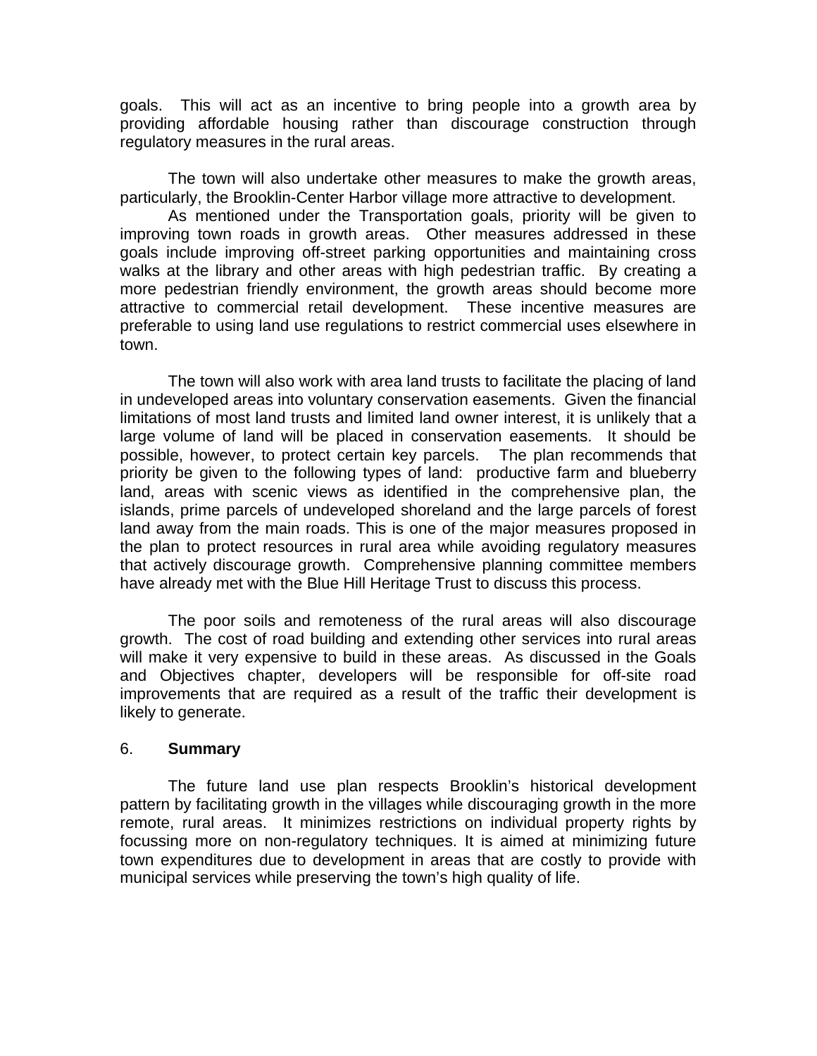goals. This will act as an incentive to bring people into a growth area by providing affordable housing rather than discourage construction through regulatory measures in the rural areas.

The town will also undertake other measures to make the growth areas, particularly, the Brooklin-Center Harbor village more attractive to development.

As mentioned under the Transportation goals, priority will be given to improving town roads in growth areas. Other measures addressed in these goals include improving off-street parking opportunities and maintaining cross walks at the library and other areas with high pedestrian traffic. By creating a more pedestrian friendly environment, the growth areas should become more attractive to commercial retail development. These incentive measures are preferable to using land use regulations to restrict commercial uses elsewhere in town.

The town will also work with area land trusts to facilitate the placing of land in undeveloped areas into voluntary conservation easements. Given the financial limitations of most land trusts and limited land owner interest, it is unlikely that a large volume of land will be placed in conservation easements. It should be possible, however, to protect certain key parcels. The plan recommends that priority be given to the following types of land: productive farm and blueberry land, areas with scenic views as identified in the comprehensive plan, the islands, prime parcels of undeveloped shoreland and the large parcels of forest land away from the main roads. This is one of the major measures proposed in the plan to protect resources in rural area while avoiding regulatory measures that actively discourage growth. Comprehensive planning committee members have already met with the Blue Hill Heritage Trust to discuss this process.

The poor soils and remoteness of the rural areas will also discourage growth. The cost of road building and extending other services into rural areas will make it very expensive to build in these areas. As discussed in the Goals and Objectives chapter, developers will be responsible for off-site road improvements that are required as a result of the traffic their development is likely to generate.

## 6. Summary

The future land use plan respects Brooklin's historical development pattern by facilitating growth in the villages while discouraging growth in the more remote, rural areas. It minimizes restrictions on individual property rights by focussing more on non-regulatory techniques. It is aimed at minimizing future town expenditures due to development in areas that are costly to provide with municipal services while preserving the town's high quality of life.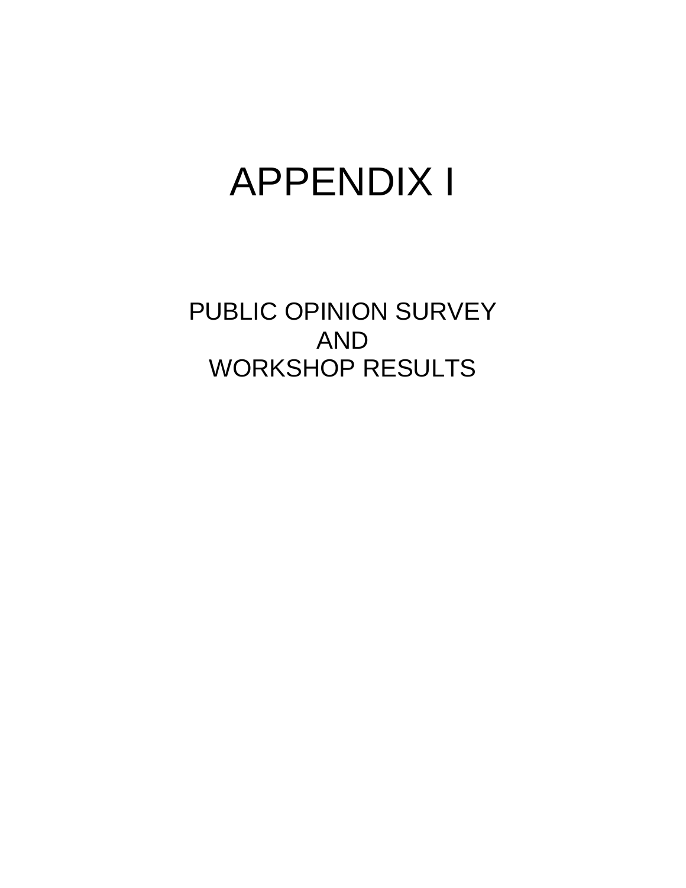# APPENDIX I

## PUBLIC OPINION SURVEY
## AND
## WORKSHOP RESULTS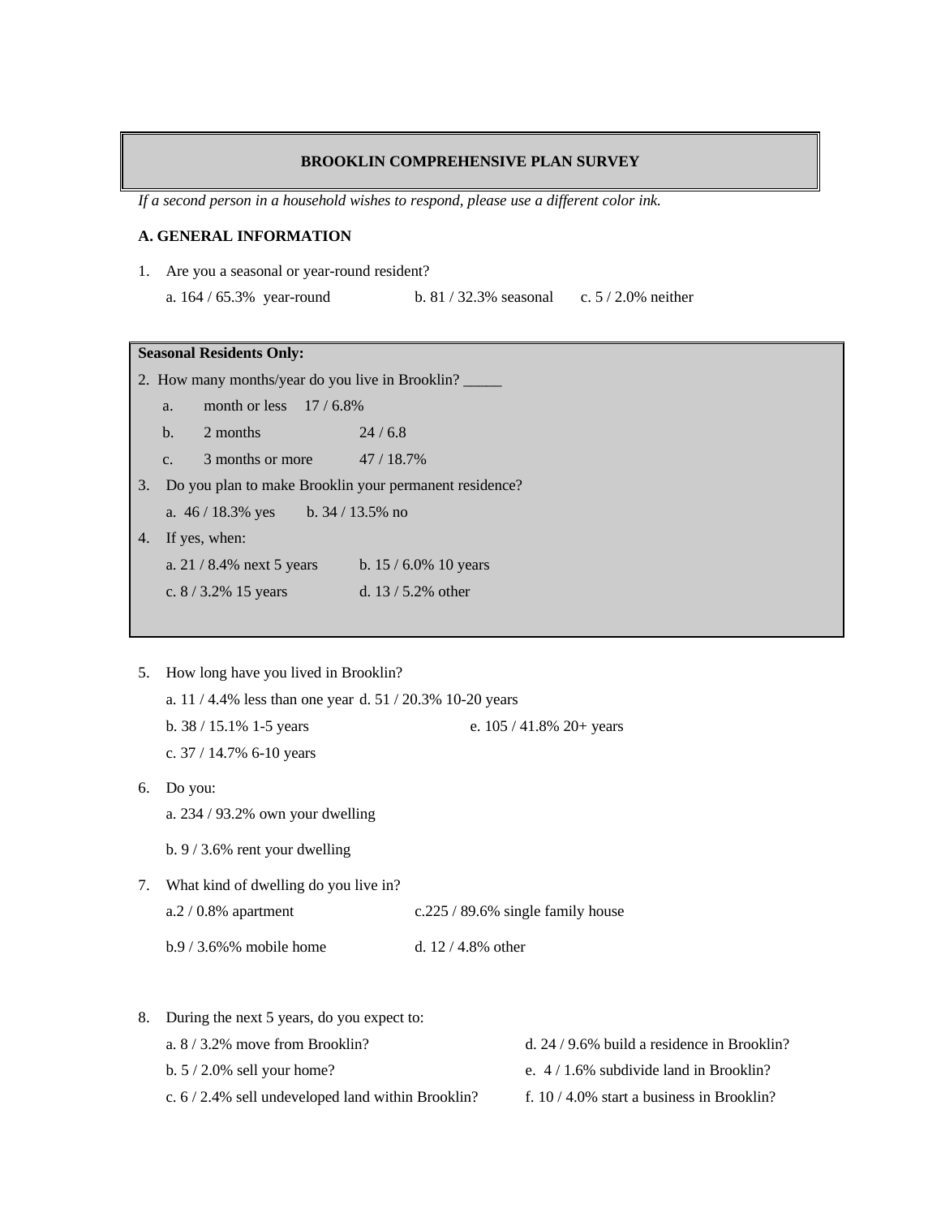## BROOKLIN COMPREHENSIVE PLAN SURVEY

*If a second person in a household wishes to respond, please use a different color ink.*

### A. GENERAL INFORMATION

1. Are you a seasonal or year-round resident?

   a. 164 / 65.3% year-round    b. 81 / 32.3% seasonal    c. 5 / 2.0% neither

**Seasonal Residents Only:**

2. How many months/year do you live in Brooklin? _____

   a. month or less 17 / 6.8%

   b. 2 months 24 / 6.8

   c. 3 months or more 47 / 18.7%

3. Do you plan to make Brooklin your permanent residence?

   a. 46 / 18.3% yes    b. 34 / 13.5% no

4. If yes, when:

   a. 21 / 8.4% next 5 years    b. 15 / 6.0% 10 years

   c. 8 / 3.2% 15 years    d. 13 / 5.2% other

5. How long have you lived in Brooklin?

   a. 11 / 4.4% less than one year

   b. 38 / 15.1% 1-5 years

   c. 37 / 14.7% 6-10 years

   d. 51 / 20.3% 10-20 years

   e. 105 / 41.8% 20+ years

6. Do you:

   a. 234 / 93.2% own your dwelling

   b. 9 / 3.6% rent your dwelling

7. What kind of dwelling do you live in?

   a.2 / 0.8% apartment    c.225 / 89.6% single family house

   b.9 / 3.6%% mobile home    d. 12 / 4.8% other

8. During the next 5 years, do you expect to:

   a. 8 / 3.2% move from Brooklin?

   b. 5 / 2.0% sell your home?

   c. 6 / 2.4% sell undeveloped land within Brooklin?

   d. 24 / 9.6% build a residence in Brooklin?

   e. 4 / 1.6% subdivide land in Brooklin?

   f. 10 / 4.0% start a business in Brooklin?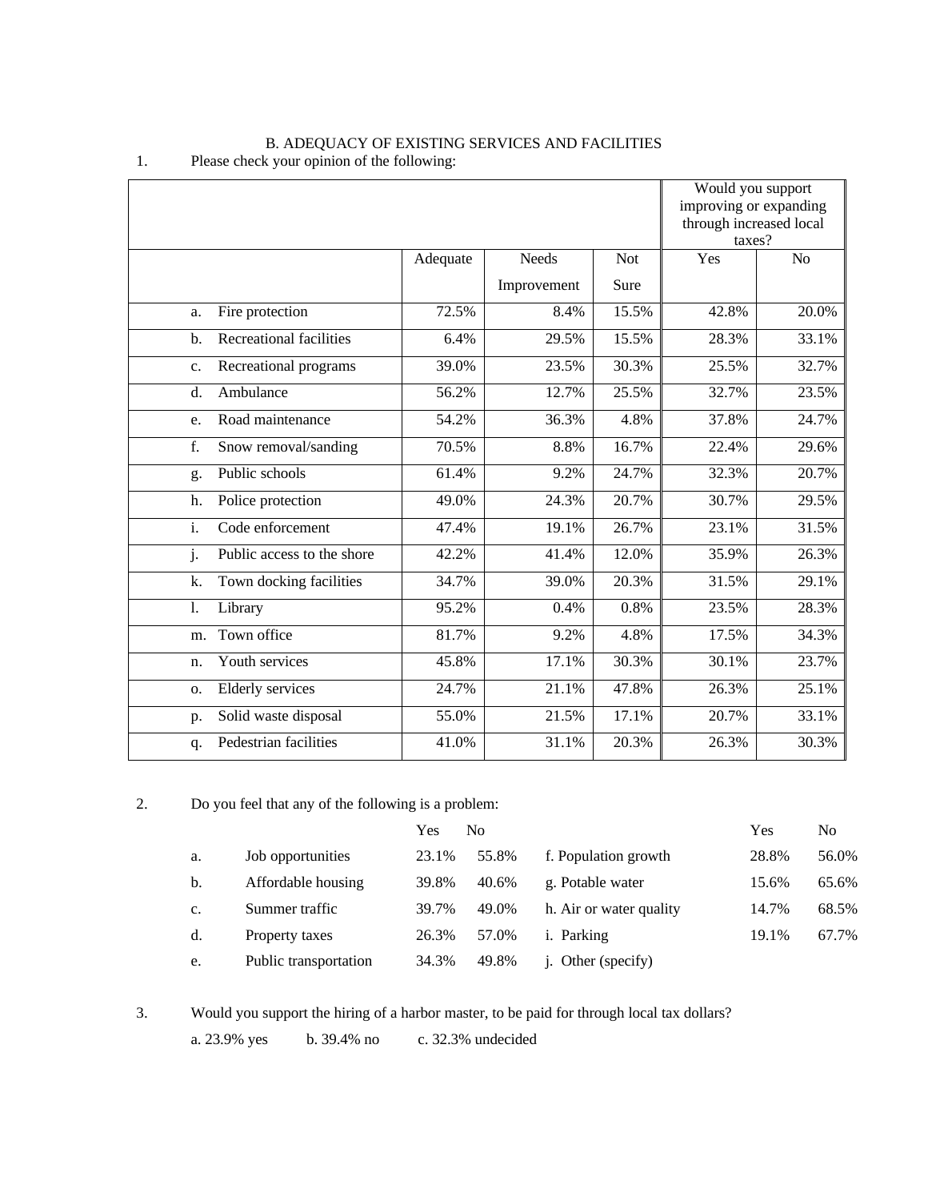## B. ADEQUACY OF EXISTING SERVICES AND FACILITIES

1. Please check your opinion of the following:

| | Adequate | Needs Improvement | Not Sure | Would you support improving or expanding through increased local taxes? Yes | No |
|---|---|---|---|---|---|
| a. Fire protection | 72.5% | 8.4% | 15.5% | 42.8% | 20.0% |
| b. Recreational facilities | 6.4% | 29.5% | 15.5% | 28.3% | 33.1% |
| c. Recreational programs | 39.0% | 23.5% | 30.3% | 25.5% | 32.7% |
| d. Ambulance | 56.2% | 12.7% | 25.5% | 32.7% | 23.5% |
| e. Road maintenance | 54.2% | 36.3% | 4.8% | 37.8% | 24.7% |
| f. Snow removal/sanding | 70.5% | 8.8% | 16.7% | 22.4% | 29.6% |
| g. Public schools | 61.4% | 9.2% | 24.7% | 32.3% | 20.7% |
| h. Police protection | 49.0% | 24.3% | 20.7% | 30.7% | 29.5% |
| i. Code enforcement | 47.4% | 19.1% | 26.7% | 23.1% | 31.5% |
| j. Public access to the shore | 42.2% | 41.4% | 12.0% | 35.9% | 26.3% |
| k. Town docking facilities | 34.7% | 39.0% | 20.3% | 31.5% | 29.1% |
| l. Library | 95.2% | 0.4% | 0.8% | 23.5% | 28.3% |
| m. Town office | 81.7% | 9.2% | 4.8% | 17.5% | 34.3% |
| n. Youth services | 45.8% | 17.1% | 30.3% | 30.1% | 23.7% |
| o. Elderly services | 24.7% | 21.1% | 47.8% | 26.3% | 25.1% |
| p. Solid waste disposal | 55.0% | 21.5% | 17.1% | 20.7% | 33.1% |
| q. Pedestrian facilities | 41.0% | 31.1% | 20.3% | 26.3% | 30.3% |

2. Do you feel that any of the following is a problem:

| | Yes | No | | Yes | No |
|---|---|---|---|---|---|
| a. Job opportunities | 23.1% | 55.8% | f. Population growth | 28.8% | 56.0% |
| b. Affordable housing | 39.8% | 40.6% | g. Potable water | 15.6% | 65.6% |
| c. Summer traffic | 39.7% | 49.0% | h. Air or water quality | 14.7% | 68.5% |
| d. Property taxes | 26.3% | 57.0% | i. Parking | 19.1% | 67.7% |
| e. Public transportation | 34.3% | 49.8% | j. Other (specify) | | |

3. Would you support the hiring of a harbor master, to be paid for through local tax dollars?

a. 23.9% yes b. 39.4% no c. 32.3% undecided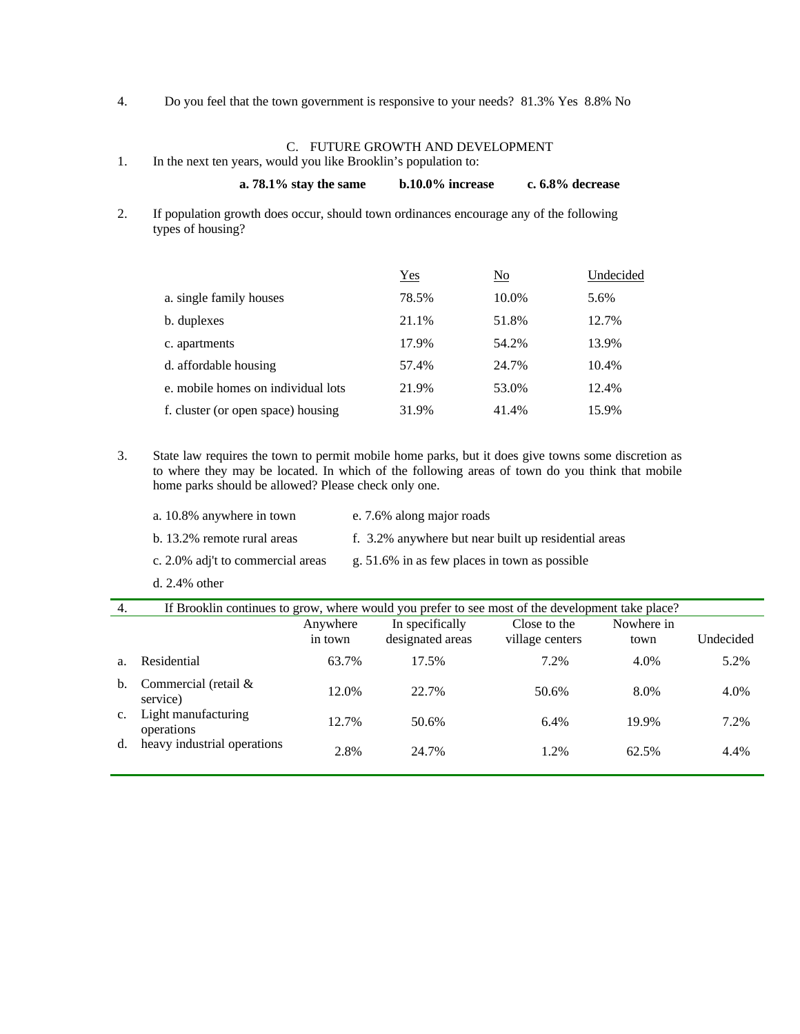4. Do you feel that the town government is responsive to your needs? 81.3% Yes 8.8% No

## C. FUTURE GROWTH AND DEVELOPMENT

1. In the next ten years, would you like Brooklin's population to:

   **a. 78.1% stay the same** **b.10.0% increase** **c. 6.8% decrease**

2. If population growth does occur, should town ordinances encourage any of the following types of housing?

| | Yes | No | Undecided |
|---|---|---|---|
| a. single family houses | 78.5% | 10.0% | 5.6% |
| b. duplexes | 21.1% | 51.8% | 12.7% |
| c. apartments | 17.9% | 54.2% | 13.9% |
| d. affordable housing | 57.4% | 24.7% | 10.4% |
| e. mobile homes on individual lots | 21.9% | 53.0% | 12.4% |
| f. cluster (or open space) housing | 31.9% | 41.4% | 15.9% |

3. State law requires the town to permit mobile home parks, but it does give towns some discretion as to where they may be located. In which of the following areas of town do you think that mobile home parks should be allowed? Please check only one.

   a. 10.8% anywhere in town
   b. 13.2% remote rural areas
   c. 2.0% adj't to commercial areas
   d. 2.4% other
   e. 7.6% along major roads
   f. 3.2% anywhere but near built up residential areas
   g. 51.6% in as few places in town as possible

4. If Brooklin continues to grow, where would you prefer to see most of the development take place?

| | | Anywhere in town | In specifically designated areas | Close to the village centers | Nowhere in town | Undecided |
|---|---|---|---|---|---|---|
| a. | Residential | 63.7% | 17.5% | 7.2% | 4.0% | 5.2% |
| b. | Commercial (retail & service) | 12.0% | 22.7% | 50.6% | 8.0% | 4.0% |
| c. | Light manufacturing operations | 12.7% | 50.6% | 6.4% | 19.9% | 7.2% |
| d. | heavy industrial operations | 2.8% | 24.7% | 1.2% | 62.5% | 4.4% |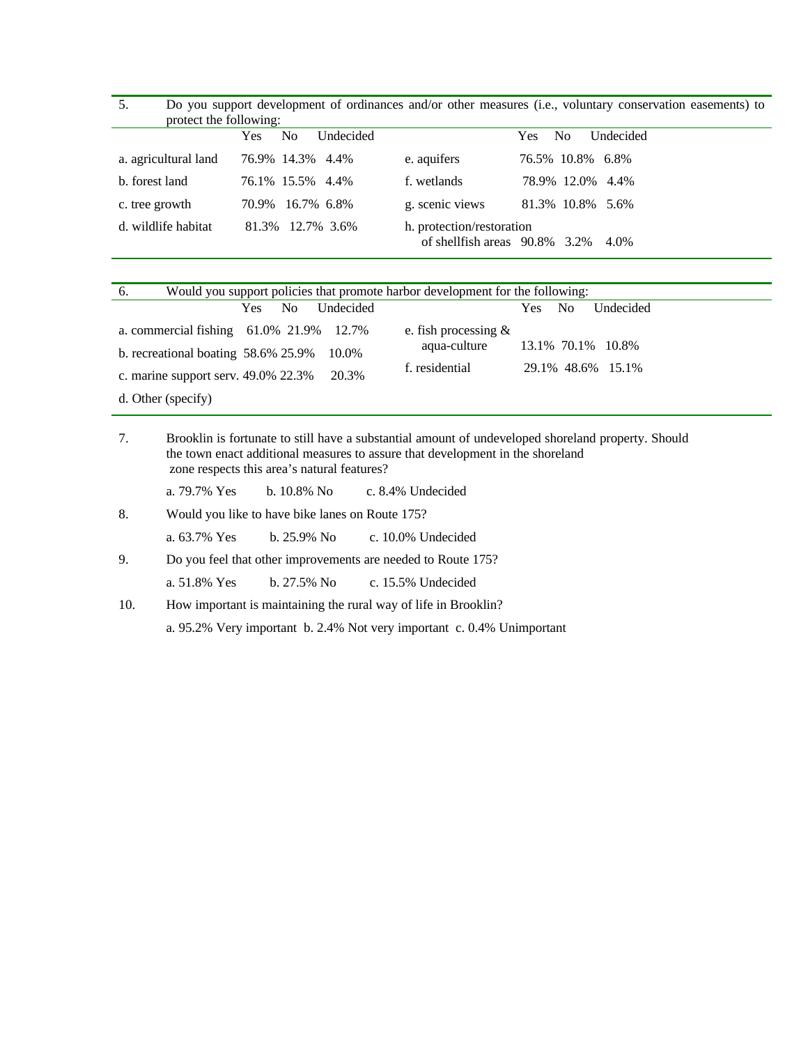5. Do you support development of ordinances and/or other measures (i.e., voluntary conservation easements) to protect the following:

| | Yes | No | Undecided | | Yes | No | Undecided |
|---|---|---|---|---|---|---|---|
| a. agricultural land | 76.9% | 14.3% | 4.4% | e. aquifers | 76.5% | 10.8% | 6.8% |
| b. forest land | 76.1% | 15.5% | 4.4% | f. wetlands | 78.9% | 12.0% | 4.4% |
| c. tree growth | 70.9% | 16.7% | 6.8% | g. scenic views | 81.3% | 10.8% | 5.6% |
| d. wildlife habitat | 81.3% | 12.7% | 3.6% | h. protection/restoration of shellfish areas | 90.8% | 3.2% | 4.0% |

6. Would you support policies that promote harbor development for the following:

| | Yes | No | Undecided | | Yes | No | Undecided |
|---|---|---|---|---|---|---|---|
| a. commercial fishing | 61.0% | 21.9% | 12.7% | e. fish processing & aqua-culture | 13.1% | 70.1% | 10.8% |
| b. recreational boating | 58.6% | 25.9% | 10.0% | f. residential | 29.1% | 48.6% | 15.1% |
| c. marine support serv. | 49.0% | 22.3% | 20.3% | | | | |
| d. Other (specify) | | | | | | | |

7. Brooklin is fortunate to still have a substantial amount of undeveloped shoreland property. Should the town enact additional measures to assure that development in the shoreland zone respects this area's natural features?

   a. 79.7% Yes  b. 10.8% No  c. 8.4% Undecided

8. Would you like to have bike lanes on Route 175?

   a. 63.7% Yes  b. 25.9% No  c. 10.0% Undecided

9. Do you feel that other improvements are needed to Route 175?

   a. 51.8% Yes  b. 27.5% No  c. 15.5% Undecided

10. How important is maintaining the rural way of life in Brooklin?

   a. 95.2% Very important  b. 2.4% Not very important  c. 0.4% Unimportant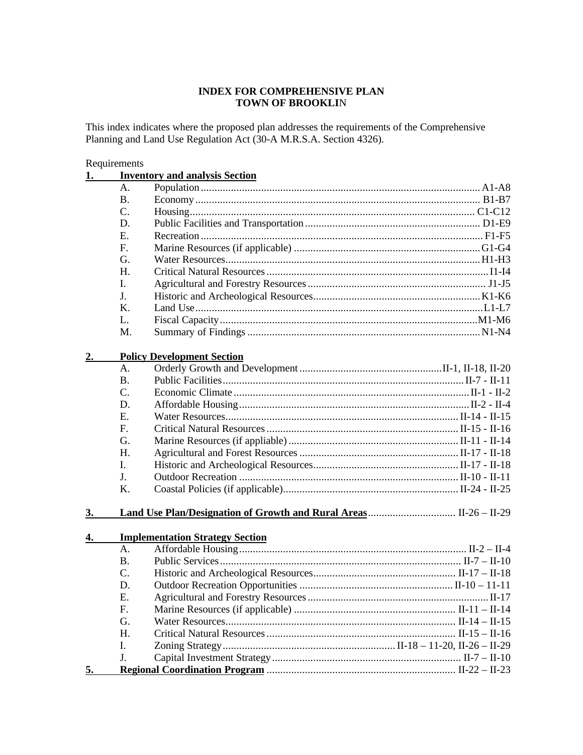**INDEX FOR COMPREHENSIVE PLAN**
**TOWN OF BROOKLIN**

This index indicates where the proposed plan addresses the requirements of the Comprehensive Planning and Land Use Regulation Act (30-A M.R.S.A. Section 4326).

Requirements

**1. Inventory and analysis Section**

| | | |
|---|---|---|
| A. | Population | A1-A8 |
| B. | Economy | B1-B7 |
| C. | Housing | C1-C12 |
| D. | Public Facilities and Transportation | D1-E9 |
| E. | Recreation | F1-F5 |
| F. | Marine Resources (if applicable) | G1-G4 |
| G. | Water Resources | H1-H3 |
| H. | Critical Natural Resources | I1-I4 |
| I. | Agricultural and Forestry Resources | J1-J5 |
| J. | Historic and Archeological Resources | K1-K6 |
| K. | Land Use | L1-L7 |
| L. | Fiscal Capacity | M1-M6 |
| M. | Summary of Findings | N1-N4 |

**2. Policy Development Section**

| | | |
|---|---|---|
| A. | Orderly Growth and Development | II-1, II-18, II-20 |
| B. | Public Facilities | II-7 - II-11 |
| C. | Economic Climate | II-1 - II-2 |
| D. | Affordable Housing | II-2 - II-4 |
| E. | Water Resources | II-14 - II-15 |
| F. | Critical Natural Resources | II-15 - II-16 |
| G. | Marine Resources (if appliable) | II-11 - II-14 |
| H. | Agricultural and Forest Resources | II-17 - II-18 |
| I. | Historic and Archeological Resources | II-17 - II-18 |
| J. | Outdoor Recreation | II-10 - II-11 |
| K. | Coastal Policies (if applicable) | II-24 - II-25 |

**3. Land Use Plan/Designation of Growth and Rural Areas** ................ II-26 – II-29

**4. Implementation Strategy Section**

| | | |
|---|---|---|
| A. | Affordable Housing | II-2 – II-4 |
| B. | Public Services | II-7 – II-10 |
| C. | Historic and Archeological Resources | II-17 – II-18 |
| D. | Outdoor Recreation Opportunities | II-10 – 11-11 |
| E. | Agricultural and Forestry Resources | II-17 |
| F. | Marine Resources (if applicable) | II-11 – II-14 |
| G. | Water Resources | II-14 – II-15 |
| H. | Critical Natural Resources | II-15 – II-16 |
| I. | Zoning Strategy | II-18 – 11-20, II-26 – II-29 |
| J. | Capital Investment Strategy | II-7 – II-10 |

**5. Regional Coordination Program** ................ II-22 – II-23